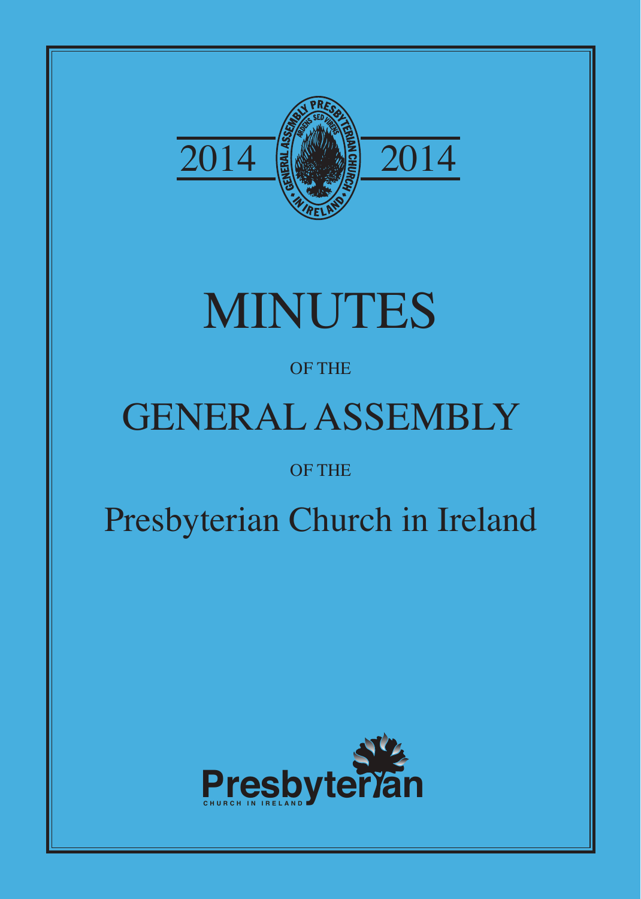2014 2014

# MINUTES

OF THE

# GENERAL ASSEMBLY

OF THE

# Presbyterian Church in Ireland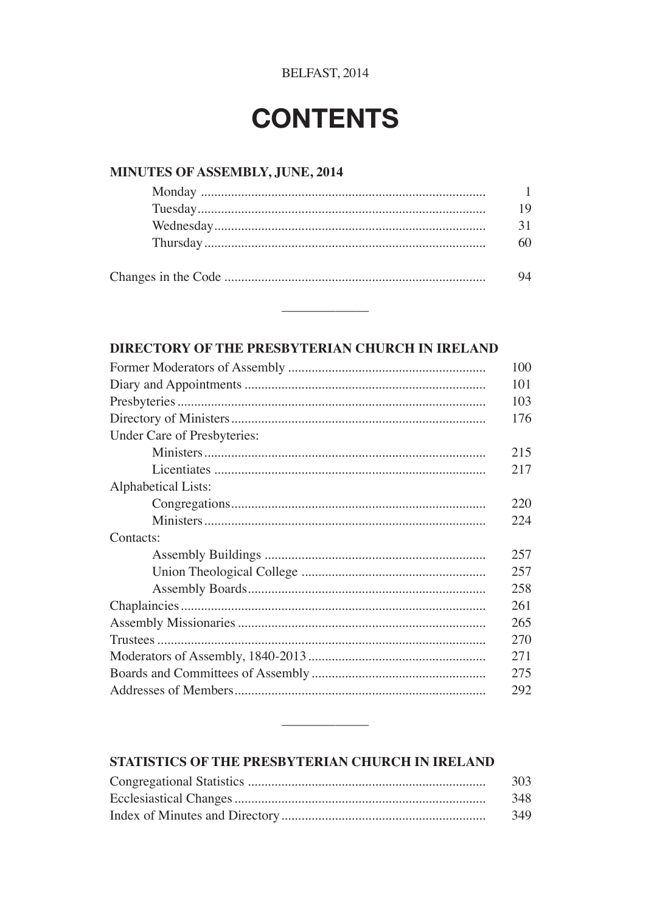BELFAST, 2014

# CONTENTS

## MINUTES OF ASSEMBLY, JUNE, 2014

| | |
|---|---|
| Monday | 1 |
| Tuesday | 19 |
| Wednesday | 31 |
| Thursday | 60 |
| | |
| Changes in the Code | 94 |

---

## DIRECTORY OF THE PRESBYTERIAN CHURCH IN IRELAND

| | |
|---|---|
| Former Moderators of Assembly | 100 |
| Diary and Appointments | 101 |
| Presbyteries | 103 |
| Directory of Ministers | 176 |
| Under Care of Presbyteries: | |
| Ministers | 215 |
| Licentiates | 217 |
| Alphabetical Lists: | |
| Congregations | 220 |
| Ministers | 224 |
| Contacts: | |
| Assembly Buildings | 257 |
| Union Theological College | 257 |
| Assembly Boards | 258 |
| Chaplaincies | 261 |
| Assembly Missionaries | 265 |
| Trustees | 270 |
| Moderators of Assembly, 1840-2013 | 271 |
| Boards and Committees of Assembly | 275 |
| Addresses of Members | 292 |

---

## STATISTICS OF THE PRESBYTERIAN CHURCH IN IRELAND

| | |
|---|---|
| Congregational Statistics | 303 |
| Ecclesiastical Changes | 348 |
| Index of Minutes and Directory | 349 |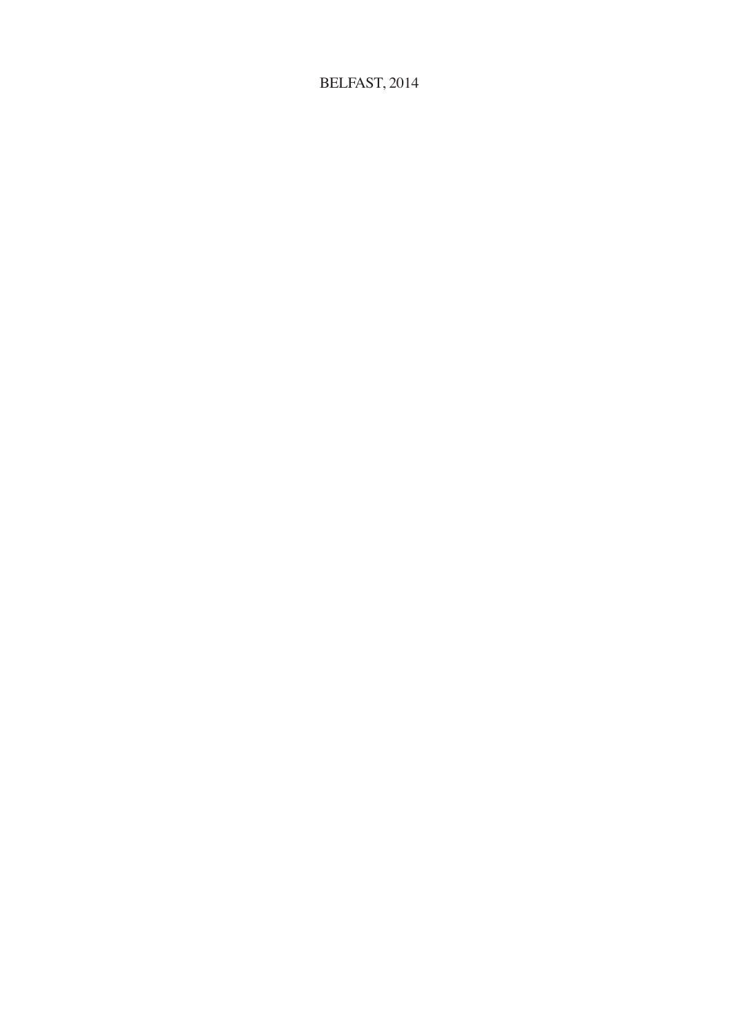BELFAST, 2014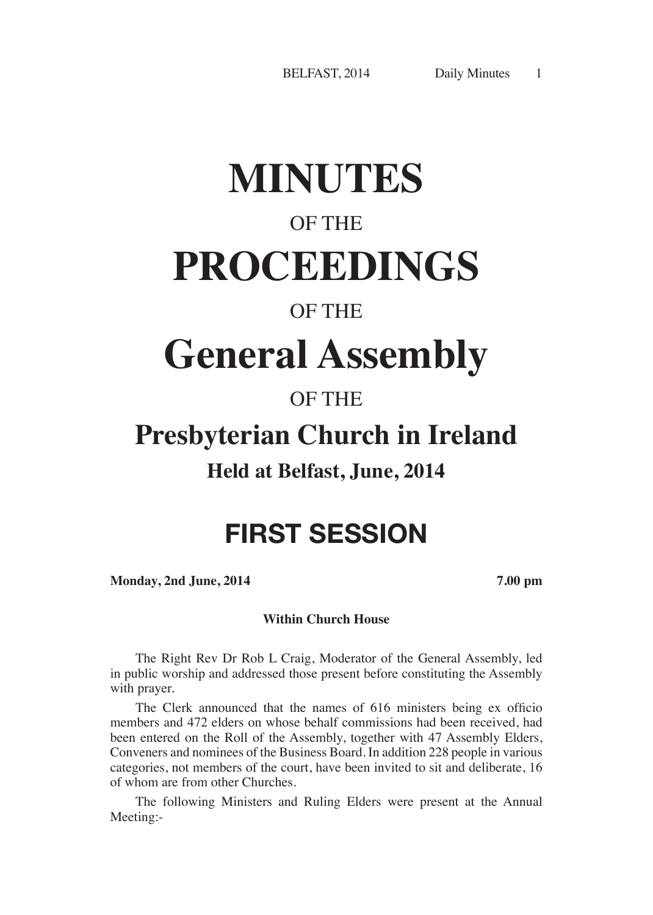# MINUTES

OF THE

# PROCEEDINGS

OF THE

# General Assembly

OF THE

## Presbyterian Church in Ireland

### Held at Belfast, June, 2014

## FIRST SESSION

**Monday, 2nd June, 2014** **7.00 pm**

**Within Church House**

The Right Rev Dr Rob L Craig, Moderator of the General Assembly, led in public worship and addressed those present before constituting the Assembly with prayer.

The Clerk announced that the names of 616 ministers being ex officio members and 472 elders on whose behalf commissions had been received, had been entered on the Roll of the Assembly, together with 47 Assembly Elders, Conveners and nominees of the Business Board. In addition 228 people in various categories, not members of the court, have been invited to sit and deliberate, 16 of whom are from other Churches.

The following Ministers and Ruling Elders were present at the Annual Meeting:-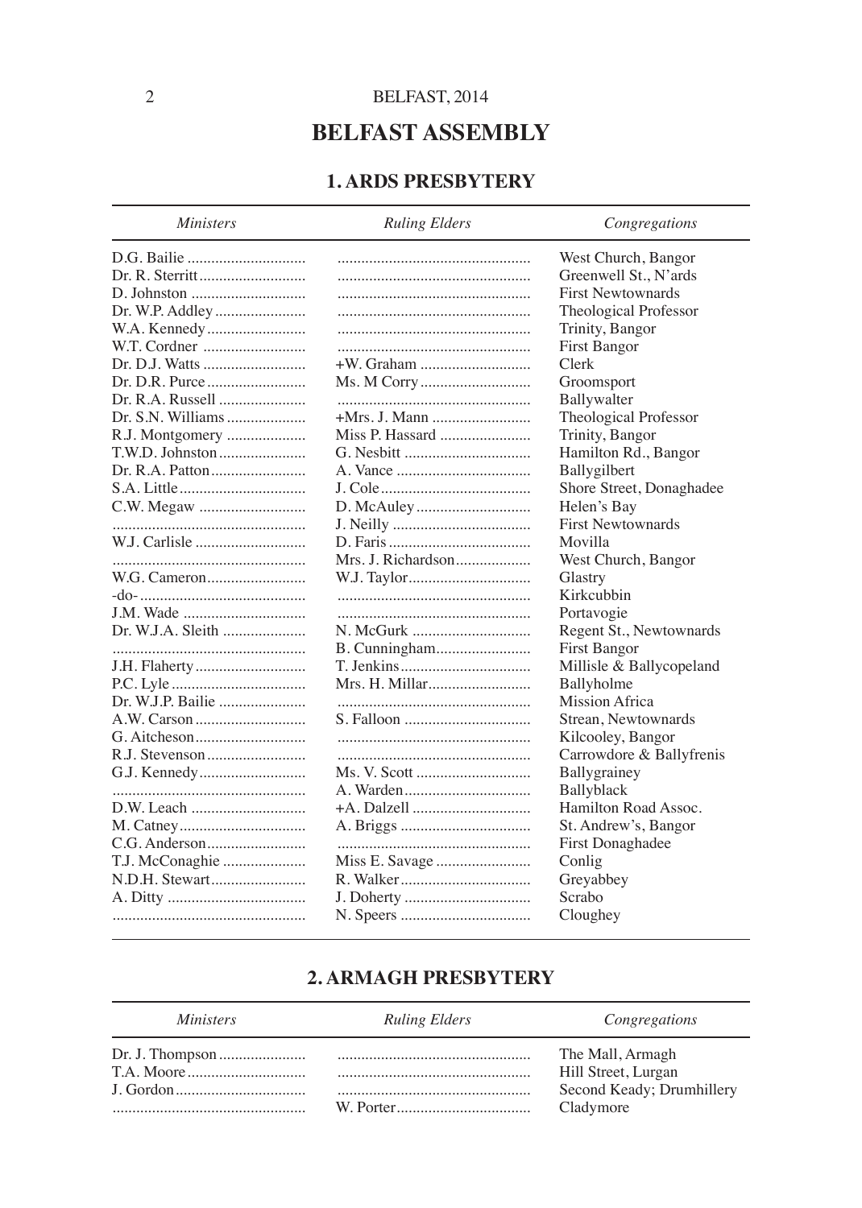# BELFAST ASSEMBLY

## 1. ARDS PRESBYTERY

| *Ministers* | *Ruling Elders* | *Congregations* |
|---|---|---|
| D.G. Bailie | | West Church, Bangor |
| Dr. R. Sterritt | | Greenwell St., N'ards |
| D. Johnston | | First Newtownards |
| Dr. W.P. Addley | | Theological Professor |
| W.A. Kennedy | | Trinity, Bangor |
| W.T. Cordner | | First Bangor |
| Dr. D.J. Watts | +W. Graham | Clerk |
| Dr. D.R. Purce | Ms. M Corry | Groomsport |
| Dr. R.A. Russell | | Ballywalter |
| Dr. S.N. Williams | +Mrs. J. Mann | Theological Professor |
| R.J. Montgomery | Miss P. Hassard | Trinity, Bangor |
| T.W.D. Johnston | G. Nesbitt | Hamilton Rd., Bangor |
| Dr. R.A. Patton | A. Vance | Ballygilbert |
| S.A. Little | J. Cole | Shore Street, Donaghadee |
| C.W. Megaw | D. McAuley | Helen's Bay |
| | J. Neilly | First Newtownards |
| W.J. Carlisle | D. Faris | Movilla |
| | Mrs. J. Richardson | West Church, Bangor |
| W.G. Cameron | W.J. Taylor | Glastry |
| -do- | | Kirkcubbin |
| J.M. Wade | | Portavogie |
| Dr. W.J.A. Sleith | N. McGurk | Regent St., Newtownards |
| | B. Cunningham | First Bangor |
| J.H. Flaherty | T. Jenkins | Millisle & Ballycopeland |
| P.C. Lyle | Mrs. H. Millar | Ballyholme |
| Dr. W.J.P. Bailie | | Mission Africa |
| A.W. Carson | S. Falloon | Strean, Newtownards |
| G. Aitcheson | | Kilcooley, Bangor |
| R.J. Stevenson | | Carrowdore & Ballyfrenis |
| G.J. Kennedy | Ms. V. Scott | Ballygrainey |
| | A. Warden | Ballyblack |
| D.W. Leach | +A. Dalzell | Hamilton Road Assoc. |
| M. Catney | A. Briggs | St. Andrew's, Bangor |
| C.G. Anderson | | First Donaghadee |
| T.J. McConaghie | Miss E. Savage | Conlig |
| N.D.H. Stewart | R. Walker | Greyabbey |
| A. Ditty | J. Doherty | Scrabo |
| | N. Speers | Cloughey |

## 2. ARMAGH PRESBYTERY

| *Ministers* | *Ruling Elders* | *Congregations* |
|---|---|---|
| Dr. J. Thompson | | The Mall, Armagh |
| T.A. Moore | | Hill Street, Lurgan |
| J. Gordon | | Second Keady; Drumhillery |
| | W. Porter | Cladymore |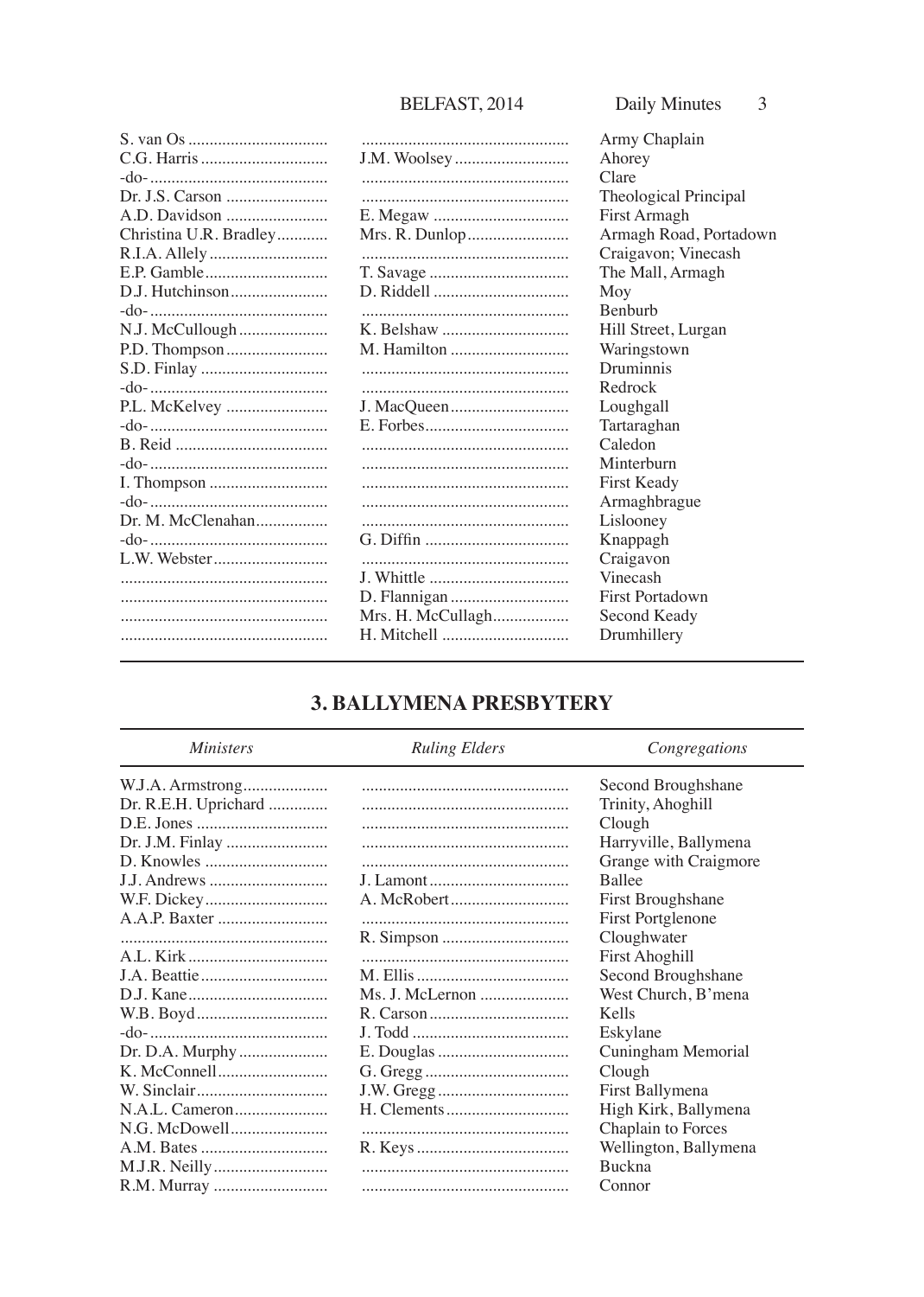| | | |
|---|---|---|
| S. van Os | | Army Chaplain |
| C.G. Harris | J.M. Woolsey | Ahorey |
| -do- | | Clare |
| Dr. J.S. Carson | | Theological Principal |
| A.D. Davidson | E. Megaw | First Armagh |
| Christina U.R. Bradley | Mrs. R. Dunlop | Armagh Road, Portadown |
| R.I.A. Allely | | Craigavon; Vinecash |
| E.P. Gamble | T. Savage | The Mall, Armagh |
| D.J. Hutchinson | D. Riddell | Moy |
| -do- | | Benburb |
| N.J. McCullough | K. Belshaw | Hill Street, Lurgan |
| P.D. Thompson | M. Hamilton | Waringstown |
| S.D. Finlay | | Druminnis |
| -do- | | Redrock |
| P.L. McKelvey | J. MacQueen | Loughgall |
| -do- | E. Forbes | Tartaraghan |
| B. Reid | | Caledon |
| -do- | | Minterburn |
| I. Thompson | | First Keady |
| -do- | | Armaghbrague |
| Dr. M. McClenahan | | Lislooney |
| -do- | G. Diffin | Knappagh |
| L.W. Webster | | Craigavon |
| | J. Whittle | Vinecash |
| | D. Flannigan | First Portadown |
| | Mrs. H. McCullagh | Second Keady |
| | H. Mitchell | Drumhillery |

## 3. BALLYMENA PRESBYTERY

| *Ministers* | *Ruling Elders* | *Congregations* |
|---|---|---|
| W.J.A. Armstrong | | Second Broughshane |
| Dr. R.E.H. Uprichard | | Trinity, Ahoghill |
| D.E. Jones | | Clough |
| Dr. J.M. Finlay | | Harryville, Ballymena |
| D. Knowles | | Grange with Craigmore |
| J.J. Andrews | J. Lamont | Ballee |
| W.F. Dickey | A. McRobert | First Broughshane |
| A.A.P. Baxter | | First Portglenone |
| | R. Simpson | Cloughwater |
| A.L. Kirk | | First Ahoghill |
| J.A. Beattie | M. Ellis | Second Broughshane |
| D.J. Kane | Ms. J. McLernon | West Church, B'mena |
| W.B. Boyd | R. Carson | Kells |
| -do- | J. Todd | Eskylane |
| Dr. D.A. Murphy | E. Douglas | Cuningham Memorial |
| K. McConnell | G. Gregg | Clough |
| W. Sinclair | J.W. Gregg | First Ballymena |
| N.A.L. Cameron | H. Clements | High Kirk, Ballymena |
| N.G. McDowell | | Chaplain to Forces |
| A.M. Bates | R. Keys | Wellington, Ballymena |
| M.J.R. Neilly | | Buckna |
| R.M. Murray | | Connor |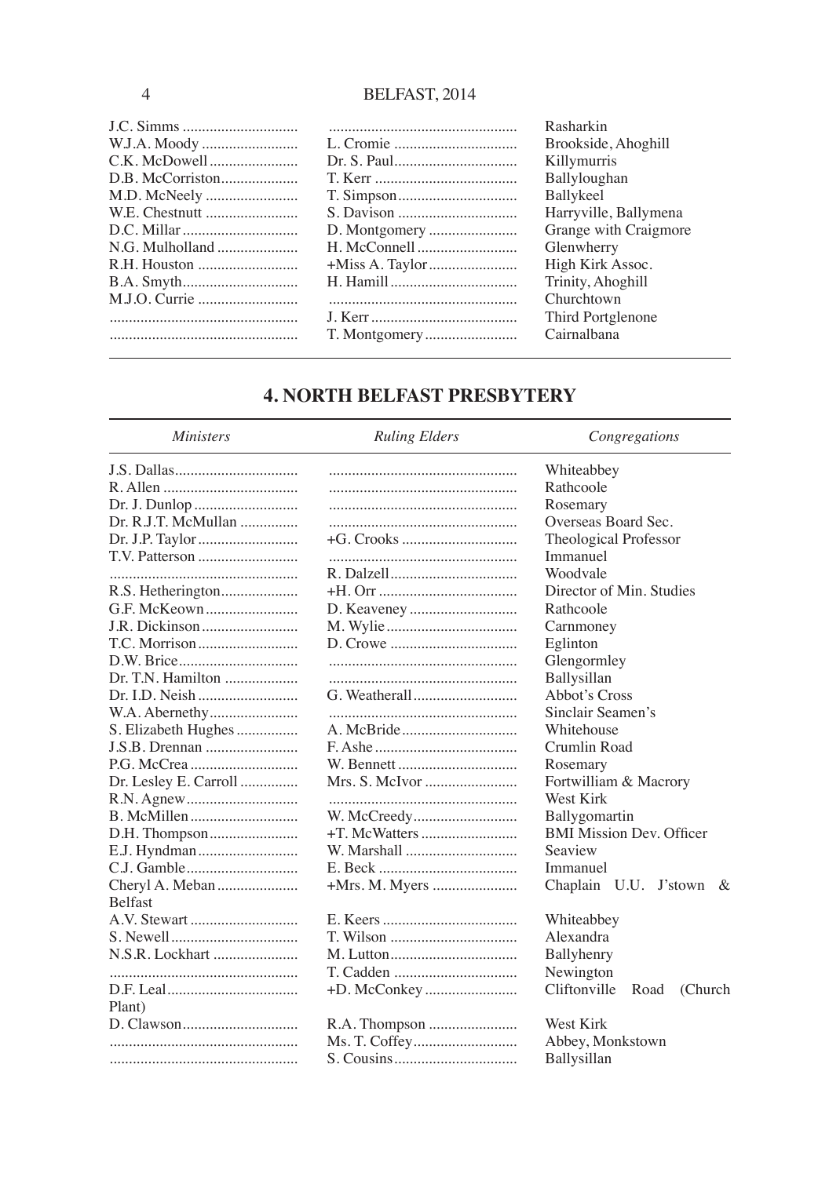| | | |
|---|---|---|
| J.C. Simms | | Rasharkin |
| W.J.A. Moody | L. Cromie | Brookside, Ahoghill |
| C.K. McDowell | Dr. S. Paul | Killymurris |
| D.B. McCorriston | T. Kerr | Ballyloughan |
| M.D. McNeely | T. Simpson | Ballykeel |
| W.E. Chestnutt | S. Davison | Harryville, Ballymena |
| D.C. Millar | D. Montgomery | Grange with Craigmore |
| N.G. Mulholland | H. McConnell | Glenwherry |
| R.H. Houston | +Miss A. Taylor | High Kirk Assoc. |
| B.A. Smyth | H. Hamill | Trinity, Ahoghill |
| M.J.O. Currie | | Churchtown |
| | J. Kerr | Third Portglenone |
| | T. Montgomery | Cairnalbana |

## 4. NORTH BELFAST PRESBYTERY

| *Ministers* | *Ruling Elders* | *Congregations* |
|---|---|---|
| J.S. Dallas | | Whiteabbey |
| R. Allen | | Rathcoole |
| Dr. J. Dunlop | | Rosemary |
| Dr. R.J.T. McMullan | | Overseas Board Sec. |
| Dr. J.P. Taylor | +G. Crooks | Theological Professor |
| T.V. Patterson | | Immanuel |
| | R. Dalzell | Woodvale |
| R.S. Hetherington | +H. Orr | Director of Min. Studies |
| G.F. McKeown | D. Keaveney | Rathcoole |
| J.R. Dickinson | M. Wylie | Carnmoney |
| T.C. Morrison | D. Crowe | Eglinton |
| D.W. Brice | | Glengormley |
| Dr. T.N. Hamilton | | Ballysillan |
| Dr. I.D. Neish | G. Weatherall | Abbot's Cross |
| W.A. Abernethy | | Sinclair Seamen's |
| S. Elizabeth Hughes | A. McBride | Whitehouse |
| J.S.B. Drennan | F. Ashe | Crumlin Road |
| P.G. McCrea | W. Bennett | Rosemary |
| Dr. Lesley E. Carroll | Mrs. S. McIvor | Fortwilliam & Macrory |
| R.N. Agnew | | West Kirk |
| B. McMillen | W. McCreedy | Ballygomartin |
| D.H. Thompson | +T. McWatters | BMI Mission Dev. Officer |
| E.J. Hyndman | W. Marshall | Seaview |
| C.J. Gamble | E. Beck | Immanuel |
| Cheryl A. Meban | +Mrs. M. Myers | Chaplain U.U. J'stown & Belfast |
| A.V. Stewart | E. Keers | Whiteabbey |
| S. Newell | T. Wilson | Alexandra |
| N.S.R. Lockhart | M. Lutton | Ballyhenry |
| | T. Cadden | Newington |
| D.F. Leal | +D. McConkey | Cliftonville Road (Church Plant) |
| D. Clawson | R.A. Thompson | West Kirk |
| | Ms. T. Coffey | Abbey, Monkstown |
| | S. Cousins | Ballysillan |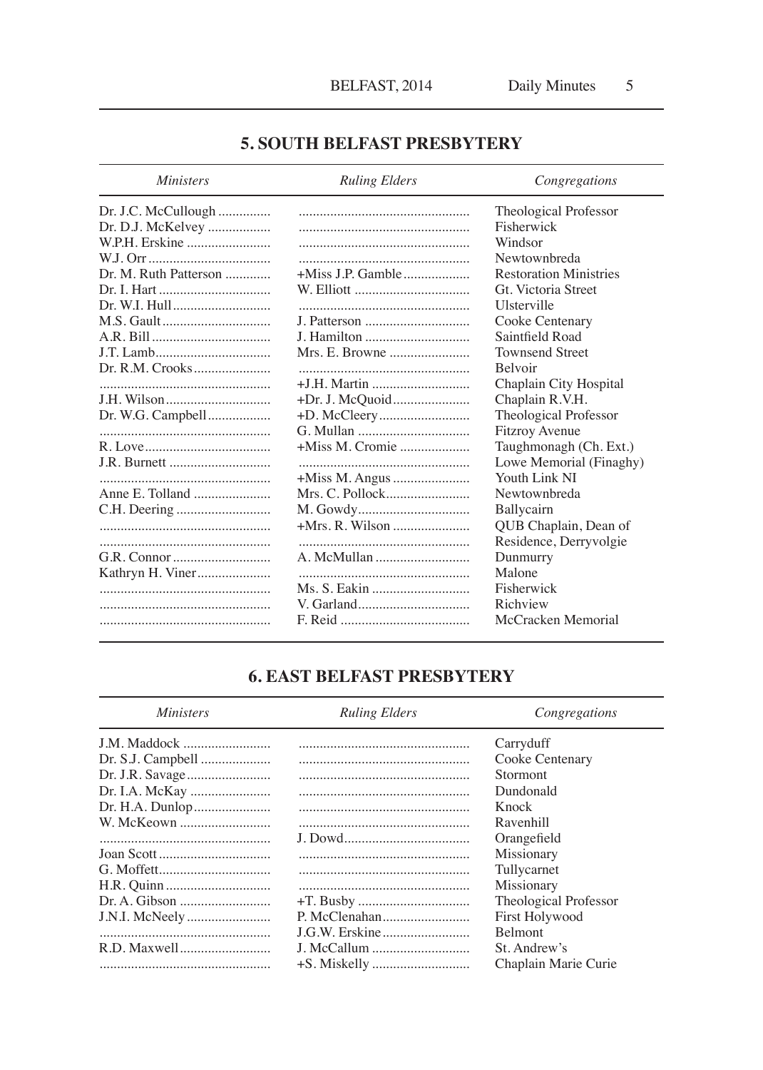## 5. SOUTH BELFAST PRESBYTERY

| *Ministers* | *Ruling Elders* | *Congregations* |
|---|---|---|
| Dr. J.C. McCullough | | Theological Professor |
| Dr. D.J. McKelvey | | Fisherwick |
| W.P.H. Erskine | | Windsor |
| W.J. Orr | | Newtownbreda |
| Dr. M. Ruth Patterson | +Miss J.P. Gamble | Restoration Ministries |
| Dr. I. Hart | W. Elliott | Gt. Victoria Street |
| Dr. W.I. Hull | | Ulsterville |
| M.S. Gault | J. Patterson | Cooke Centenary |
| A.R. Bill | J. Hamilton | Saintfield Road |
| J.T. Lamb | Mrs. E. Browne | Townsend Street |
| Dr. R.M. Crooks | | Belvoir |
| | +J.H. Martin | Chaplain City Hospital |
| J.H. Wilson | +Dr. J. McQuoid | Chaplain R.V.H. |
| Dr. W.G. Campbell | +D. McCleery | Theological Professor |
| | G. Mullan | Fitzroy Avenue |
| R. Love | +Miss M. Cromie | Taughmonagh (Ch. Ext.) |
| J.R. Burnett | | Lowe Memorial (Finaghy) |
| | +Miss M. Angus | Youth Link NI |
| Anne E. Tolland | Mrs. C. Pollock | Newtownbreda |
| C.H. Deering | M. Gowdy | Ballycairn |
| | +Mrs. R. Wilson | QUB Chaplain, Dean of Residence, Derryvolgie |
| G.R. Connor | A. McMullan | Dunmurry |
| Kathryn H. Viner | | Malone |
| | Ms. S. Eakin | Fisherwick |
| | V. Garland | Richview |
| | F. Reid | McCracken Memorial |

## 6. EAST BELFAST PRESBYTERY

| *Ministers* | *Ruling Elders* | *Congregations* |
|---|---|---|
| J.M. Maddock | | Carryduff |
| Dr. S.J. Campbell | | Cooke Centenary |
| Dr. J.R. Savage | | Stormont |
| Dr. I.A. McKay | | Dundonald |
| Dr. H.A. Dunlop | | Knock |
| W. McKeown | | Ravenhill |
| | J. Dowd | Orangefield |
| Joan Scott | | Missionary |
| G. Moffett | | Tullycarnet |
| H.R. Quinn | | Missionary |
| Dr. A. Gibson | +T. Busby | Theological Professor |
| J.N.I. McNeely | P. McClenahan | First Holywood |
| | J.G.W. Erskine | Belmont |
| R.D. Maxwell | J. McCallum | St. Andrew's |
| | +S. Miskelly | Chaplain Marie Curie |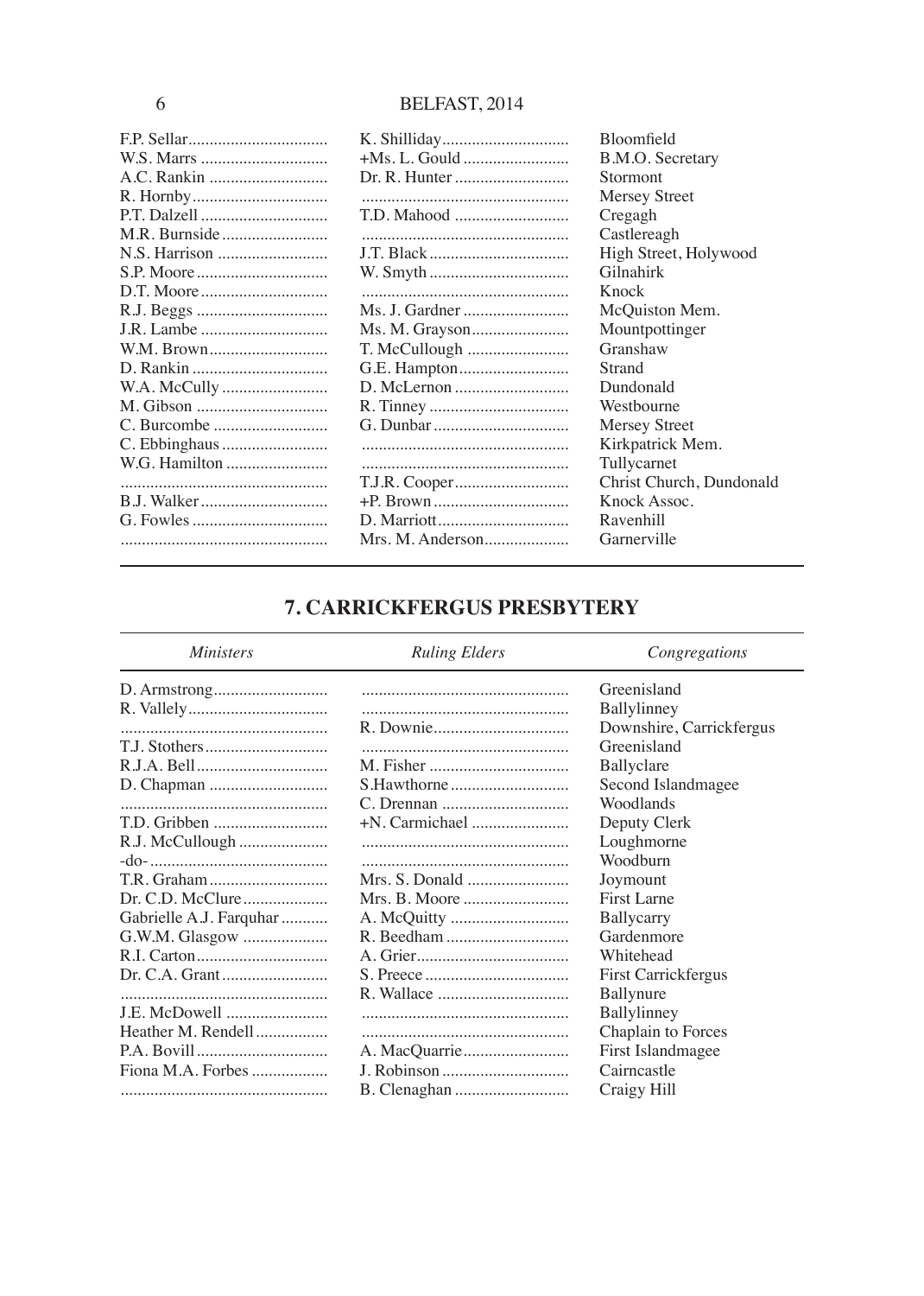| | | |
|---|---|---|
| F.P. Sellar | K. Shilliday | Bloomfield |
| W.S. Marrs | +Ms. L. Gould | B.M.O. Secretary |
| A.C. Rankin | Dr. R. Hunter | Stormont |
| R. Hornby | | Mersey Street |
| P.T. Dalzell | T.D. Mahood | Cregagh |
| M.R. Burnside | | Castlereagh |
| N.S. Harrison | J.T. Black | High Street, Holywood |
| S.P. Moore | W. Smyth | Gilnahirk |
| D.T. Moore | | Knock |
| R.J. Beggs | Ms. J. Gardner | McQuiston Mem. |
| J.R. Lambe | Ms. M. Grayson | Mountpottinger |
| W.M. Brown | T. McCullough | Granshaw |
| D. Rankin | G.E. Hampton | Strand |
| W.A. McCully | D. McLernon | Dundonald |
| M. Gibson | R. Tinney | Westbourne |
| C. Burcombe | G. Dunbar | Mersey Street |
| C. Ebbinghaus | | Kirkpatrick Mem. |
| W.G. Hamilton | | Tullycarnet |
| | T.J.R. Cooper | Christ Church, Dundonald |
| B.J. Walker | +P. Brown | Knock Assoc. |
| G. Fowles | D. Marriott | Ravenhill |
| | Mrs. M. Anderson | Garnerville |

## 7. CARRICKFERGUS PRESBYTERY

| *Ministers* | *Ruling Elders* | *Congregations* |
|---|---|---|
| D. Armstrong | | Greenisland |
| R. Vallely | | Ballylinney |
| | R. Downie | Downshire, Carrickfergus |
| T.J. Stothers | | Greenisland |
| R.J.A. Bell | M. Fisher | Ballyclare |
| D. Chapman | S.Hawthorne | Second Islandmagee |
| | C. Drennan | Woodlands |
| T.D. Gribben | +N. Carmichael | Deputy Clerk |
| R.J. McCullough | | Loughmorne |
| -do- | | Woodburn |
| T.R. Graham | Mrs. S. Donald | Joymount |
| Dr. C.D. McClure | Mrs. B. Moore | First Larne |
| Gabrielle A.J. Farquhar | A. McQuitty | Ballycarry |
| G.W.M. Glasgow | R. Beedham | Gardenmore |
| R.I. Carton | A. Grier | Whitehead |
| Dr. C.A. Grant | S. Preece | First Carrickfergus |
| | R. Wallace | Ballynure |
| J.E. McDowell | | Ballylinney |
| Heather M. Rendell | | Chaplain to Forces |
| P.A. Bovill | A. MacQuarrie | First Islandmagee |
| Fiona M.A. Forbes | J. Robinson | Cairncastle |
| | B. Clenaghan | Craigy Hill |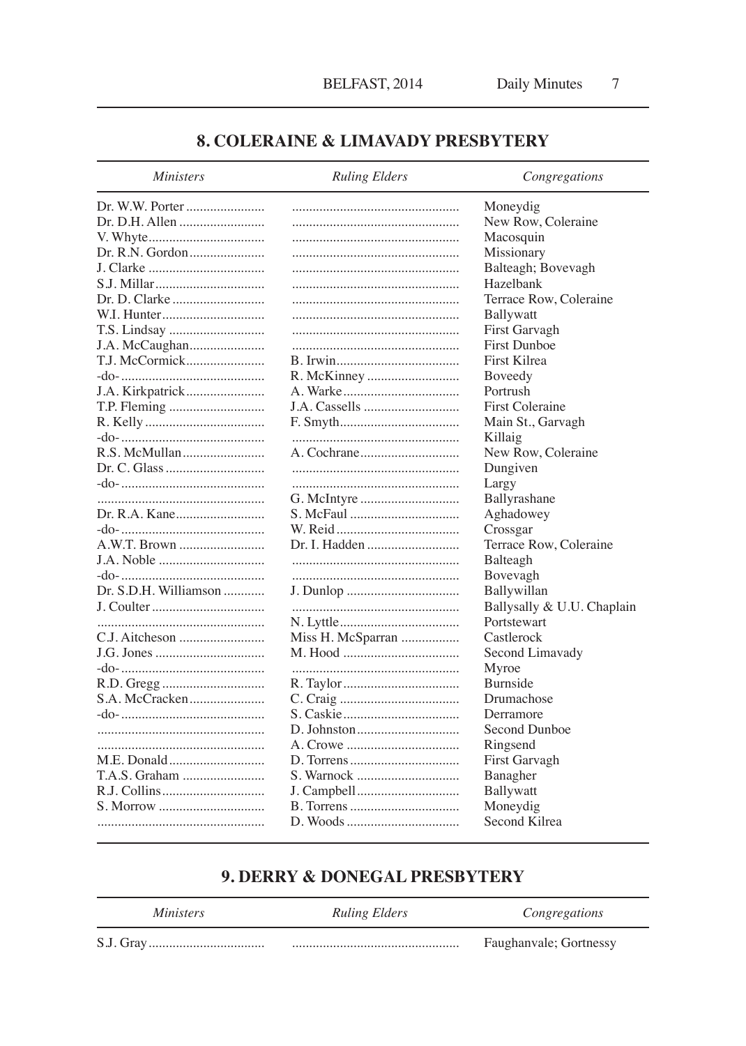## 8. COLERAINE & LIMAVADY PRESBYTERY

| *Ministers* | *Ruling Elders* | *Congregations* |
|---|---|---|
| Dr. W.W. Porter | | Moneydig |
| Dr. D.H. Allen | | New Row, Coleraine |
| V. Whyte | | Macosquin |
| Dr. R.N. Gordon | | Missionary |
| J. Clarke | | Balteagh; Bovevagh |
| S.J. Millar | | Hazelbank |
| Dr. D. Clarke | | Terrace Row, Coleraine |
| W.I. Hunter | | Ballywatt |
| T.S. Lindsay | | First Garvagh |
| J.A. McCaughan | | First Dunboe |
| T.J. McCormick | B. Irwin | First Kilrea |
| -do- | R. McKinney | Boveedy |
| J.A. Kirkpatrick | A. Warke | Portrush |
| T.P. Fleming | J.A. Cassells | First Coleraine |
| R. Kelly | F. Smyth | Main St., Garvagh |
| -do- | | Killaig |
| R.S. McMullan | A. Cochrane | New Row, Coleraine |
| Dr. C. Glass | | Dungiven |
| -do- | | Largy |
| | G. McIntyre | Ballyrashane |
| Dr. R.A. Kane | S. McFaul | Aghadowey |
| -do- | W. Reid | Crossgar |
| A.W.T. Brown | Dr. I. Hadden | Terrace Row, Coleraine |
| J.A. Noble | | Balteagh |
| -do- | | Bovevagh |
| Dr. S.D.H. Williamson | J. Dunlop | Ballywillan |
| J. Coulter | | Ballysally & U.U. Chaplain |
| | N. Lyttle | Portstewart |
| C.J. Aitcheson | Miss H. McSparran | Castlerock |
| J.G. Jones | M. Hood | Second Limavady |
| -do- | | Myroe |
| R.D. Gregg | R. Taylor | Burnside |
| S.A. McCracken | C. Craig | Drumachose |
| -do- | S. Caskie | Derramore |
| | D. Johnston | Second Dunboe |
| | A. Crowe | Ringsend |
| M.E. Donald | D. Torrens | First Garvagh |
| T.A.S. Graham | S. Warnock | Banagher |
| R.J. Collins | J. Campbell | Ballywatt |
| S. Morrow | B. Torrens | Moneydig |
| | D. Woods | Second Kilrea |

## 9. DERRY & DONEGAL PRESBYTERY

| *Ministers* | *Ruling Elders* | *Congregations* |
|---|---|---|
| S.J. Gray | | Faughanvale; Gortnessy |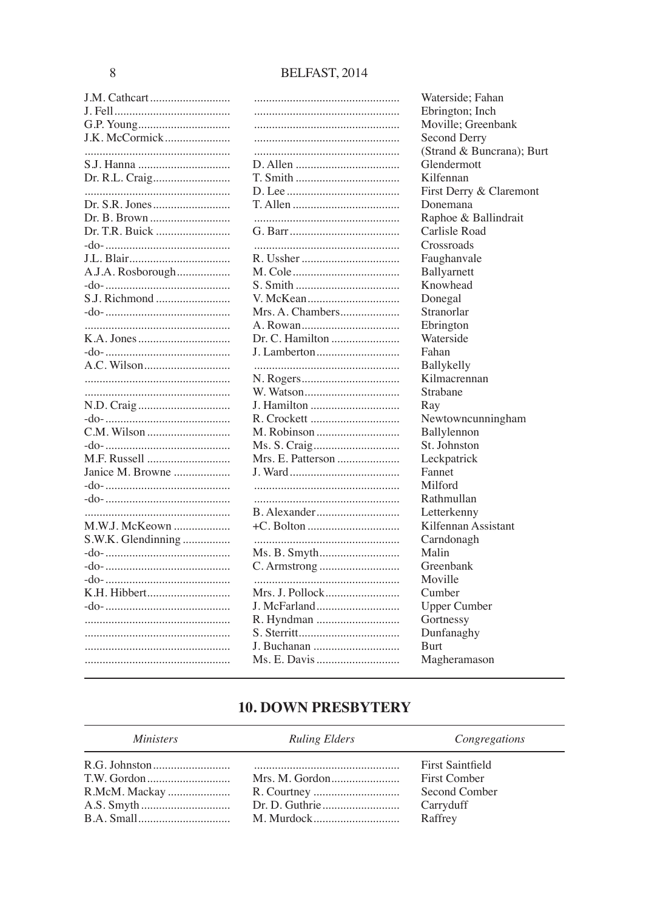| | | |
|---|---|---|
| J.M. Cathcart | | Waterside; Fahan |
| J. Fell | | Ebrington; Inch |
| G.P. Young | | Moville; Greenbank |
| J.K. McCormick | | Second Derry |
| | | (Strand & Buncrana); Burt |
| S.J. Hanna | D. Allen | Glendermott |
| Dr. R.L. Craig | T. Smith | Kilfennan |
| | D. Lee | First Derry & Claremont |
| Dr. S.R. Jones | T. Allen | Donemana |
| Dr. B. Brown | | Raphoe & Ballindrait |
| Dr. T.R. Buick | G. Barr | Carlisle Road |
| -do- | | Crossroads |
| J.L. Blair | R. Ussher | Faughanvale |
| A.J.A. Rosborough | M. Cole | Ballyarnett |
| -do- | S. Smith | Knowhead |
| S.J. Richmond | V. McKean | Donegal |
| -do- | Mrs. A. Chambers | Stranorlar |
| | A. Rowan | Ebrington |
| K.A. Jones | Dr. C. Hamilton | Waterside |
| -do- | J. Lamberton | Fahan |
| A.C. Wilson | | Ballykelly |
| | N. Rogers | Kilmacrennan |
| | W. Watson | Strabane |
| N.D. Craig | J. Hamilton | Ray |
| -do- | R. Crockett | Newtowncunningham |
| C.M. Wilson | M. Robinson | Ballylennon |
| -do- | Ms. S. Craig | St. Johnston |
| M.F. Russell | Mrs. E. Patterson | Leckpatrick |
| Janice M. Browne | J. Ward | Fannet |
| -do- | | Milford |
| -do- | | Rathmullan |
| | B. Alexander | Letterkenny |
| M.W.J. McKeown | +C. Bolton | Kilfennan Assistant |
| S.W.K. Glendinning | | Carndonagh |
| -do- | Ms. B. Smyth | Malin |
| -do- | C. Armstrong | Greenbank |
| -do- | | Moville |
| K.H. Hibbert | Mrs. J. Pollock | Cumber |
| -do- | J. McFarland | Upper Cumber |
| | R. Hyndman | Gortnessy |
| | S. Sterritt | Dunfanaghy |
| | J. Buchanan | Burt |
| | Ms. E. Davis | Magheramason |

## 10. DOWN PRESBYTERY

| *Ministers* | *Ruling Elders* | *Congregations* |
|---|---|---|
| R.G. Johnston | | First Saintfield |
| T.W. Gordon | Mrs. M. Gordon | First Comber |
| R.McM. Mackay | R. Courtney | Second Comber |
| A.S. Smyth | Dr. D. Guthrie | Carryduff |
| B.A. Small | M. Murdock | Raffrey |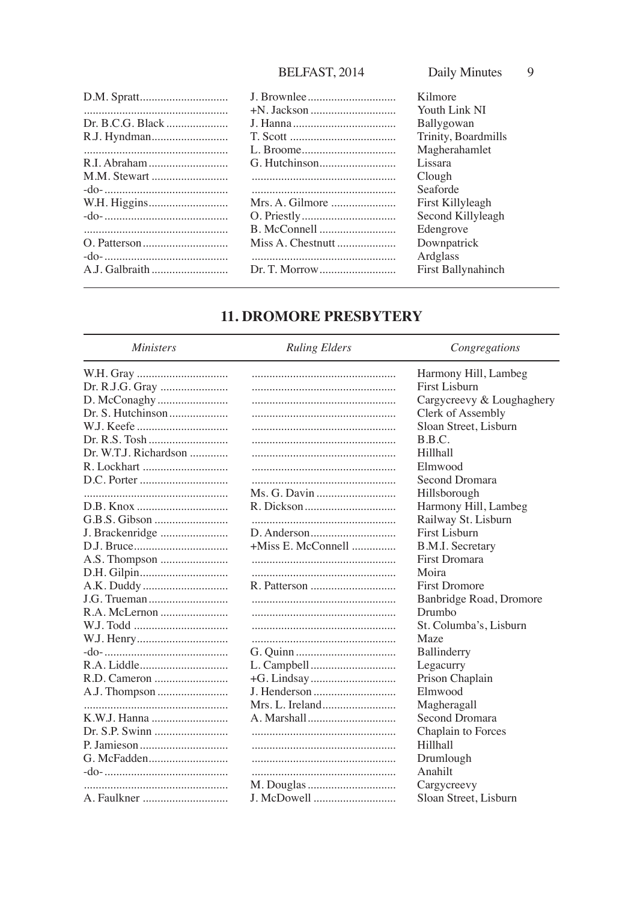| | | |
|---|---|---|
| D.M. Spratt | J. Brownlee | Kilmore |
| | +N. Jackson | Youth Link NI |
| Dr. B.C.G. Black | J. Hanna | Ballygowan |
| R.J. Hyndman | T. Scott | Trinity, Boardmills |
| | L. Broome | Magherahamlet |
| R.I. Abraham | G. Hutchinson | Lissara |
| M.M. Stewart | | Clough |
| -do- | | Seaforde |
| W.H. Higgins | Mrs. A. Gilmore | First Killyleagh |
| -do- | O. Priestly | Second Killyleagh |
| | B. McConnell | Edengrove |
| O. Patterson | Miss A. Chestnutt | Downpatrick |
| -do- | | Ardglass |
| A.J. Galbraith | Dr. T. Morrow | First Ballynahinch |

## 11. DROMORE PRESBYTERY

| *Ministers* | *Ruling Elders* | *Congregations* |
|---|---|---|
| W.H. Gray | | Harmony Hill, Lambeg |
| Dr. R.J.G. Gray | | First Lisburn |
| D. McConaghy | | Cargycreevy & Loughaghery |
| Dr. S. Hutchinson | | Clerk of Assembly |
| W.J. Keefe | | Sloan Street, Lisburn |
| Dr. R.S. Tosh | | B.B.C. |
| Dr. W.T.J. Richardson | | Hillhall |
| R. Lockhart | | Elmwood |
| D.C. Porter | | Second Dromara |
| | Ms. G. Davin | Hillsborough |
| D.B. Knox | R. Dickson | Harmony Hill, Lambeg |
| G.B.S. Gibson | | Railway St. Lisburn |
| J. Brackenridge | D. Anderson | First Lisburn |
| D.J. Bruce | +Miss E. McConnell | B.M.I. Secretary |
| A.S. Thompson | | First Dromara |
| D.H. Gilpin | | Moira |
| A.K. Duddy | R. Patterson | First Dromore |
| J.G. Trueman | | Banbridge Road, Dromore |
| R.A. McLernon | | Drumbo |
| W.J. Todd | | St. Columba's, Lisburn |
| W.J. Henry | | Maze |
| -do- | G. Quinn | Ballinderry |
| R.A. Liddle | L. Campbell | Legacurry |
| R.D. Cameron | +G. Lindsay | Prison Chaplain |
| A.J. Thompson | J. Henderson | Elmwood |
| | Mrs. L. Ireland | Magheragall |
| K.W.J. Hanna | A. Marshall | Second Dromara |
| Dr. S.P. Swinn | | Chaplain to Forces |
| P. Jamieson | | Hillhall |
| G. McFadden | | Drumlough |
| -do- | | Anahilt |
| | M. Douglas | Cargycreevy |
| A. Faulkner | J. McDowell | Sloan Street, Lisburn |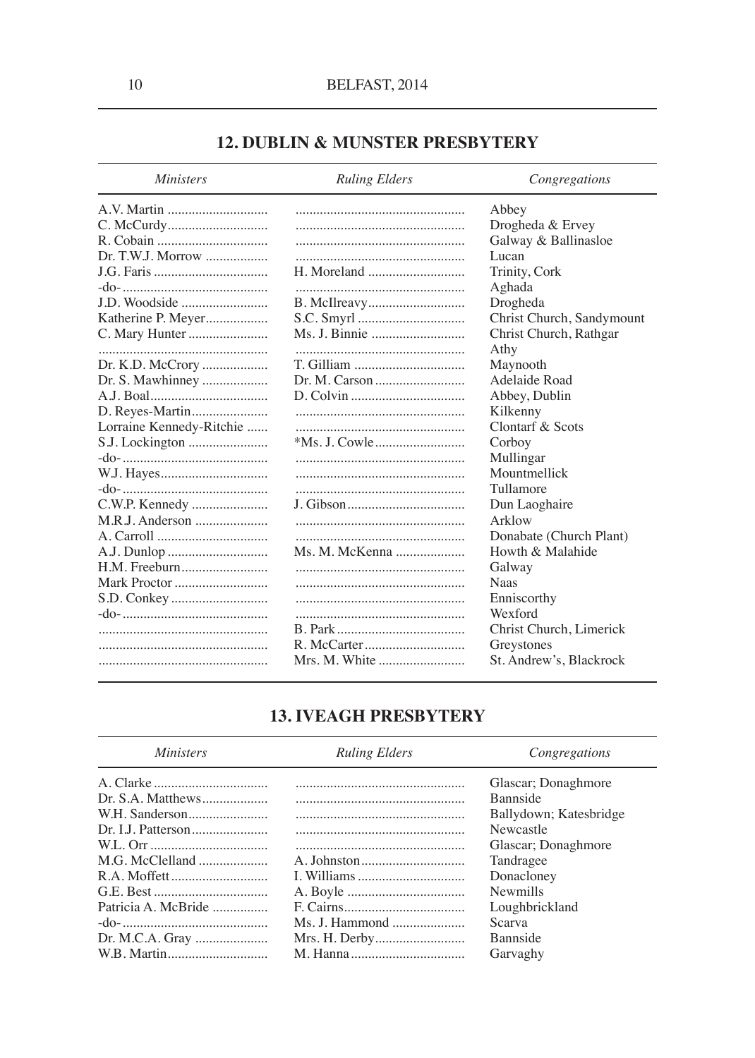## 12. DUBLIN & MUNSTER PRESBYTERY

| *Ministers* | *Ruling Elders* | *Congregations* |
|---|---|---|
| A.V. Martin | | Abbey |
| C. McCurdy | | Drogheda & Ervey |
| R. Cobain | | Galway & Ballinasloe |
| Dr. T.W.J. Morrow | | Lucan |
| J.G. Faris | H. Moreland | Trinity, Cork |
| -do- | | Aghada |
| J.D. Woodside | B. McIlreavy | Drogheda |
| Katherine P. Meyer | S.C. Smyrl | Christ Church, Sandymount |
| C. Mary Hunter | Ms. J. Binnie | Christ Church, Rathgar |
| | | Athy |
| Dr. K.D. McCrory | T. Gilliam | Maynooth |
| Dr. S. Mawhinney | Dr. M. Carson | Adelaide Road |
| A.J. Boal | D. Colvin | Abbey, Dublin |
| D. Reyes-Martin | | Kilkenny |
| Lorraine Kennedy-Ritchie | | Clontarf & Scots |
| S.J. Lockington | *Ms. J. Cowle | Corboy |
| -do- | | Mullingar |
| W.J. Hayes | | Mountmellick |
| -do- | | Tullamore |
| C.W.P. Kennedy | J. Gibson | Dun Laoghaire |
| M.R.J. Anderson | | Arklow |
| A. Carroll | | Donabate (Church Plant) |
| A.J. Dunlop | Ms. M. McKenna | Howth & Malahide |
| H.M. Freeburn | | Galway |
| Mark Proctor | | Naas |
| S.D. Conkey | | Enniscorthy |
| -do- | | Wexford |
| | B. Park | Christ Church, Limerick |
| | R. McCarter | Greystones |
| | Mrs. M. White | St. Andrew's, Blackrock |

## 13. IVEAGH PRESBYTERY

| *Ministers* | *Ruling Elders* | *Congregations* |
|---|---|---|
| A. Clarke | | Glascar; Donaghmore |
| Dr. S.A. Matthews | | Bannside |
| W.H. Sanderson | | Ballydown; Katesbridge |
| Dr. I.J. Patterson | | Newcastle |
| W.L. Orr | | Glascar; Donaghmore |
| M.G. McClelland | A. Johnston | Tandragee |
| R.A. Moffett | I. Williams | Donacloney |
| G.E. Best | A. Boyle | Newmills |
| Patricia A. McBride | F. Cairns | Loughbrickland |
| -do- | Ms. J. Hammond | Scarva |
| Dr. M.C.A. Gray | Mrs. H. Derby | Bannside |
| W.B. Martin | M. Hanna | Garvaghy |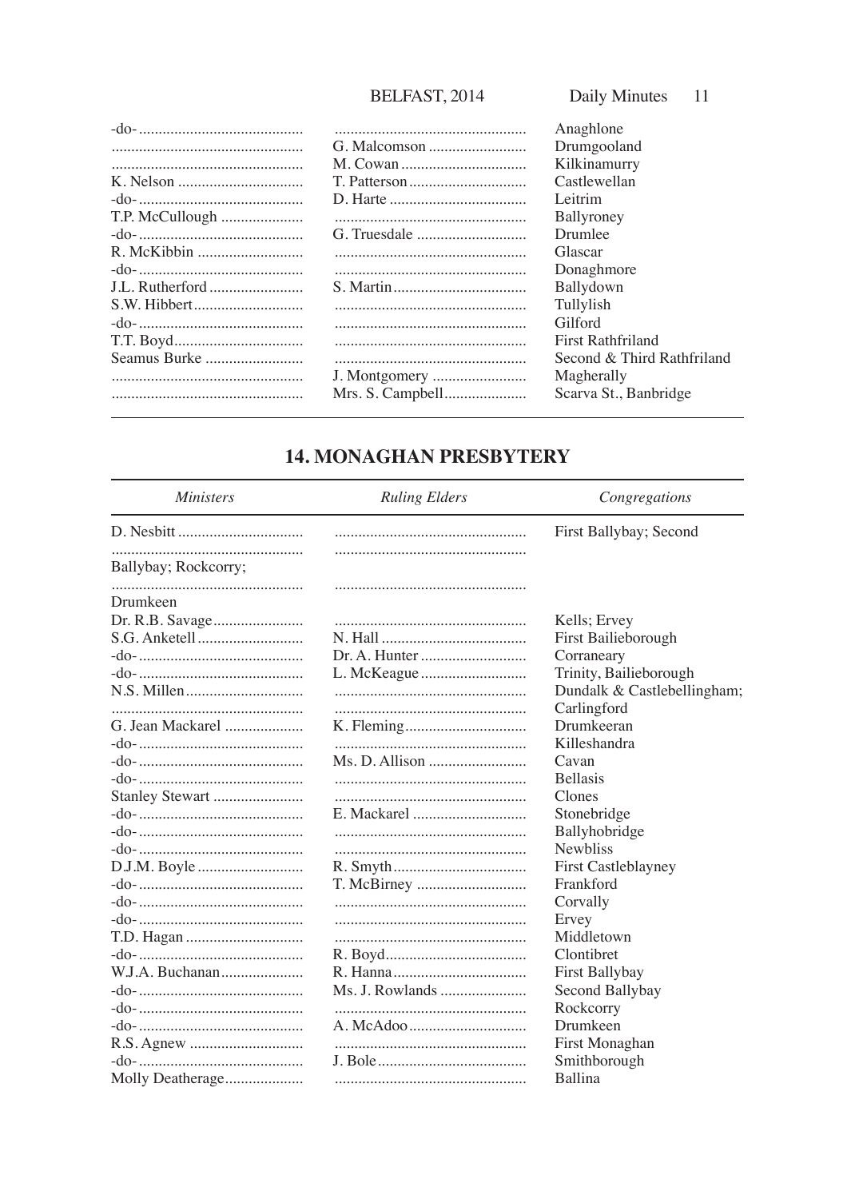| | | |
|---|---|---|
| -do- | | Anaghlone |
| | G. Malcomson | Drumgooland |
| | M. Cowan | Kilkinamurry |
| K. Nelson | T. Patterson | Castlewellan |
| -do- | D. Harte | Leitrim |
| T.P. McCullough | | Ballyroney |
| -do- | G. Truesdale | Drumlee |
| R. McKibbin | | Glascar |
| -do- | | Donaghmore |
| J.L. Rutherford | S. Martin | Ballydown |
| S.W. Hibbert | | Tullylish |
| -do- | | Gilford |
| T.T. Boyd | | First Rathfriland |
| Seamus Burke | | Second & Third Rathfriland |
| | J. Montgomery | Magherally |
| | Mrs. S. Campbell | Scarva St., Banbridge |

## 14. MONAGHAN PRESBYTERY

| *Ministers* | *Ruling Elders* | *Congregations* |
|---|---|---|
| D. Nesbitt | | First Ballybay; Second |
| Ballybay; Rockcorry; | | |
| Drumkeen | | |
| Dr. R.B. Savage | | Kells; Ervey |
| S.G. Anketell | N. Hall | First Bailieborough |
| -do- | Dr. A. Hunter | Corraneary |
| -do- | L. McKeague | Trinity, Bailieborough |
| N.S. Millen | | Dundalk & Castlebellingham; |
| | | Carlingford |
| G. Jean Mackarel | K. Fleming | Drumkeeran |
| -do- | | Killeshandra |
| -do- | Ms. D. Allison | Cavan |
| -do- | | Bellasis |
| Stanley Stewart | | Clones |
| -do- | E. Mackarel | Stonebridge |
| -do- | | Ballyhobridge |
| -do- | | Newbliss |
| D.J.M. Boyle | R. Smyth | First Castleblayney |
| -do- | T. McBirney | Frankford |
| -do- | | Corvally |
| -do- | | Ervey |
| T.D. Hagan | | Middletown |
| -do- | R. Boyd | Clontibret |
| W.J.A. Buchanan | R. Hanna | First Ballybay |
| -do- | Ms. J. Rowlands | Second Ballybay |
| -do- | | Rockcorry |
| -do- | A. McAdoo | Drumkeen |
| R.S. Agnew | | First Monaghan |
| -do- | J. Bole | Smithborough |
| Molly Deatherage | | Ballina |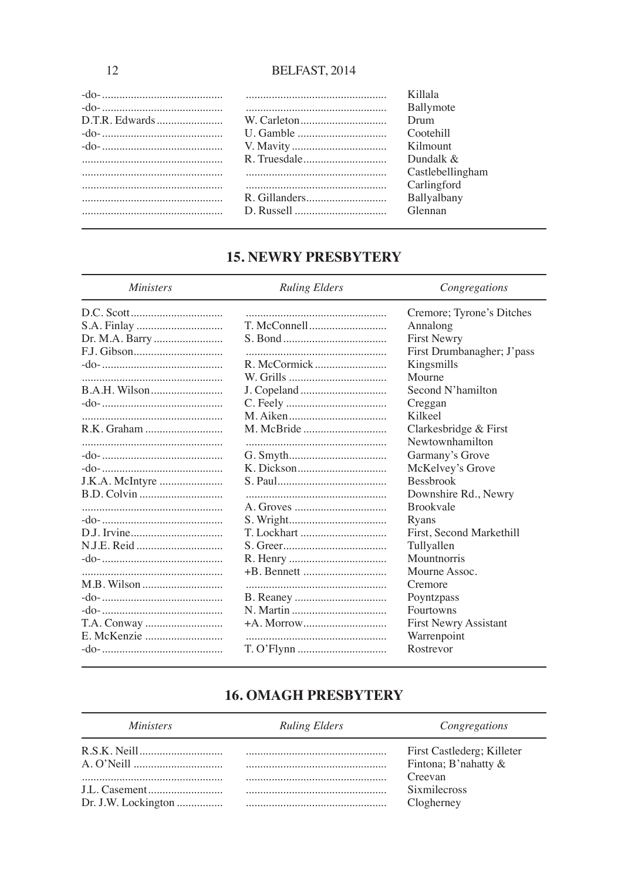| | | |
|---|---|---|
| -do- | | Killala |
| -do- | | Ballymote |
| D.T.R. Edwards | W. Carleton | Drum |
| -do- | U. Gamble | Cootehill |
| -do- | V. Mavity | Kilmount |
| | R. Truesdale | Dundalk & Castlebellingham |
| | | Carlingford |
| | R. Gillanders | Ballyalbany |
| | D. Russell | Glennan |

## 15. NEWRY PRESBYTERY

| *Ministers* | *Ruling Elders* | *Congregations* |
|---|---|---|
| D.C. Scott | | Cremore; Tyrone's Ditches |
| S.A. Finlay | T. McConnell | Annalong |
| Dr. M.A. Barry | S. Bond | First Newry |
| F.J. Gibson | | First Drumbanagher; J'pass |
| -do- | R. McCormick | Kingsmills |
| | W. Grills | Mourne |
| B.A.H. Wilson | J. Copeland | Second N'hamilton |
| -do- | C. Feely | Creggan |
| | M. Aiken | Kilkeel |
| R.K. Graham | M. McBride | Clarkesbridge & First Newtownhamilton |
| -do- | G. Smyth | Garmany's Grove |
| -do- | K. Dickson | McKelvey's Grove |
| J.K.A. McIntyre | S. Paul | Bessbrook |
| B.D. Colvin | | Downshire Rd., Newry |
| | A. Groves | Brookvale |
| -do- | S. Wright | Ryans |
| D.J. Irvine | T. Lockhart | First, Second Markethill |
| N.J.E. Reid | S. Greer | Tullyallen |
| -do- | R. Henry | Mountnorris |
| | +B. Bennett | Mourne Assoc. |
| M.B. Wilson | | Cremore |
| -do- | B. Reaney | Poyntzpass |
| -do- | N. Martin | Fourtowns |
| T.A. Conway | +A. Morrow | First Newry Assistant |
| E. McKenzie | | Warrenpoint |
| -do- | T. O'Flynn | Rostrevor |

## 16. OMAGH PRESBYTERY

| *Ministers* | *Ruling Elders* | *Congregations* |
|---|---|---|
| R.S.K. Neill | | First Castlederg; Killeter |
| A. O'Neill | | Fintona; B'nahatty & Creevan |
| J.L. Casement | | Sixmilecross |
| Dr. J.W. Lockington | | Clogherney |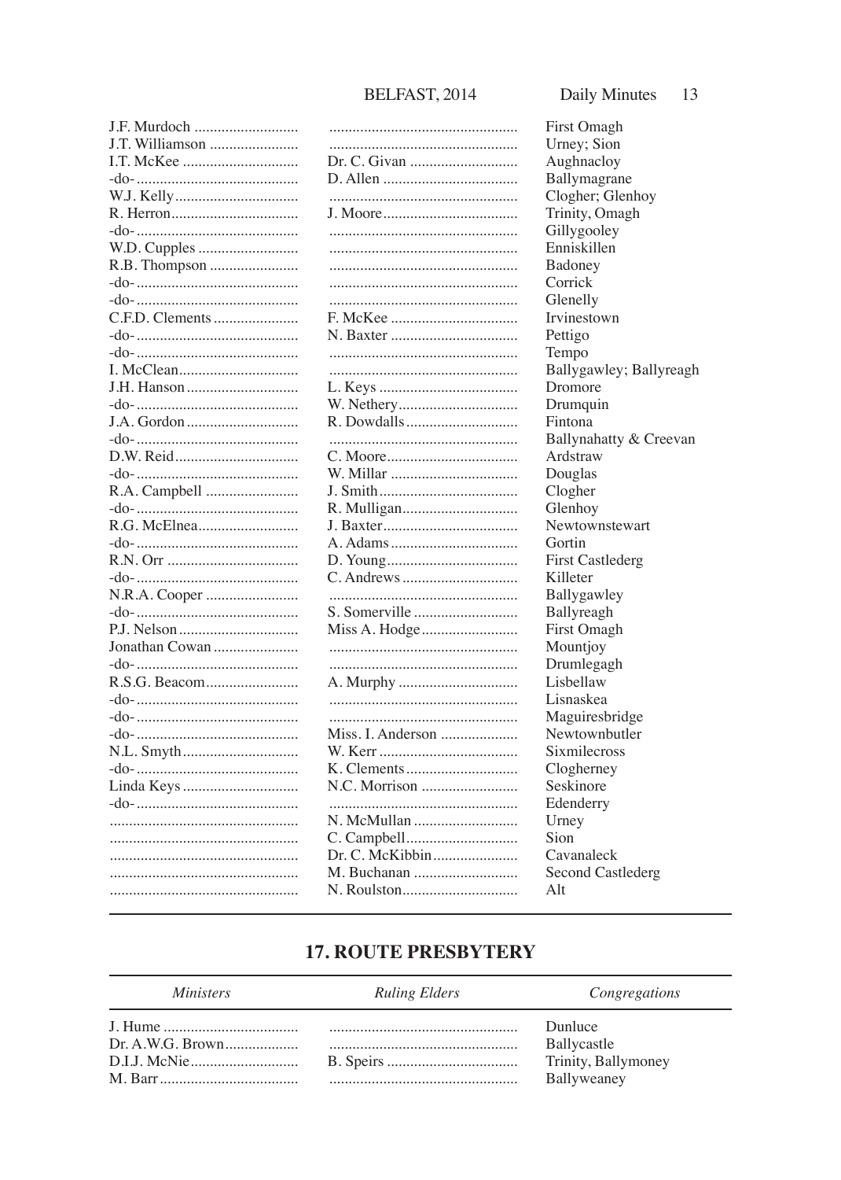| | | |
|---|---|---|
| J.F. Murdoch | | First Omagh |
| J.T. Williamson | | Urney; Sion |
| I.T. McKee | Dr. C. Givan | Aughnacloy |
| -do- | D. Allen | Ballymagrane |
| W.J. Kelly | | Clogher; Glenhoy |
| R. Herron | J. Moore | Trinity, Omagh |
| -do- | | Gillygooley |
| W.D. Cupples | | Enniskillen |
| R.B. Thompson | | Badoney |
| -do- | | Corrick |
| -do- | | Glenelly |
| C.F.D. Clements | F. McKee | Irvinestown |
| -do- | N. Baxter | Pettigo |
| -do- | | Tempo |
| I. McClean | | Ballygawley; Ballyreagh |
| J.H. Hanson | L. Keys | Dromore |
| -do- | W. Nethery | Drumquin |
| J.A. Gordon | R. Dowdalls | Fintona |
| -do- | | Ballynahatty & Creevan |
| D.W. Reid | C. Moore | Ardstraw |
| -do- | W. Millar | Douglas |
| R.A. Campbell | J. Smith | Clogher |
| -do- | R. Mulligan | Glenhoy |
| R.G. McElnea | J. Baxter | Newtownstewart |
| -do- | A. Adams | Gortin |
| R.N. Orr | D. Young | First Castlederg |
| -do- | C. Andrews | Killeter |
| N.R.A. Cooper | | Ballygawley |
| -do- | S. Somerville | Ballyreagh |
| P.J. Nelson | Miss A. Hodge | First Omagh |
| Jonathan Cowan | | Mountjoy |
| -do- | | Drumlegagh |
| R.S.G. Beacom | A. Murphy | Lisbellaw |
| -do- | | Lisnaskea |
| -do- | | Maguiresbridge |
| -do- | Miss. I. Anderson | Newtownbutler |
| N.L. Smyth | W. Kerr | Sixmilecross |
| -do- | K. Clements | Clogherney |
| Linda Keys | N.C. Morrison | Seskinore |
| -do- | | Edenderry |
| | N. McMullan | Urney |
| | C. Campbell | Sion |
| | Dr. C. McKibbin | Cavanaleck |
| | M. Buchanan | Second Castlederg |
| | N. Roulston | Alt |

## 17. ROUTE PRESBYTERY

| *Ministers* | *Ruling Elders* | *Congregations* |
|---|---|---|
| J. Hume | | Dunluce |
| Dr. A.W.G. Brown | | Ballycastle |
| D.I.J. McNie | B. Speirs | Trinity, Ballymoney |
| M. Barr | | Ballyweaney |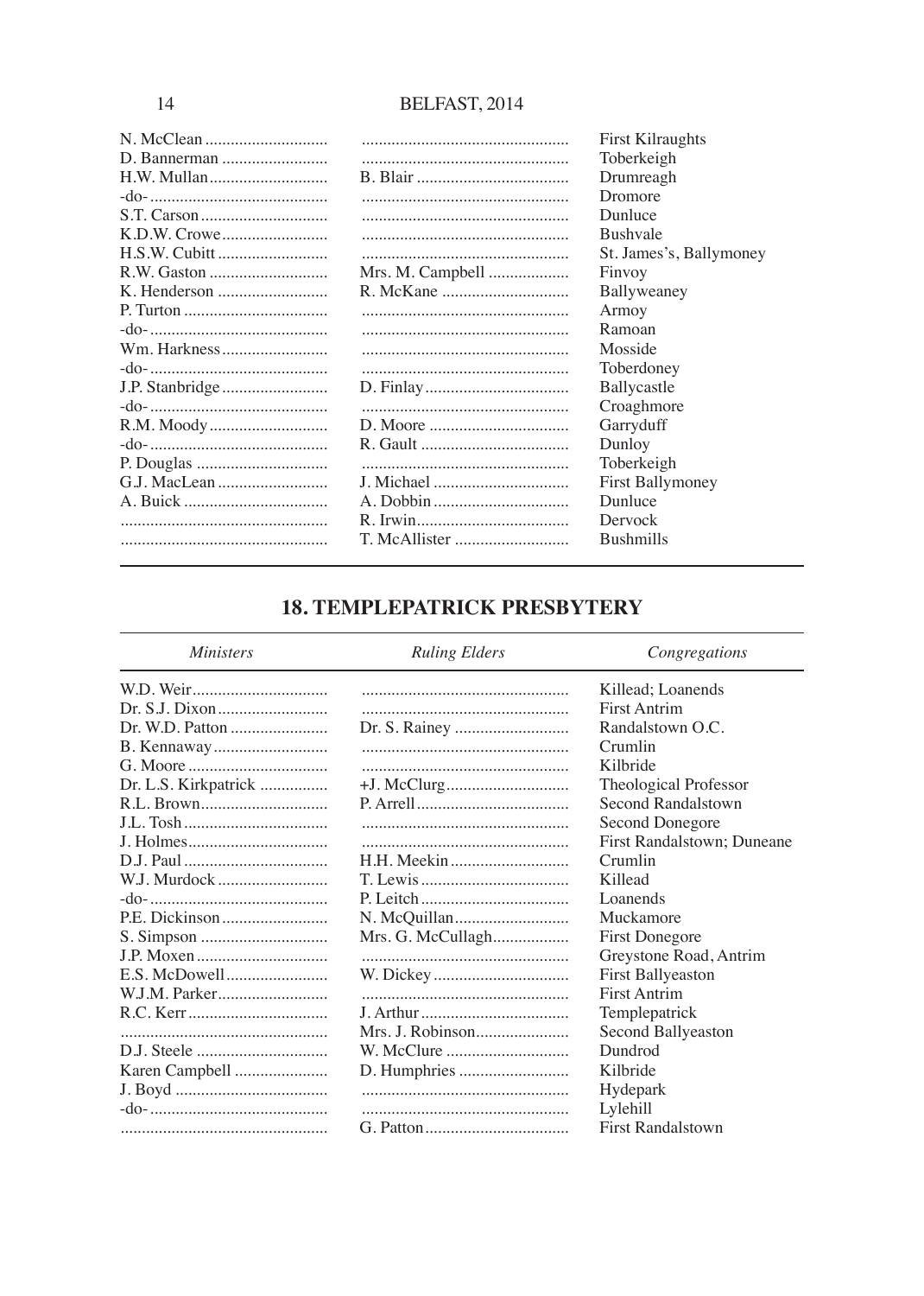| | | |
|---|---|---|
| N. McClean | | First Kilraughts |
| D. Bannerman | | Toberkeigh |
| H.W. Mullan | B. Blair | Drumreagh |
| -do- | | Dromore |
| S.T. Carson | | Dunluce |
| K.D.W. Crowe | | Bushvale |
| H.S.W. Cubitt | | St. James's, Ballymoney |
| R.W. Gaston | Mrs. M. Campbell | Finvoy |
| K. Henderson | R. McKane | Ballyweaney |
| P. Turton | | Armoy |
| -do- | | Ramoan |
| Wm. Harkness | | Mosside |
| -do- | | Toberdoney |
| J.P. Stanbridge | D. Finlay | Ballycastle |
| -do- | | Croaghmore |
| R.M. Moody | D. Moore | Garryduff |
| -do- | R. Gault | Dunloy |
| P. Douglas | | Toberkeigh |
| G.J. MacLean | J. Michael | First Ballymoney |
| A. Buick | A. Dobbin | Dunluce |
| | R. Irwin | Dervock |
| | T. McAllister | Bushmills |

## 18. TEMPLEPATRICK PRESBYTERY

| *Ministers* | *Ruling Elders* | *Congregations* |
|---|---|---|
| W.D. Weir | | Killead; Loanends |
| Dr. S.J. Dixon | | First Antrim |
| Dr. W.D. Patton | Dr. S. Rainey | Randalstown O.C. |
| B. Kennaway | | Crumlin |
| G. Moore | | Kilbride |
| Dr. L.S. Kirkpatrick | +J. McClurg | Theological Professor |
| R.L. Brown | P. Arrell | Second Randalstown |
| J.L. Tosh | | Second Donegore |
| J. Holmes | | First Randalstown; Duneane |
| D.J. Paul | H.H. Meekin | Crumlin |
| W.J. Murdock | T. Lewis | Killead |
| -do- | P. Leitch | Loanends |
| P.E. Dickinson | N. McQuillan | Muckamore |
| S. Simpson | Mrs. G. McCullagh | First Donegore |
| J.P. Moxen | | Greystone Road, Antrim |
| E.S. McDowell | W. Dickey | First Ballyeaston |
| W.J.M. Parker | | First Antrim |
| R.C. Kerr | J. Arthur | Templepatrick |
| | Mrs. J. Robinson | Second Ballyeaston |
| D.J. Steele | W. McClure | Dundrod |
| Karen Campbell | D. Humphries | Kilbride |
| J. Boyd | | Hydepark |
| -do- | | Lylehill |
| | G. Patton | First Randalstown |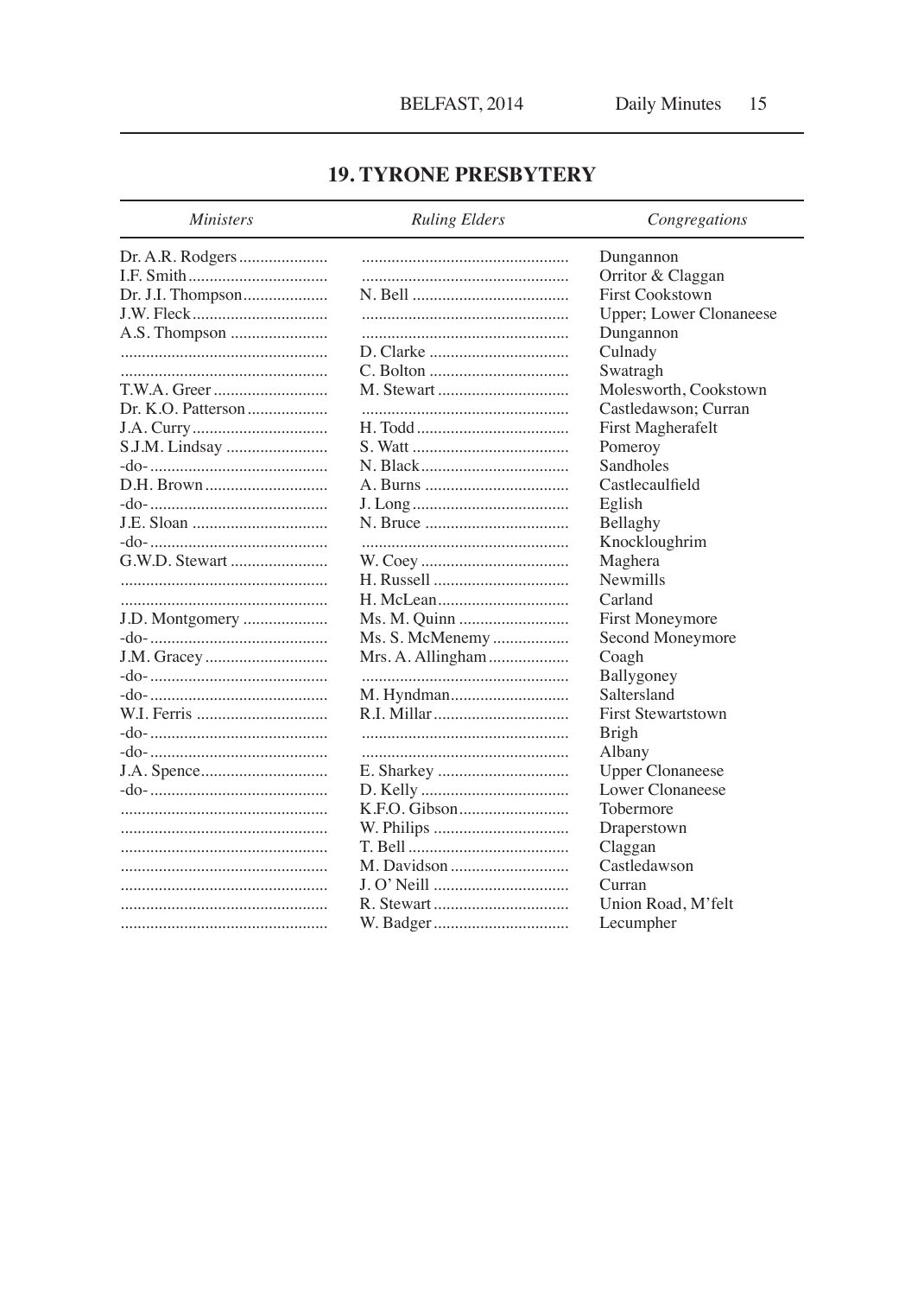## 19. TYRONE PRESBYTERY

| *Ministers* | *Ruling Elders* | *Congregations* |
|---|---|---|
| Dr. A.R. Rodgers | | Dungannon |
| I.F. Smith | | Orritor & Claggan |
| Dr. J.I. Thompson | N. Bell | First Cookstown |
| J.W. Fleck | | Upper; Lower Clonaneese |
| A.S. Thompson | | Dungannon |
| | D. Clarke | Culnady |
| | C. Bolton | Swatragh |
| T.W.A. Greer | M. Stewart | Molesworth, Cookstown |
| Dr. K.O. Patterson | | Castledawson; Curran |
| J.A. Curry | H. Todd | First Magherafelt |
| S.J.M. Lindsay | S. Watt | Pomeroy |
| -do- | N. Black | Sandholes |
| D.H. Brown | A. Burns | Castlecaulfield |
| -do- | J. Long | Eglish |
| J.E. Sloan | N. Bruce | Bellaghy |
| -do- | | Knockloughrim |
| G.W.D. Stewart | W. Coey | Maghera |
| | H. Russell | Newmills |
| | H. McLean | Carland |
| J.D. Montgomery | Ms. M. Quinn | First Moneymore |
| -do- | Ms. S. McMenemy | Second Moneymore |
| J.M. Gracey | Mrs. A. Allingham | Coagh |
| -do- | | Ballygoney |
| -do- | M. Hyndman | Saltersland |
| W.I. Ferris | R.I. Millar | First Stewartstown |
| -do- | | Brigh |
| -do- | | Albany |
| J.A. Spence | E. Sharkey | Upper Clonaneese |
| -do- | D. Kelly | Lower Clonaneese |
| | K.F.O. Gibson | Tobermore |
| | W. Philips | Draperstown |
| | T. Bell | Claggan |
| | M. Davidson | Castledawson |
| | J. O' Neill | Curran |
| | R. Stewart | Union Road, M'felt |
| | W. Badger | Lecumpher |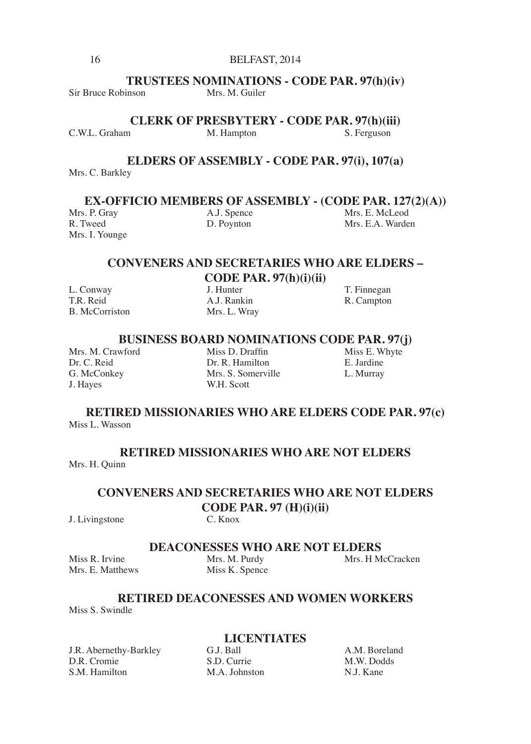### TRUSTEES NOMINATIONS - CODE PAR. 97(h)(iv)

Sir Bruce Robinson
Mrs. M. Guiler

### CLERK OF PRESBYTERY - CODE PAR. 97(h)(iii)

C.W.L. Graham
M. Hampton
S. Ferguson

### ELDERS OF ASSEMBLY - CODE PAR. 97(i), 107(a)

Mrs. C. Barkley

### EX-OFFICIO MEMBERS OF ASSEMBLY - (CODE PAR. 127(2)(A))

Mrs. P. Gray
A.J. Spence
Mrs. E. McLeod
R. Tweed
D. Poynton
Mrs. E.A. Warden
Mrs. I. Younge

### CONVENERS AND SECRETARIES WHO ARE ELDERS – CODE PAR. 97(h)(i)(ii)

L. Conway
J. Hunter
T. Finnegan
T.R. Reid
A.J. Rankin
R. Campton
B. McCorriston
Mrs. L. Wray

### BUSINESS BOARD NOMINATIONS CODE PAR. 97(j)

Mrs. M. Crawford
Miss D. Draffin
Miss E. Whyte
Dr. C. Reid
Dr. R. Hamilton
E. Jardine
G. McConkey
Mrs. S. Somerville
L. Murray
J. Hayes
W.H. Scott

### RETIRED MISSIONARIES WHO ARE ELDERS CODE PAR. 97(c)

Miss L. Wasson

### RETIRED MISSIONARIES WHO ARE NOT ELDERS

Mrs. H. Quinn

### CONVENERS AND SECRETARIES WHO ARE NOT ELDERS CODE PAR. 97 (H)(i)(ii)

J. Livingstone
C. Knox

### DEACONESSES WHO ARE NOT ELDERS

Miss R. Irvine
Mrs. M. Purdy
Mrs. H McCracken
Mrs. E. Matthews
Miss K. Spence

### RETIRED DEACONESSES AND WOMEN WORKERS

Miss S. Swindle

### LICENTIATES

J.R. Abernethy-Barkley
G.J. Ball
A.M. Boreland
D.R. Cromie
S.D. Currie
M.W. Dodds
S.M. Hamilton
M.A. Johnston
N.J. Kane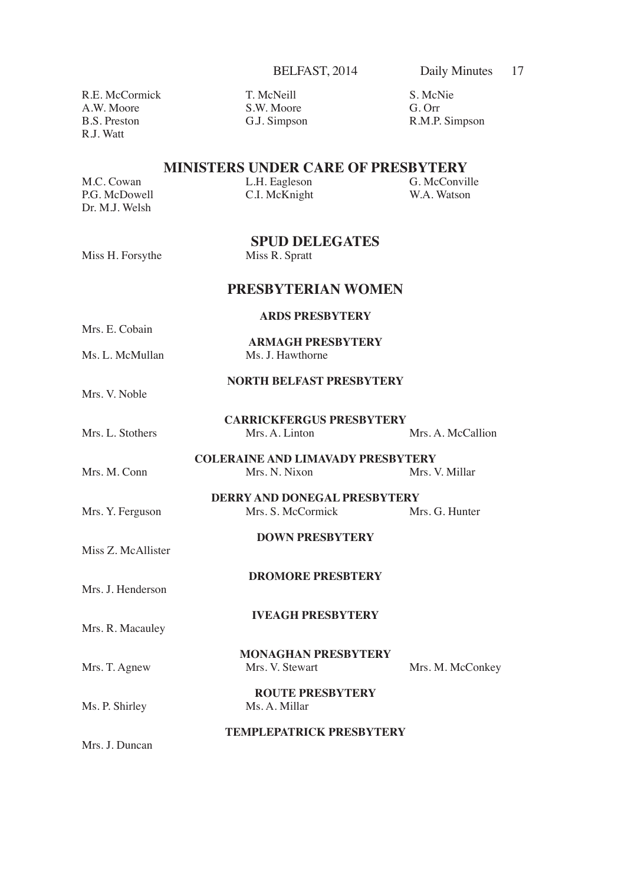R.E. McCormick
T. McNeill
S. McNie
A.W. Moore
S.W. Moore
G. Orr
B.S. Preston
G.J. Simpson
R.M.P. Simpson
R.J. Watt

## MINISTERS UNDER CARE OF PRESBYTERY

M.C. Cowan
L.H. Eagleson
G. McConville
P.G. McDowell
C.I. McKnight
W.A. Watson
Dr. M.J. Welsh

## SPUD DELEGATES

Miss H. Forsythe
Miss R. Spratt

## PRESBYTERIAN WOMEN

### ARDS PRESBYTERY

Mrs. E. Cobain

### ARMAGH PRESBYTERY

Ms. L. McMullan
Ms. J. Hawthorne

### NORTH BELFAST PRESBYTERY

Mrs. V. Noble

### CARRICKFERGUS PRESBYTERY

Mrs. L. Stothers
Mrs. A. Linton
Mrs. A. McCallion

### COLERAINE AND LIMAVADY PRESBYTERY

Mrs. M. Conn
Mrs. N. Nixon
Mrs. V. Millar

### DERRY AND DONEGAL PRESBYTERY

Mrs. Y. Ferguson
Mrs. S. McCormick
Mrs. G. Hunter

### DOWN PRESBYTERY

Miss Z. McAllister

### DROMORE PRESBTERY

Mrs. J. Henderson

### IVEAGH PRESBYTERY

Mrs. R. Macauley

### MONAGHAN PRESBYTERY

Mrs. T. Agnew
Mrs. V. Stewart
Mrs. M. McConkey

### ROUTE PRESBYTERY

Ms. P. Shirley
Ms. A. Millar

### TEMPLEPATRICK PRESBYTERY

Mrs. J. Duncan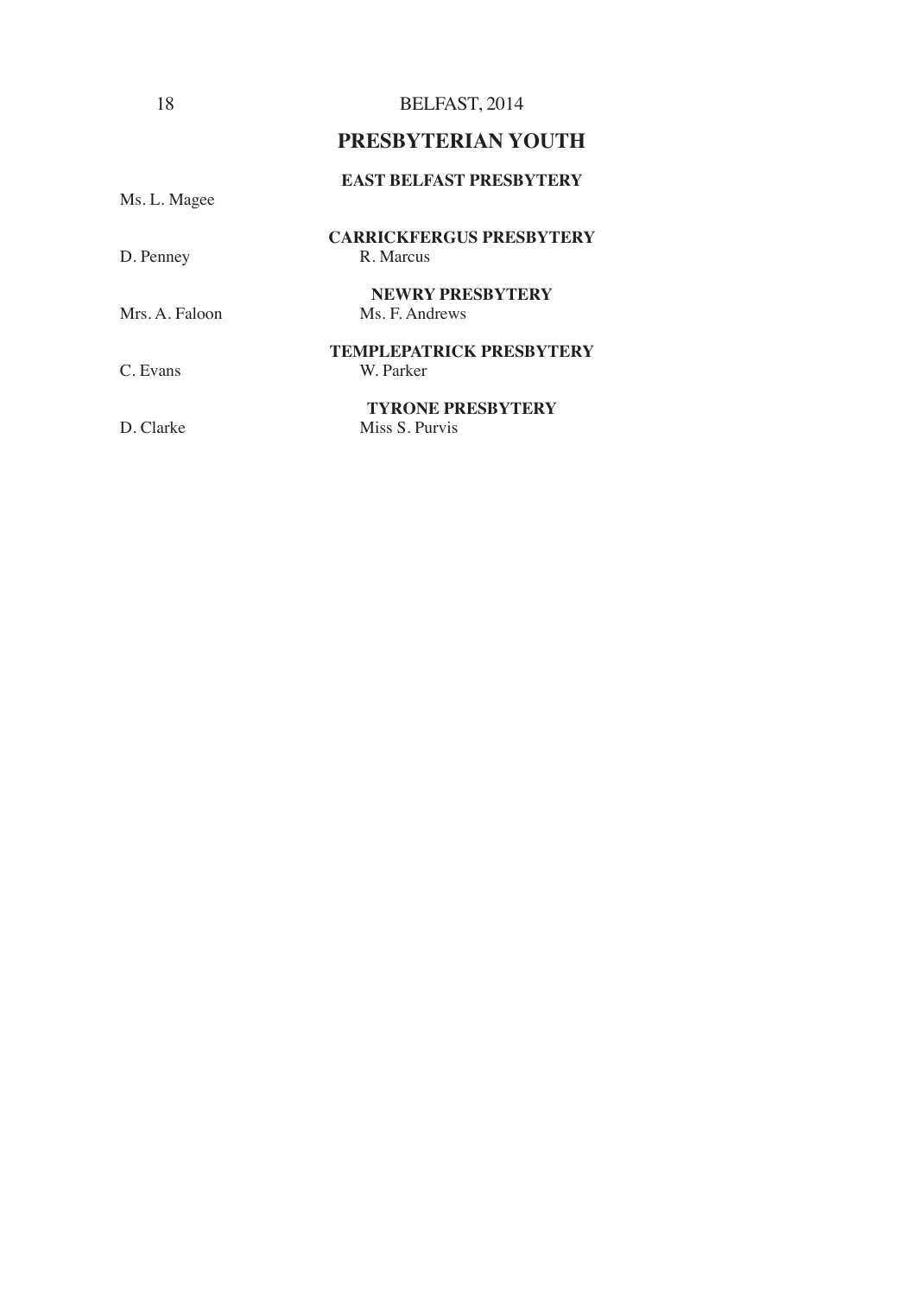## PRESBYTERIAN YOUTH

**EAST BELFAST PRESBYTERY**

Ms. L. Magee

**CARRICKFERGUS PRESBYTERY**

D. Penney R. Marcus

**NEWRY PRESBYTERY**

Mrs. A. Faloon Ms. F. Andrews

**TEMPLEPATRICK PRESBYTERY**

C. Evans W. Parker

**TYRONE PRESBYTERY**

D. Clarke Miss S. Purvis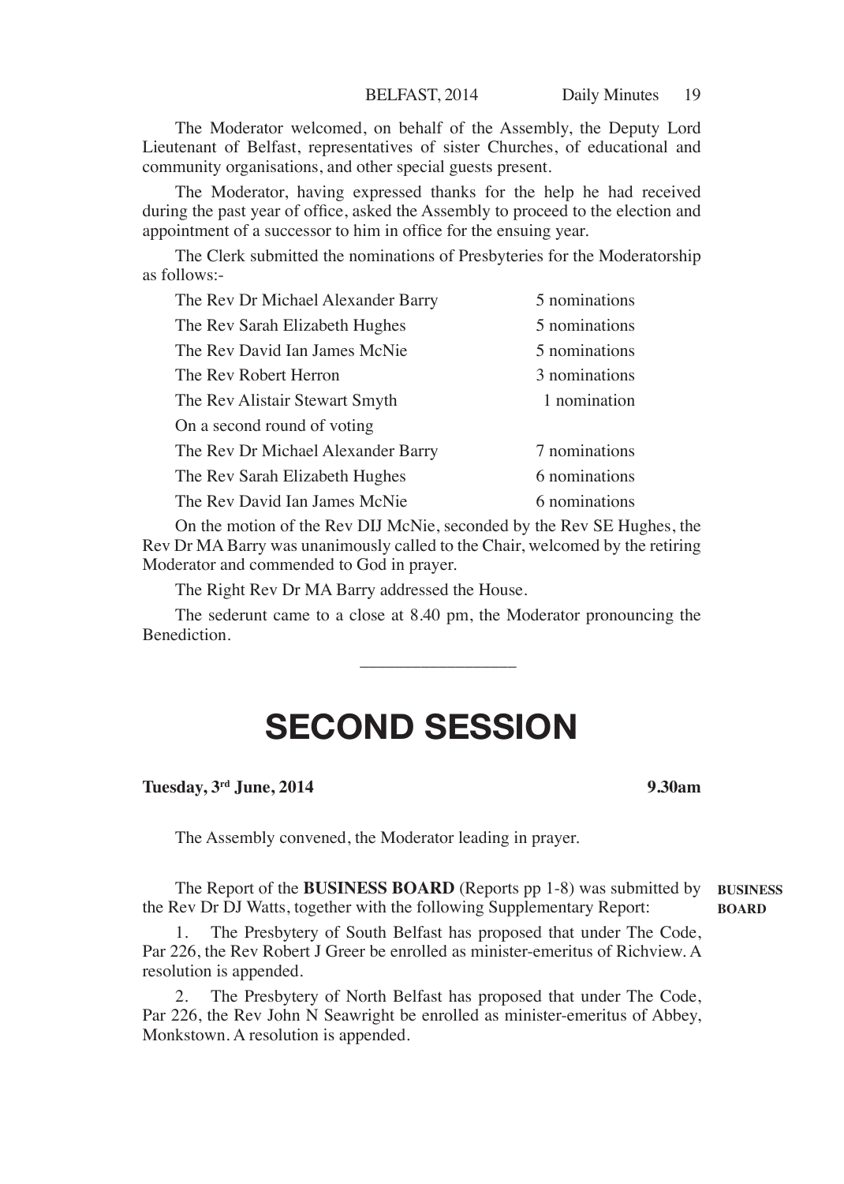The Moderator welcomed, on behalf of the Assembly, the Deputy Lord Lieutenant of Belfast, representatives of sister Churches, of educational and community organisations, and other special guests present.

The Moderator, having expressed thanks for the help he had received during the past year of office, asked the Assembly to proceed to the election and appointment of a successor to him in office for the ensuing year.

The Clerk submitted the nominations of Presbyteries for the Moderatorship as follows:-

| | |
|---|---|
| The Rev Dr Michael Alexander Barry | 5 nominations |
| The Rev Sarah Elizabeth Hughes | 5 nominations |
| The Rev David Ian James McNie | 5 nominations |
| The Rev Robert Herron | 3 nominations |
| The Rev Alistair Stewart Smyth | 1 nomination |
| On a second round of voting | |
| The Rev Dr Michael Alexander Barry | 7 nominations |
| The Rev Sarah Elizabeth Hughes | 6 nominations |
| The Rev David Ian James McNie | 6 nominations |

On the motion of the Rev DIJ McNie, seconded by the Rev SE Hughes, the Rev Dr MA Barry was unanimously called to the Chair, welcomed by the retiring Moderator and commended to God in prayer.

The Right Rev Dr MA Barry addressed the House.

The sederunt came to a close at 8.40 pm, the Moderator pronouncing the Benediction.

---

# SECOND SESSION

**Tuesday, 3rd June, 2014** **9.30am**

The Assembly convened, the Moderator leading in prayer.

**BUSINESS BOARD**

The Report of the **BUSINESS BOARD** (Reports pp 1-8) was submitted by the Rev Dr DJ Watts, together with the following Supplementary Report:

1. The Presbytery of South Belfast has proposed that under The Code, Par 226, the Rev Robert J Greer be enrolled as minister-emeritus of Richview. A resolution is appended.

2. The Presbytery of North Belfast has proposed that under The Code, Par 226, the Rev John N Seawright be enrolled as minister-emeritus of Abbey, Monkstown. A resolution is appended.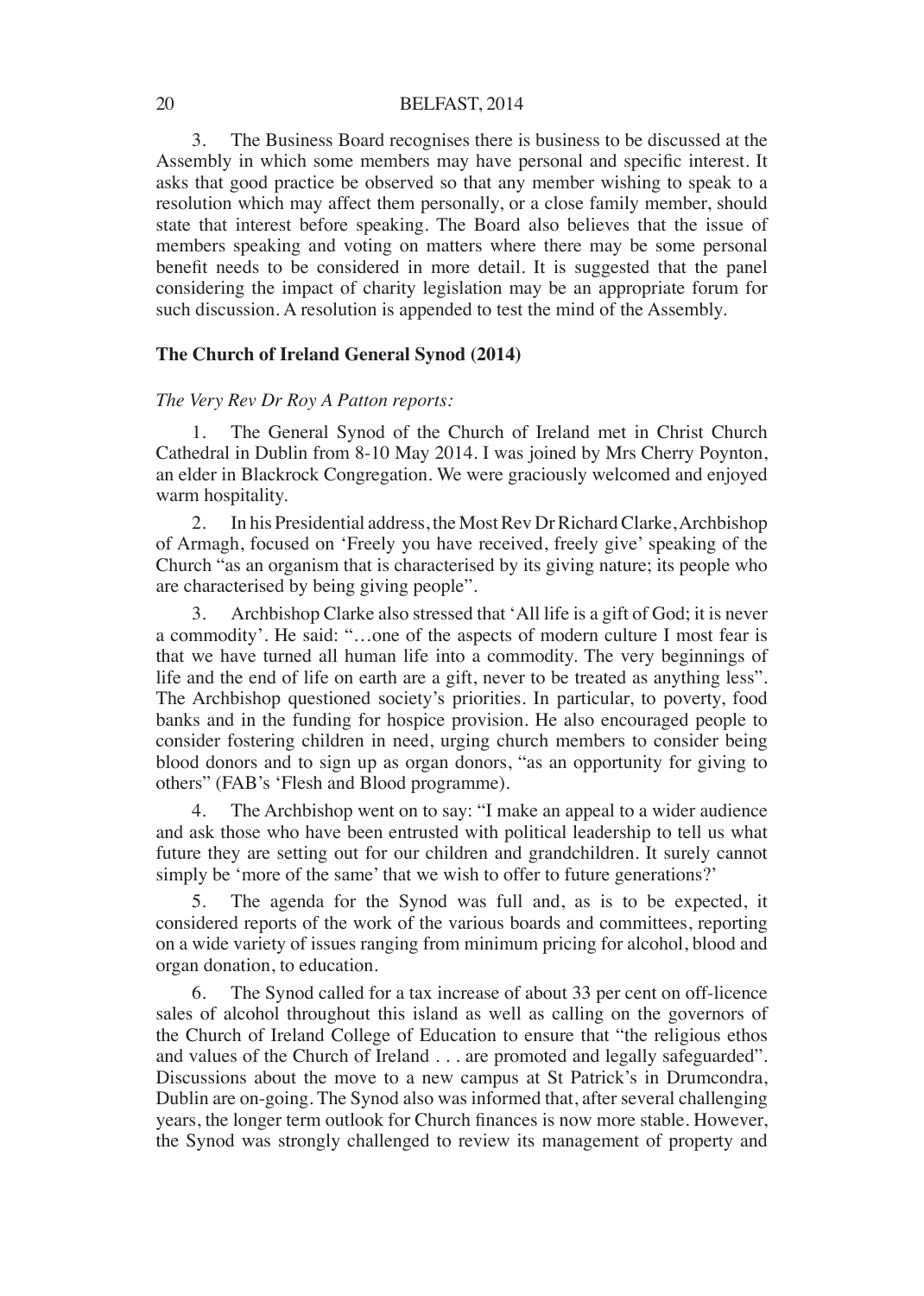3. The Business Board recognises there is business to be discussed at the Assembly in which some members may have personal and specific interest. It asks that good practice be observed so that any member wishing to speak to a resolution which may affect them personally, or a close family member, should state that interest before speaking. The Board also believes that the issue of members speaking and voting on matters where there may be some personal benefit needs to be considered in more detail. It is suggested that the panel considering the impact of charity legislation may be an appropriate forum for such discussion. A resolution is appended to test the mind of the Assembly.

## The Church of Ireland General Synod (2014)

*The Very Rev Dr Roy A Patton reports:*

1. The General Synod of the Church of Ireland met in Christ Church Cathedral in Dublin from 8-10 May 2014. I was joined by Mrs Cherry Poynton, an elder in Blackrock Congregation. We were graciously welcomed and enjoyed warm hospitality.

2. In his Presidential address, the Most Rev Dr Richard Clarke, Archbishop of Armagh, focused on 'Freely you have received, freely give' speaking of the Church "as an organism that is characterised by its giving nature; its people who are characterised by being giving people".

3. Archbishop Clarke also stressed that 'All life is a gift of God; it is never a commodity'. He said: "…one of the aspects of modern culture I most fear is that we have turned all human life into a commodity. The very beginnings of life and the end of life on earth are a gift, never to be treated as anything less". The Archbishop questioned society's priorities. In particular, to poverty, food banks and in the funding for hospice provision. He also encouraged people to consider fostering children in need, urging church members to consider being blood donors and to sign up as organ donors, "as an opportunity for giving to others" (FAB's 'Flesh and Blood programme).

4. The Archbishop went on to say: "I make an appeal to a wider audience and ask those who have been entrusted with political leadership to tell us what future they are setting out for our children and grandchildren. It surely cannot simply be 'more of the same' that we wish to offer to future generations?'

5. The agenda for the Synod was full and, as is to be expected, it considered reports of the work of the various boards and committees, reporting on a wide variety of issues ranging from minimum pricing for alcohol, blood and organ donation, to education.

6. The Synod called for a tax increase of about 33 per cent on off-licence sales of alcohol throughout this island as well as calling on the governors of the Church of Ireland College of Education to ensure that "the religious ethos and values of the Church of Ireland . . . are promoted and legally safeguarded". Discussions about the move to a new campus at St Patrick's in Drumcondra, Dublin are on-going. The Synod also was informed that, after several challenging years, the longer term outlook for Church finances is now more stable. However, the Synod was strongly challenged to review its management of property and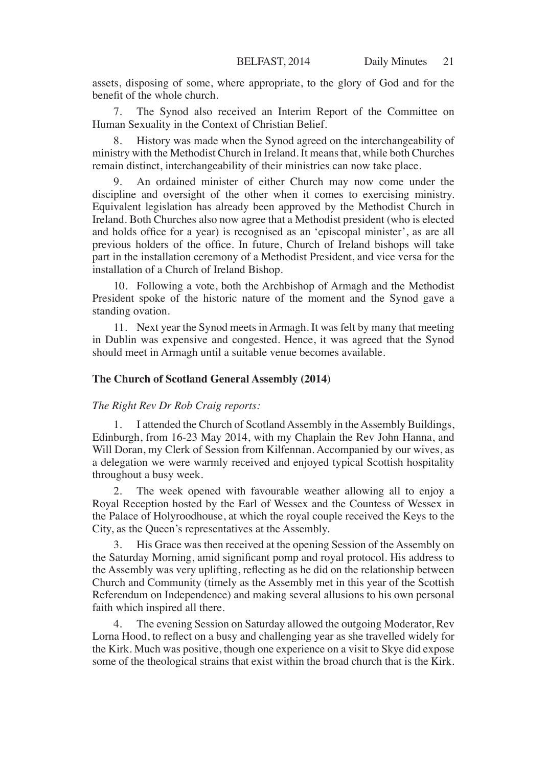assets, disposing of some, where appropriate, to the glory of God and for the benefit of the whole church.

7. The Synod also received an Interim Report of the Committee on Human Sexuality in the Context of Christian Belief.

8. History was made when the Synod agreed on the interchangeability of ministry with the Methodist Church in Ireland. It means that, while both Churches remain distinct, interchangeability of their ministries can now take place.

9. An ordained minister of either Church may now come under the discipline and oversight of the other when it comes to exercising ministry. Equivalent legislation has already been approved by the Methodist Church in Ireland. Both Churches also now agree that a Methodist president (who is elected and holds office for a year) is recognised as an 'episcopal minister', as are all previous holders of the office. In future, Church of Ireland bishops will take part in the installation ceremony of a Methodist President, and vice versa for the installation of a Church of Ireland Bishop.

10. Following a vote, both the Archbishop of Armagh and the Methodist President spoke of the historic nature of the moment and the Synod gave a standing ovation.

11. Next year the Synod meets in Armagh. It was felt by many that meeting in Dublin was expensive and congested. Hence, it was agreed that the Synod should meet in Armagh until a suitable venue becomes available.

### The Church of Scotland General Assembly (2014)

*The Right Rev Dr Rob Craig reports:*

1. I attended the Church of Scotland Assembly in the Assembly Buildings, Edinburgh, from 16-23 May 2014, with my Chaplain the Rev John Hanna, and Will Doran, my Clerk of Session from Kilfennan. Accompanied by our wives, as a delegation we were warmly received and enjoyed typical Scottish hospitality throughout a busy week.

2. The week opened with favourable weather allowing all to enjoy a Royal Reception hosted by the Earl of Wessex and the Countess of Wessex in the Palace of Holyroodhouse, at which the royal couple received the Keys to the City, as the Queen's representatives at the Assembly.

3. His Grace was then received at the opening Session of the Assembly on the Saturday Morning, amid significant pomp and royal protocol. His address to the Assembly was very uplifting, reflecting as he did on the relationship between Church and Community (timely as the Assembly met in this year of the Scottish Referendum on Independence) and making several allusions to his own personal faith which inspired all there.

4. The evening Session on Saturday allowed the outgoing Moderator, Rev Lorna Hood, to reflect on a busy and challenging year as she travelled widely for the Kirk. Much was positive, though one experience on a visit to Skye did expose some of the theological strains that exist within the broad church that is the Kirk.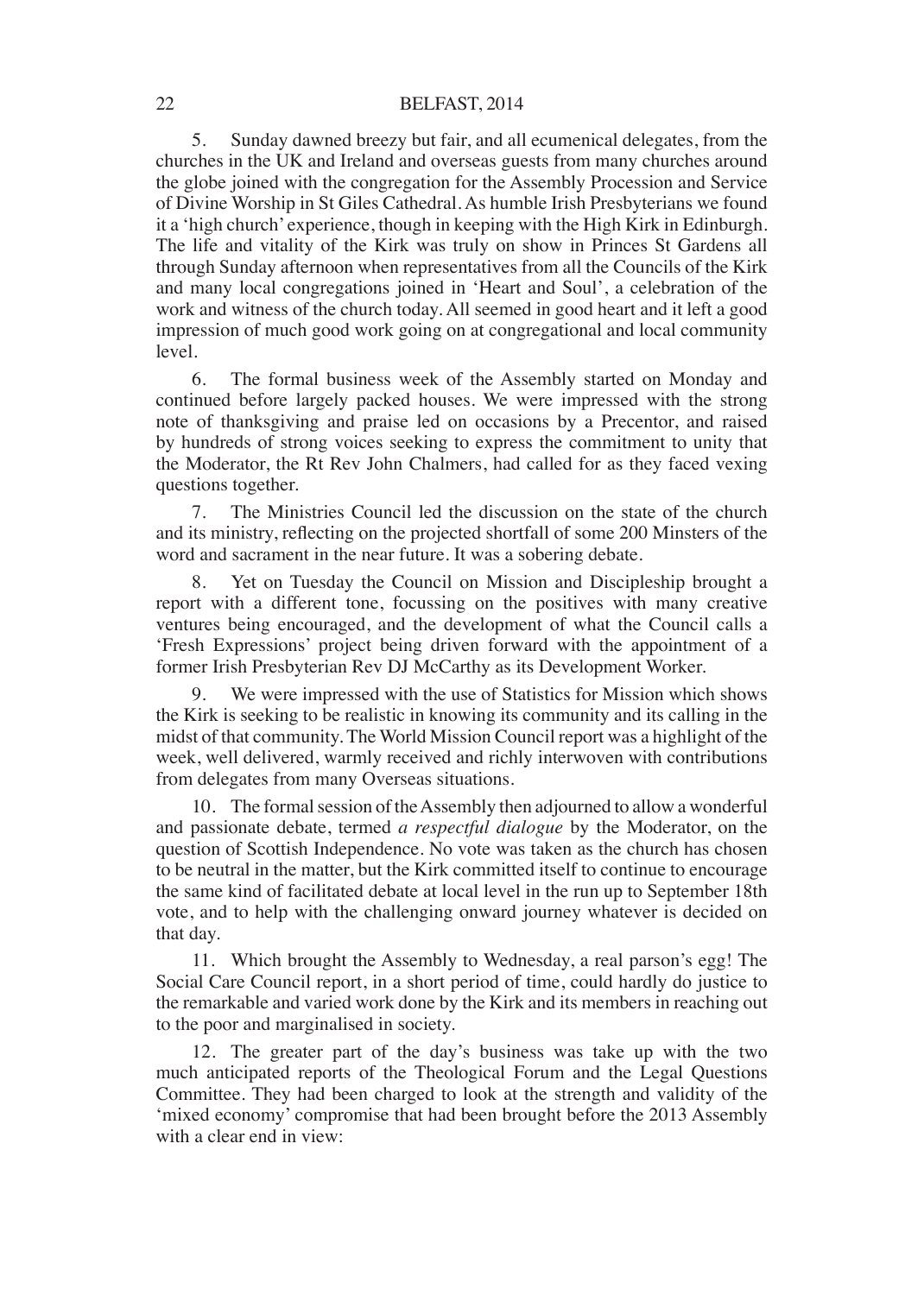5. Sunday dawned breezy but fair, and all ecumenical delegates, from the churches in the UK and Ireland and overseas guests from many churches around the globe joined with the congregation for the Assembly Procession and Service of Divine Worship in St Giles Cathedral. As humble Irish Presbyterians we found it a 'high church' experience, though in keeping with the High Kirk in Edinburgh. The life and vitality of the Kirk was truly on show in Princes St Gardens all through Sunday afternoon when representatives from all the Councils of the Kirk and many local congregations joined in 'Heart and Soul', a celebration of the work and witness of the church today. All seemed in good heart and it left a good impression of much good work going on at congregational and local community level.

6. The formal business week of the Assembly started on Monday and continued before largely packed houses. We were impressed with the strong note of thanksgiving and praise led on occasions by a Precentor, and raised by hundreds of strong voices seeking to express the commitment to unity that the Moderator, the Rt Rev John Chalmers, had called for as they faced vexing questions together.

7. The Ministries Council led the discussion on the state of the church and its ministry, reflecting on the projected shortfall of some 200 Minsters of the word and sacrament in the near future. It was a sobering debate.

8. Yet on Tuesday the Council on Mission and Discipleship brought a report with a different tone, focussing on the positives with many creative ventures being encouraged, and the development of what the Council calls a 'Fresh Expressions' project being driven forward with the appointment of a former Irish Presbyterian Rev DJ McCarthy as its Development Worker.

9. We were impressed with the use of Statistics for Mission which shows the Kirk is seeking to be realistic in knowing its community and its calling in the midst of that community. The World Mission Council report was a highlight of the week, well delivered, warmly received and richly interwoven with contributions from delegates from many Overseas situations.

10. The formal session of the Assembly then adjourned to allow a wonderful and passionate debate, termed *a respectful dialogue* by the Moderator, on the question of Scottish Independence. No vote was taken as the church has chosen to be neutral in the matter, but the Kirk committed itself to continue to encourage the same kind of facilitated debate at local level in the run up to September 18th vote, and to help with the challenging onward journey whatever is decided on that day.

11. Which brought the Assembly to Wednesday, a real parson's egg! The Social Care Council report, in a short period of time, could hardly do justice to the remarkable and varied work done by the Kirk and its members in reaching out to the poor and marginalised in society.

12. The greater part of the day's business was take up with the two much anticipated reports of the Theological Forum and the Legal Questions Committee. They had been charged to look at the strength and validity of the 'mixed economy' compromise that had been brought before the 2013 Assembly with a clear end in view: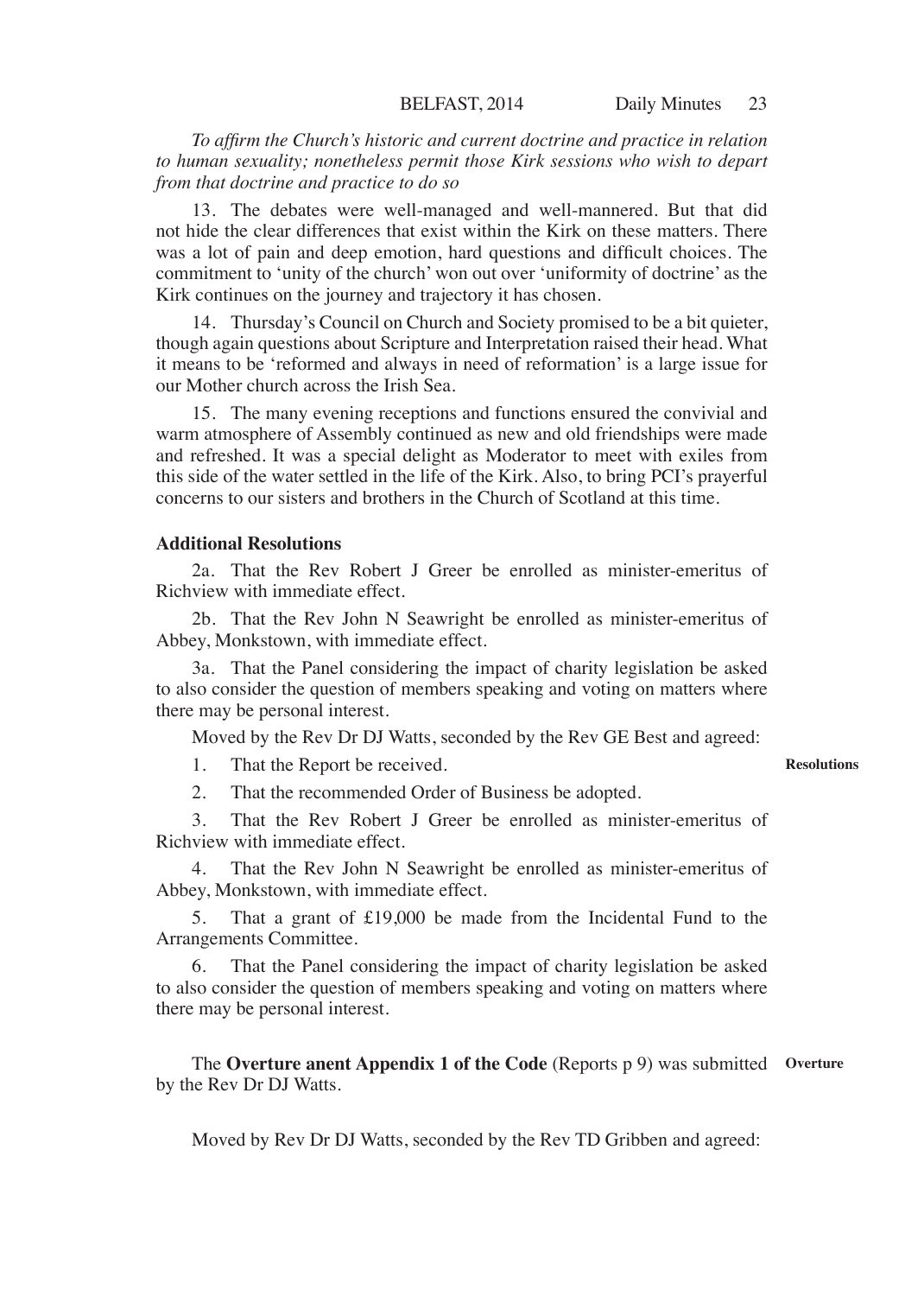*To affirm the Church's historic and current doctrine and practice in relation to human sexuality; nonetheless permit those Kirk sessions who wish to depart from that doctrine and practice to do so*

13. The debates were well-managed and well-mannered. But that did not hide the clear differences that exist within the Kirk on these matters. There was a lot of pain and deep emotion, hard questions and difficult choices. The commitment to 'unity of the church' won out over 'uniformity of doctrine' as the Kirk continues on the journey and trajectory it has chosen.

14. Thursday's Council on Church and Society promised to be a bit quieter, though again questions about Scripture and Interpretation raised their head. What it means to be 'reformed and always in need of reformation' is a large issue for our Mother church across the Irish Sea.

15. The many evening receptions and functions ensured the convivial and warm atmosphere of Assembly continued as new and old friendships were made and refreshed. It was a special delight as Moderator to meet with exiles from this side of the water settled in the life of the Kirk. Also, to bring PCI's prayerful concerns to our sisters and brothers in the Church of Scotland at this time.

**Additional Resolutions**

2a. That the Rev Robert J Greer be enrolled as minister-emeritus of Richview with immediate effect.

2b. That the Rev John N Seawright be enrolled as minister-emeritus of Abbey, Monkstown, with immediate effect.

3a. That the Panel considering the impact of charity legislation be asked to also consider the question of members speaking and voting on matters where there may be personal interest.

Moved by the Rev Dr DJ Watts, seconded by the Rev GE Best and agreed:

**Resolutions**

1. That the Report be received.

2. That the recommended Order of Business be adopted.

3. That the Rev Robert J Greer be enrolled as minister-emeritus of Richview with immediate effect.

4. That the Rev John N Seawright be enrolled as minister-emeritus of Abbey, Monkstown, with immediate effect.

5. That a grant of £19,000 be made from the Incidental Fund to the Arrangements Committee.

6. That the Panel considering the impact of charity legislation be asked to also consider the question of members speaking and voting on matters where there may be personal interest.

**Overture**

The **Overture anent Appendix 1 of the Code** (Reports p 9) was submitted by the Rev Dr DJ Watts.

Moved by Rev Dr DJ Watts, seconded by the Rev TD Gribben and agreed: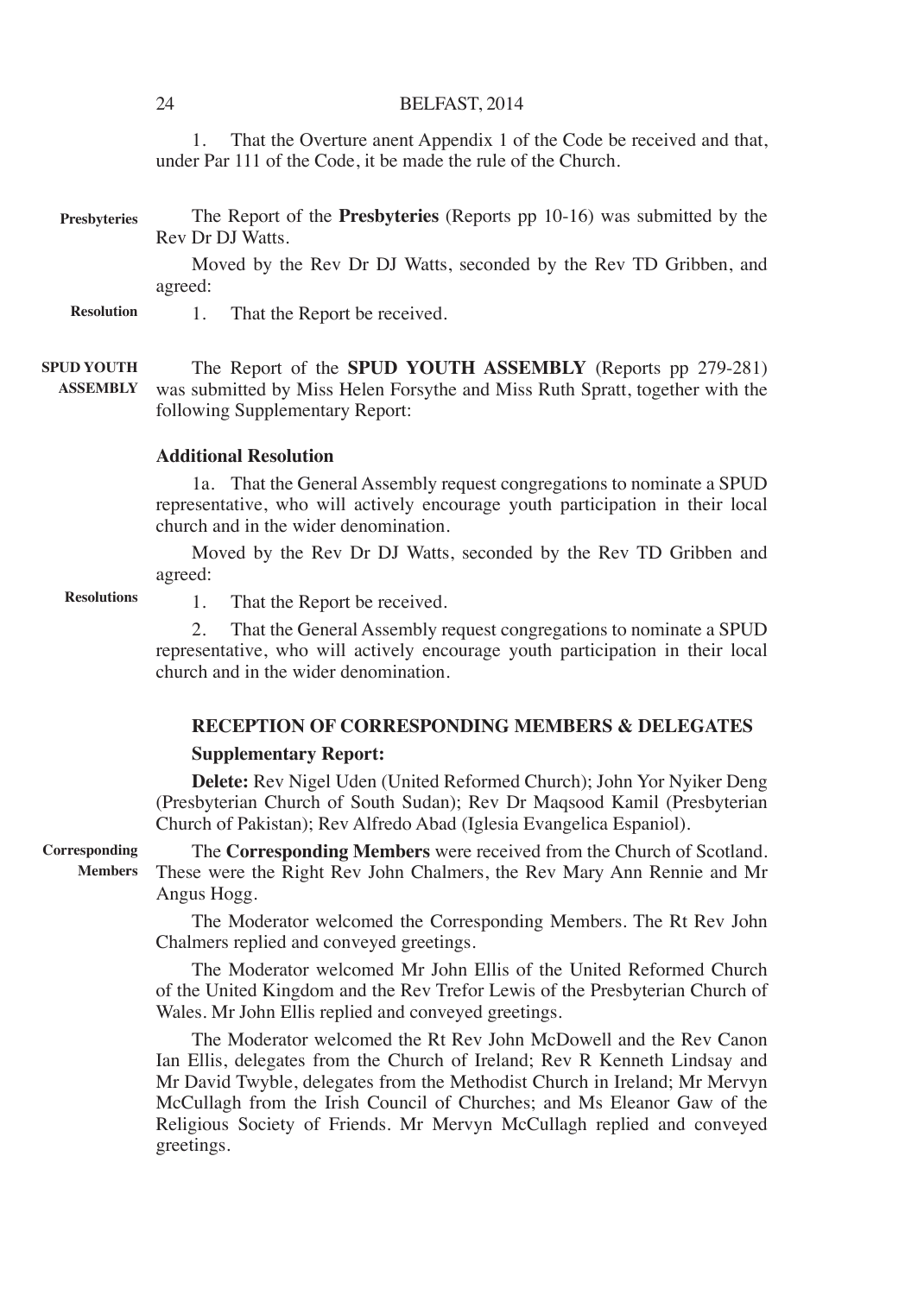1. That the Overture anent Appendix 1 of the Code be received and that, under Par 111 of the Code, it be made the rule of the Church.

**Presbyteries**

The Report of the **Presbyteries** (Reports pp 10-16) was submitted by the Rev Dr DJ Watts.

Moved by the Rev Dr DJ Watts, seconded by the Rev TD Gribben, and agreed:

**Resolution**

1. That the Report be received.

**SPUD YOUTH ASSEMBLY**

The Report of the **SPUD YOUTH ASSEMBLY** (Reports pp 279-281) was submitted by Miss Helen Forsythe and Miss Ruth Spratt, together with the following Supplementary Report:

**Additional Resolution**

1a. That the General Assembly request congregations to nominate a SPUD representative, who will actively encourage youth participation in their local church and in the wider denomination.

Moved by the Rev Dr DJ Watts, seconded by the Rev TD Gribben and agreed:

**Resolutions**

1. That the Report be received.
2. That the General Assembly request congregations to nominate a SPUD representative, who will actively encourage youth participation in their local church and in the wider denomination.

## RECEPTION OF CORRESPONDING MEMBERS & DELEGATES

**Supplementary Report:**

**Delete:** Rev Nigel Uden (United Reformed Church); John Yor Nyiker Deng (Presbyterian Church of South Sudan); Rev Dr Maqsood Kamil (Presbyterian Church of Pakistan); Rev Alfredo Abad (Iglesia Evangelica Espaniol).

**Corresponding Members**

The **Corresponding Members** were received from the Church of Scotland. These were the Right Rev John Chalmers, the Rev Mary Ann Rennie and Mr Angus Hogg.

The Moderator welcomed the Corresponding Members. The Rt Rev John Chalmers replied and conveyed greetings.

The Moderator welcomed Mr John Ellis of the United Reformed Church of the United Kingdom and the Rev Trefor Lewis of the Presbyterian Church of Wales. Mr John Ellis replied and conveyed greetings.

The Moderator welcomed the Rt Rev John McDowell and the Rev Canon Ian Ellis, delegates from the Church of Ireland; Rev R Kenneth Lindsay and Mr David Twyble, delegates from the Methodist Church in Ireland; Mr Mervyn McCullagh from the Irish Council of Churches; and Ms Eleanor Gaw of the Religious Society of Friends. Mr Mervyn McCullagh replied and conveyed greetings.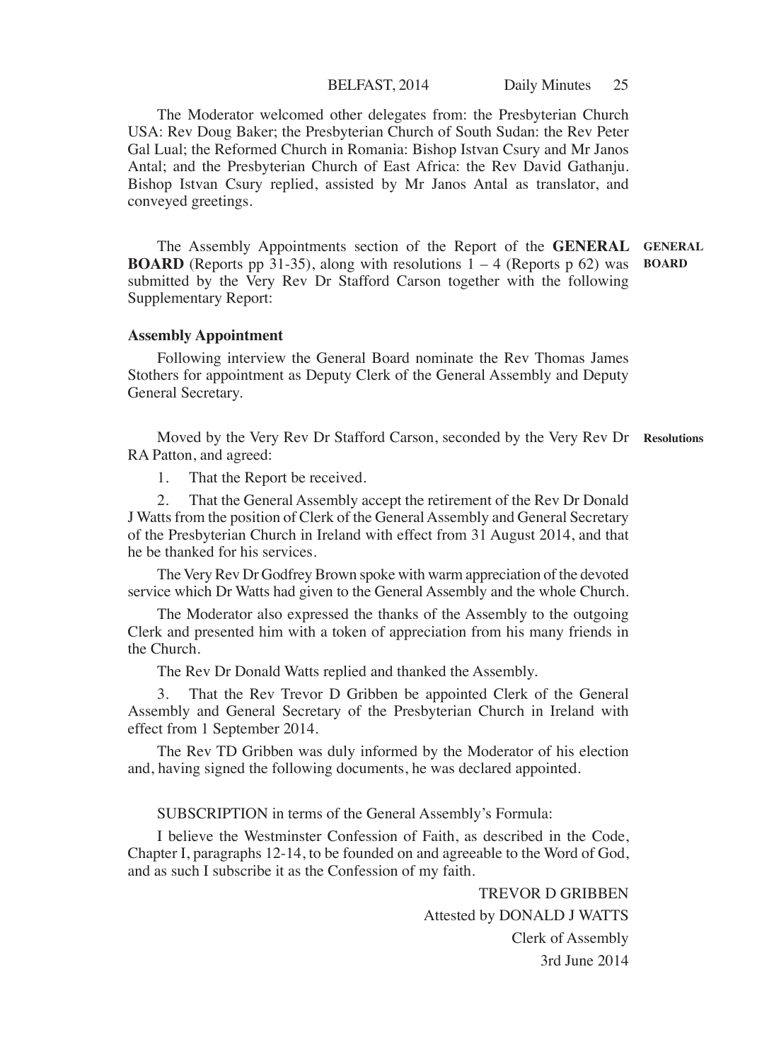The Moderator welcomed other delegates from: the Presbyterian Church USA: Rev Doug Baker; the Presbyterian Church of South Sudan: the Rev Peter Gal Lual; the Reformed Church in Romania: Bishop Istvan Csury and Mr Janos Antal; and the Presbyterian Church of East Africa: the Rev David Gathanju. Bishop Istvan Csury replied, assisted by Mr Janos Antal as translator, and conveyed greetings.

**GENERAL BOARD**

The Assembly Appointments section of the Report of the **GENERAL BOARD** (Reports pp 31-35), along with resolutions 1 – 4 (Reports p 62) was submitted by the Very Rev Dr Stafford Carson together with the following Supplementary Report:

**Assembly Appointment**

Following interview the General Board nominate the Rev Thomas James Stothers for appointment as Deputy Clerk of the General Assembly and Deputy General Secretary.

**Resolutions**

Moved by the Very Rev Dr Stafford Carson, seconded by the Very Rev Dr RA Patton, and agreed:

1. That the Report be received.

2. That the General Assembly accept the retirement of the Rev Dr Donald J Watts from the position of Clerk of the General Assembly and General Secretary of the Presbyterian Church in Ireland with effect from 31 August 2014, and that he be thanked for his services.

The Very Rev Dr Godfrey Brown spoke with warm appreciation of the devoted service which Dr Watts had given to the General Assembly and the whole Church.

The Moderator also expressed the thanks of the Assembly to the outgoing Clerk and presented him with a token of appreciation from his many friends in the Church.

The Rev Dr Donald Watts replied and thanked the Assembly.

3. That the Rev Trevor D Gribben be appointed Clerk of the General Assembly and General Secretary of the Presbyterian Church in Ireland with effect from 1 September 2014.

The Rev TD Gribben was duly informed by the Moderator of his election and, having signed the following documents, he was declared appointed.

SUBSCRIPTION in terms of the General Assembly's Formula:

I believe the Westminster Confession of Faith, as described in the Code, Chapter I, paragraphs 12-14, to be founded on and agreeable to the Word of God, and as such I subscribe it as the Confession of my faith.

TREVOR D GRIBBEN
Attested by DONALD J WATTS
Clerk of Assembly
3rd June 2014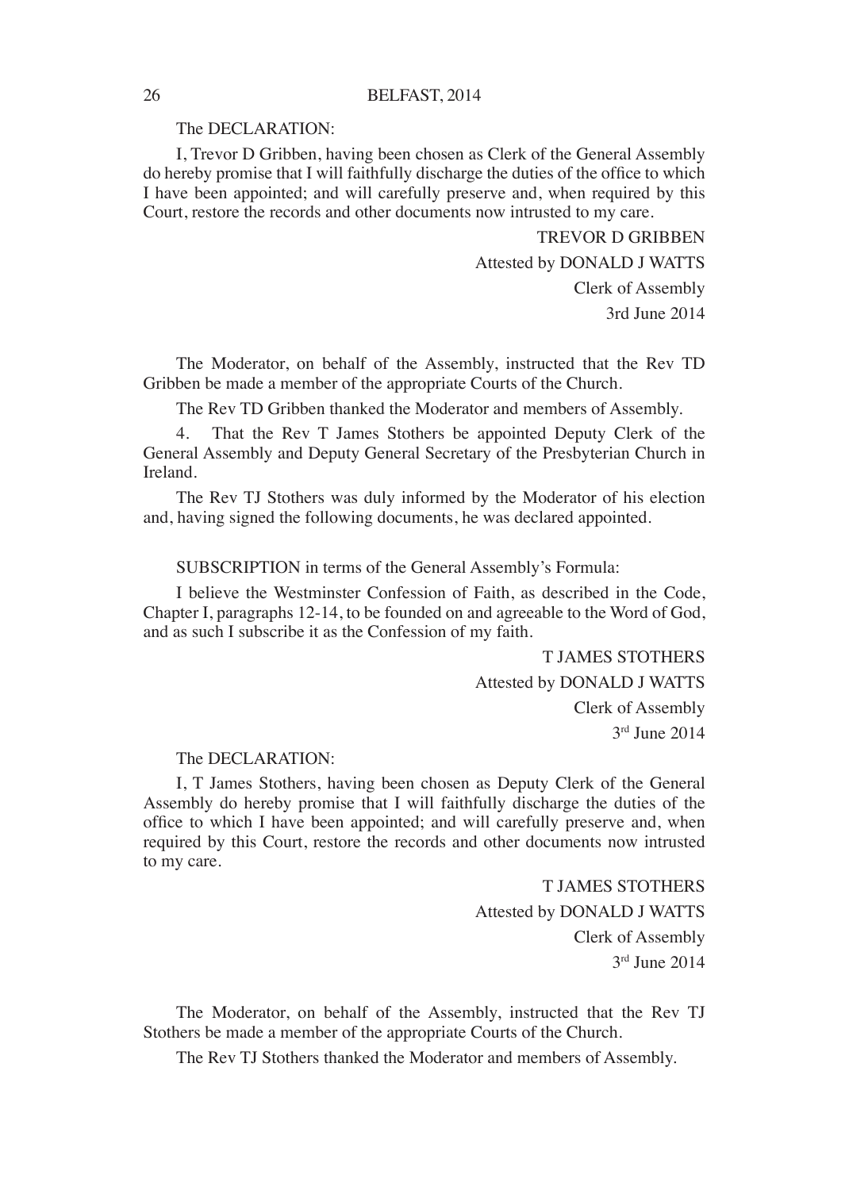The DECLARATION:

I, Trevor D Gribben, having been chosen as Clerk of the General Assembly do hereby promise that I will faithfully discharge the duties of the office to which I have been appointed; and will carefully preserve and, when required by this Court, restore the records and other documents now intrusted to my care.

TREVOR D GRIBBEN

Attested by DONALD J WATTS

Clerk of Assembly

3rd June 2014

The Moderator, on behalf of the Assembly, instructed that the Rev TD Gribben be made a member of the appropriate Courts of the Church.

The Rev TD Gribben thanked the Moderator and members of Assembly.

4. That the Rev T James Stothers be appointed Deputy Clerk of the General Assembly and Deputy General Secretary of the Presbyterian Church in Ireland.

The Rev TJ Stothers was duly informed by the Moderator of his election and, having signed the following documents, he was declared appointed.

SUBSCRIPTION in terms of the General Assembly's Formula:

I believe the Westminster Confession of Faith, as described in the Code, Chapter I, paragraphs 12-14, to be founded on and agreeable to the Word of God, and as such I subscribe it as the Confession of my faith.

T JAMES STOTHERS

Attested by DONALD J WATTS

Clerk of Assembly

3rd June 2014

The DECLARATION:

I, T James Stothers, having been chosen as Deputy Clerk of the General Assembly do hereby promise that I will faithfully discharge the duties of the office to which I have been appointed; and will carefully preserve and, when required by this Court, restore the records and other documents now intrusted to my care.

T JAMES STOTHERS

Attested by DONALD J WATTS

Clerk of Assembly

3rd June 2014

The Moderator, on behalf of the Assembly, instructed that the Rev TJ Stothers be made a member of the appropriate Courts of the Church.

The Rev TJ Stothers thanked the Moderator and members of Assembly.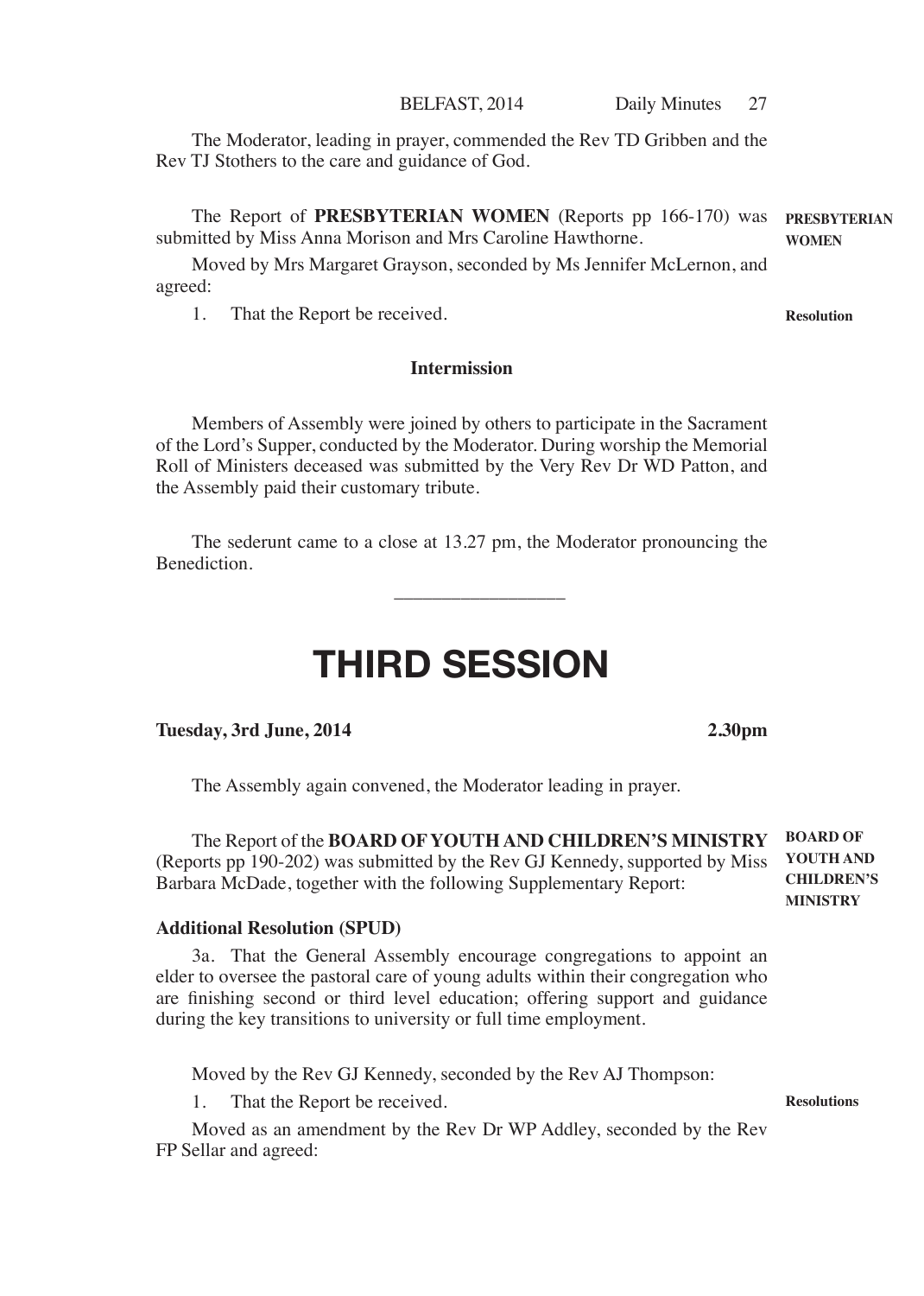The Moderator, leading in prayer, commended the Rev TD Gribben and the Rev TJ Stothers to the care and guidance of God.

**PRESBYTERIAN WOMEN**

The Report of **PRESBYTERIAN WOMEN** (Reports pp 166-170) was submitted by Miss Anna Morison and Mrs Caroline Hawthorne.

Moved by Mrs Margaret Grayson, seconded by Ms Jennifer McLernon, and agreed:

**Resolution**

1. That the Report be received.

**Intermission**

Members of Assembly were joined by others to participate in the Sacrament of the Lord's Supper, conducted by the Moderator. During worship the Memorial Roll of Ministers deceased was submitted by the Very Rev Dr WD Patton, and the Assembly paid their customary tribute.

The sederunt came to a close at 13.27 pm, the Moderator pronouncing the Benediction.

---

# THIRD SESSION

**Tuesday, 3rd June, 2014** **2.30pm**

The Assembly again convened, the Moderator leading in prayer.

**BOARD OF YOUTH AND CHILDREN'S MINISTRY**

The Report of the **BOARD OF YOUTH AND CHILDREN'S MINISTRY** (Reports pp 190-202) was submitted by the Rev GJ Kennedy, supported by Miss Barbara McDade, together with the following Supplementary Report:

**Additional Resolution (SPUD)**

3a. That the General Assembly encourage congregations to appoint an elder to oversee the pastoral care of young adults within their congregation who are finishing second or third level education; offering support and guidance during the key transitions to university or full time employment.

Moved by the Rev GJ Kennedy, seconded by the Rev AJ Thompson:

**Resolutions**

1. That the Report be received.

Moved as an amendment by the Rev Dr WP Addley, seconded by the Rev FP Sellar and agreed: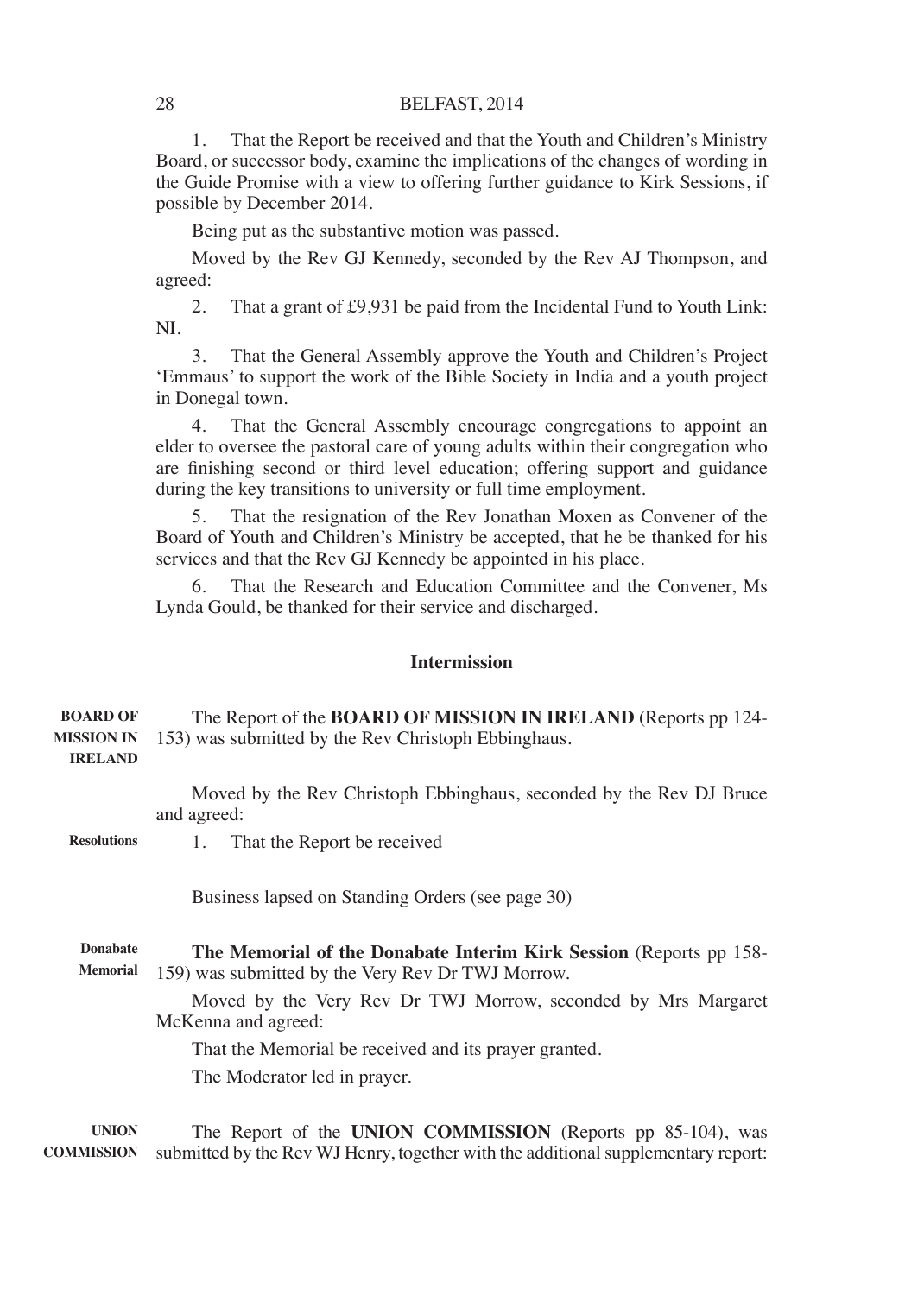1. That the Report be received and that the Youth and Children's Ministry Board, or successor body, examine the implications of the changes of wording in the Guide Promise with a view to offering further guidance to Kirk Sessions, if possible by December 2014.

Being put as the substantive motion was passed.

Moved by the Rev GJ Kennedy, seconded by the Rev AJ Thompson, and agreed:

2. That a grant of £9,931 be paid from the Incidental Fund to Youth Link: NI.

3. That the General Assembly approve the Youth and Children's Project 'Emmaus' to support the work of the Bible Society in India and a youth project in Donegal town.

4. That the General Assembly encourage congregations to appoint an elder to oversee the pastoral care of young adults within their congregation who are finishing second or third level education; offering support and guidance during the key transitions to university or full time employment.

5. That the resignation of the Rev Jonathan Moxen as Convener of the Board of Youth and Children's Ministry be accepted, that he be thanked for his services and that the Rev GJ Kennedy be appointed in his place.

6. That the Research and Education Committee and the Convener, Ms Lynda Gould, be thanked for their service and discharged.

### Intermission

**BOARD OF MISSION IN IRELAND**

The Report of the **BOARD OF MISSION IN IRELAND** (Reports pp 124-153) was submitted by the Rev Christoph Ebbinghaus.

Moved by the Rev Christoph Ebbinghaus, seconded by the Rev DJ Bruce and agreed:

**Resolutions**

1. That the Report be received

Business lapsed on Standing Orders (see page 30)

**Donabate Memorial**

**The Memorial of the Donabate Interim Kirk Session** (Reports pp 158-159) was submitted by the Very Rev Dr TWJ Morrow.

Moved by the Very Rev Dr TWJ Morrow, seconded by Mrs Margaret McKenna and agreed:

That the Memorial be received and its prayer granted.

The Moderator led in prayer.

**UNION COMMISSION**

The Report of the **UNION COMMISSION** (Reports pp 85-104), was submitted by the Rev WJ Henry, together with the additional supplementary report: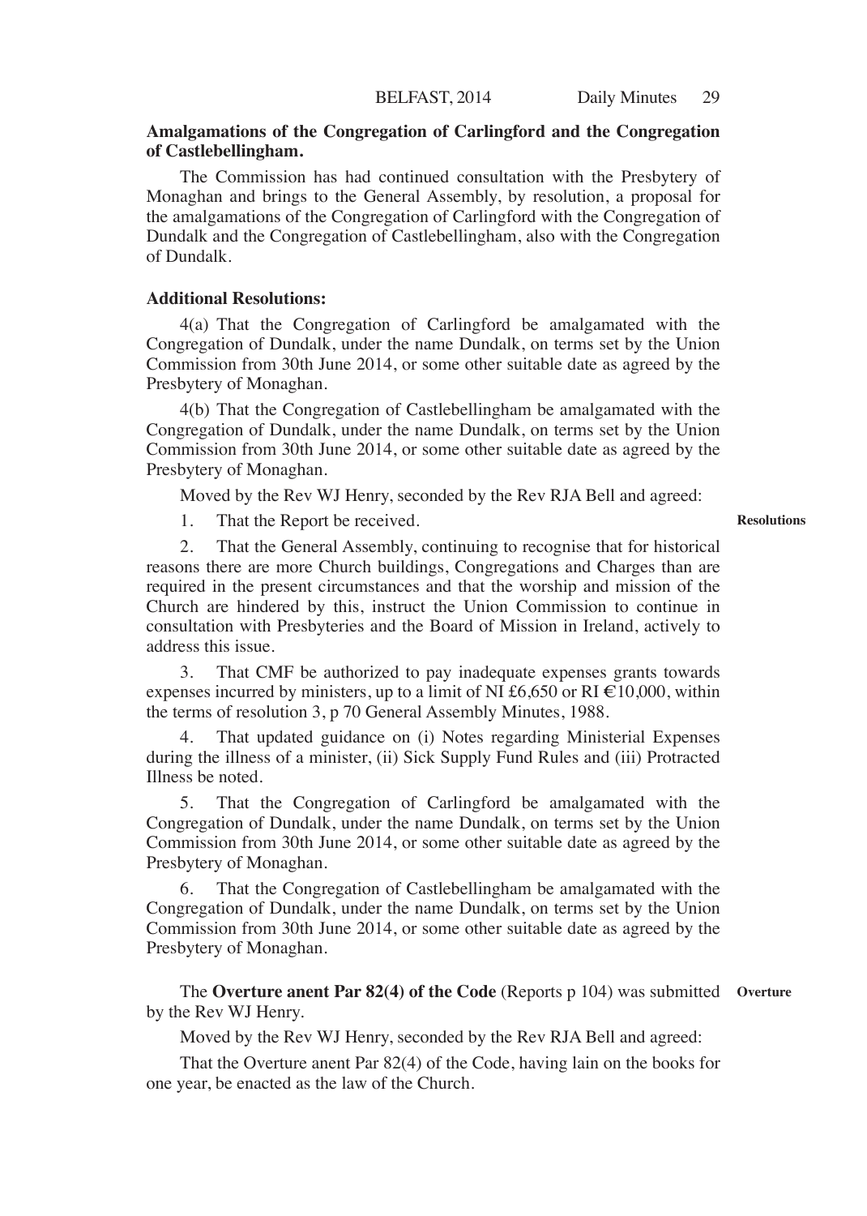**Amalgamations of the Congregation of Carlingford and the Congregation of Castlebellingham.**

The Commission has had continued consultation with the Presbytery of Monaghan and brings to the General Assembly, by resolution, a proposal for the amalgamations of the Congregation of Carlingford with the Congregation of Dundalk and the Congregation of Castlebellingham, also with the Congregation of Dundalk.

**Additional Resolutions:**

4(a) That the Congregation of Carlingford be amalgamated with the Congregation of Dundalk, under the name Dundalk, on terms set by the Union Commission from 30th June 2014, or some other suitable date as agreed by the Presbytery of Monaghan.

4(b) That the Congregation of Castlebellingham be amalgamated with the Congregation of Dundalk, under the name Dundalk, on terms set by the Union Commission from 30th June 2014, or some other suitable date as agreed by the Presbytery of Monaghan.

Moved by the Rev WJ Henry, seconded by the Rev RJA Bell and agreed:

**Resolutions**

1. That the Report be received.

2. That the General Assembly, continuing to recognise that for historical reasons there are more Church buildings, Congregations and Charges than are required in the present circumstances and that the worship and mission of the Church are hindered by this, instruct the Union Commission to continue in consultation with Presbyteries and the Board of Mission in Ireland, actively to address this issue.

3. That CMF be authorized to pay inadequate expenses grants towards expenses incurred by ministers, up to a limit of NI £6,650 or RI €10,000, within the terms of resolution 3, p 70 General Assembly Minutes, 1988.

4. That updated guidance on (i) Notes regarding Ministerial Expenses during the illness of a minister, (ii) Sick Supply Fund Rules and (iii) Protracted Illness be noted.

5. That the Congregation of Carlingford be amalgamated with the Congregation of Dundalk, under the name Dundalk, on terms set by the Union Commission from 30th June 2014, or some other suitable date as agreed by the Presbytery of Monaghan.

6. That the Congregation of Castlebellingham be amalgamated with the Congregation of Dundalk, under the name Dundalk, on terms set by the Union Commission from 30th June 2014, or some other suitable date as agreed by the Presbytery of Monaghan.

**Overture**

The **Overture anent Par 82(4) of the Code** (Reports p 104) was submitted by the Rev WJ Henry.

Moved by the Rev WJ Henry, seconded by the Rev RJA Bell and agreed:

That the Overture anent Par 82(4) of the Code, having lain on the books for one year, be enacted as the law of the Church.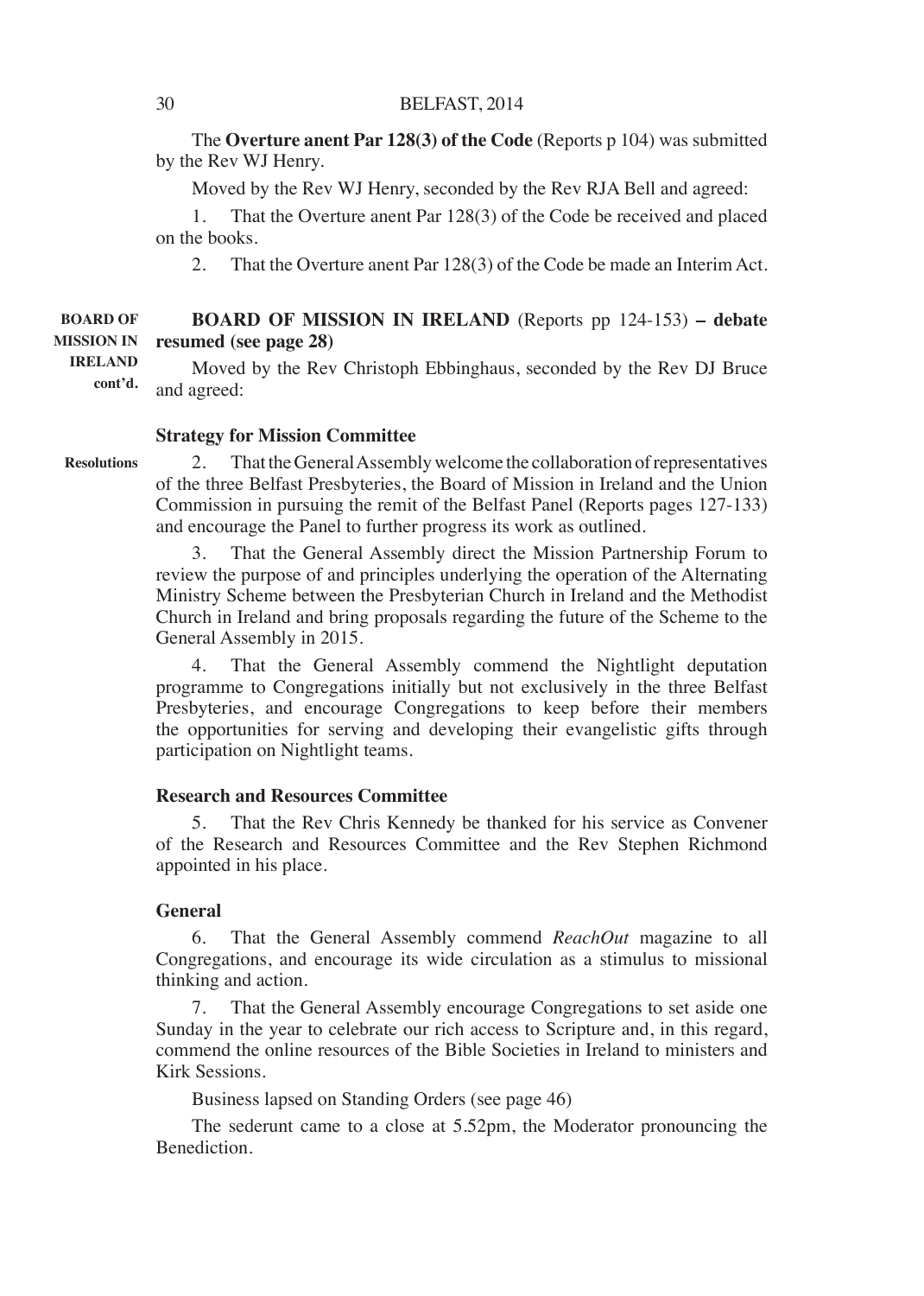The **Overture anent Par 128(3) of the Code** (Reports p 104) was submitted by the Rev WJ Henry.

Moved by the Rev WJ Henry, seconded by the Rev RJA Bell and agreed:

1. That the Overture anent Par 128(3) of the Code be received and placed on the books.

2. That the Overture anent Par 128(3) of the Code be made an Interim Act.

**BOARD OF MISSION IN IRELAND cont'd.**

**BOARD OF MISSION IN IRELAND** (Reports pp 124-153) **– debate resumed (see page 28)**

Moved by the Rev Christoph Ebbinghaus, seconded by the Rev DJ Bruce and agreed:

### Strategy for Mission Committee

**Resolutions**

2. That the General Assembly welcome the collaboration of representatives of the three Belfast Presbyteries, the Board of Mission in Ireland and the Union Commission in pursuing the remit of the Belfast Panel (Reports pages 127-133) and encourage the Panel to further progress its work as outlined.

3. That the General Assembly direct the Mission Partnership Forum to review the purpose of and principles underlying the operation of the Alternating Ministry Scheme between the Presbyterian Church in Ireland and the Methodist Church in Ireland and bring proposals regarding the future of the Scheme to the General Assembly in 2015.

4. That the General Assembly commend the Nightlight deputation programme to Congregations initially but not exclusively in the three Belfast Presbyteries, and encourage Congregations to keep before their members the opportunities for serving and developing their evangelistic gifts through participation on Nightlight teams.

### Research and Resources Committee

5. That the Rev Chris Kennedy be thanked for his service as Convener of the Research and Resources Committee and the Rev Stephen Richmond appointed in his place.

### General

6. That the General Assembly commend *ReachOut* magazine to all Congregations, and encourage its wide circulation as a stimulus to missional thinking and action.

7. That the General Assembly encourage Congregations to set aside one Sunday in the year to celebrate our rich access to Scripture and, in this regard, commend the online resources of the Bible Societies in Ireland to ministers and Kirk Sessions.

Business lapsed on Standing Orders (see page 46)

The sederunt came to a close at 5.52pm, the Moderator pronouncing the Benediction.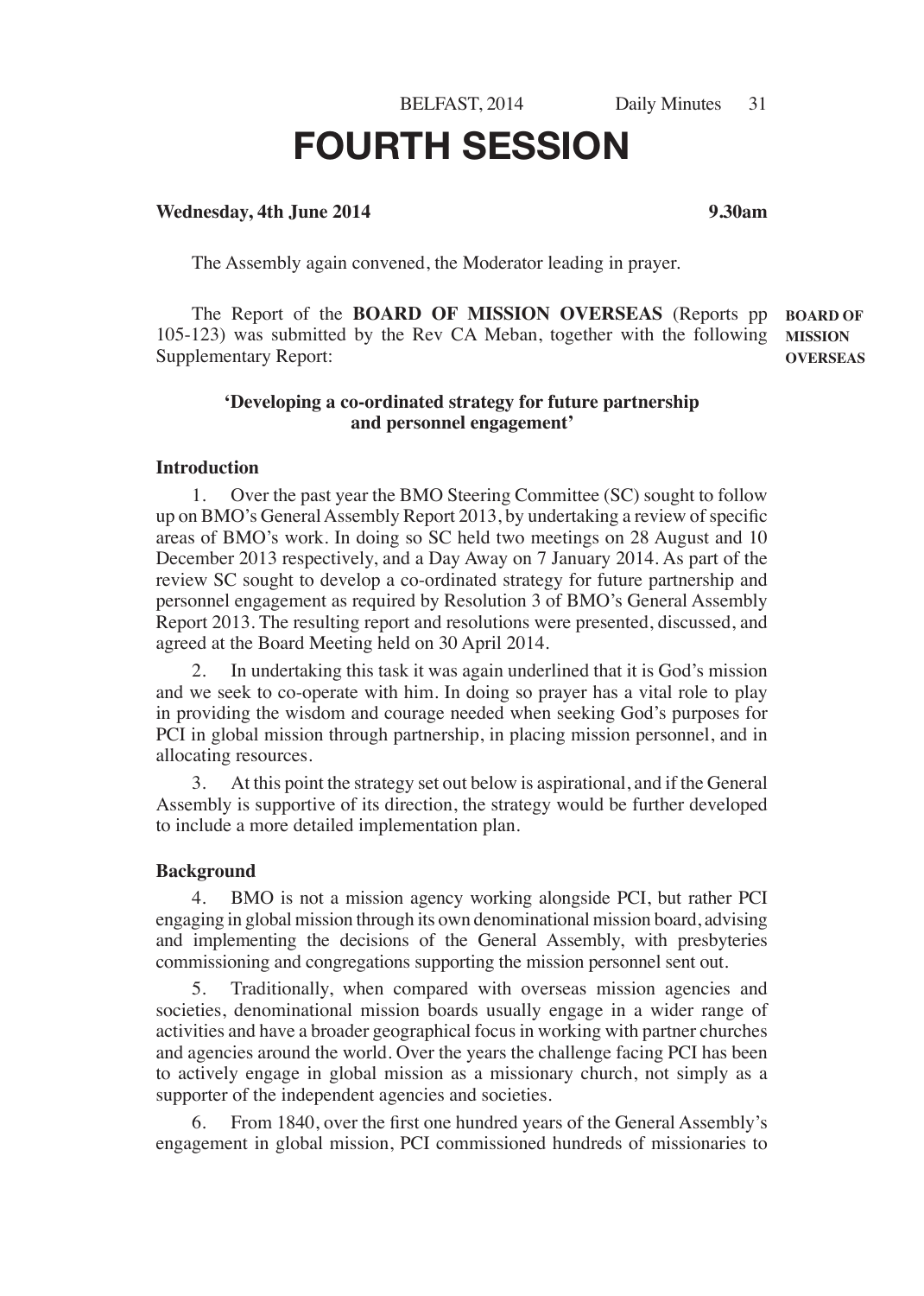# FOURTH SESSION

**Wednesday, 4th June 2014** **9.30am**

The Assembly again convened, the Moderator leading in prayer.

**BOARD OF MISSION OVERSEAS**

The Report of the **BOARD OF MISSION OVERSEAS** (Reports pp 105-123) was submitted by the Rev CA Meban, together with the following Supplementary Report:

**'Developing a co-ordinated strategy for future partnership and personnel engagement'**

**Introduction**

1. Over the past year the BMO Steering Committee (SC) sought to follow up on BMO's General Assembly Report 2013, by undertaking a review of specific areas of BMO's work. In doing so SC held two meetings on 28 August and 10 December 2013 respectively, and a Day Away on 7 January 2014. As part of the review SC sought to develop a co-ordinated strategy for future partnership and personnel engagement as required by Resolution 3 of BMO's General Assembly Report 2013. The resulting report and resolutions were presented, discussed, and agreed at the Board Meeting held on 30 April 2014.

2. In undertaking this task it was again underlined that it is God's mission and we seek to co-operate with him. In doing so prayer has a vital role to play in providing the wisdom and courage needed when seeking God's purposes for PCI in global mission through partnership, in placing mission personnel, and in allocating resources.

3. At this point the strategy set out below is aspirational, and if the General Assembly is supportive of its direction, the strategy would be further developed to include a more detailed implementation plan.

**Background**

4. BMO is not a mission agency working alongside PCI, but rather PCI engaging in global mission through its own denominational mission board, advising and implementing the decisions of the General Assembly, with presbyteries commissioning and congregations supporting the mission personnel sent out.

5. Traditionally, when compared with overseas mission agencies and societies, denominational mission boards usually engage in a wider range of activities and have a broader geographical focus in working with partner churches and agencies around the world. Over the years the challenge facing PCI has been to actively engage in global mission as a missionary church, not simply as a supporter of the independent agencies and societies.

6. From 1840, over the first one hundred years of the General Assembly's engagement in global mission, PCI commissioned hundreds of missionaries to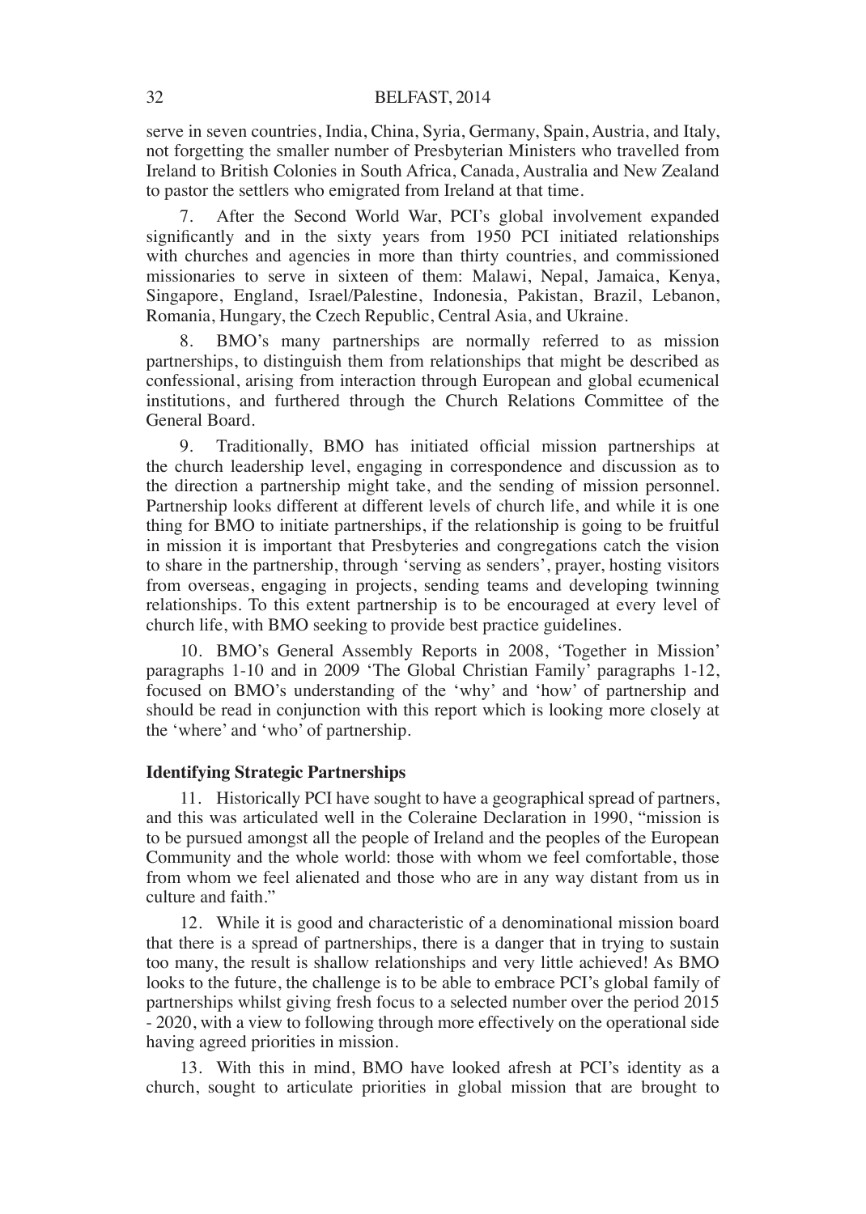serve in seven countries, India, China, Syria, Germany, Spain, Austria, and Italy, not forgetting the smaller number of Presbyterian Ministers who travelled from Ireland to British Colonies in South Africa, Canada, Australia and New Zealand to pastor the settlers who emigrated from Ireland at that time.

7. After the Second World War, PCI's global involvement expanded significantly and in the sixty years from 1950 PCI initiated relationships with churches and agencies in more than thirty countries, and commissioned missionaries to serve in sixteen of them: Malawi, Nepal, Jamaica, Kenya, Singapore, England, Israel/Palestine, Indonesia, Pakistan, Brazil, Lebanon, Romania, Hungary, the Czech Republic, Central Asia, and Ukraine.

8. BMO's many partnerships are normally referred to as mission partnerships, to distinguish them from relationships that might be described as confessional, arising from interaction through European and global ecumenical institutions, and furthered through the Church Relations Committee of the General Board.

9. Traditionally, BMO has initiated official mission partnerships at the church leadership level, engaging in correspondence and discussion as to the direction a partnership might take, and the sending of mission personnel. Partnership looks different at different levels of church life, and while it is one thing for BMO to initiate partnerships, if the relationship is going to be fruitful in mission it is important that Presbyteries and congregations catch the vision to share in the partnership, through 'serving as senders', prayer, hosting visitors from overseas, engaging in projects, sending teams and developing twinning relationships. To this extent partnership is to be encouraged at every level of church life, with BMO seeking to provide best practice guidelines.

10. BMO's General Assembly Reports in 2008, 'Together in Mission' paragraphs 1-10 and in 2009 'The Global Christian Family' paragraphs 1-12, focused on BMO's understanding of the 'why' and 'how' of partnership and should be read in conjunction with this report which is looking more closely at the 'where' and 'who' of partnership.

**Identifying Strategic Partnerships**

11. Historically PCI have sought to have a geographical spread of partners, and this was articulated well in the Coleraine Declaration in 1990, "mission is to be pursued amongst all the people of Ireland and the peoples of the European Community and the whole world: those with whom we feel comfortable, those from whom we feel alienated and those who are in any way distant from us in culture and faith."

12. While it is good and characteristic of a denominational mission board that there is a spread of partnerships, there is a danger that in trying to sustain too many, the result is shallow relationships and very little achieved! As BMO looks to the future, the challenge is to be able to embrace PCI's global family of partnerships whilst giving fresh focus to a selected number over the period 2015 - 2020, with a view to following through more effectively on the operational side having agreed priorities in mission.

13. With this in mind, BMO have looked afresh at PCI's identity as a church, sought to articulate priorities in global mission that are brought to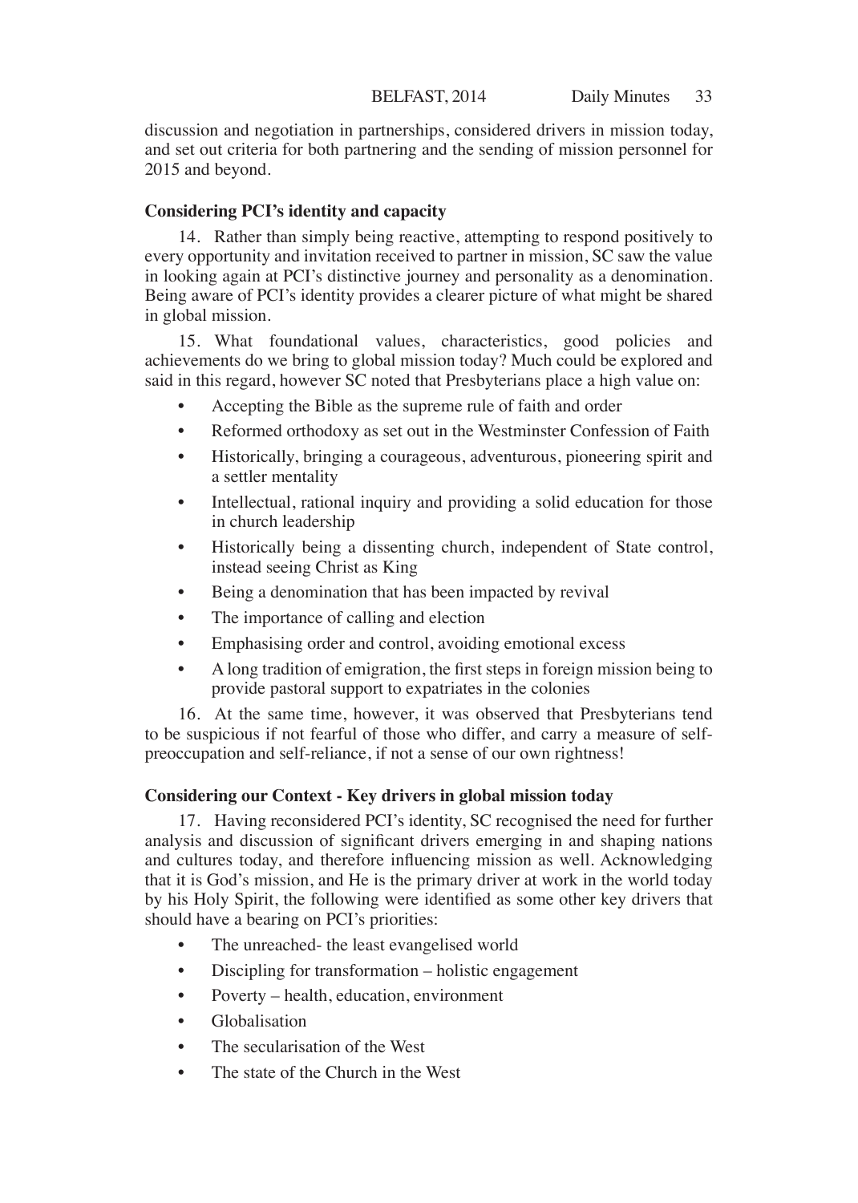discussion and negotiation in partnerships, considered drivers in mission today, and set out criteria for both partnering and the sending of mission personnel for 2015 and beyond.

**Considering PCI's identity and capacity**

14. Rather than simply being reactive, attempting to respond positively to every opportunity and invitation received to partner in mission, SC saw the value in looking again at PCI's distinctive journey and personality as a denomination. Being aware of PCI's identity provides a clearer picture of what might be shared in global mission.

15. What foundational values, characteristics, good policies and achievements do we bring to global mission today? Much could be explored and said in this regard, however SC noted that Presbyterians place a high value on:

- Accepting the Bible as the supreme rule of faith and order
- Reformed orthodoxy as set out in the Westminster Confession of Faith
- Historically, bringing a courageous, adventurous, pioneering spirit and a settler mentality
- Intellectual, rational inquiry and providing a solid education for those in church leadership
- Historically being a dissenting church, independent of State control, instead seeing Christ as King
- Being a denomination that has been impacted by revival
- The importance of calling and election
- Emphasising order and control, avoiding emotional excess
- A long tradition of emigration, the first steps in foreign mission being to provide pastoral support to expatriates in the colonies

16. At the same time, however, it was observed that Presbyterians tend to be suspicious if not fearful of those who differ, and carry a measure of self-preoccupation and self-reliance, if not a sense of our own rightness!

**Considering our Context - Key drivers in global mission today**

17. Having reconsidered PCI's identity, SC recognised the need for further analysis and discussion of significant drivers emerging in and shaping nations and cultures today, and therefore influencing mission as well. Acknowledging that it is God's mission, and He is the primary driver at work in the world today by his Holy Spirit, the following were identified as some other key drivers that should have a bearing on PCI's priorities:

- The unreached- the least evangelised world
- Discipling for transformation – holistic engagement
- Poverty – health, education, environment
- Globalisation
- The secularisation of the West
- The state of the Church in the West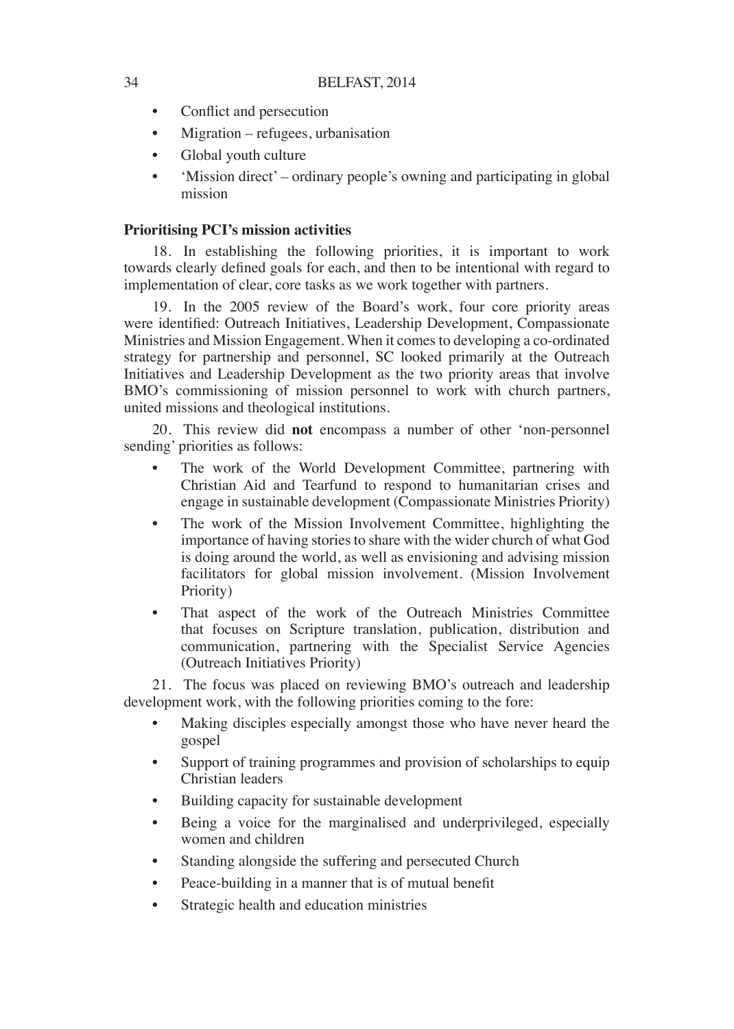- Conflict and persecution
- Migration – refugees, urbanisation
- Global youth culture
- 'Mission direct' – ordinary people's owning and participating in global mission

**Prioritising PCI's mission activities**

18. In establishing the following priorities, it is important to work towards clearly defined goals for each, and then to be intentional with regard to implementation of clear, core tasks as we work together with partners.

19. In the 2005 review of the Board's work, four core priority areas were identified: Outreach Initiatives, Leadership Development, Compassionate Ministries and Mission Engagement. When it comes to developing a co-ordinated strategy for partnership and personnel, SC looked primarily at the Outreach Initiatives and Leadership Development as the two priority areas that involve BMO's commissioning of mission personnel to work with church partners, united missions and theological institutions.

20. This review did **not** encompass a number of other 'non-personnel sending' priorities as follows:

- The work of the World Development Committee, partnering with Christian Aid and Tearfund to respond to humanitarian crises and engage in sustainable development (Compassionate Ministries Priority)
- The work of the Mission Involvement Committee, highlighting the importance of having stories to share with the wider church of what God is doing around the world, as well as envisioning and advising mission facilitators for global mission involvement. (Mission Involvement Priority)
- That aspect of the work of the Outreach Ministries Committee that focuses on Scripture translation, publication, distribution and communication, partnering with the Specialist Service Agencies (Outreach Initiatives Priority)

21. The focus was placed on reviewing BMO's outreach and leadership development work, with the following priorities coming to the fore:

- Making disciples especially amongst those who have never heard the gospel
- Support of training programmes and provision of scholarships to equip Christian leaders
- Building capacity for sustainable development
- Being a voice for the marginalised and underprivileged, especially women and children
- Standing alongside the suffering and persecuted Church
- Peace-building in a manner that is of mutual benefit
- Strategic health and education ministries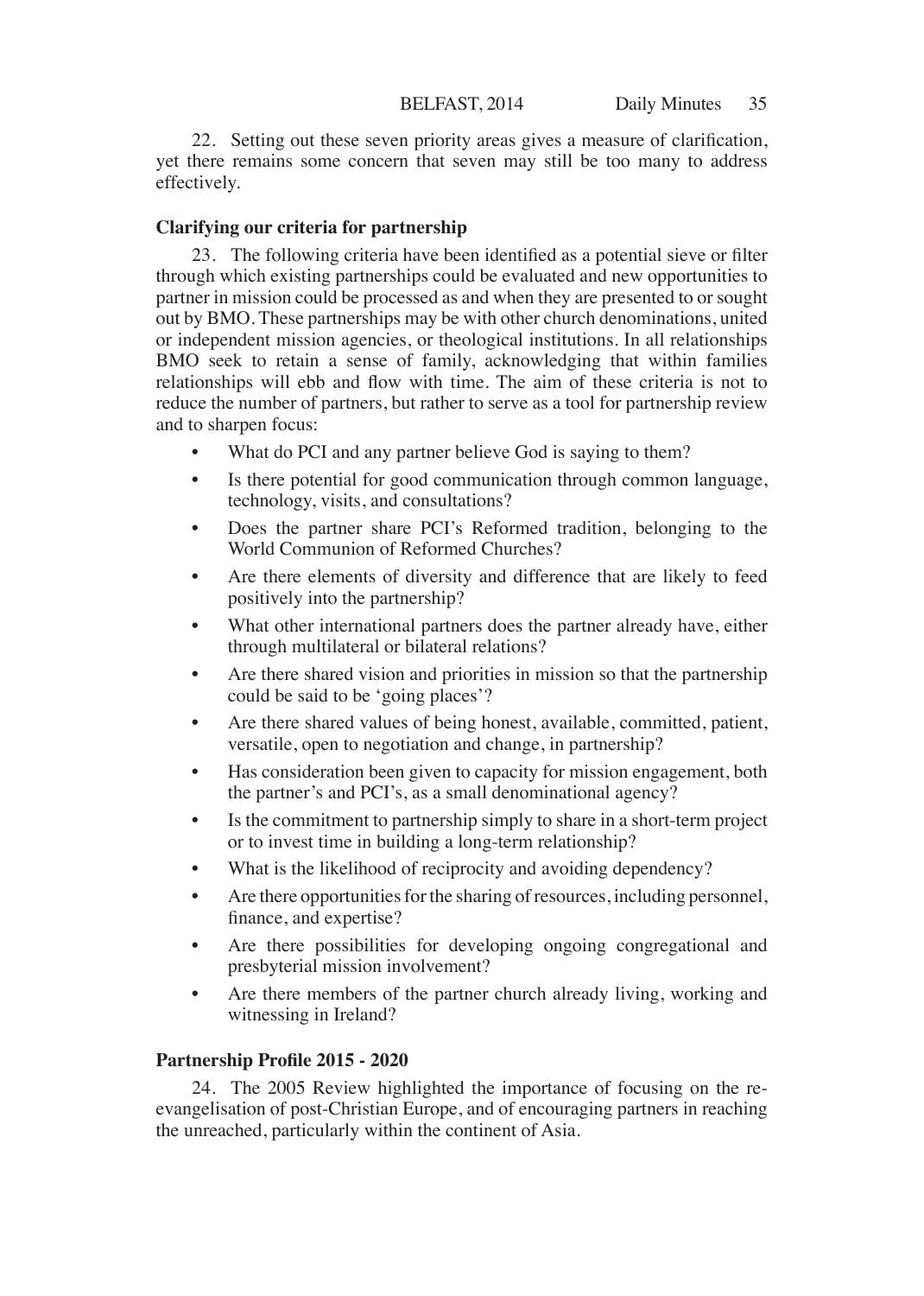22. Setting out these seven priority areas gives a measure of clarification, yet there remains some concern that seven may still be too many to address effectively.

**Clarifying our criteria for partnership**

23. The following criteria have been identified as a potential sieve or filter through which existing partnerships could be evaluated and new opportunities to partner in mission could be processed as and when they are presented to or sought out by BMO. These partnerships may be with other church denominations, united or independent mission agencies, or theological institutions. In all relationships BMO seek to retain a sense of family, acknowledging that within families relationships will ebb and flow with time. The aim of these criteria is not to reduce the number of partners, but rather to serve as a tool for partnership review and to sharpen focus:

- What do PCI and any partner believe God is saying to them?
- Is there potential for good communication through common language, technology, visits, and consultations?
- Does the partner share PCI's Reformed tradition, belonging to the World Communion of Reformed Churches?
- Are there elements of diversity and difference that are likely to feed positively into the partnership?
- What other international partners does the partner already have, either through multilateral or bilateral relations?
- Are there shared vision and priorities in mission so that the partnership could be said to be 'going places'?
- Are there shared values of being honest, available, committed, patient, versatile, open to negotiation and change, in partnership?
- Has consideration been given to capacity for mission engagement, both the partner's and PCI's, as a small denominational agency?
- Is the commitment to partnership simply to share in a short-term project or to invest time in building a long-term relationship?
- What is the likelihood of reciprocity and avoiding dependency?
- Are there opportunities for the sharing of resources, including personnel, finance, and expertise?
- Are there possibilities for developing ongoing congregational and presbyterial mission involvement?
- Are there members of the partner church already living, working and witnessing in Ireland?

**Partnership Profile 2015 - 2020**

24. The 2005 Review highlighted the importance of focusing on the re-evangelisation of post-Christian Europe, and of encouraging partners in reaching the unreached, particularly within the continent of Asia.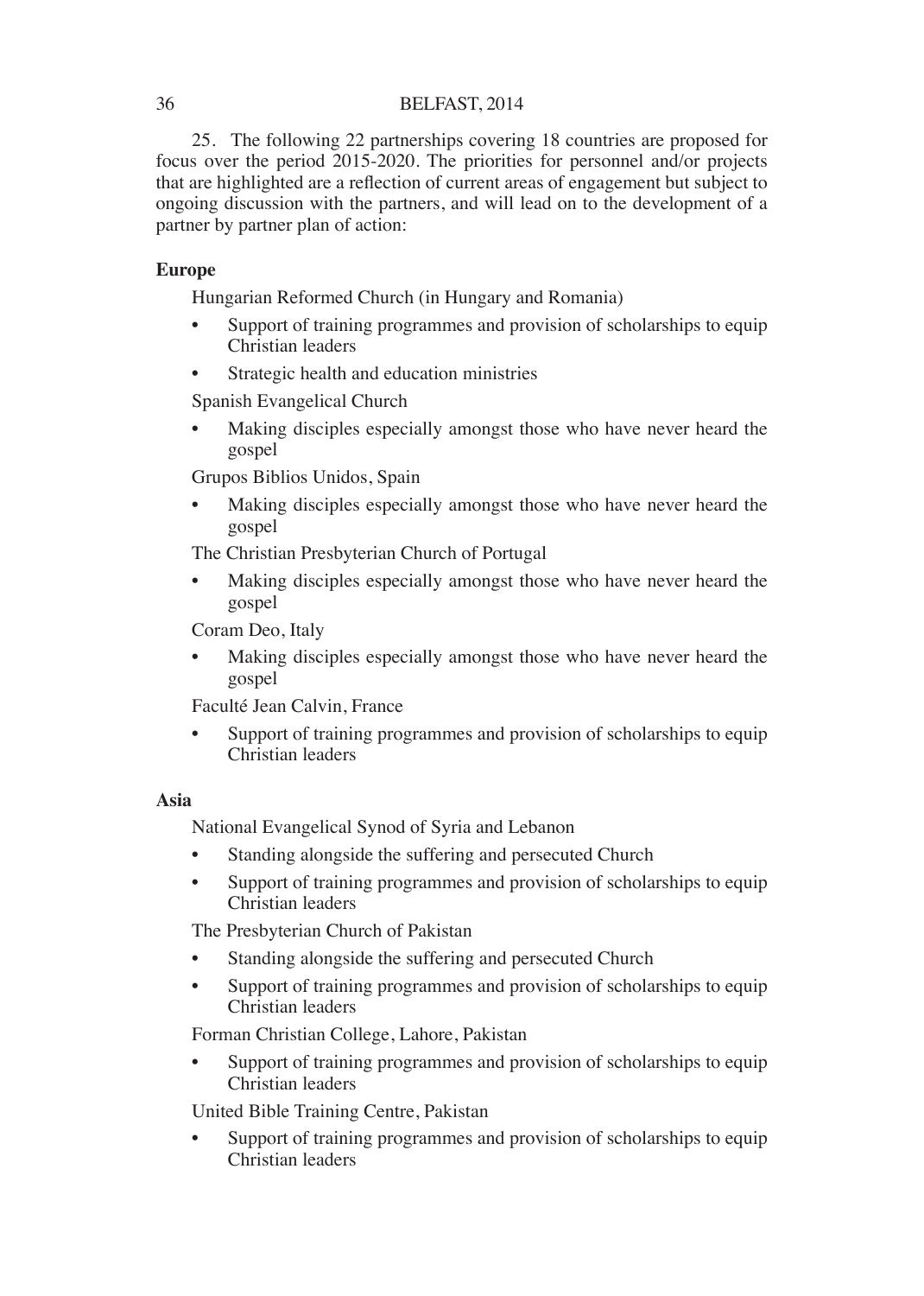25. The following 22 partnerships covering 18 countries are proposed for focus over the period 2015-2020. The priorities for personnel and/or projects that are highlighted are a reflection of current areas of engagement but subject to ongoing discussion with the partners, and will lead on to the development of a partner by partner plan of action:

**Europe**

Hungarian Reformed Church (in Hungary and Romania)

- Support of training programmes and provision of scholarships to equip Christian leaders
- Strategic health and education ministries

Spanish Evangelical Church

- Making disciples especially amongst those who have never heard the gospel

Grupos Biblios Unidos, Spain

- Making disciples especially amongst those who have never heard the gospel

The Christian Presbyterian Church of Portugal

- Making disciples especially amongst those who have never heard the gospel

Coram Deo, Italy

- Making disciples especially amongst those who have never heard the gospel

Faculté Jean Calvin, France

- Support of training programmes and provision of scholarships to equip Christian leaders

**Asia**

National Evangelical Synod of Syria and Lebanon

- Standing alongside the suffering and persecuted Church
- Support of training programmes and provision of scholarships to equip Christian leaders

The Presbyterian Church of Pakistan

- Standing alongside the suffering and persecuted Church
- Support of training programmes and provision of scholarships to equip Christian leaders

Forman Christian College, Lahore, Pakistan

- Support of training programmes and provision of scholarships to equip Christian leaders

United Bible Training Centre, Pakistan

- Support of training programmes and provision of scholarships to equip Christian leaders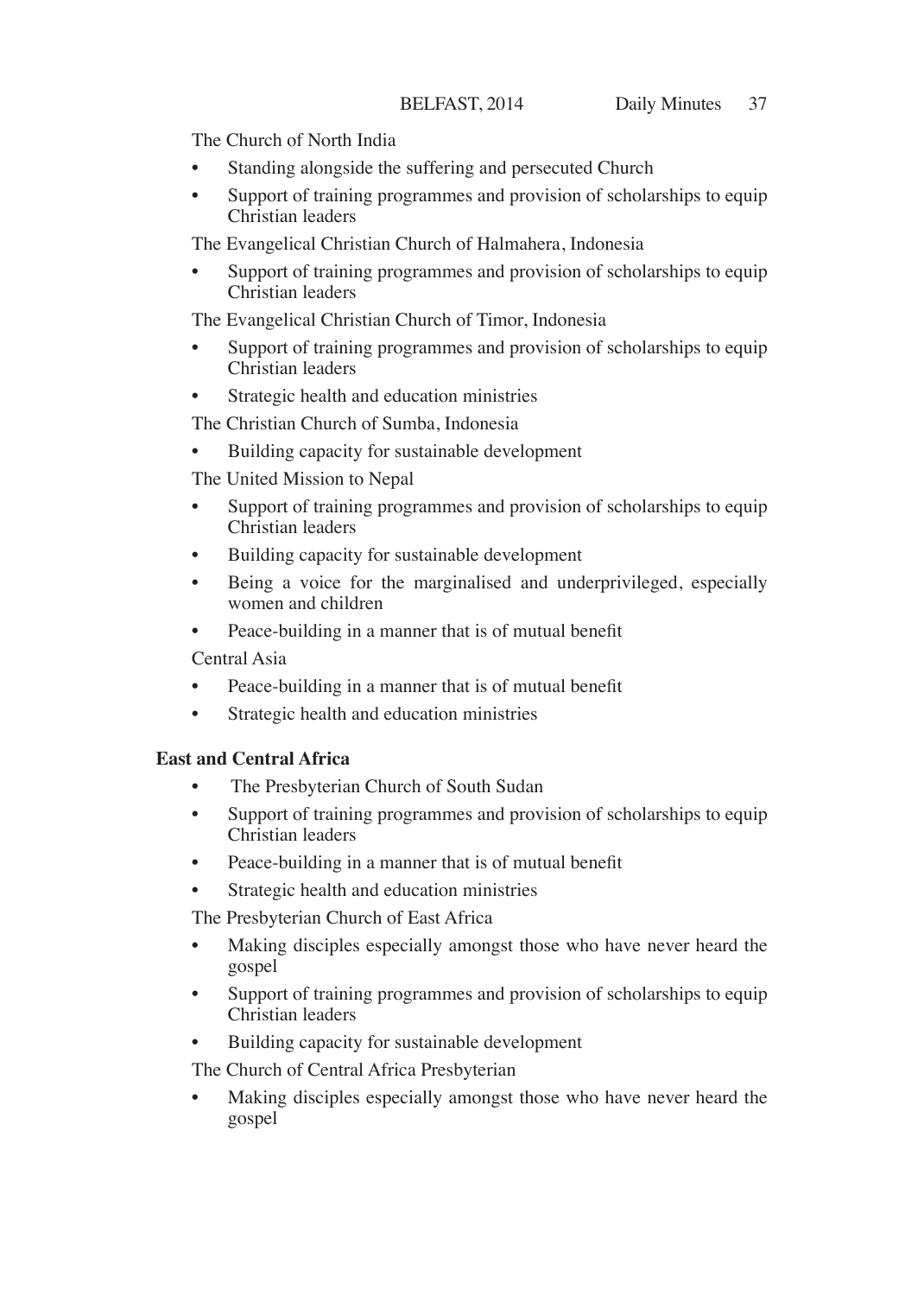The Church of North India

- Standing alongside the suffering and persecuted Church
- Support of training programmes and provision of scholarships to equip Christian leaders

The Evangelical Christian Church of Halmahera, Indonesia

- Support of training programmes and provision of scholarships to equip Christian leaders

The Evangelical Christian Church of Timor, Indonesia

- Support of training programmes and provision of scholarships to equip Christian leaders
- Strategic health and education ministries

The Christian Church of Sumba, Indonesia

- Building capacity for sustainable development

The United Mission to Nepal

- Support of training programmes and provision of scholarships to equip Christian leaders
- Building capacity for sustainable development
- Being a voice for the marginalised and underprivileged, especially women and children
- Peace-building in a manner that is of mutual benefit

Central Asia

- Peace-building in a manner that is of mutual benefit
- Strategic health and education ministries

**East and Central Africa**

- The Presbyterian Church of South Sudan
- Support of training programmes and provision of scholarships to equip Christian leaders
- Peace-building in a manner that is of mutual benefit
- Strategic health and education ministries

The Presbyterian Church of East Africa

- Making disciples especially amongst those who have never heard the gospel
- Support of training programmes and provision of scholarships to equip Christian leaders
- Building capacity for sustainable development

The Church of Central Africa Presbyterian

- Making disciples especially amongst those who have never heard the gospel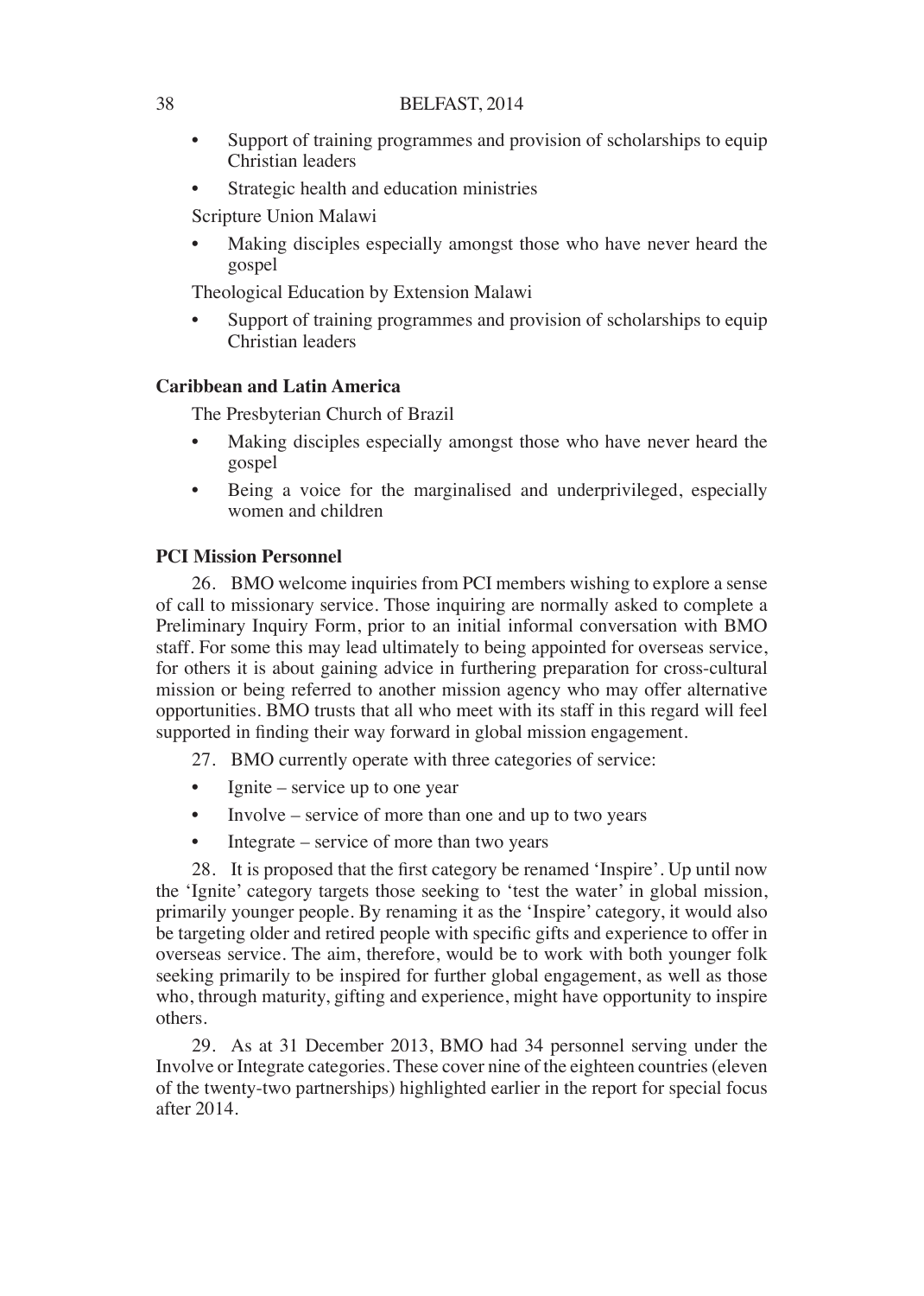- Support of training programmes and provision of scholarships to equip Christian leaders
- Strategic health and education ministries

Scripture Union Malawi

- Making disciples especially amongst those who have never heard the gospel

Theological Education by Extension Malawi

- Support of training programmes and provision of scholarships to equip Christian leaders

**Caribbean and Latin America**

The Presbyterian Church of Brazil

- Making disciples especially amongst those who have never heard the gospel
- Being a voice for the marginalised and underprivileged, especially women and children

**PCI Mission Personnel**

26. BMO welcome inquiries from PCI members wishing to explore a sense of call to missionary service. Those inquiring are normally asked to complete a Preliminary Inquiry Form, prior to an initial informal conversation with BMO staff. For some this may lead ultimately to being appointed for overseas service, for others it is about gaining advice in furthering preparation for cross-cultural mission or being referred to another mission agency who may offer alternative opportunities. BMO trusts that all who meet with its staff in this regard will feel supported in finding their way forward in global mission engagement.

27. BMO currently operate with three categories of service:

- Ignite – service up to one year
- Involve – service of more than one and up to two years
- Integrate – service of more than two years

28. It is proposed that the first category be renamed 'Inspire'. Up until now the 'Ignite' category targets those seeking to 'test the water' in global mission, primarily younger people. By renaming it as the 'Inspire' category, it would also be targeting older and retired people with specific gifts and experience to offer in overseas service. The aim, therefore, would be to work with both younger folk seeking primarily to be inspired for further global engagement, as well as those who, through maturity, gifting and experience, might have opportunity to inspire others.

29. As at 31 December 2013, BMO had 34 personnel serving under the Involve or Integrate categories. These cover nine of the eighteen countries (eleven of the twenty-two partnerships) highlighted earlier in the report for special focus after 2014.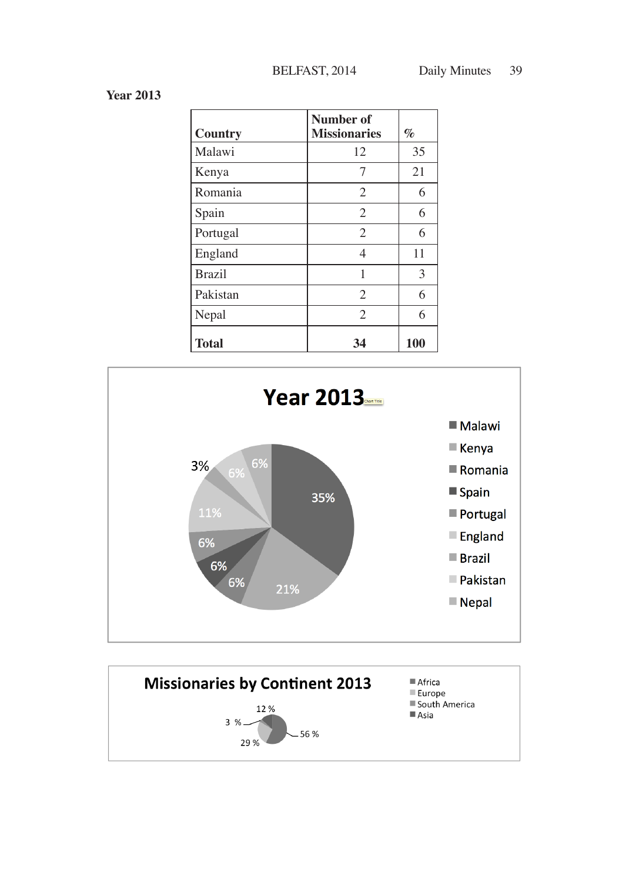**Year 2013**

| Country | Number of Missionaries | % |
|---|---|---|
| Malawi | 12 | 35 |
| Kenya | 7 | 21 |
| Romania | 2 | 6 |
| Spain | 2 | 6 |
| Portugal | 2 | 6 |
| England | 4 | 11 |
| Brazil | 1 | 3 |
| Pakistan | 2 | 6 |
| Nepal | 2 | 6 |
| **Total** | **34** | **100** |

**Year 2013**

Malawi 35%, Kenya 21%, Romania 6%, Spain 6%, Portugal 6%, England 11%, Brazil 3%, Pakistan 6%, Nepal 6%

**Missionaries by Continent 2013**

Africa 56 %, Europe 29 %, South America 3 %, Asia 12 %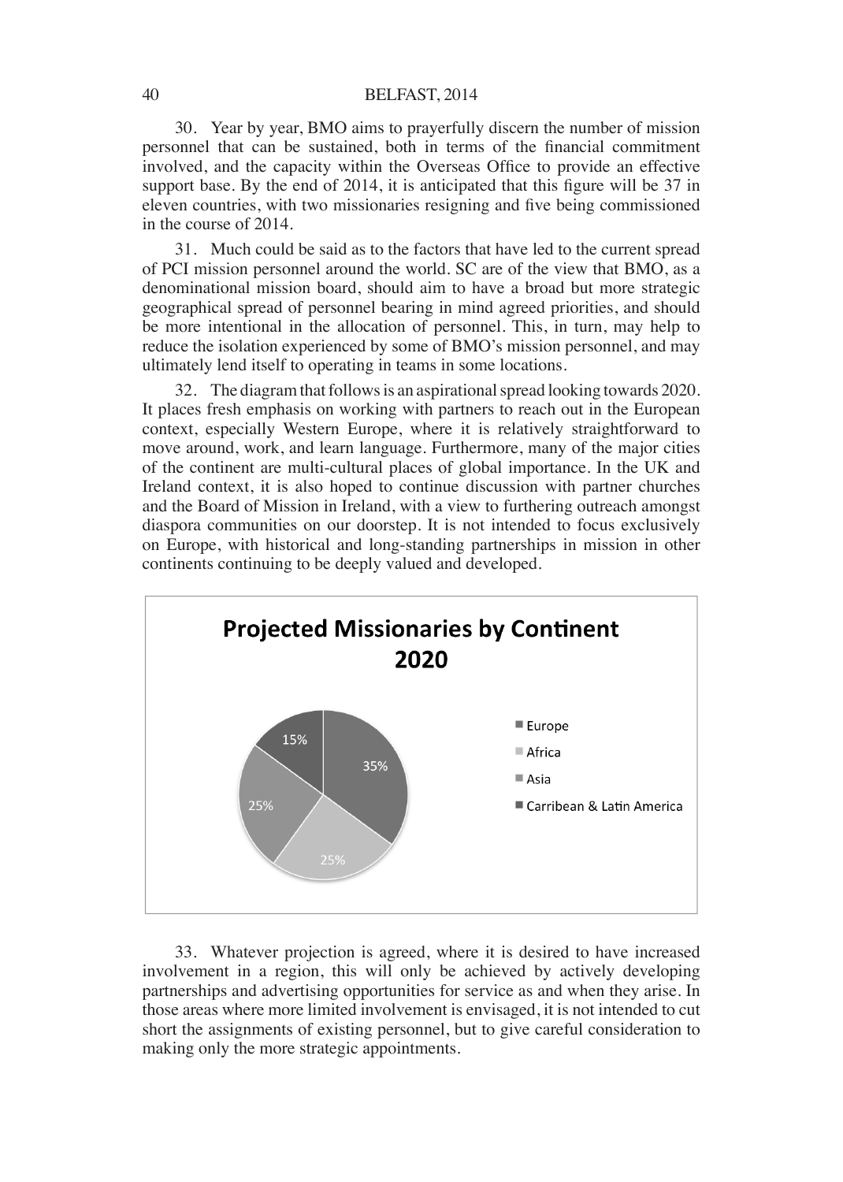30. Year by year, BMO aims to prayerfully discern the number of mission personnel that can be sustained, both in terms of the financial commitment involved, and the capacity within the Overseas Office to provide an effective support base. By the end of 2014, it is anticipated that this figure will be 37 in eleven countries, with two missionaries resigning and five being commissioned in the course of 2014.

31. Much could be said as to the factors that have led to the current spread of PCI mission personnel around the world. SC are of the view that BMO, as a denominational mission board, should aim to have a broad but more strategic geographical spread of personnel bearing in mind agreed priorities, and should be more intentional in the allocation of personnel. This, in turn, may help to reduce the isolation experienced by some of BMO's mission personnel, and may ultimately lend itself to operating in teams in some locations.

32. The diagram that follows is an aspirational spread looking towards 2020. It places fresh emphasis on working with partners to reach out in the European context, especially Western Europe, where it is relatively straightforward to move around, work, and learn language. Furthermore, many of the major cities of the continent are multi-cultural places of global importance. In the UK and Ireland context, it is also hoped to continue discussion with partner churches and the Board of Mission in Ireland, with a view to furthering outreach amongst diaspora communities on our doorstep. It is not intended to focus exclusively on Europe, with historical and long-standing partnerships in mission in other continents continuing to be deeply valued and developed.

**Projected Missionaries by Continent 2020**

| Continent | Share |
|---|---|
| Europe | 35% |
| Africa | 25% |
| Asia | 25% |
| Carribean & Latin America | 15% |

33. Whatever projection is agreed, where it is desired to have increased involvement in a region, this will only be achieved by actively developing partnerships and advertising opportunities for service as and when they arise. In those areas where more limited involvement is envisaged, it is not intended to cut short the assignments of existing personnel, but to give careful consideration to making only the more strategic appointments.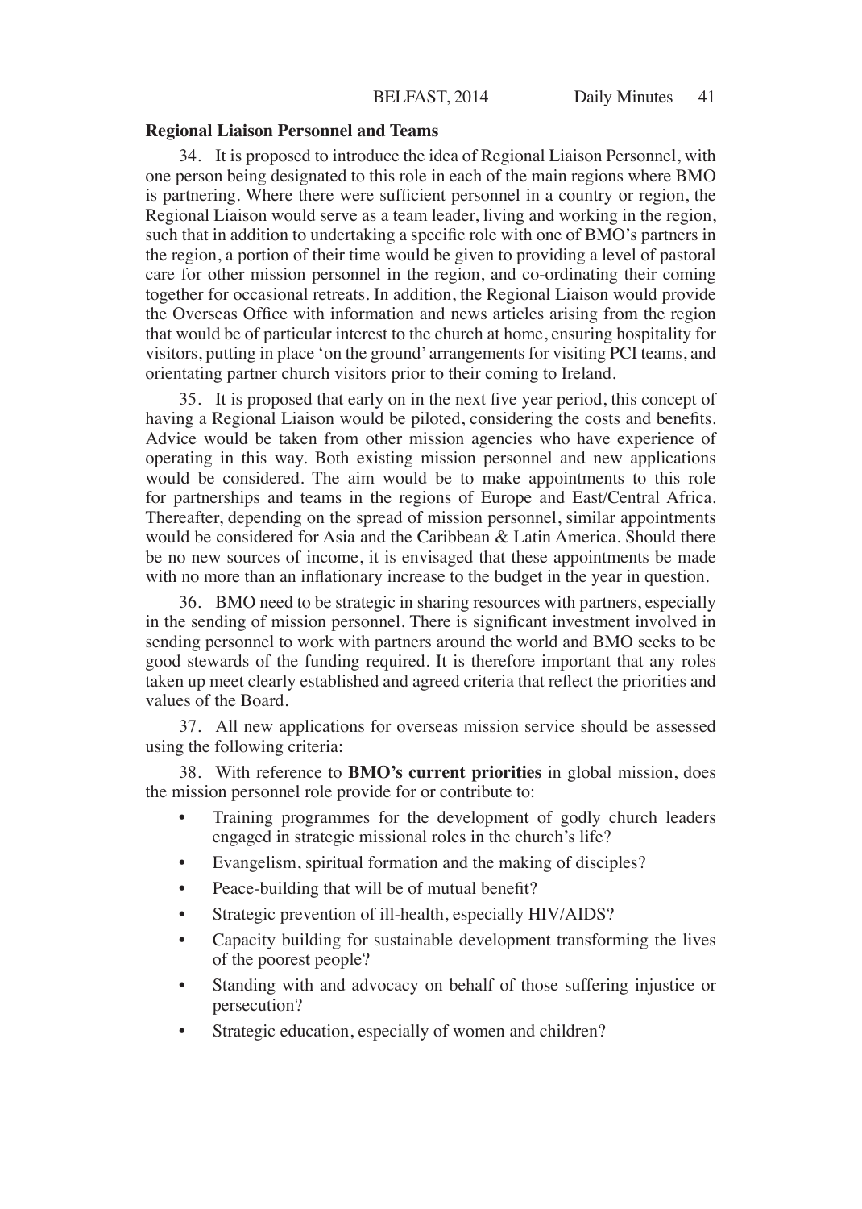**Regional Liaison Personnel and Teams**

34. It is proposed to introduce the idea of Regional Liaison Personnel, with one person being designated to this role in each of the main regions where BMO is partnering. Where there were sufficient personnel in a country or region, the Regional Liaison would serve as a team leader, living and working in the region, such that in addition to undertaking a specific role with one of BMO's partners in the region, a portion of their time would be given to providing a level of pastoral care for other mission personnel in the region, and co-ordinating their coming together for occasional retreats. In addition, the Regional Liaison would provide the Overseas Office with information and news articles arising from the region that would be of particular interest to the church at home, ensuring hospitality for visitors, putting in place 'on the ground' arrangements for visiting PCI teams, and orientating partner church visitors prior to their coming to Ireland.

35. It is proposed that early on in the next five year period, this concept of having a Regional Liaison would be piloted, considering the costs and benefits. Advice would be taken from other mission agencies who have experience of operating in this way. Both existing mission personnel and new applications would be considered. The aim would be to make appointments to this role for partnerships and teams in the regions of Europe and East/Central Africa. Thereafter, depending on the spread of mission personnel, similar appointments would be considered for Asia and the Caribbean & Latin America. Should there be no new sources of income, it is envisaged that these appointments be made with no more than an inflationary increase to the budget in the year in question.

36. BMO need to be strategic in sharing resources with partners, especially in the sending of mission personnel. There is significant investment involved in sending personnel to work with partners around the world and BMO seeks to be good stewards of the funding required. It is therefore important that any roles taken up meet clearly established and agreed criteria that reflect the priorities and values of the Board.

37. All new applications for overseas mission service should be assessed using the following criteria:

38. With reference to **BMO's current priorities** in global mission, does the mission personnel role provide for or contribute to:

- Training programmes for the development of godly church leaders engaged in strategic missional roles in the church's life?
- Evangelism, spiritual formation and the making of disciples?
- Peace-building that will be of mutual benefit?
- Strategic prevention of ill-health, especially HIV/AIDS?
- Capacity building for sustainable development transforming the lives of the poorest people?
- Standing with and advocacy on behalf of those suffering injustice or persecution?
- Strategic education, especially of women and children?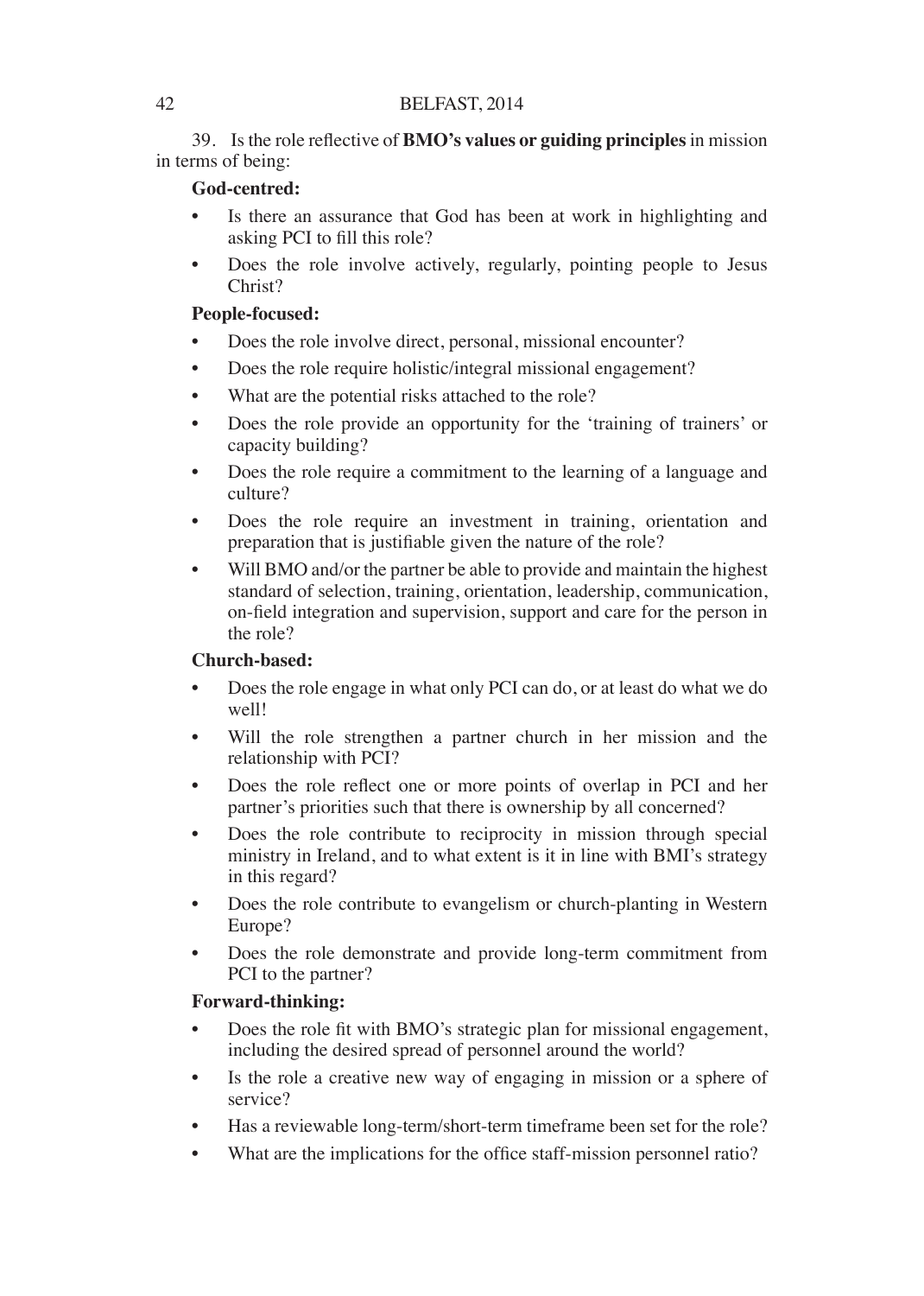39. Is the role reflective of **BMO's values or guiding principles** in mission in terms of being:

**God-centred:**

- Is there an assurance that God has been at work in highlighting and asking PCI to fill this role?
- Does the role involve actively, regularly, pointing people to Jesus Christ?

**People-focused:**

- Does the role involve direct, personal, missional encounter?
- Does the role require holistic/integral missional engagement?
- What are the potential risks attached to the role?
- Does the role provide an opportunity for the 'training of trainers' or capacity building?
- Does the role require a commitment to the learning of a language and culture?
- Does the role require an investment in training, orientation and preparation that is justifiable given the nature of the role?
- Will BMO and/or the partner be able to provide and maintain the highest standard of selection, training, orientation, leadership, communication, on-field integration and supervision, support and care for the person in the role?

**Church-based:**

- Does the role engage in what only PCI can do, or at least do what we do well!
- Will the role strengthen a partner church in her mission and the relationship with PCI?
- Does the role reflect one or more points of overlap in PCI and her partner's priorities such that there is ownership by all concerned?
- Does the role contribute to reciprocity in mission through special ministry in Ireland, and to what extent is it in line with BMI's strategy in this regard?
- Does the role contribute to evangelism or church-planting in Western Europe?
- Does the role demonstrate and provide long-term commitment from PCI to the partner?

**Forward-thinking:**

- Does the role fit with BMO's strategic plan for missional engagement, including the desired spread of personnel around the world?
- Is the role a creative new way of engaging in mission or a sphere of service?
- Has a reviewable long-term/short-term timeframe been set for the role?
- What are the implications for the office staff-mission personnel ratio?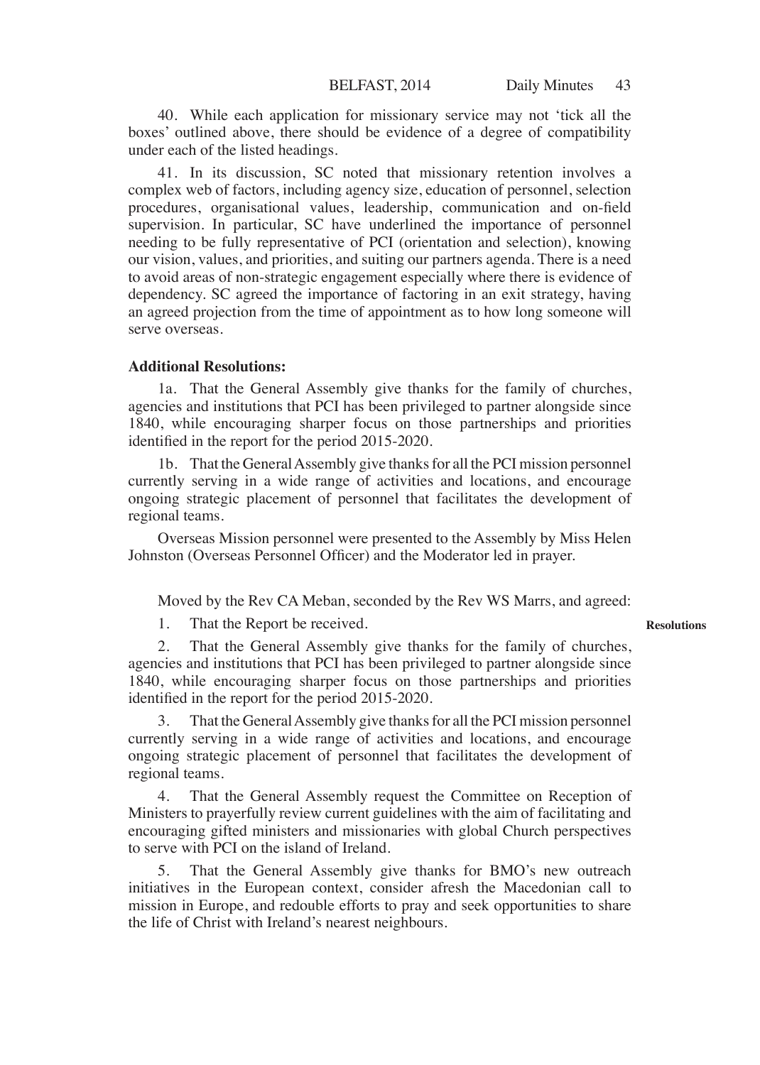40. While each application for missionary service may not 'tick all the boxes' outlined above, there should be evidence of a degree of compatibility under each of the listed headings.

41. In its discussion, SC noted that missionary retention involves a complex web of factors, including agency size, education of personnel, selection procedures, organisational values, leadership, communication and on-field supervision. In particular, SC have underlined the importance of personnel needing to be fully representative of PCI (orientation and selection), knowing our vision, values, and priorities, and suiting our partners agenda. There is a need to avoid areas of non-strategic engagement especially where there is evidence of dependency. SC agreed the importance of factoring in an exit strategy, having an agreed projection from the time of appointment as to how long someone will serve overseas.

**Additional Resolutions:**

1a. That the General Assembly give thanks for the family of churches, agencies and institutions that PCI has been privileged to partner alongside since 1840, while encouraging sharper focus on those partnerships and priorities identified in the report for the period 2015-2020.

1b. That the General Assembly give thanks for all the PCI mission personnel currently serving in a wide range of activities and locations, and encourage ongoing strategic placement of personnel that facilitates the development of regional teams.

Overseas Mission personnel were presented to the Assembly by Miss Helen Johnston (Overseas Personnel Officer) and the Moderator led in prayer.

Moved by the Rev CA Meban, seconded by the Rev WS Marrs, and agreed:

**Resolutions**

1. That the Report be received.

2. That the General Assembly give thanks for the family of churches, agencies and institutions that PCI has been privileged to partner alongside since 1840, while encouraging sharper focus on those partnerships and priorities identified in the report for the period 2015-2020.

3. That the General Assembly give thanks for all the PCI mission personnel currently serving in a wide range of activities and locations, and encourage ongoing strategic placement of personnel that facilitates the development of regional teams.

4. That the General Assembly request the Committee on Reception of Ministers to prayerfully review current guidelines with the aim of facilitating and encouraging gifted ministers and missionaries with global Church perspectives to serve with PCI on the island of Ireland.

5. That the General Assembly give thanks for BMO's new outreach initiatives in the European context, consider afresh the Macedonian call to mission in Europe, and redouble efforts to pray and seek opportunities to share the life of Christ with Ireland's nearest neighbours.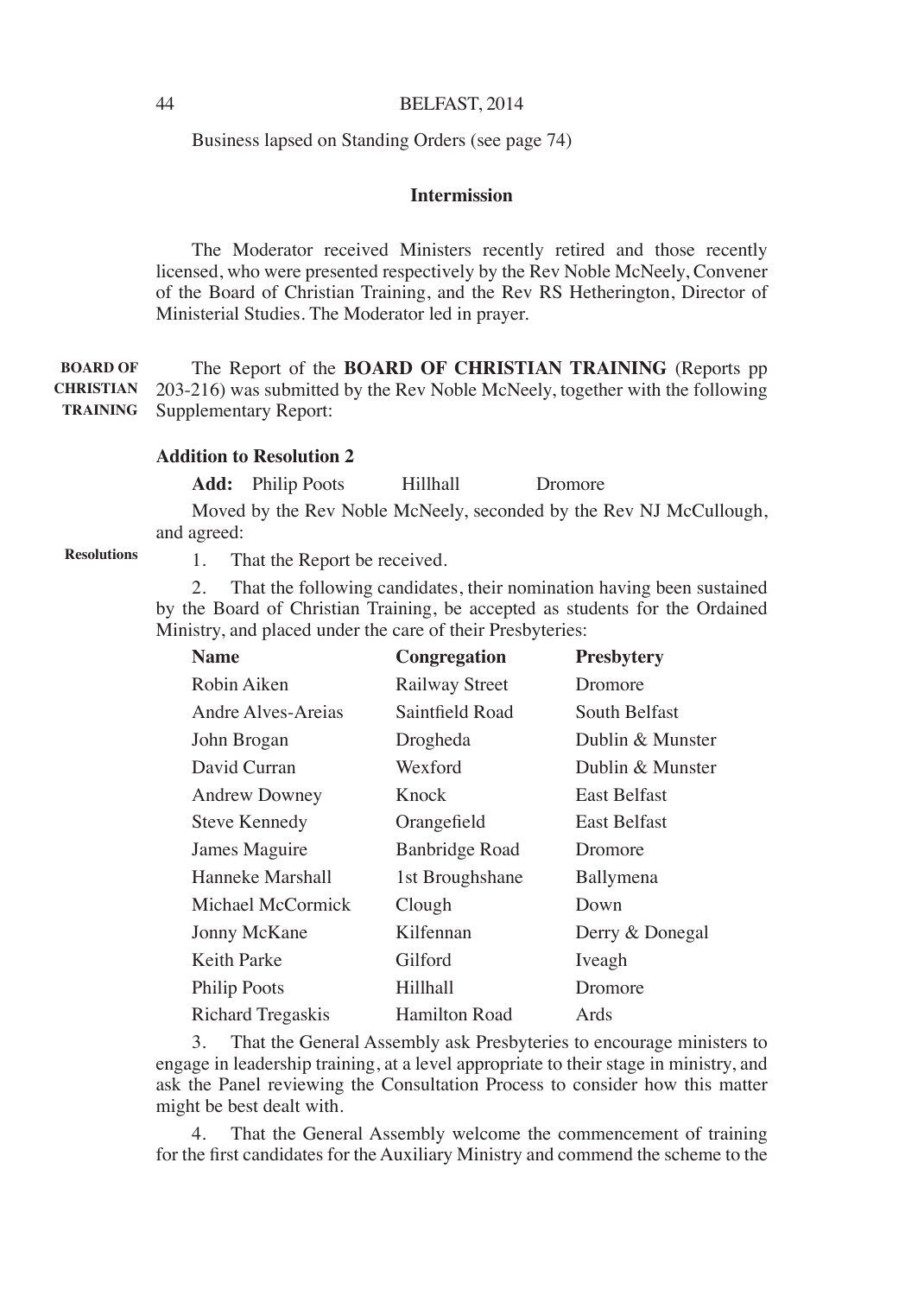Business lapsed on Standing Orders (see page 74)

### Intermission

The Moderator received Ministers recently retired and those recently licensed, who were presented respectively by the Rev Noble McNeely, Convener of the Board of Christian Training, and the Rev RS Hetherington, Director of Ministerial Studies. The Moderator led in prayer.

**BOARD OF CHRISTIAN TRAINING**

The Report of the **BOARD OF CHRISTIAN TRAINING** (Reports pp 203-216) was submitted by the Rev Noble McNeely, together with the following Supplementary Report:

**Addition to Resolution 2**

**Add:** Philip Poots Hillhall Dromore

Moved by the Rev Noble McNeely, seconded by the Rev NJ McCullough, and agreed:

**Resolutions**

1. That the Report be received.

2. That the following candidates, their nomination having been sustained by the Board of Christian Training, be accepted as students for the Ordained Ministry, and placed under the care of their Presbyteries:

| Name | Congregation | Presbytery |
|---|---|---|
| Robin Aiken | Railway Street | Dromore |
| Andre Alves-Areias | Saintfield Road | South Belfast |
| John Brogan | Drogheda | Dublin & Munster |
| David Curran | Wexford | Dublin & Munster |
| Andrew Downey | Knock | East Belfast |
| Steve Kennedy | Orangefield | East Belfast |
| James Maguire | Banbridge Road | Dromore |
| Hanneke Marshall | 1st Broughshane | Ballymena |
| Michael McCormick | Clough | Down |
| Jonny McKane | Kilfennan | Derry & Donegal |
| Keith Parke | Gilford | Iveagh |
| Philip Poots | Hillhall | Dromore |
| Richard Tregaskis | Hamilton Road | Ards |

3. That the General Assembly ask Presbyteries to encourage ministers to engage in leadership training, at a level appropriate to their stage in ministry, and ask the Panel reviewing the Consultation Process to consider how this matter might be best dealt with.

4. That the General Assembly welcome the commencement of training for the first candidates for the Auxiliary Ministry and commend the scheme to the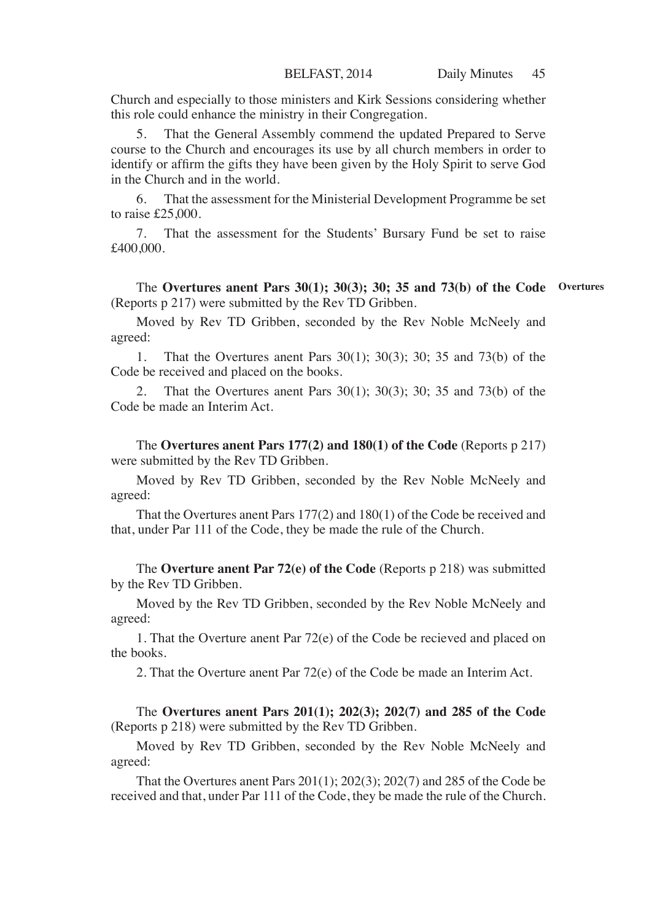Church and especially to those ministers and Kirk Sessions considering whether this role could enhance the ministry in their Congregation.

5. That the General Assembly commend the updated Prepared to Serve course to the Church and encourages its use by all church members in order to identify or affirm the gifts they have been given by the Holy Spirit to serve God in the Church and in the world.

6. That the assessment for the Ministerial Development Programme be set to raise £25,000.

7. That the assessment for the Students' Bursary Fund be set to raise £400,000.

**Overtures**

The **Overtures anent Pars 30(1); 30(3); 30; 35 and 73(b) of the Code** (Reports p 217) were submitted by the Rev TD Gribben.

Moved by Rev TD Gribben, seconded by the Rev Noble McNeely and agreed:

1. That the Overtures anent Pars 30(1); 30(3); 30; 35 and 73(b) of the Code be received and placed on the books.

2. That the Overtures anent Pars 30(1); 30(3); 30; 35 and 73(b) of the Code be made an Interim Act.

The **Overtures anent Pars 177(2) and 180(1) of the Code** (Reports p 217) were submitted by the Rev TD Gribben.

Moved by Rev TD Gribben, seconded by the Rev Noble McNeely and agreed:

That the Overtures anent Pars 177(2) and 180(1) of the Code be received and that, under Par 111 of the Code, they be made the rule of the Church.

The **Overture anent Par 72(e) of the Code** (Reports p 218) was submitted by the Rev TD Gribben.

Moved by the Rev TD Gribben, seconded by the Rev Noble McNeely and agreed:

1. That the Overture anent Par 72(e) of the Code be recieved and placed on the books.

2. That the Overture anent Par 72(e) of the Code be made an Interim Act.

The **Overtures anent Pars 201(1); 202(3); 202(7) and 285 of the Code** (Reports p 218) were submitted by the Rev TD Gribben.

Moved by Rev TD Gribben, seconded by the Rev Noble McNeely and agreed:

That the Overtures anent Pars 201(1); 202(3); 202(7) and 285 of the Code be received and that, under Par 111 of the Code, they be made the rule of the Church.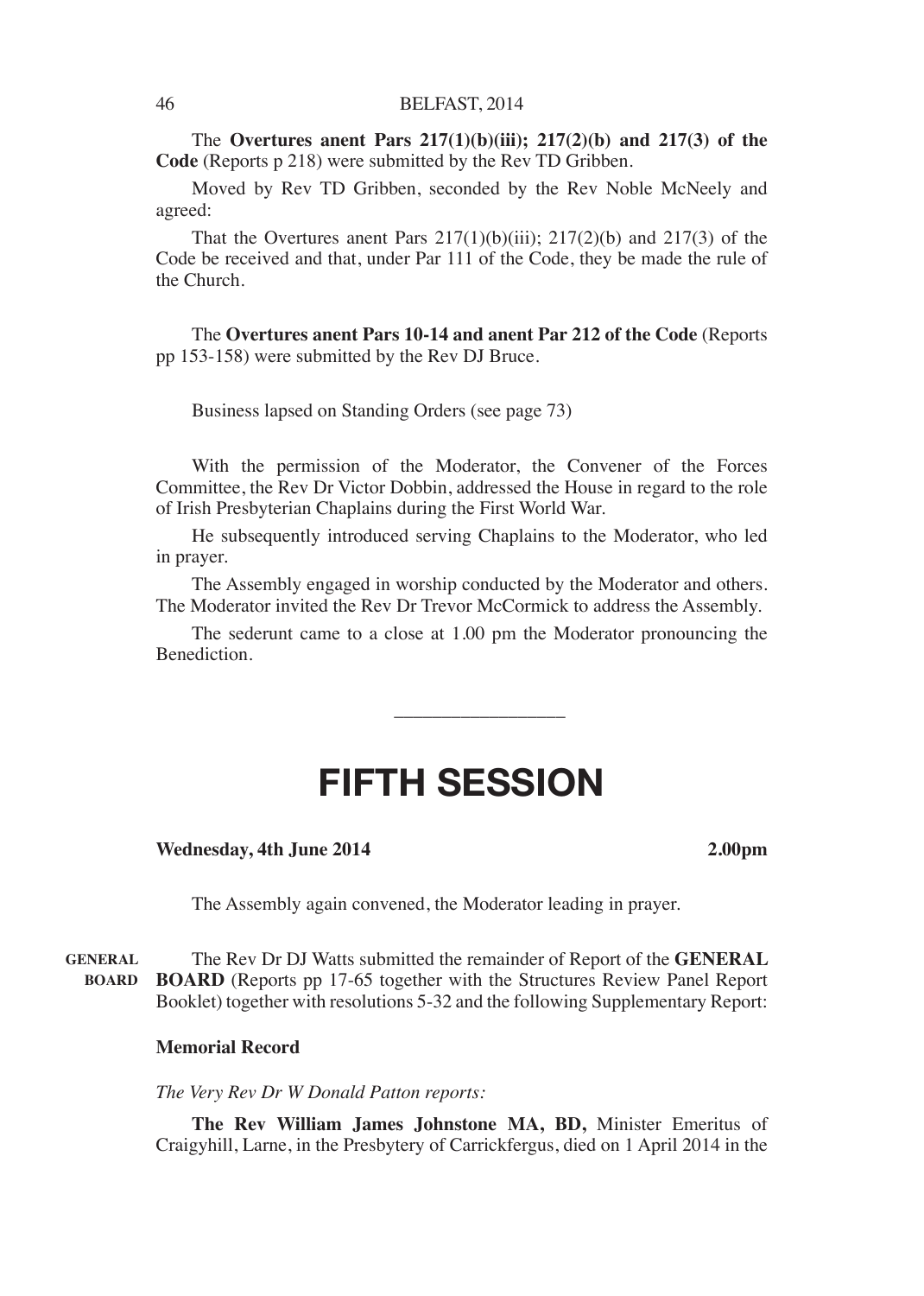The **Overtures anent Pars 217(1)(b)(iii); 217(2)(b) and 217(3) of the Code** (Reports p 218) were submitted by the Rev TD Gribben.

Moved by Rev TD Gribben, seconded by the Rev Noble McNeely and agreed:

That the Overtures anent Pars 217(1)(b)(iii); 217(2)(b) and 217(3) of the Code be received and that, under Par 111 of the Code, they be made the rule of the Church.

The **Overtures anent Pars 10-14 and anent Par 212 of the Code** (Reports pp 153-158) were submitted by the Rev DJ Bruce.

Business lapsed on Standing Orders (see page 73)

With the permission of the Moderator, the Convener of the Forces Committee, the Rev Dr Victor Dobbin, addressed the House in regard to the role of Irish Presbyterian Chaplains during the First World War.

He subsequently introduced serving Chaplains to the Moderator, who led in prayer.

The Assembly engaged in worship conducted by the Moderator and others. The Moderator invited the Rev Dr Trevor McCormick to address the Assembly.

The sederunt came to a close at 1.00 pm the Moderator pronouncing the Benediction.

---

# FIFTH SESSION

**Wednesday, 4th June 2014** **2.00pm**

The Assembly again convened, the Moderator leading in prayer.

**GENERAL BOARD**

The Rev Dr DJ Watts submitted the remainder of Report of the **GENERAL BOARD** (Reports pp 17-65 together with the Structures Review Panel Report Booklet) together with resolutions 5-32 and the following Supplementary Report:

**Memorial Record**

*The Very Rev Dr W Donald Patton reports:*

**The Rev William James Johnstone MA, BD,** Minister Emeritus of Craigyhill, Larne, in the Presbytery of Carrickfergus, died on 1 April 2014 in the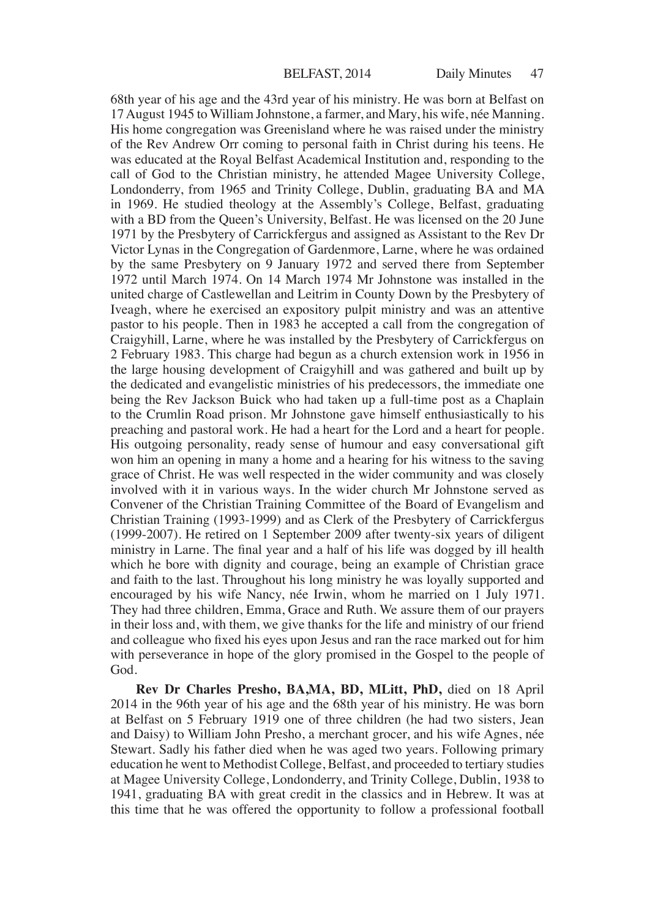68th year of his age and the 43rd year of his ministry. He was born at Belfast on 17 August 1945 to William Johnstone, a farmer, and Mary, his wife, née Manning. His home congregation was Greenisland where he was raised under the ministry of the Rev Andrew Orr coming to personal faith in Christ during his teens. He was educated at the Royal Belfast Academical Institution and, responding to the call of God to the Christian ministry, he attended Magee University College, Londonderry, from 1965 and Trinity College, Dublin, graduating BA and MA in 1969. He studied theology at the Assembly's College, Belfast, graduating with a BD from the Queen's University, Belfast. He was licensed on the 20 June 1971 by the Presbytery of Carrickfergus and assigned as Assistant to the Rev Dr Victor Lynas in the Congregation of Gardenmore, Larne, where he was ordained by the same Presbytery on 9 January 1972 and served there from September 1972 until March 1974. On 14 March 1974 Mr Johnstone was installed in the united charge of Castlewellan and Leitrim in County Down by the Presbytery of Iveagh, where he exercised an expository pulpit ministry and was an attentive pastor to his people. Then in 1983 he accepted a call from the congregation of Craigyhill, Larne, where he was installed by the Presbytery of Carrickfergus on 2 February 1983. This charge had begun as a church extension work in 1956 in the large housing development of Craigyhill and was gathered and built up by the dedicated and evangelistic ministries of his predecessors, the immediate one being the Rev Jackson Buick who had taken up a full-time post as a Chaplain to the Crumlin Road prison. Mr Johnstone gave himself enthusiastically to his preaching and pastoral work. He had a heart for the Lord and a heart for people. His outgoing personality, ready sense of humour and easy conversational gift won him an opening in many a home and a hearing for his witness to the saving grace of Christ. He was well respected in the wider community and was closely involved with it in various ways. In the wider church Mr Johnstone served as Convener of the Christian Training Committee of the Board of Evangelism and Christian Training (1993-1999) and as Clerk of the Presbytery of Carrickfergus (1999-2007). He retired on 1 September 2009 after twenty-six years of diligent ministry in Larne. The final year and a half of his life was dogged by ill health which he bore with dignity and courage, being an example of Christian grace and faith to the last. Throughout his long ministry he was loyally supported and encouraged by his wife Nancy, née Irwin, whom he married on 1 July 1971. They had three children, Emma, Grace and Ruth. We assure them of our prayers in their loss and, with them, we give thanks for the life and ministry of our friend and colleague who fixed his eyes upon Jesus and ran the race marked out for him with perseverance in hope of the glory promised in the Gospel to the people of God.

**Rev Dr Charles Presho, BA,MA, BD, MLitt, PhD,** died on 18 April 2014 in the 96th year of his age and the 68th year of his ministry. He was born at Belfast on 5 February 1919 one of three children (he had two sisters, Jean and Daisy) to William John Presho, a merchant grocer, and his wife Agnes, née Stewart. Sadly his father died when he was aged two years. Following primary education he went to Methodist College, Belfast, and proceeded to tertiary studies at Magee University College, Londonderry, and Trinity College, Dublin, 1938 to 1941, graduating BA with great credit in the classics and in Hebrew. It was at this time that he was offered the opportunity to follow a professional football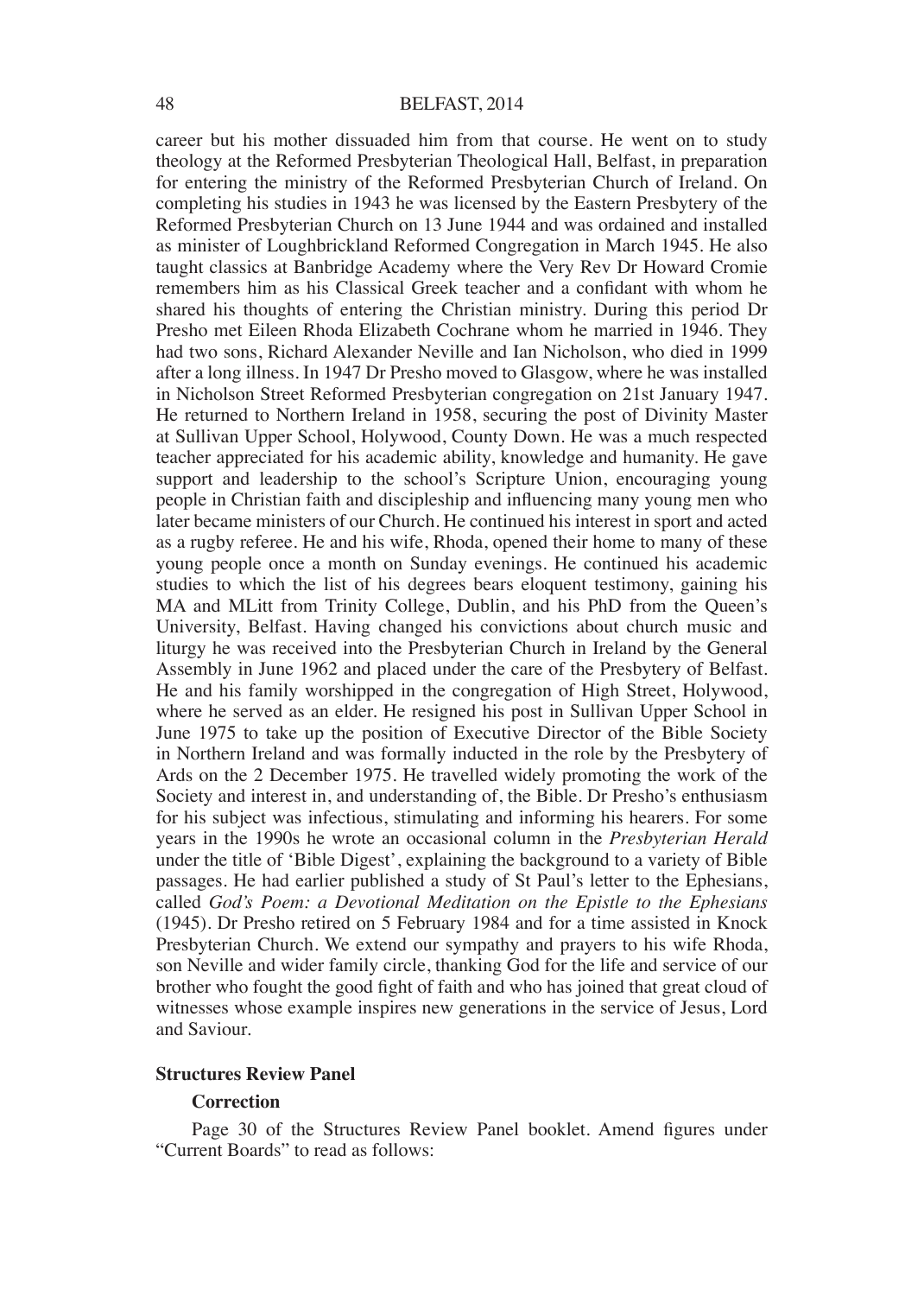career but his mother dissuaded him from that course. He went on to study theology at the Reformed Presbyterian Theological Hall, Belfast, in preparation for entering the ministry of the Reformed Presbyterian Church of Ireland. On completing his studies in 1943 he was licensed by the Eastern Presbytery of the Reformed Presbyterian Church on 13 June 1944 and was ordained and installed as minister of Loughbrickland Reformed Congregation in March 1945. He also taught classics at Banbridge Academy where the Very Rev Dr Howard Cromie remembers him as his Classical Greek teacher and a confidant with whom he shared his thoughts of entering the Christian ministry. During this period Dr Presho met Eileen Rhoda Elizabeth Cochrane whom he married in 1946. They had two sons, Richard Alexander Neville and Ian Nicholson, who died in 1999 after a long illness. In 1947 Dr Presho moved to Glasgow, where he was installed in Nicholson Street Reformed Presbyterian congregation on 21st January 1947. He returned to Northern Ireland in 1958, securing the post of Divinity Master at Sullivan Upper School, Holywood, County Down. He was a much respected teacher appreciated for his academic ability, knowledge and humanity. He gave support and leadership to the school's Scripture Union, encouraging young people in Christian faith and discipleship and influencing many young men who later became ministers of our Church. He continued his interest in sport and acted as a rugby referee. He and his wife, Rhoda, opened their home to many of these young people once a month on Sunday evenings. He continued his academic studies to which the list of his degrees bears eloquent testimony, gaining his MA and MLitt from Trinity College, Dublin, and his PhD from the Queen's University, Belfast. Having changed his convictions about church music and liturgy he was received into the Presbyterian Church in Ireland by the General Assembly in June 1962 and placed under the care of the Presbytery of Belfast. He and his family worshipped in the congregation of High Street, Holywood, where he served as an elder. He resigned his post in Sullivan Upper School in June 1975 to take up the position of Executive Director of the Bible Society in Northern Ireland and was formally inducted in the role by the Presbytery of Ards on the 2 December 1975. He travelled widely promoting the work of the Society and interest in, and understanding of, the Bible. Dr Presho's enthusiasm for his subject was infectious, stimulating and informing his hearers. For some years in the 1990s he wrote an occasional column in the *Presbyterian Herald* under the title of 'Bible Digest', explaining the background to a variety of Bible passages. He had earlier published a study of St Paul's letter to the Ephesians, called *God's Poem: a Devotional Meditation on the Epistle to the Ephesians* (1945). Dr Presho retired on 5 February 1984 and for a time assisted in Knock Presbyterian Church. We extend our sympathy and prayers to his wife Rhoda, son Neville and wider family circle, thanking God for the life and service of our brother who fought the good fight of faith and who has joined that great cloud of witnesses whose example inspires new generations in the service of Jesus, Lord and Saviour.

**Structures Review Panel**

**Correction**

Page 30 of the Structures Review Panel booklet. Amend figures under "Current Boards" to read as follows: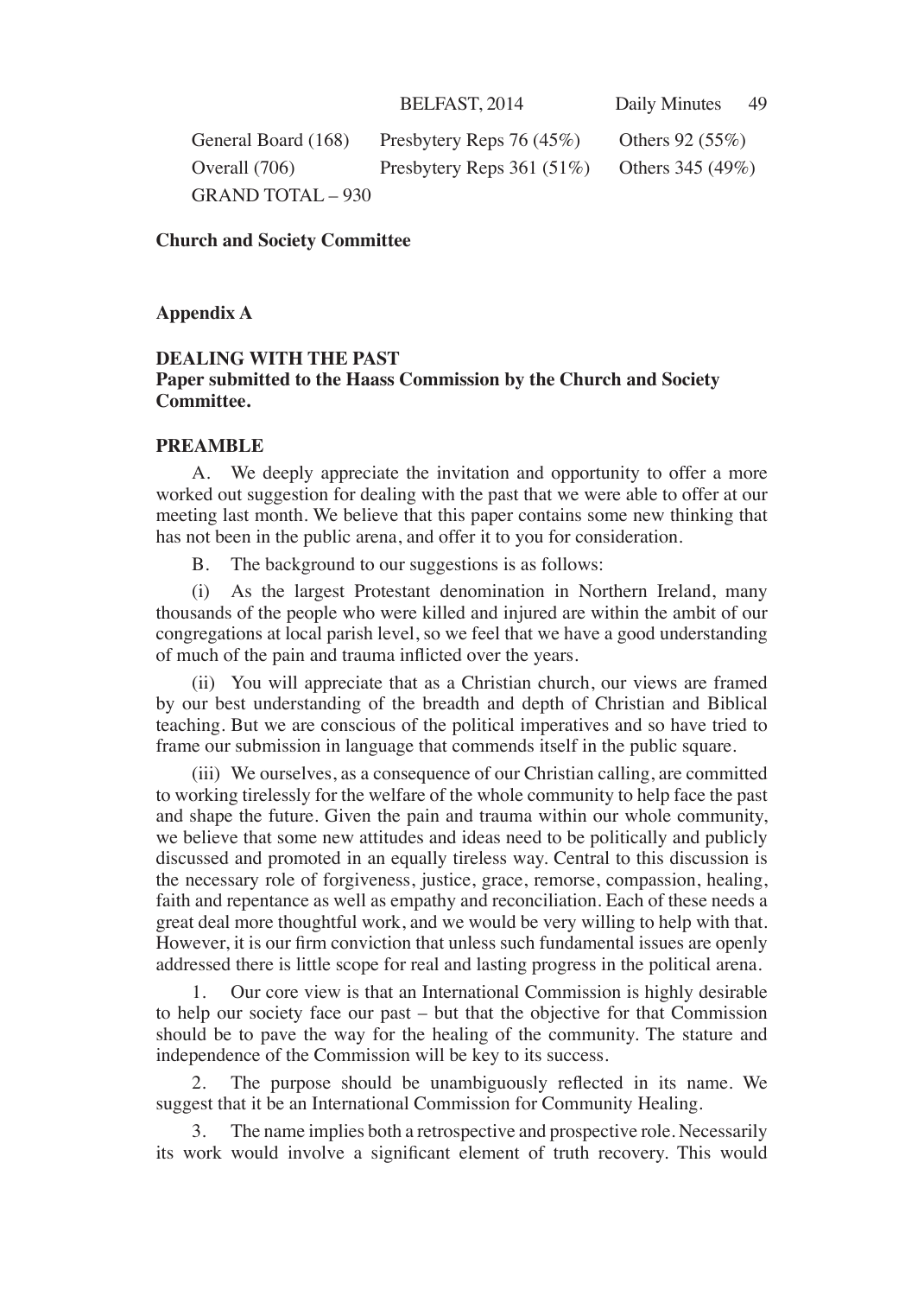| | | |
|---|---|---|
| General Board (168) | Presbytery Reps 76 (45%) | Others 92 (55%) |
| Overall (706) | Presbytery Reps 361 (51%) | Others 345 (49%) |
| GRAND TOTAL – 930 | | |

**Church and Society Committee**

**Appendix A**

**DEALING WITH THE PAST**
**Paper submitted to the Haass Commission by the Church and Society Committee.**

**PREAMBLE**

A. We deeply appreciate the invitation and opportunity to offer a more worked out suggestion for dealing with the past that we were able to offer at our meeting last month. We believe that this paper contains some new thinking that has not been in the public arena, and offer it to you for consideration.

B. The background to our suggestions is as follows:

(i) As the largest Protestant denomination in Northern Ireland, many thousands of the people who were killed and injured are within the ambit of our congregations at local parish level, so we feel that we have a good understanding of much of the pain and trauma inflicted over the years.

(ii) You will appreciate that as a Christian church, our views are framed by our best understanding of the breadth and depth of Christian and Biblical teaching. But we are conscious of the political imperatives and so have tried to frame our submission in language that commends itself in the public square.

(iii) We ourselves, as a consequence of our Christian calling, are committed to working tirelessly for the welfare of the whole community to help face the past and shape the future. Given the pain and trauma within our whole community, we believe that some new attitudes and ideas need to be politically and publicly discussed and promoted in an equally tireless way. Central to this discussion is the necessary role of forgiveness, justice, grace, remorse, compassion, healing, faith and repentance as well as empathy and reconciliation. Each of these needs a great deal more thoughtful work, and we would be very willing to help with that. However, it is our firm conviction that unless such fundamental issues are openly addressed there is little scope for real and lasting progress in the political arena.

1. Our core view is that an International Commission is highly desirable to help our society face our past – but that the objective for that Commission should be to pave the way for the healing of the community. The stature and independence of the Commission will be key to its success.

2. The purpose should be unambiguously reflected in its name. We suggest that it be an International Commission for Community Healing.

3. The name implies both a retrospective and prospective role. Necessarily its work would involve a significant element of truth recovery. This would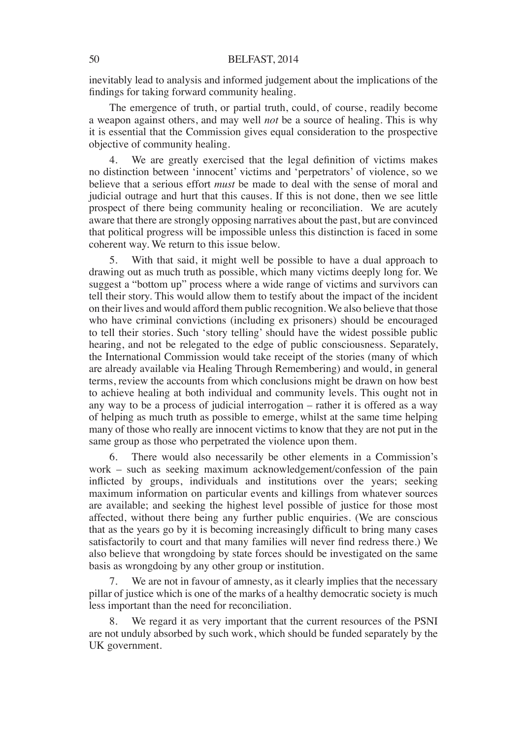inevitably lead to analysis and informed judgement about the implications of the findings for taking forward community healing.

The emergence of truth, or partial truth, could, of course, readily become a weapon against others, and may well *not* be a source of healing. This is why it is essential that the Commission gives equal consideration to the prospective objective of community healing.

4. We are greatly exercised that the legal definition of victims makes no distinction between 'innocent' victims and 'perpetrators' of violence, so we believe that a serious effort *must* be made to deal with the sense of moral and judicial outrage and hurt that this causes. If this is not done, then we see little prospect of there being community healing or reconciliation. We are acutely aware that there are strongly opposing narratives about the past, but are convinced that political progress will be impossible unless this distinction is faced in some coherent way. We return to this issue below.

5. With that said, it might well be possible to have a dual approach to drawing out as much truth as possible, which many victims deeply long for. We suggest a "bottom up" process where a wide range of victims and survivors can tell their story. This would allow them to testify about the impact of the incident on their lives and would afford them public recognition. We also believe that those who have criminal convictions (including ex prisoners) should be encouraged to tell their stories. Such 'story telling' should have the widest possible public hearing, and not be relegated to the edge of public consciousness. Separately, the International Commission would take receipt of the stories (many of which are already available via Healing Through Remembering) and would, in general terms, review the accounts from which conclusions might be drawn on how best to achieve healing at both individual and community levels. This ought not in any way to be a process of judicial interrogation – rather it is offered as a way of helping as much truth as possible to emerge, whilst at the same time helping many of those who really are innocent victims to know that they are not put in the same group as those who perpetrated the violence upon them.

6. There would also necessarily be other elements in a Commission's work – such as seeking maximum acknowledgement/confession of the pain inflicted by groups, individuals and institutions over the years; seeking maximum information on particular events and killings from whatever sources are available; and seeking the highest level possible of justice for those most affected, without there being any further public enquiries. (We are conscious that as the years go by it is becoming increasingly difficult to bring many cases satisfactorily to court and that many families will never find redress there.) We also believe that wrongdoing by state forces should be investigated on the same basis as wrongdoing by any other group or institution.

7. We are not in favour of amnesty, as it clearly implies that the necessary pillar of justice which is one of the marks of a healthy democratic society is much less important than the need for reconciliation.

8. We regard it as very important that the current resources of the PSNI are not unduly absorbed by such work, which should be funded separately by the UK government.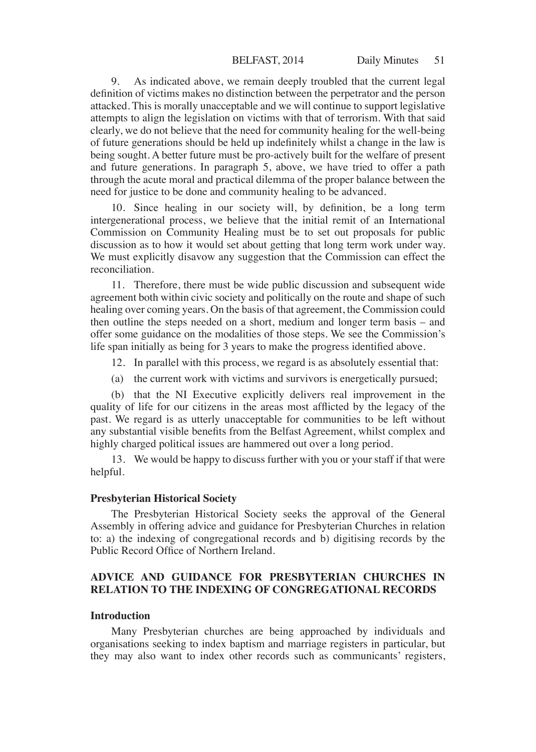9. As indicated above, we remain deeply troubled that the current legal definition of victims makes no distinction between the perpetrator and the person attacked. This is morally unacceptable and we will continue to support legislative attempts to align the legislation on victims with that of terrorism. With that said clearly, we do not believe that the need for community healing for the well-being of future generations should be held up indefinitely whilst a change in the law is being sought. A better future must be pro-actively built for the welfare of present and future generations. In paragraph 5, above, we have tried to offer a path through the acute moral and practical dilemma of the proper balance between the need for justice to be done and community healing to be advanced.

10. Since healing in our society will, by definition, be a long term intergenerational process, we believe that the initial remit of an International Commission on Community Healing must be to set out proposals for public discussion as to how it would set about getting that long term work under way. We must explicitly disavow any suggestion that the Commission can effect the reconciliation.

11. Therefore, there must be wide public discussion and subsequent wide agreement both within civic society and politically on the route and shape of such healing over coming years. On the basis of that agreement, the Commission could then outline the steps needed on a short, medium and longer term basis – and offer some guidance on the modalities of those steps. We see the Commission's life span initially as being for 3 years to make the progress identified above.

12. In parallel with this process, we regard is as absolutely essential that:

(a) the current work with victims and survivors is energetically pursued;

(b) that the NI Executive explicitly delivers real improvement in the quality of life for our citizens in the areas most afflicted by the legacy of the past. We regard is as utterly unacceptable for communities to be left without any substantial visible benefits from the Belfast Agreement, whilst complex and highly charged political issues are hammered out over a long period.

13. We would be happy to discuss further with you or your staff if that were helpful.

**Presbyterian Historical Society**

The Presbyterian Historical Society seeks the approval of the General Assembly in offering advice and guidance for Presbyterian Churches in relation to: a) the indexing of congregational records and b) digitising records by the Public Record Office of Northern Ireland.

## ADVICE AND GUIDANCE FOR PRESBYTERIAN CHURCHES IN RELATION TO THE INDEXING OF CONGREGATIONAL RECORDS

**Introduction**

Many Presbyterian churches are being approached by individuals and organisations seeking to index baptism and marriage registers in particular, but they may also want to index other records such as communicants' registers,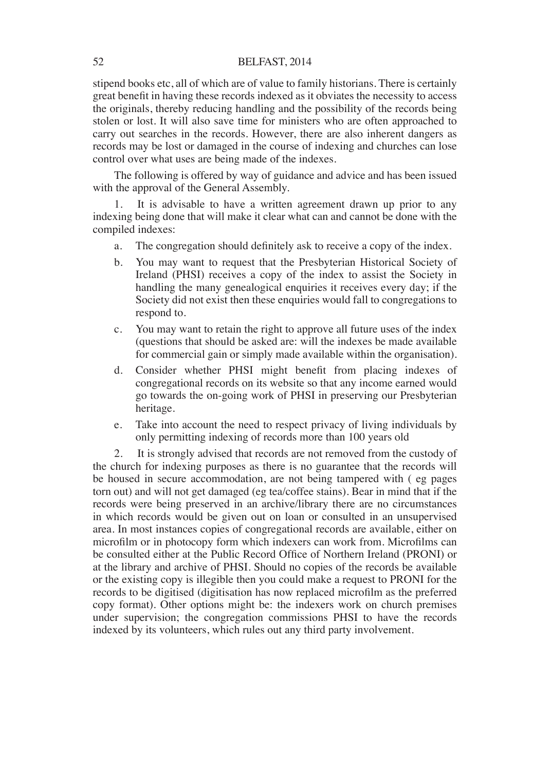stipend books etc, all of which are of value to family historians. There is certainly great benefit in having these records indexed as it obviates the necessity to access the originals, thereby reducing handling and the possibility of the records being stolen or lost. It will also save time for ministers who are often approached to carry out searches in the records. However, there are also inherent dangers as records may be lost or damaged in the course of indexing and churches can lose control over what uses are being made of the indexes.

The following is offered by way of guidance and advice and has been issued with the approval of the General Assembly.

1. It is advisable to have a written agreement drawn up prior to any indexing being done that will make it clear what can and cannot be done with the compiled indexes:

   a. The congregation should definitely ask to receive a copy of the index.

   b. You may want to request that the Presbyterian Historical Society of Ireland (PHSI) receives a copy of the index to assist the Society in handling the many genealogical enquiries it receives every day; if the Society did not exist then these enquiries would fall to congregations to respond to.

   c. You may want to retain the right to approve all future uses of the index (questions that should be asked are: will the indexes be made available for commercial gain or simply made available within the organisation).

   d. Consider whether PHSI might benefit from placing indexes of congregational records on its website so that any income earned would go towards the on-going work of PHSI in preserving our Presbyterian heritage.

   e. Take into account the need to respect privacy of living individuals by only permitting indexing of records more than 100 years old

2. It is strongly advised that records are not removed from the custody of the church for indexing purposes as there is no guarantee that the records will be housed in secure accommodation, are not being tampered with ( eg pages torn out) and will not get damaged (eg tea/coffee stains). Bear in mind that if the records were being preserved in an archive/library there are no circumstances in which records would be given out on loan or consulted in an unsupervised area. In most instances copies of congregational records are available, either on microfilm or in photocopy form which indexers can work from. Microfilms can be consulted either at the Public Record Office of Northern Ireland (PRONI) or at the library and archive of PHSI. Should no copies of the records be available or the existing copy is illegible then you could make a request to PRONI for the records to be digitised (digitisation has now replaced microfilm as the preferred copy format). Other options might be: the indexers work on church premises under supervision; the congregation commissions PHSI to have the records indexed by its volunteers, which rules out any third party involvement.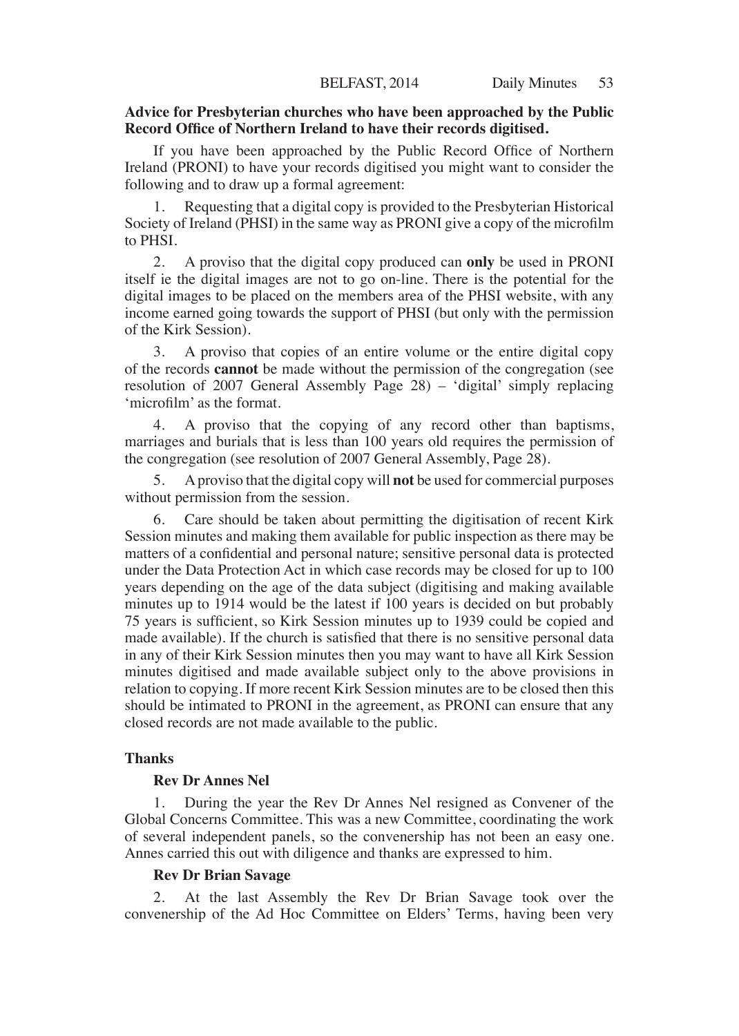**Advice for Presbyterian churches who have been approached by the Public Record Office of Northern Ireland to have their records digitised.**

If you have been approached by the Public Record Office of Northern Ireland (PRONI) to have your records digitised you might want to consider the following and to draw up a formal agreement:

1. Requesting that a digital copy is provided to the Presbyterian Historical Society of Ireland (PHSI) in the same way as PRONI give a copy of the microfilm to PHSI.

2. A proviso that the digital copy produced can **only** be used in PRONI itself ie the digital images are not to go on-line. There is the potential for the digital images to be placed on the members area of the PHSI website, with any income earned going towards the support of PHSI (but only with the permission of the Kirk Session).

3. A proviso that copies of an entire volume or the entire digital copy of the records **cannot** be made without the permission of the congregation (see resolution of 2007 General Assembly Page 28) – 'digital' simply replacing 'microfilm' as the format.

4. A proviso that the copying of any record other than baptisms, marriages and burials that is less than 100 years old requires the permission of the congregation (see resolution of 2007 General Assembly, Page 28).

5. A proviso that the digital copy will **not** be used for commercial purposes without permission from the session.

6. Care should be taken about permitting the digitisation of recent Kirk Session minutes and making them available for public inspection as there may be matters of a confidential and personal nature; sensitive personal data is protected under the Data Protection Act in which case records may be closed for up to 100 years depending on the age of the data subject (digitising and making available minutes up to 1914 would be the latest if 100 years is decided on but probably 75 years is sufficient, so Kirk Session minutes up to 1939 could be copied and made available). If the church is satisfied that there is no sensitive personal data in any of their Kirk Session minutes then you may want to have all Kirk Session minutes digitised and made available subject only to the above provisions in relation to copying. If more recent Kirk Session minutes are to be closed then this should be intimated to PRONI in the agreement, as PRONI can ensure that any closed records are not made available to the public.

**Thanks**

**Rev Dr Annes Nel**

1. During the year the Rev Dr Annes Nel resigned as Convener of the Global Concerns Committee. This was a new Committee, coordinating the work of several independent panels, so the convenership has not been an easy one. Annes carried this out with diligence and thanks are expressed to him.

**Rev Dr Brian Savage**

2. At the last Assembly the Rev Dr Brian Savage took over the convenership of the Ad Hoc Committee on Elders' Terms, having been very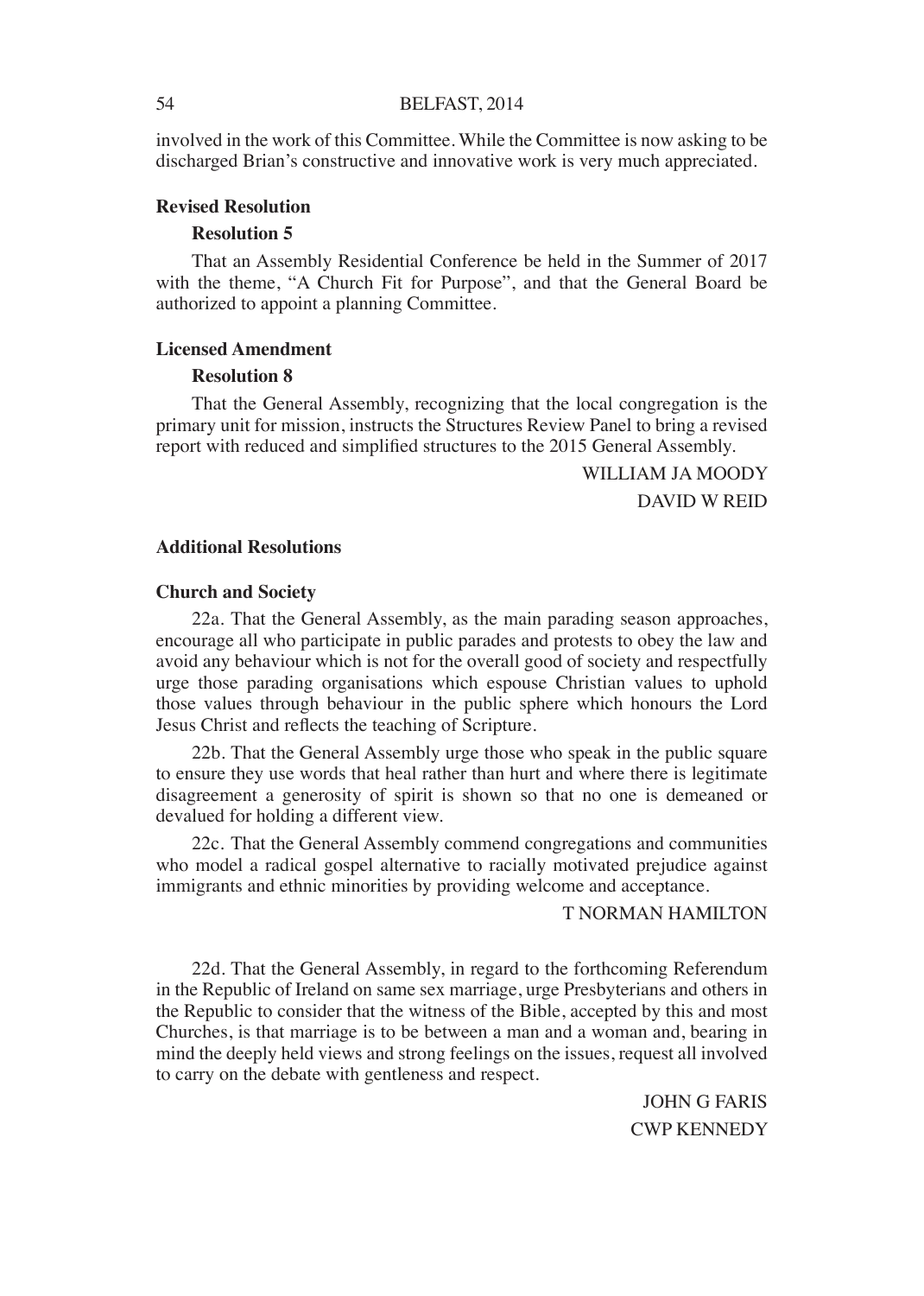involved in the work of this Committee. While the Committee is now asking to be discharged Brian's constructive and innovative work is very much appreciated.

**Revised Resolution**

**Resolution 5**

That an Assembly Residential Conference be held in the Summer of 2017 with the theme, "A Church Fit for Purpose", and that the General Board be authorized to appoint a planning Committee.

**Licensed Amendment**

**Resolution 8**

That the General Assembly, recognizing that the local congregation is the primary unit for mission, instructs the Structures Review Panel to bring a revised report with reduced and simplified structures to the 2015 General Assembly.

WILLIAM JA MOODY
DAVID W REID

**Additional Resolutions**

**Church and Society**

22a. That the General Assembly, as the main parading season approaches, encourage all who participate in public parades and protests to obey the law and avoid any behaviour which is not for the overall good of society and respectfully urge those parading organisations which espouse Christian values to uphold those values through behaviour in the public sphere which honours the Lord Jesus Christ and reflects the teaching of Scripture.

22b. That the General Assembly urge those who speak in the public square to ensure they use words that heal rather than hurt and where there is legitimate disagreement a generosity of spirit is shown so that no one is demeaned or devalued for holding a different view.

22c. That the General Assembly commend congregations and communities who model a radical gospel alternative to racially motivated prejudice against immigrants and ethnic minorities by providing welcome and acceptance.

T NORMAN HAMILTON

22d. That the General Assembly, in regard to the forthcoming Referendum in the Republic of Ireland on same sex marriage, urge Presbyterians and others in the Republic to consider that the witness of the Bible, accepted by this and most Churches, is that marriage is to be between a man and a woman and, bearing in mind the deeply held views and strong feelings on the issues, request all involved to carry on the debate with gentleness and respect.

JOHN G FARIS
CWP KENNEDY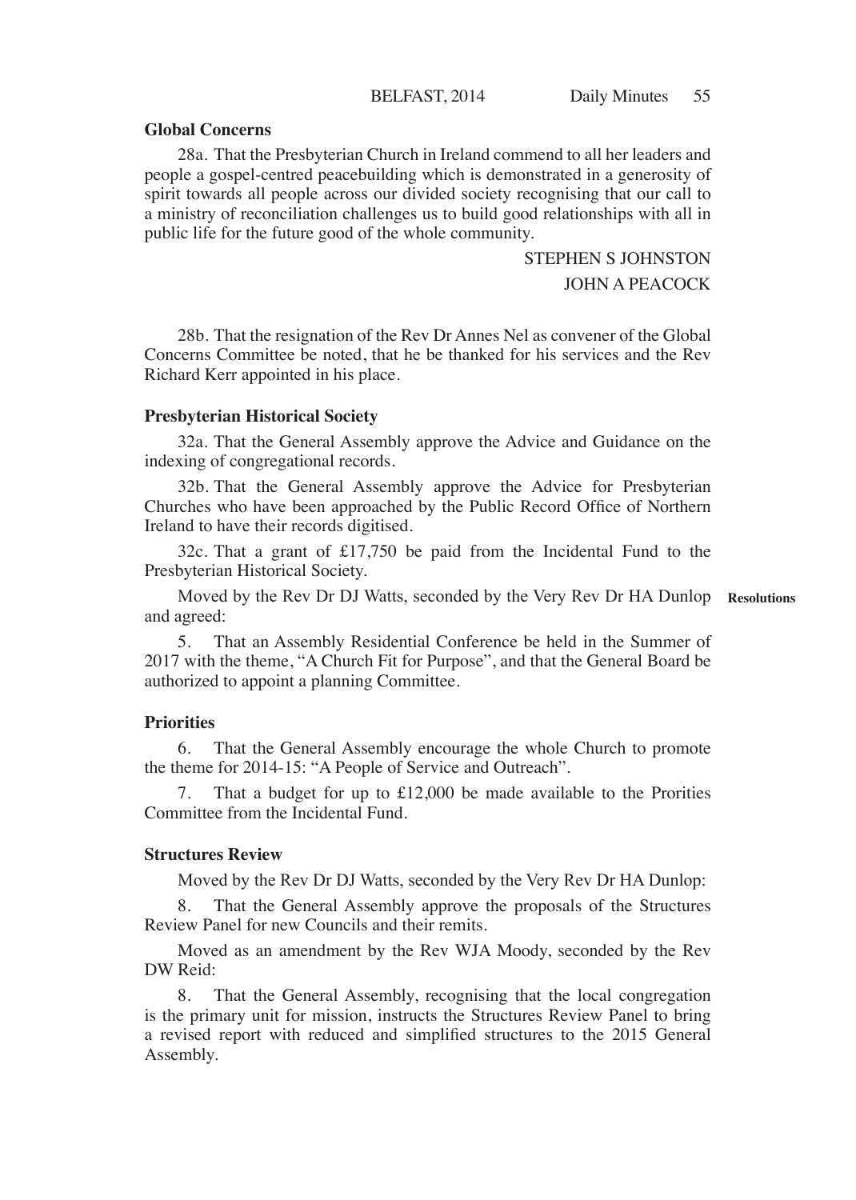## Global Concerns

28a. That the Presbyterian Church in Ireland commend to all her leaders and people a gospel-centred peacebuilding which is demonstrated in a generosity of spirit towards all people across our divided society recognising that our call to a ministry of reconciliation challenges us to build good relationships with all in public life for the future good of the whole community.

STEPHEN S JOHNSTON
JOHN A PEACOCK

28b. That the resignation of the Rev Dr Annes Nel as convener of the Global Concerns Committee be noted, that he be thanked for his services and the Rev Richard Kerr appointed in his place.

## Presbyterian Historical Society

32a. That the General Assembly approve the Advice and Guidance on the indexing of congregational records.

32b. That the General Assembly approve the Advice for Presbyterian Churches who have been approached by the Public Record Office of Northern Ireland to have their records digitised.

32c. That a grant of £17,750 be paid from the Incidental Fund to the Presbyterian Historical Society.

**Resolutions**

Moved by the Rev Dr DJ Watts, seconded by the Very Rev Dr HA Dunlop and agreed:

5. That an Assembly Residential Conference be held in the Summer of 2017 with the theme, "A Church Fit for Purpose", and that the General Board be authorized to appoint a planning Committee.

## Priorities

6. That the General Assembly encourage the whole Church to promote the theme for 2014-15: "A People of Service and Outreach".

7. That a budget for up to £12,000 be made available to the Prorities Committee from the Incidental Fund.

## Structures Review

Moved by the Rev Dr DJ Watts, seconded by the Very Rev Dr HA Dunlop:

8. That the General Assembly approve the proposals of the Structures Review Panel for new Councils and their remits.

Moved as an amendment by the Rev WJA Moody, seconded by the Rev DW Reid:

8. That the General Assembly, recognising that the local congregation is the primary unit for mission, instructs the Structures Review Panel to bring a revised report with reduced and simplified structures to the 2015 General Assembly.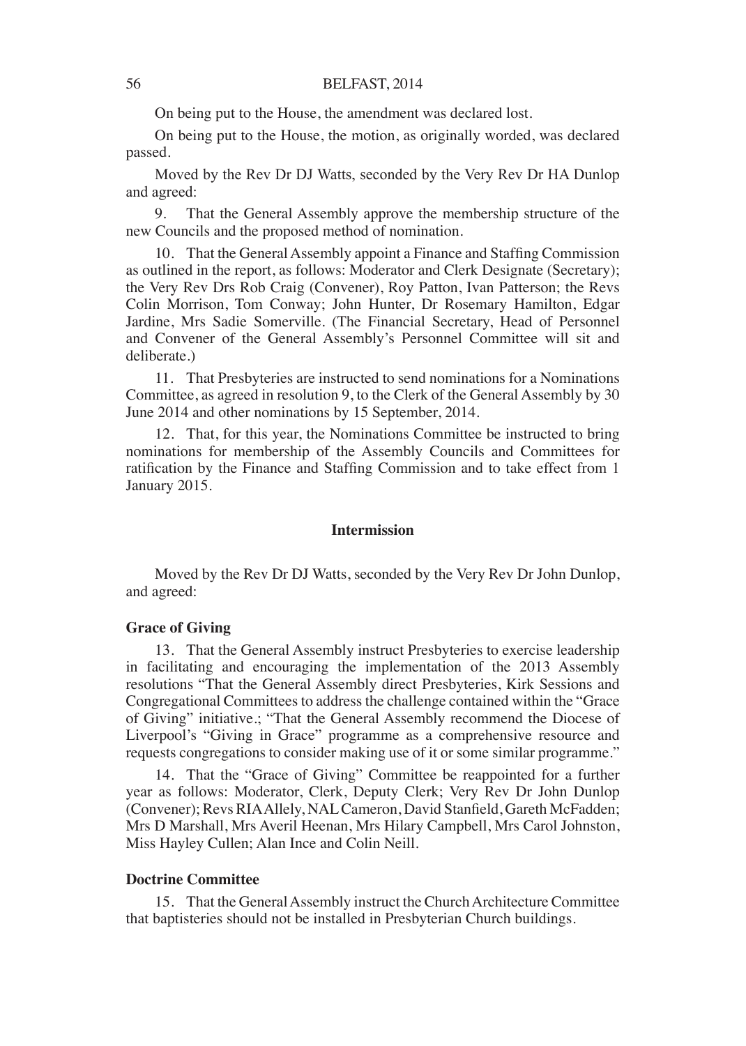On being put to the House, the amendment was declared lost.

On being put to the House, the motion, as originally worded, was declared passed.

Moved by the Rev Dr DJ Watts, seconded by the Very Rev Dr HA Dunlop and agreed:

9. That the General Assembly approve the membership structure of the new Councils and the proposed method of nomination.

10. That the General Assembly appoint a Finance and Staffing Commission as outlined in the report, as follows: Moderator and Clerk Designate (Secretary); the Very Rev Drs Rob Craig (Convener), Roy Patton, Ivan Patterson; the Revs Colin Morrison, Tom Conway; John Hunter, Dr Rosemary Hamilton, Edgar Jardine, Mrs Sadie Somerville. (The Financial Secretary, Head of Personnel and Convener of the General Assembly's Personnel Committee will sit and deliberate.)

11. That Presbyteries are instructed to send nominations for a Nominations Committee, as agreed in resolution 9, to the Clerk of the General Assembly by 30 June 2014 and other nominations by 15 September, 2014.

12. That, for this year, the Nominations Committee be instructed to bring nominations for membership of the Assembly Councils and Committees for ratification by the Finance and Staffing Commission and to take effect from 1 January 2015.

**Intermission**

Moved by the Rev Dr DJ Watts, seconded by the Very Rev Dr John Dunlop, and agreed:

**Grace of Giving**

13. That the General Assembly instruct Presbyteries to exercise leadership in facilitating and encouraging the implementation of the 2013 Assembly resolutions "That the General Assembly direct Presbyteries, Kirk Sessions and Congregational Committees to address the challenge contained within the "Grace of Giving" initiative.; "That the General Assembly recommend the Diocese of Liverpool's "Giving in Grace" programme as a comprehensive resource and requests congregations to consider making use of it or some similar programme."

14. That the "Grace of Giving" Committee be reappointed for a further year as follows: Moderator, Clerk, Deputy Clerk; Very Rev Dr John Dunlop (Convener); Revs RIA Allely, NAL Cameron, David Stanfield, Gareth McFadden; Mrs D Marshall, Mrs Averil Heenan, Mrs Hilary Campbell, Mrs Carol Johnston, Miss Hayley Cullen; Alan Ince and Colin Neill.

**Doctrine Committee**

15. That the General Assembly instruct the Church Architecture Committee that baptisteries should not be installed in Presbyterian Church buildings.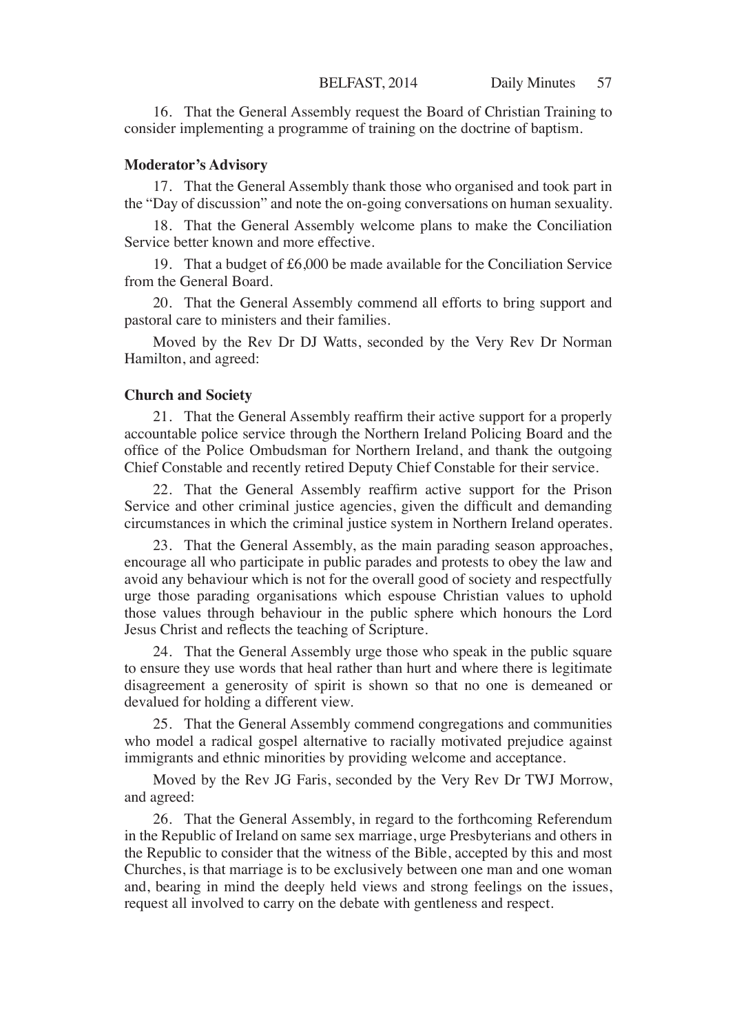16. That the General Assembly request the Board of Christian Training to consider implementing a programme of training on the doctrine of baptism.

**Moderator's Advisory**

17. That the General Assembly thank those who organised and took part in the "Day of discussion" and note the on-going conversations on human sexuality.

18. That the General Assembly welcome plans to make the Conciliation Service better known and more effective.

19. That a budget of £6,000 be made available for the Conciliation Service from the General Board.

20. That the General Assembly commend all efforts to bring support and pastoral care to ministers and their families.

Moved by the Rev Dr DJ Watts, seconded by the Very Rev Dr Norman Hamilton, and agreed:

**Church and Society**

21. That the General Assembly reaffirm their active support for a properly accountable police service through the Northern Ireland Policing Board and the office of the Police Ombudsman for Northern Ireland, and thank the outgoing Chief Constable and recently retired Deputy Chief Constable for their service.

22. That the General Assembly reaffirm active support for the Prison Service and other criminal justice agencies, given the difficult and demanding circumstances in which the criminal justice system in Northern Ireland operates.

23. That the General Assembly, as the main parading season approaches, encourage all who participate in public parades and protests to obey the law and avoid any behaviour which is not for the overall good of society and respectfully urge those parading organisations which espouse Christian values to uphold those values through behaviour in the public sphere which honours the Lord Jesus Christ and reflects the teaching of Scripture.

24. That the General Assembly urge those who speak in the public square to ensure they use words that heal rather than hurt and where there is legitimate disagreement a generosity of spirit is shown so that no one is demeaned or devalued for holding a different view.

25. That the General Assembly commend congregations and communities who model a radical gospel alternative to racially motivated prejudice against immigrants and ethnic minorities by providing welcome and acceptance.

Moved by the Rev JG Faris, seconded by the Very Rev Dr TWJ Morrow, and agreed:

26. That the General Assembly, in regard to the forthcoming Referendum in the Republic of Ireland on same sex marriage, urge Presbyterians and others in the Republic to consider that the witness of the Bible, accepted by this and most Churches, is that marriage is to be exclusively between one man and one woman and, bearing in mind the deeply held views and strong feelings on the issues, request all involved to carry on the debate with gentleness and respect.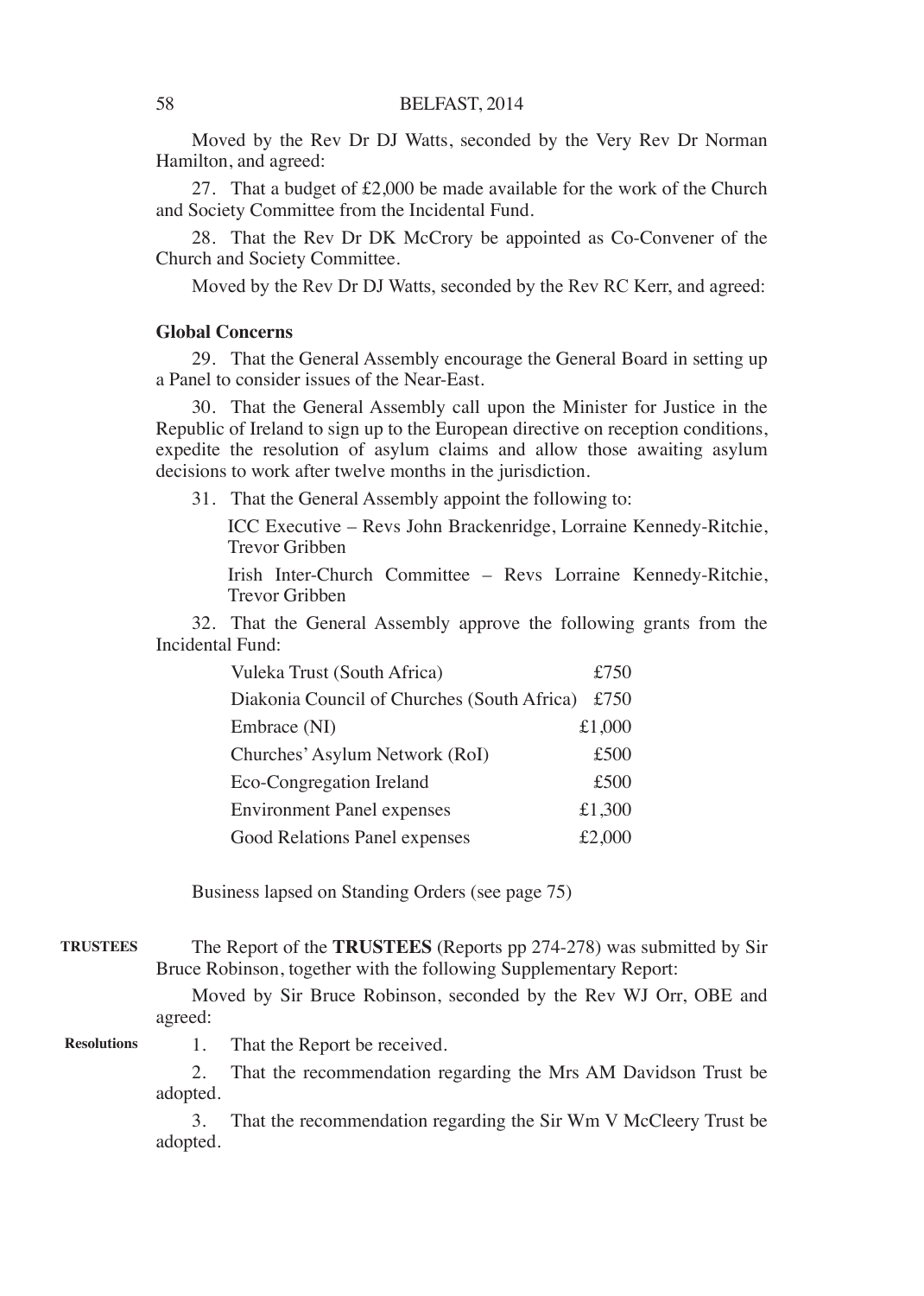Moved by the Rev Dr DJ Watts, seconded by the Very Rev Dr Norman Hamilton, and agreed:

27. That a budget of £2,000 be made available for the work of the Church and Society Committee from the Incidental Fund.

28. That the Rev Dr DK McCrory be appointed as Co-Convener of the Church and Society Committee.

Moved by the Rev Dr DJ Watts, seconded by the Rev RC Kerr, and agreed:

### Global Concerns

29. That the General Assembly encourage the General Board in setting up a Panel to consider issues of the Near-East.

30. That the General Assembly call upon the Minister for Justice in the Republic of Ireland to sign up to the European directive on reception conditions, expedite the resolution of asylum claims and allow those awaiting asylum decisions to work after twelve months in the jurisdiction.

31. That the General Assembly appoint the following to:

ICC Executive – Revs John Brackenridge, Lorraine Kennedy-Ritchie, Trevor Gribben

Irish Inter-Church Committee – Revs Lorraine Kennedy-Ritchie, Trevor Gribben

32. That the General Assembly approve the following grants from the Incidental Fund:

| | |
|---|---|
| Vuleka Trust (South Africa) | £750 |
| Diakonia Council of Churches (South Africa) | £750 |
| Embrace (NI) | £1,000 |
| Churches' Asylum Network (RoI) | £500 |
| Eco-Congregation Ireland | £500 |
| Environment Panel expenses | £1,300 |
| Good Relations Panel expenses | £2,000 |

Business lapsed on Standing Orders (see page 75)

**TRUSTEES**

The Report of the **TRUSTEES** (Reports pp 274-278) was submitted by Sir Bruce Robinson, together with the following Supplementary Report:

Moved by Sir Bruce Robinson, seconded by the Rev WJ Orr, OBE and agreed:

**Resolutions**

1. That the Report be received.

2. That the recommendation regarding the Mrs AM Davidson Trust be adopted.

3. That the recommendation regarding the Sir Wm V McCleery Trust be adopted.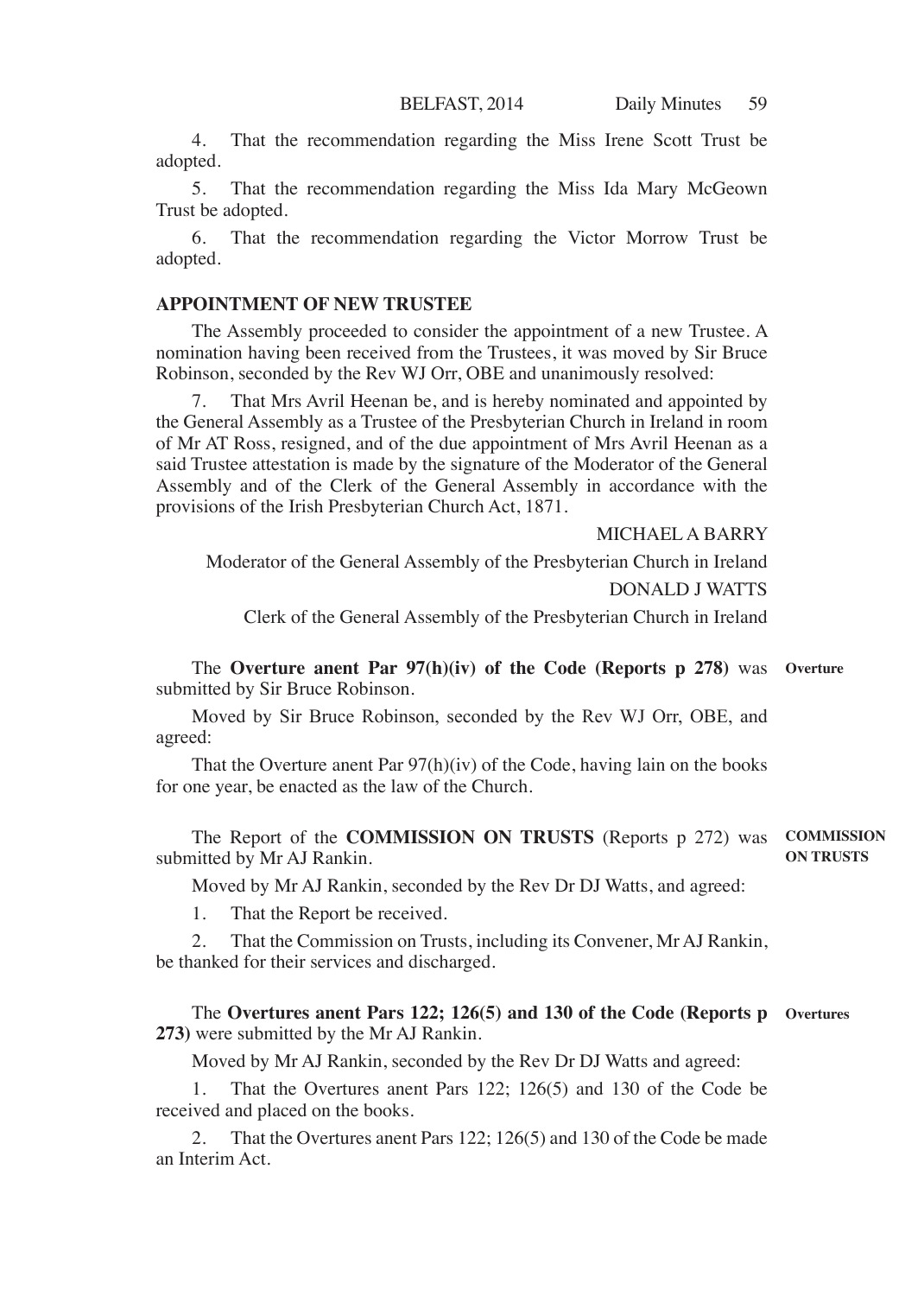4. That the recommendation regarding the Miss Irene Scott Trust be adopted.

5. That the recommendation regarding the Miss Ida Mary McGeown Trust be adopted.

6. That the recommendation regarding the Victor Morrow Trust be adopted.

**APPOINTMENT OF NEW TRUSTEE**

The Assembly proceeded to consider the appointment of a new Trustee. A nomination having been received from the Trustees, it was moved by Sir Bruce Robinson, seconded by the Rev WJ Orr, OBE and unanimously resolved:

7. That Mrs Avril Heenan be, and is hereby nominated and appointed by the General Assembly as a Trustee of the Presbyterian Church in Ireland in room of Mr AT Ross, resigned, and of the due appointment of Mrs Avril Heenan as a said Trustee attestation is made by the signature of the Moderator of the General Assembly and of the Clerk of the General Assembly in accordance with the provisions of the Irish Presbyterian Church Act, 1871.

MICHAEL A BARRY

Moderator of the General Assembly of the Presbyterian Church in Ireland

DONALD J WATTS

Clerk of the General Assembly of the Presbyterian Church in Ireland

**Overture**

The **Overture anent Par 97(h)(iv) of the Code (Reports p 278)** was submitted by Sir Bruce Robinson.

Moved by Sir Bruce Robinson, seconded by the Rev WJ Orr, OBE, and agreed:

That the Overture anent Par 97(h)(iv) of the Code, having lain on the books for one year, be enacted as the law of the Church.

**COMMISSION ON TRUSTS**

The Report of the **COMMISSION ON TRUSTS** (Reports p 272) was submitted by Mr AJ Rankin.

Moved by Mr AJ Rankin, seconded by the Rev Dr DJ Watts, and agreed:

1. That the Report be received.

2. That the Commission on Trusts, including its Convener, Mr AJ Rankin, be thanked for their services and discharged.

**Overtures**

The **Overtures anent Pars 122; 126(5) and 130 of the Code (Reports p 273)** were submitted by the Mr AJ Rankin.

Moved by Mr AJ Rankin, seconded by the Rev Dr DJ Watts and agreed:

1. That the Overtures anent Pars 122; 126(5) and 130 of the Code be received and placed on the books.

2. That the Overtures anent Pars 122; 126(5) and 130 of the Code be made an Interim Act.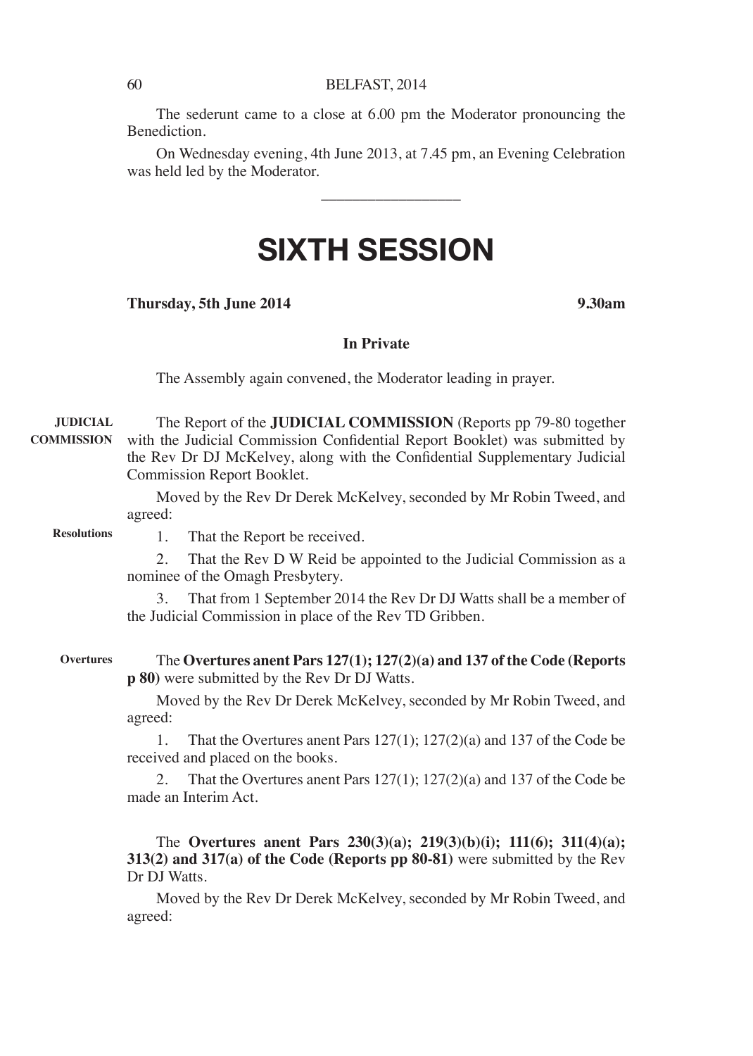The sederunt came to a close at 6.00 pm the Moderator pronouncing the Benediction.

On Wednesday evening, 4th June 2013, at 7.45 pm, an Evening Celebration was held led by the Moderator.

---

# SIXTH SESSION

**Thursday, 5th June 2014** **9.30am**

**In Private**

The Assembly again convened, the Moderator leading in prayer.

**JUDICIAL COMMISSION**

The Report of the **JUDICIAL COMMISSION** (Reports pp 79-80 together with the Judicial Commission Confidential Report Booklet) was submitted by the Rev Dr DJ McKelvey, along with the Confidential Supplementary Judicial Commission Report Booklet.

Moved by the Rev Dr Derek McKelvey, seconded by Mr Robin Tweed, and agreed:

**Resolutions**

1. That the Report be received.

2. That the Rev D W Reid be appointed to the Judicial Commission as a nominee of the Omagh Presbytery.

3. That from 1 September 2014 the Rev Dr DJ Watts shall be a member of the Judicial Commission in place of the Rev TD Gribben.

**Overtures**

The **Overtures anent Pars 127(1); 127(2)(a) and 137 of the Code (Reports p 80)** were submitted by the Rev Dr DJ Watts.

Moved by the Rev Dr Derek McKelvey, seconded by Mr Robin Tweed, and agreed:

1. That the Overtures anent Pars 127(1); 127(2)(a) and 137 of the Code be received and placed on the books.

2. That the Overtures anent Pars 127(1); 127(2)(a) and 137 of the Code be made an Interim Act.

The **Overtures anent Pars 230(3)(a); 219(3)(b)(i); 111(6); 311(4)(a); 313(2) and 317(a) of the Code (Reports pp 80-81)** were submitted by the Rev Dr DJ Watts.

Moved by the Rev Dr Derek McKelvey, seconded by Mr Robin Tweed, and agreed: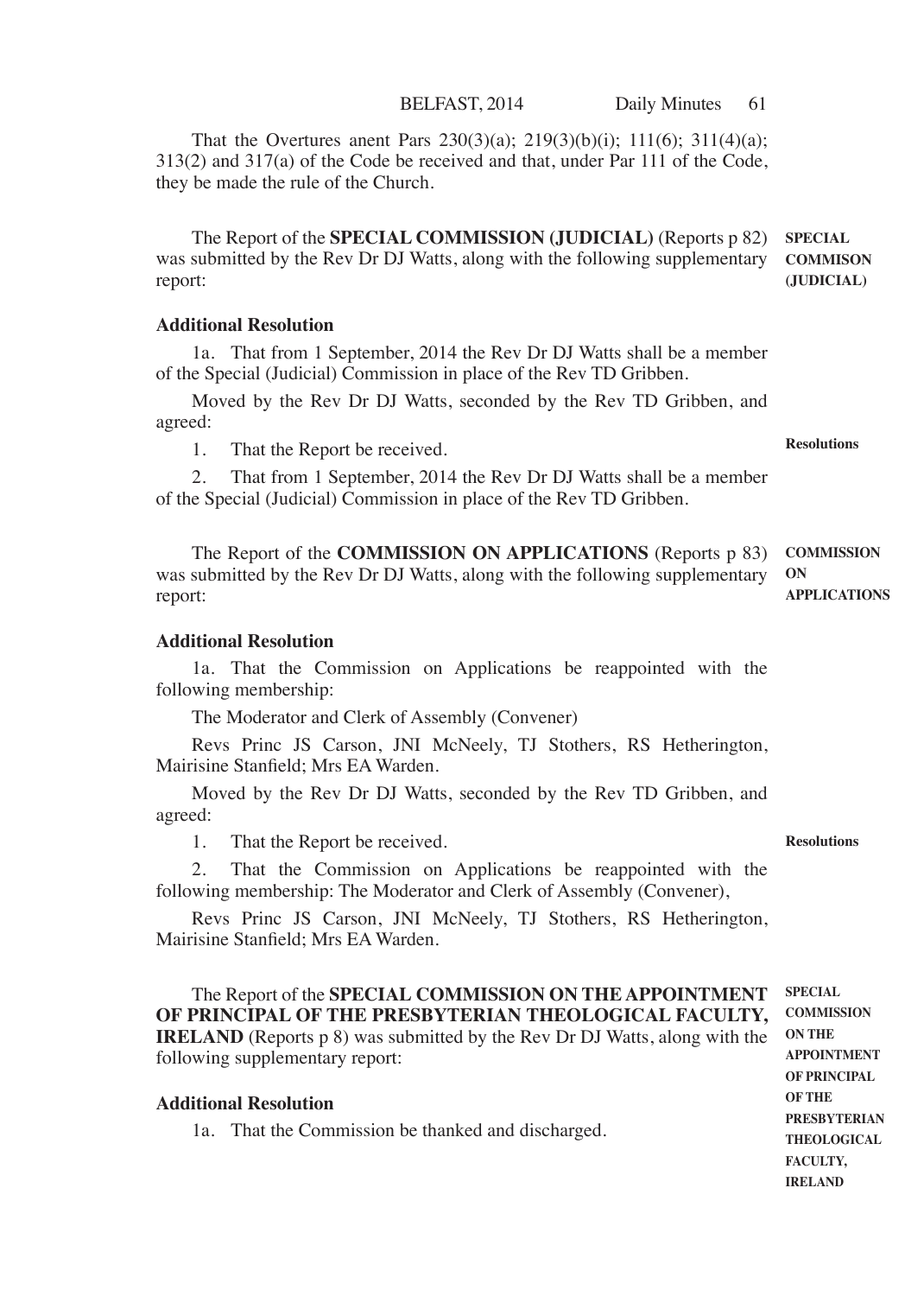That the Overtures anent Pars 230(3)(a); 219(3)(b)(i); 111(6); 311(4)(a); 313(2) and 317(a) of the Code be received and that, under Par 111 of the Code, they be made the rule of the Church.

**SPECIAL COMMISON (JUDICIAL)**

The Report of the **SPECIAL COMMISSION (JUDICIAL)** (Reports p 82) was submitted by the Rev Dr DJ Watts, along with the following supplementary report:

**Additional Resolution**

1a. That from 1 September, 2014 the Rev Dr DJ Watts shall be a member of the Special (Judicial) Commission in place of the Rev TD Gribben.

Moved by the Rev Dr DJ Watts, seconded by the Rev TD Gribben, and agreed:

**Resolutions**

1. That the Report be received.

2. That from 1 September, 2014 the Rev Dr DJ Watts shall be a member of the Special (Judicial) Commission in place of the Rev TD Gribben.

**COMMISSION ON APPLICATIONS**

The Report of the **COMMISSION ON APPLICATIONS** (Reports p 83) was submitted by the Rev Dr DJ Watts, along with the following supplementary report:

**Additional Resolution**

1a. That the Commission on Applications be reappointed with the following membership:

The Moderator and Clerk of Assembly (Convener)

Revs Princ JS Carson, JNI McNeely, TJ Stothers, RS Hetherington, Mairisine Stanfield; Mrs EA Warden.

Moved by the Rev Dr DJ Watts, seconded by the Rev TD Gribben, and agreed:

**Resolutions**

1. That the Report be received.

2. That the Commission on Applications be reappointed with the following membership: The Moderator and Clerk of Assembly (Convener),

Revs Princ JS Carson, JNI McNeely, TJ Stothers, RS Hetherington, Mairisine Stanfield; Mrs EA Warden.

**SPECIAL COMMISSION ON THE APPOINTMENT OF PRINCIPAL OF THE PRESBYTERIAN THEOLOGICAL FACULTY, IRELAND**

The Report of the **SPECIAL COMMISSION ON THE APPOINTMENT OF PRINCIPAL OF THE PRESBYTERIAN THEOLOGICAL FACULTY, IRELAND** (Reports p 8) was submitted by the Rev Dr DJ Watts, along with the following supplementary report:

**Additional Resolution**

1a. That the Commission be thanked and discharged.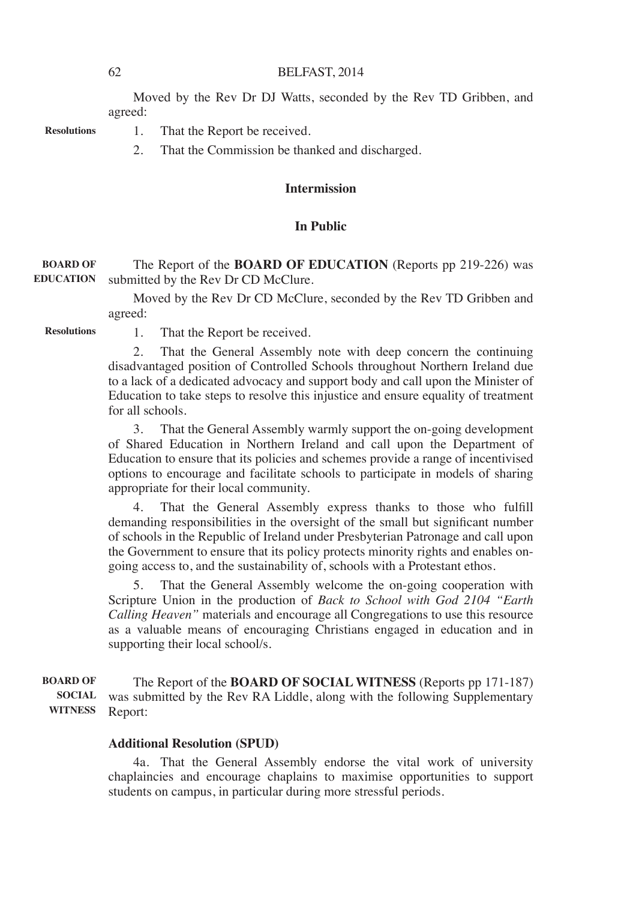Moved by the Rev Dr DJ Watts, seconded by the Rev TD Gribben, and agreed:

**Resolutions**

1. That the Report be received.
2. That the Commission be thanked and discharged.

### Intermission

### In Public

**BOARD OF EDUCATION**

The Report of the **BOARD OF EDUCATION** (Reports pp 219-226) was submitted by the Rev Dr CD McClure.

Moved by the Rev Dr CD McClure, seconded by the Rev TD Gribben and agreed:

**Resolutions**

1. That the Report be received.

2. That the General Assembly note with deep concern the continuing disadvantaged position of Controlled Schools throughout Northern Ireland due to a lack of a dedicated advocacy and support body and call upon the Minister of Education to take steps to resolve this injustice and ensure equality of treatment for all schools.

3. That the General Assembly warmly support the on-going development of Shared Education in Northern Ireland and call upon the Department of Education to ensure that its policies and schemes provide a range of incentivised options to encourage and facilitate schools to participate in models of sharing appropriate for their local community.

4. That the General Assembly express thanks to those who fulfill demanding responsibilities in the oversight of the small but significant number of schools in the Republic of Ireland under Presbyterian Patronage and call upon the Government to ensure that its policy protects minority rights and enables on-going access to, and the sustainability of, schools with a Protestant ethos.

5. That the General Assembly welcome the on-going cooperation with Scripture Union in the production of *Back to School with God 2104 "Earth Calling Heaven"* materials and encourage all Congregations to use this resource as a valuable means of encouraging Christians engaged in education and in supporting their local school/s.

**BOARD OF SOCIAL WITNESS**

The Report of the **BOARD OF SOCIAL WITNESS** (Reports pp 171-187) was submitted by the Rev RA Liddle, along with the following Supplementary Report:

**Additional Resolution (SPUD)**

4a. That the General Assembly endorse the vital work of university chaplaincies and encourage chaplains to maximise opportunities to support students on campus, in particular during more stressful periods.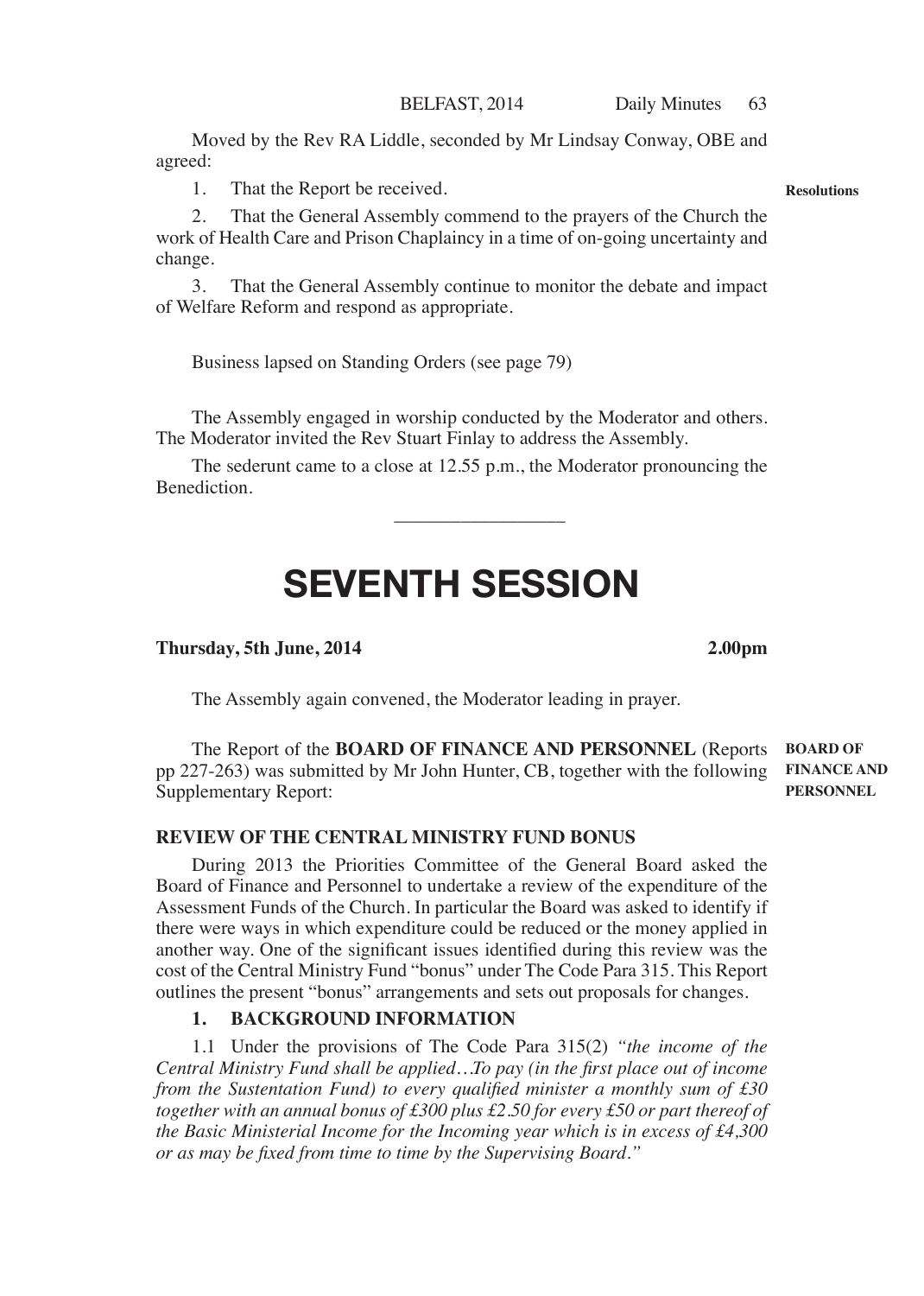Moved by the Rev RA Liddle, seconded by Mr Lindsay Conway, OBE and agreed:

**Resolutions**

1. That the Report be received.

2. That the General Assembly commend to the prayers of the Church the work of Health Care and Prison Chaplaincy in a time of on-going uncertainty and change.

3. That the General Assembly continue to monitor the debate and impact of Welfare Reform and respond as appropriate.

Business lapsed on Standing Orders (see page 79)

The Assembly engaged in worship conducted by the Moderator and others. The Moderator invited the Rev Stuart Finlay to address the Assembly.

The sederunt came to a close at 12.55 p.m., the Moderator pronouncing the Benediction.

---

# SEVENTH SESSION

**Thursday, 5th June, 2014** **2.00pm**

The Assembly again convened, the Moderator leading in prayer.

**BOARD OF FINANCE AND PERSONNEL**

The Report of the **BOARD OF FINANCE AND PERSONNEL** (Reports pp 227-263) was submitted by Mr John Hunter, CB, together with the following Supplementary Report:

## REVIEW OF THE CENTRAL MINISTRY FUND BONUS

During 2013 the Priorities Committee of the General Board asked the Board of Finance and Personnel to undertake a review of the expenditure of the Assessment Funds of the Church. In particular the Board was asked to identify if there were ways in which expenditure could be reduced or the money applied in another way. One of the significant issues identified during this review was the cost of the Central Ministry Fund "bonus" under The Code Para 315. This Report outlines the present "bonus" arrangements and sets out proposals for changes.

### 1. BACKGROUND INFORMATION

1.1 Under the provisions of The Code Para 315(2) *"the income of the Central Ministry Fund shall be applied…To pay (in the first place out of income from the Sustentation Fund) to every qualified minister a monthly sum of £30 together with an annual bonus of £300 plus £2.50 for every £50 or part thereof of the Basic Ministerial Income for the Incoming year which is in excess of £4,300 or as may be fixed from time to time by the Supervising Board."*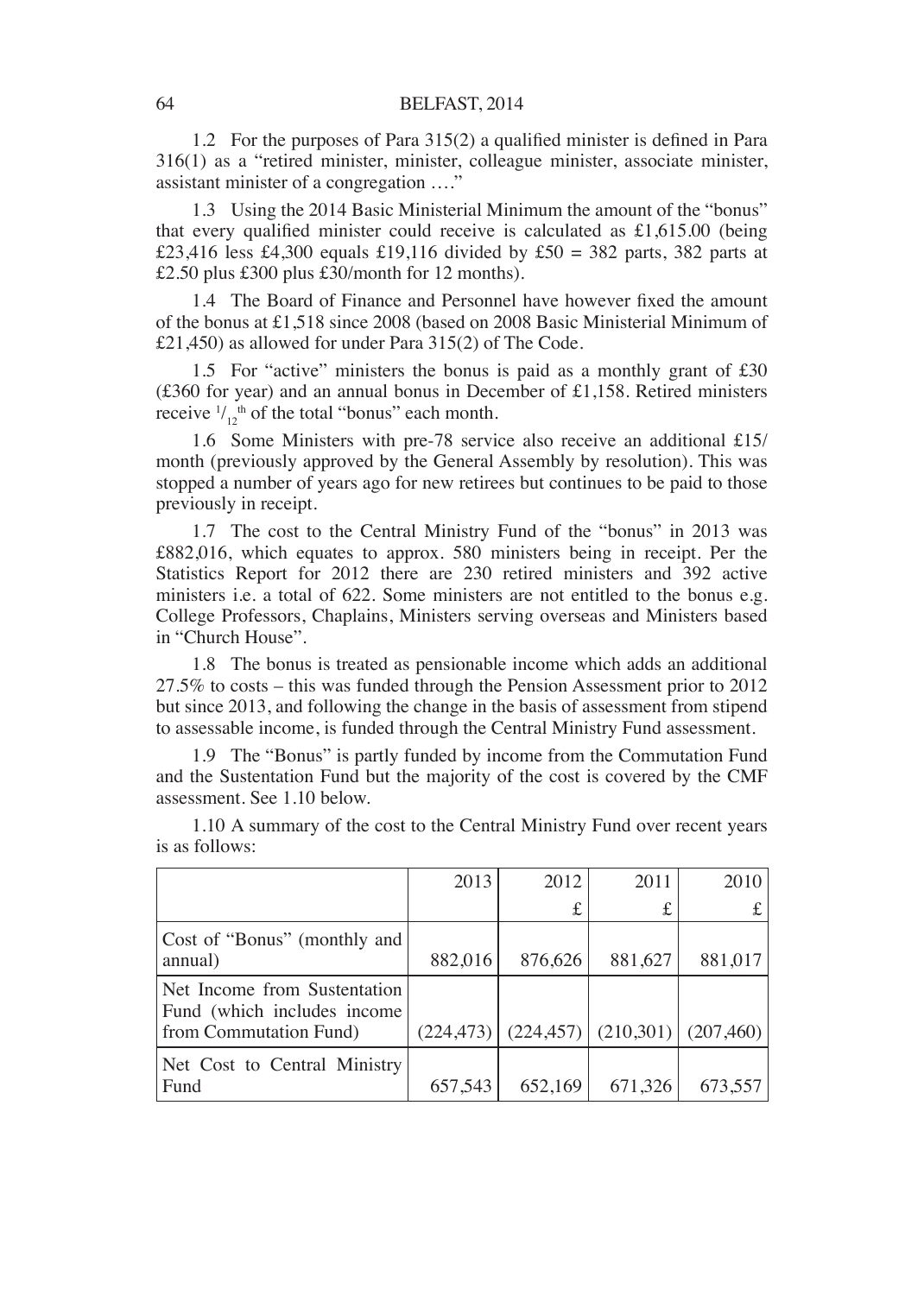1.2 For the purposes of Para 315(2) a qualified minister is defined in Para 316(1) as a "retired minister, minister, colleague minister, associate minister, assistant minister of a congregation …."

1.3 Using the 2014 Basic Ministerial Minimum the amount of the "bonus" that every qualified minister could receive is calculated as £1,615.00 (being £23,416 less £4,300 equals £19,116 divided by £50 = 382 parts, 382 parts at £2.50 plus £300 plus £30/month for 12 months).

1.4 The Board of Finance and Personnel have however fixed the amount of the bonus at £1,518 since 2008 (based on 2008 Basic Ministerial Minimum of £21,450) as allowed for under Para 315(2) of The Code.

1.5 For "active" ministers the bonus is paid as a monthly grant of £30 (£360 for year) and an annual bonus in December of £1,158. Retired ministers receive $^{1}/_{12}$th of the total "bonus" each month.

1.6 Some Ministers with pre-78 service also receive an additional £15/month (previously approved by the General Assembly by resolution). This was stopped a number of years ago for new retirees but continues to be paid to those previously in receipt.

1.7 The cost to the Central Ministry Fund of the "bonus" in 2013 was £882,016, which equates to approx. 580 ministers being in receipt. Per the Statistics Report for 2012 there are 230 retired ministers and 392 active ministers i.e. a total of 622. Some ministers are not entitled to the bonus e.g. College Professors, Chaplains, Ministers serving overseas and Ministers based in "Church House".

1.8 The bonus is treated as pensionable income which adds an additional 27.5% to costs – this was funded through the Pension Assessment prior to 2012 but since 2013, and following the change in the basis of assessment from stipend to assessable income, is funded through the Central Ministry Fund assessment.

1.9 The "Bonus" is partly funded by income from the Commutation Fund and the Sustentation Fund but the majority of the cost is covered by the CMF assessment. See 1.10 below.

1.10 A summary of the cost to the Central Ministry Fund over recent years is as follows:

| | 2013 | 2012 | 2011 | 2010 |
|---|---|---|---|---|
| | | £ | £ | £ |
| Cost of "Bonus" (monthly and annual) | 882,016 | 876,626 | 881,627 | 881,017 |
| Net Income from Sustentation Fund (which includes income from Commutation Fund) | (224,473) | (224,457) | (210,301) | (207,460) |
| Net Cost to Central Ministry Fund | 657,543 | 652,169 | 671,326 | 673,557 |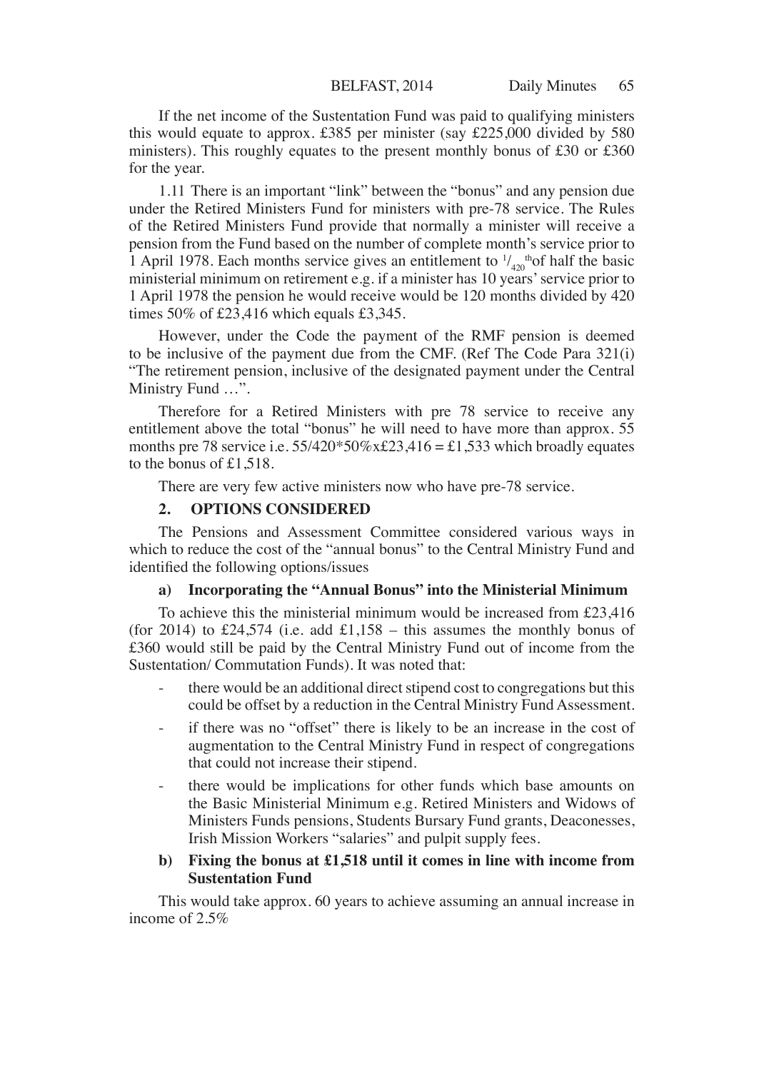If the net income of the Sustentation Fund was paid to qualifying ministers this would equate to approx. £385 per minister (say £225,000 divided by 580 ministers). This roughly equates to the present monthly bonus of £30 or £360 for the year.

1.11 There is an important "link" between the "bonus" and any pension due under the Retired Ministers Fund for ministers with pre-78 service. The Rules of the Retired Ministers Fund provide that normally a minister will receive a pension from the Fund based on the number of complete month's service prior to 1 April 1978. Each months service gives an entitlement to $^{1}/_{420}{}^{th}$ of half the basic ministerial minimum on retirement e.g. if a minister has 10 years' service prior to 1 April 1978 the pension he would receive would be 120 months divided by 420 times 50% of £23,416 which equals £3,345.

However, under the Code the payment of the RMF pension is deemed to be inclusive of the payment due from the CMF. (Ref The Code Para 321(i) "The retirement pension, inclusive of the designated payment under the Central Ministry Fund …".

Therefore for a Retired Ministers with pre 78 service to receive any entitlement above the total "bonus" he will need to have more than approx. 55 months pre 78 service i.e. 55/420*50%x£23,416 = £1,533 which broadly equates to the bonus of £1,518.

There are very few active ministers now who have pre-78 service.

## 2. OPTIONS CONSIDERED

The Pensions and Assessment Committee considered various ways in which to reduce the cost of the "annual bonus" to the Central Ministry Fund and identified the following options/issues

### a) Incorporating the "Annual Bonus" into the Ministerial Minimum

To achieve this the ministerial minimum would be increased from £23,416 (for 2014) to £24,574 (i.e. add £1,158 – this assumes the monthly bonus of £360 would still be paid by the Central Ministry Fund out of income from the Sustentation/ Commutation Funds). It was noted that:

- there would be an additional direct stipend cost to congregations but this could be offset by a reduction in the Central Ministry Fund Assessment.
- if there was no "offset" there is likely to be an increase in the cost of augmentation to the Central Ministry Fund in respect of congregations that could not increase their stipend.
- there would be implications for other funds which base amounts on the Basic Ministerial Minimum e.g. Retired Ministers and Widows of Ministers Funds pensions, Students Bursary Fund grants, Deaconesses, Irish Mission Workers "salaries" and pulpit supply fees.

### b) Fixing the bonus at £1,518 until it comes in line with income from Sustentation Fund

This would take approx. 60 years to achieve assuming an annual increase in income of 2.5%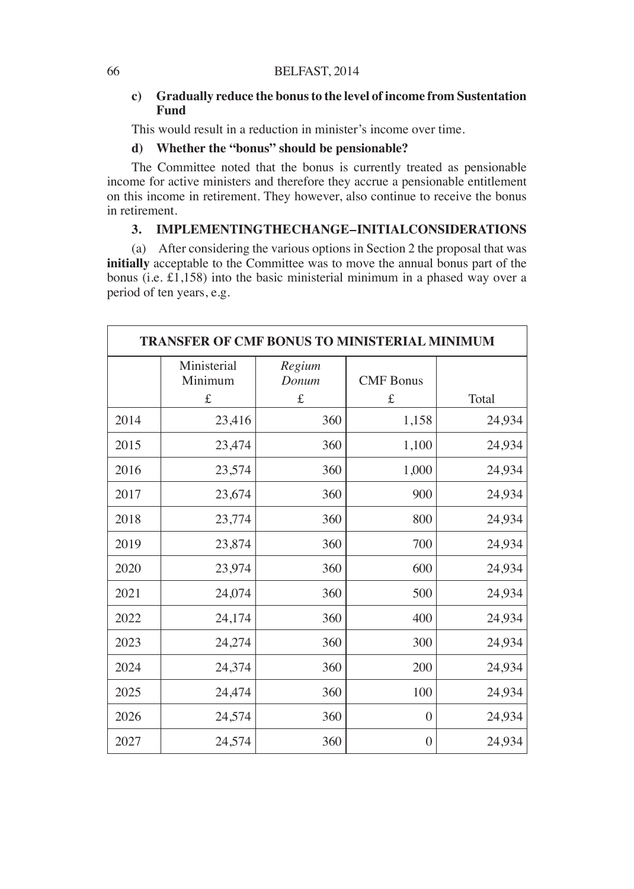**c) Gradually reduce the bonus to the level of income from Sustentation Fund**

This would result in a reduction in minister's income over time.

**d) Whether the "bonus" should be pensionable?**

The Committee noted that the bonus is currently treated as pensionable income for active ministers and therefore they accrue a pensionable entitlement on this income in retirement. They however, also continue to receive the bonus in retirement.

## 3. IMPLEMENTINGTHECHANGE–INITIALCONSIDERATIONS

(a) After considering the various options in Section 2 the proposal that was **initially** acceptable to the Committee was to move the annual bonus part of the bonus (i.e. £1,158) into the basic ministerial minimum in a phased way over a period of ten years, e.g.

**TRANSFER OF CMF BONUS TO MINISTERIAL MINIMUM**

| | Ministerial Minimum £ | *Regium Donum* £ | CMF Bonus £ | Total |
|---|---|---|---|---|
| 2014 | 23,416 | 360 | 1,158 | 24,934 |
| 2015 | 23,474 | 360 | 1,100 | 24,934 |
| 2016 | 23,574 | 360 | 1,000 | 24,934 |
| 2017 | 23,674 | 360 | 900 | 24,934 |
| 2018 | 23,774 | 360 | 800 | 24,934 |
| 2019 | 23,874 | 360 | 700 | 24,934 |
| 2020 | 23,974 | 360 | 600 | 24,934 |
| 2021 | 24,074 | 360 | 500 | 24,934 |
| 2022 | 24,174 | 360 | 400 | 24,934 |
| 2023 | 24,274 | 360 | 300 | 24,934 |
| 2024 | 24,374 | 360 | 200 | 24,934 |
| 2025 | 24,474 | 360 | 100 | 24,934 |
| 2026 | 24,574 | 360 | 0 | 24,934 |
| 2027 | 24,574 | 360 | 0 | 24,934 |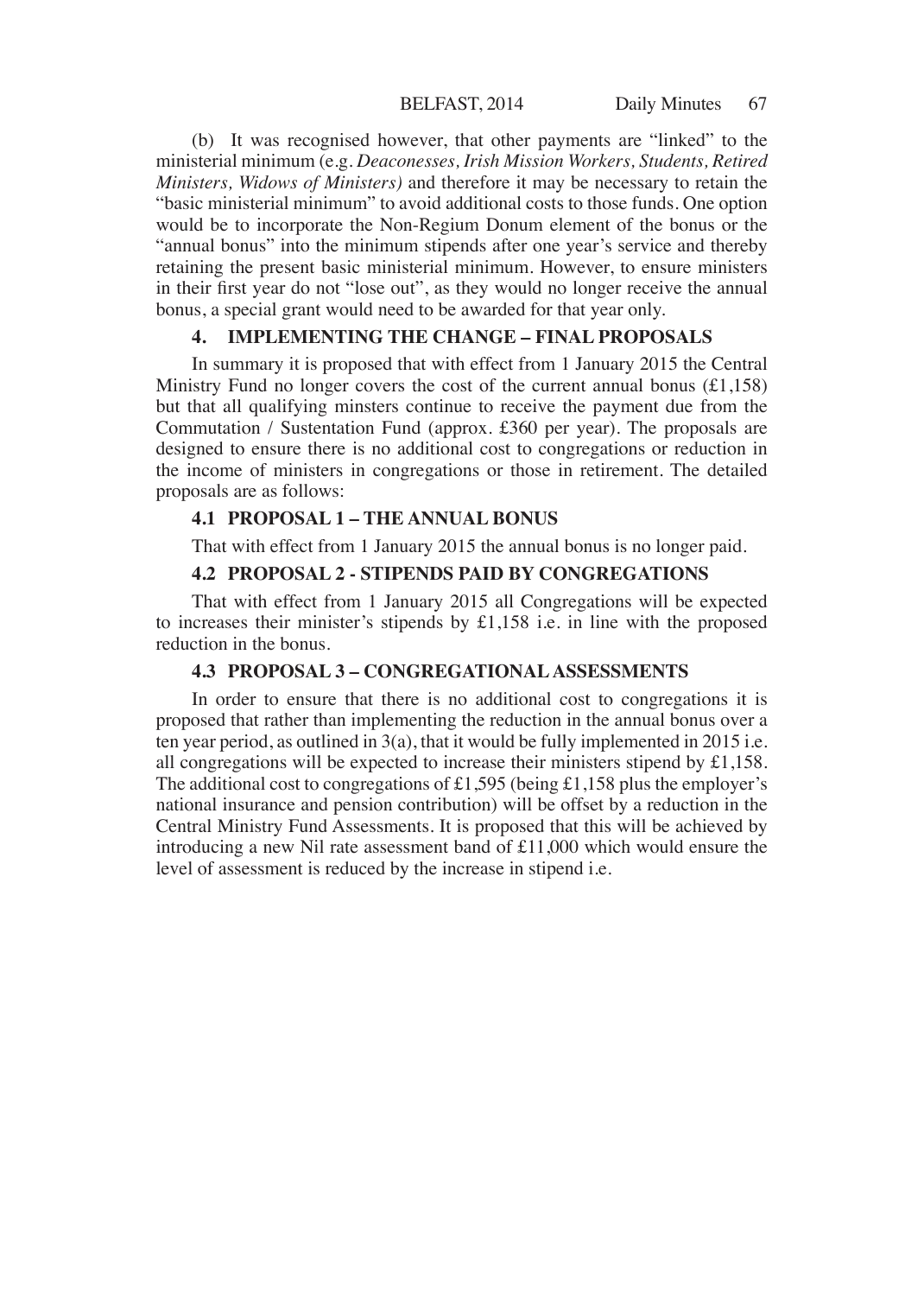(b) It was recognised however, that other payments are "linked" to the ministerial minimum (e.g. *Deaconesses, Irish Mission Workers, Students, Retired Ministers, Widows of Ministers)* and therefore it may be necessary to retain the "basic ministerial minimum" to avoid additional costs to those funds. One option would be to incorporate the Non-Regium Donum element of the bonus or the "annual bonus" into the minimum stipends after one year's service and thereby retaining the present basic ministerial minimum. However, to ensure ministers in their first year do not "lose out", as they would no longer receive the annual bonus, a special grant would need to be awarded for that year only.

## 4. IMPLEMENTING THE CHANGE – FINAL PROPOSALS

In summary it is proposed that with effect from 1 January 2015 the Central Ministry Fund no longer covers the cost of the current annual bonus (£1,158) but that all qualifying minsters continue to receive the payment due from the Commutation / Sustentation Fund (approx. £360 per year). The proposals are designed to ensure there is no additional cost to congregations or reduction in the income of ministers in congregations or those in retirement. The detailed proposals are as follows:

### 4.1 PROPOSAL 1 – THE ANNUAL BONUS

That with effect from 1 January 2015 the annual bonus is no longer paid.

### 4.2 PROPOSAL 2 - STIPENDS PAID BY CONGREGATIONS

That with effect from 1 January 2015 all Congregations will be expected to increases their minister's stipends by £1,158 i.e. in line with the proposed reduction in the bonus.

### 4.3 PROPOSAL 3 – CONGREGATIONAL ASSESSMENTS

In order to ensure that there is no additional cost to congregations it is proposed that rather than implementing the reduction in the annual bonus over a ten year period, as outlined in 3(a), that it would be fully implemented in 2015 i.e. all congregations will be expected to increase their ministers stipend by £1,158. The additional cost to congregations of £1,595 (being £1,158 plus the employer's national insurance and pension contribution) will be offset by a reduction in the Central Ministry Fund Assessments. It is proposed that this will be achieved by introducing a new Nil rate assessment band of £11,000 which would ensure the level of assessment is reduced by the increase in stipend i.e.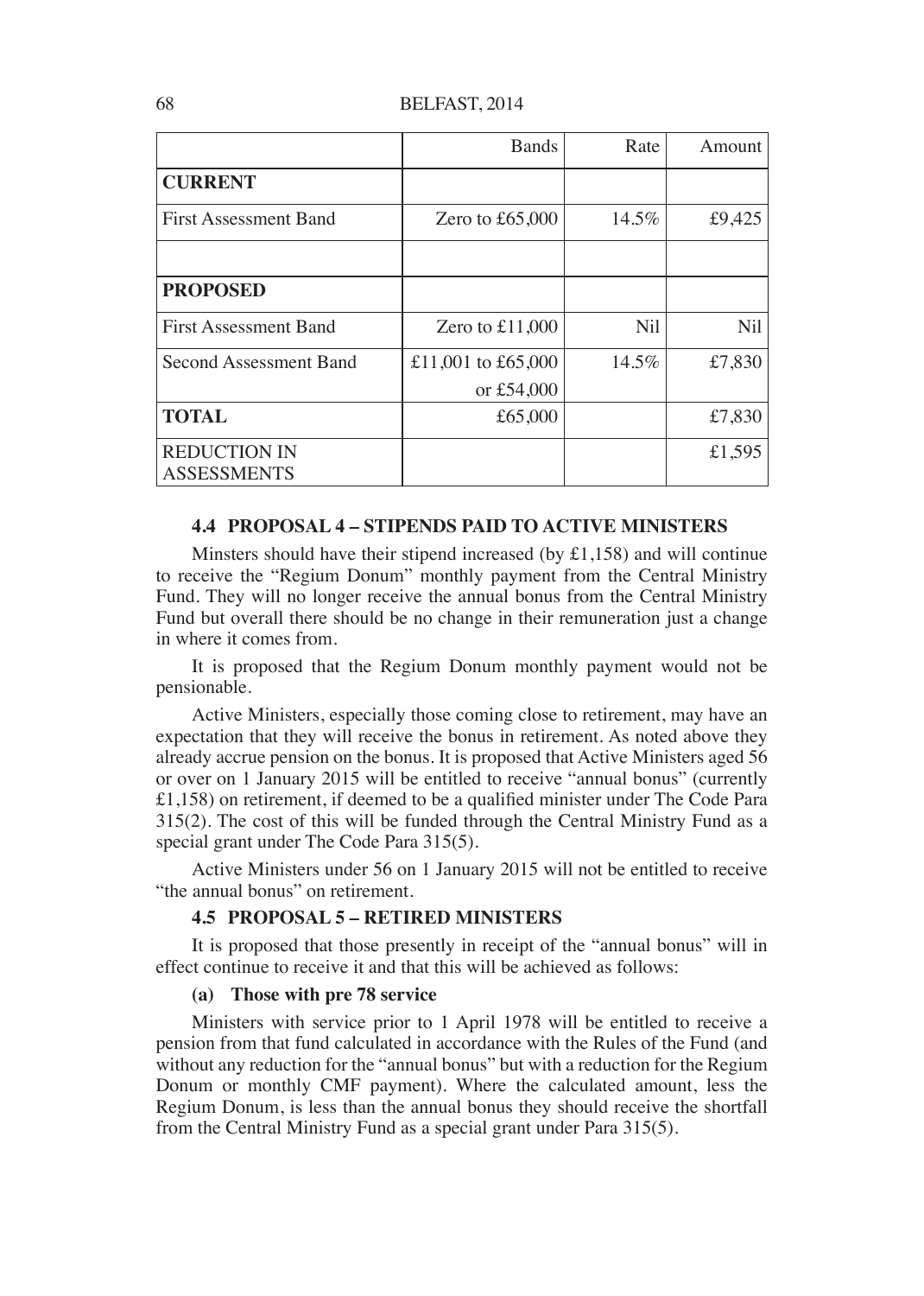| | Bands | Rate | Amount |
|---|---|---|---|
| **CURRENT** | | | |
| First Assessment Band | Zero to £65,000 | 14.5% | £9,425 |
| | | | |
| **PROPOSED** | | | |
| First Assessment Band | Zero to £11,000 | Nil | Nil |
| Second Assessment Band | £11,001 to £65,000 or £54,000 | 14.5% | £7,830 |
| **TOTAL** | £65,000 | | £7,830 |
| REDUCTION IN ASSESSMENTS | | | £1,595 |

#### 4.4 PROPOSAL 4 – STIPENDS PAID TO ACTIVE MINISTERS

Minsters should have their stipend increased (by £1,158) and will continue to receive the "Regium Donum" monthly payment from the Central Ministry Fund. They will no longer receive the annual bonus from the Central Ministry Fund but overall there should be no change in their remuneration just a change in where it comes from.

It is proposed that the Regium Donum monthly payment would not be pensionable.

Active Ministers, especially those coming close to retirement, may have an expectation that they will receive the bonus in retirement. As noted above they already accrue pension on the bonus. It is proposed that Active Ministers aged 56 or over on 1 January 2015 will be entitled to receive "annual bonus" (currently £1,158) on retirement, if deemed to be a qualified minister under The Code Para 315(2). The cost of this will be funded through the Central Ministry Fund as a special grant under The Code Para 315(5).

Active Ministers under 56 on 1 January 2015 will not be entitled to receive "the annual bonus" on retirement.

#### 4.5 PROPOSAL 5 – RETIRED MINISTERS

It is proposed that those presently in receipt of the "annual bonus" will in effect continue to receive it and that this will be achieved as follows:

**(a) Those with pre 78 service**

Ministers with service prior to 1 April 1978 will be entitled to receive a pension from that fund calculated in accordance with the Rules of the Fund (and without any reduction for the "annual bonus" but with a reduction for the Regium Donum or monthly CMF payment). Where the calculated amount, less the Regium Donum, is less than the annual bonus they should receive the shortfall from the Central Ministry Fund as a special grant under Para 315(5).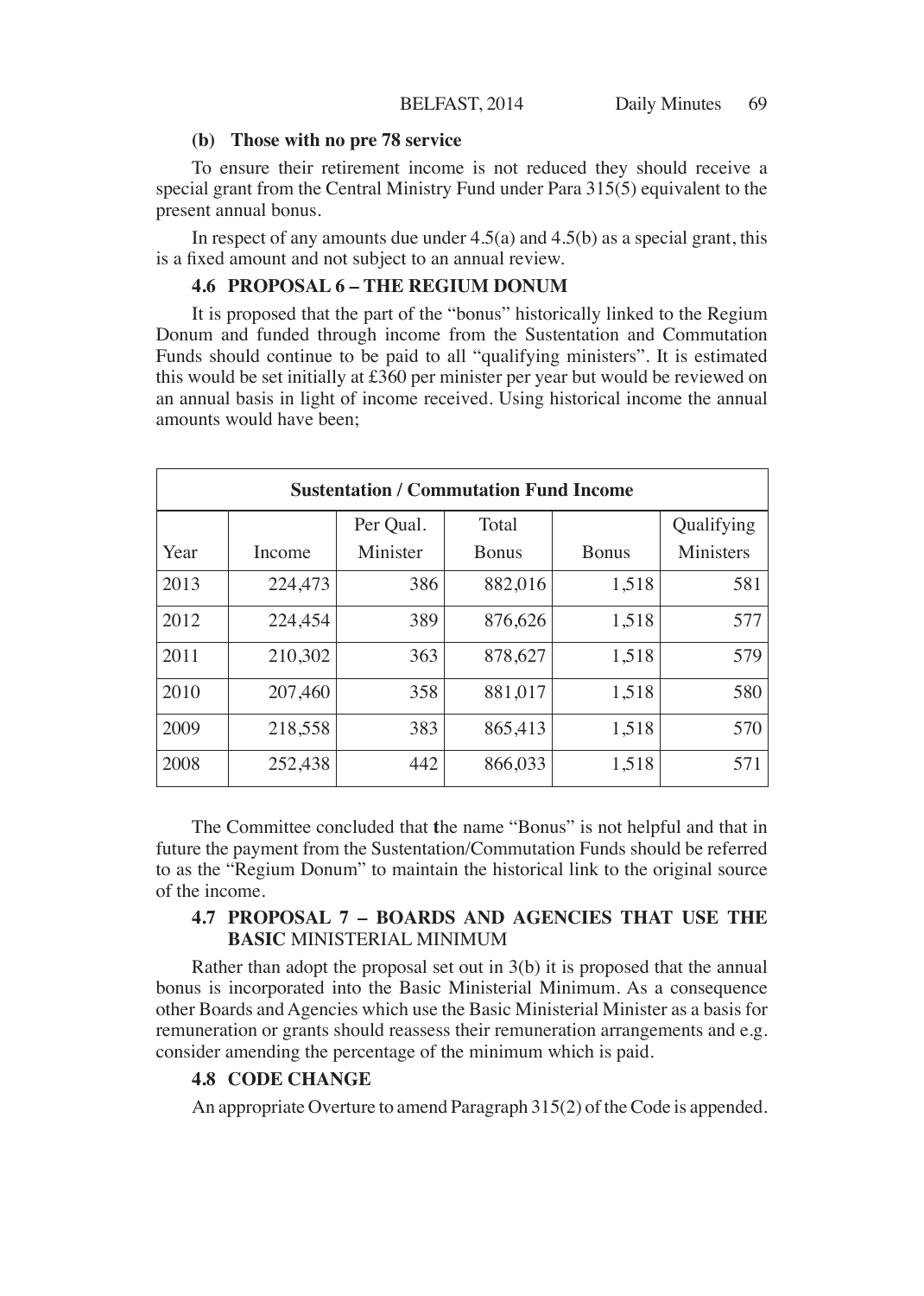**(b) Those with no pre 78 service**

To ensure their retirement income is not reduced they should receive a special grant from the Central Ministry Fund under Para 315(5) equivalent to the present annual bonus.

In respect of any amounts due under 4.5(a) and 4.5(b) as a special grant, this is a fixed amount and not subject to an annual review.

### 4.6 PROPOSAL 6 – THE REGIUM DONUM

It is proposed that the part of the "bonus" historically linked to the Regium Donum and funded through income from the Sustentation and Commutation Funds should continue to be paid to all "qualifying ministers". It is estimated this would be set initially at £360 per minister per year but would be reviewed on an annual basis in light of income received. Using historical income the annual amounts would have been;

| **Sustentation / Commutation Fund Income** | | | | | |
|---|---|---|---|---|---|
| Year | Income | Per Qual. Minister | Total Bonus | Bonus | Qualifying Ministers |
| 2013 | 224,473 | 386 | 882,016 | 1,518 | 581 |
| 2012 | 224,454 | 389 | 876,626 | 1,518 | 577 |
| 2011 | 210,302 | 363 | 878,627 | 1,518 | 579 |
| 2010 | 207,460 | 358 | 881,017 | 1,518 | 580 |
| 2009 | 218,558 | 383 | 865,413 | 1,518 | 570 |
| 2008 | 252,438 | 442 | 866,033 | 1,518 | 571 |

The Committee concluded that the name "Bonus" is not helpful and that in future the payment from the Sustentation/Commutation Funds should be referred to as the "Regium Donum" to maintain the historical link to the original source of the income.

### 4.7 PROPOSAL 7 – BOARDS AND AGENCIES THAT USE THE BASIC MINISTERIAL MINIMUM

Rather than adopt the proposal set out in 3(b) it is proposed that the annual bonus is incorporated into the Basic Ministerial Minimum. As a consequence other Boards and Agencies which use the Basic Ministerial Minister as a basis for remuneration or grants should reassess their remuneration arrangements and e.g. consider amending the percentage of the minimum which is paid.

### 4.8 CODE CHANGE

An appropriate Overture to amend Paragraph 315(2) of the Code is appended.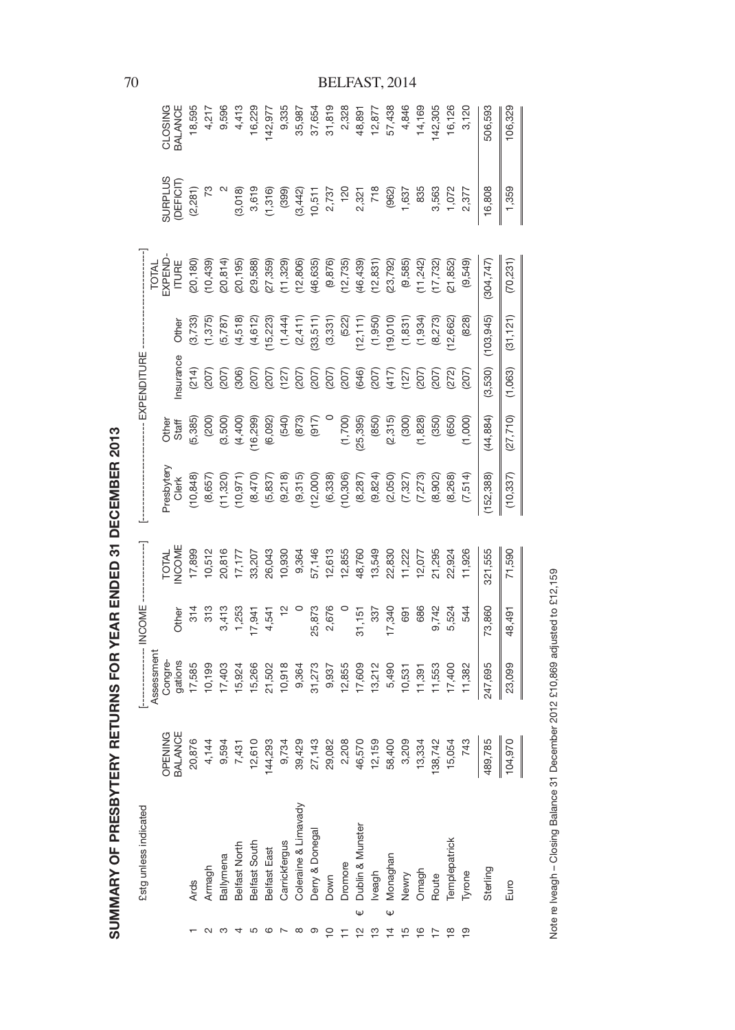# SUMMARY OF PRESBYTERY RETURNS FOR YEAR ENDED 31 DECEMBER 2013

| | £stg unless indicated | OPENING BALANCE | INCOME | | | EXPENDITURE | | | | | | SURPLUS (DEFICIT) | CLOSING BALANCE |
|---|---|---|---|---|---|---|---|---|---|---|---|---|---|
| | | | Assessment Congre-gations | Other | TOTAL INCOME | Presbytery Clerk | Other Staff | Insurance | Other | TOTAL EXPEND-ITURE | | | |
| 1 | Ards | 20,876 | 17,585 | 314 | 17,899 | (10,848) | (5,385) | (214) | (3,733) | (20,180) | | (2,281) | 18,595 |
| 2 | Armagh | 4,144 | 10,199 | 313 | 10,512 | (8,657) | (200) | (207) | (1,375) | (10,439) | | 73 | 4,217 |
| 3 | Ballymena | 9,594 | 17,403 | 3,413 | 20,816 | (11,320) | (3,500) | (207) | (5,787) | (20,814) | | 2 | 9,596 |
| 4 | Belfast North | 7,431 | 15,924 | 1,253 | 17,177 | (10,971) | (4,400) | (306) | (4,518) | (20,195) | | (3,018) | 4,413 |
| 5 | Belfast South | 12,610 | 15,266 | 17,941 | 33,207 | (8,470) | (16,299) | (207) | (4,612) | (29,588) | | 3,619 | 16,229 |
| 6 | Belfast East | 144,293 | 21,502 | 4,541 | 26,043 | (5,837) | (6,092) | (207) | (15,223) | (27,359) | | (1,316) | 142,977 |
| 7 | Carrickfergus | 9,734 | 10,918 | 12 | 10,930 | (9,218) | (540) | (127) | (1,444) | (11,329) | | (399) | 9,335 |
| 8 | Coleraine & Limavady | 39,429 | 9,364 | 0 | 9,364 | (9,315) | (873) | (207) | (2,411) | (12,806) | | (3,442) | 35,987 |
| 9 | Derry & Donegal | 27,143 | 31,273 | 25,873 | 57,146 | (12,000) | (917) | (207) | (33,511) | (46,635) | | 10,511 | 37,654 |
| 10 | Down | 29,082 | 9,937 | 2,676 | 12,613 | (6,338) | 0 | (207) | (3,331) | (9,876) | | 2,737 | 31,819 |
| 11 | Dromore | 2,208 | 12,855 | 0 | 12,855 | (10,306) | (1,700) | (207) | (522) | (12,735) | | 120 | 2,328 |
| 12 | € Dublin & Munster | 46,570 | 17,609 | 31,151 | 48,760 | (8,287) | (25,395) | (646) | (12,111) | (46,439) | | 2,321 | 48,891 |
| 13 | Iveagh | 12,159 | 13,212 | 337 | 13,549 | (9,824) | (850) | (207) | (1,950) | (12,831) | | 718 | 12,877 |
| 14 | € Monaghan | 58,400 | 5,490 | 17,340 | 22,830 | (2,050) | (2,315) | (417) | (19,010) | (23,792) | | (962) | 57,438 |
| 15 | Newry | 3,209 | 10,531 | 691 | 11,222 | (7,327) | (300) | (127) | (1,831) | (9,585) | | 1,637 | 4,846 |
| 16 | Omagh | 13,334 | 11,391 | 686 | 12,077 | (7,273) | (1,828) | (207) | (1,934) | (11,242) | | 835 | 14,169 |
| 17 | Route | 138,742 | 11,553 | 9,742 | 21,295 | (8,902) | (350) | (207) | (8,273) | (17,732) | | 3,563 | 142,305 |
| 18 | Templepatrick | 15,054 | 17,400 | 5,524 | 22,924 | (8,268) | (650) | (272) | (12,662) | (21,852) | | 1,072 | 16,126 |
| 19 | Tyrone | 743 | 11,382 | 544 | 11,926 | (7,514) | (1,000) | (207) | (828) | (9,549) | | 2,377 | 3,120 |
| | Sterling | 489,785 | 247,695 | 73,860 | 321,555 | (152,388) | (44,884) | (3,530) | (103,945) | (304,747) | | 16,808 | 506,593 |
| | Euro | 104,970 | 23,099 | 48,491 | 71,590 | (10,337) | (27,710) | (1,063) | (31,121) | (70,231) | | 1,359 | 106,329 |

Note re Iveagh – Closing Balance 31 December 2012 £10,869 adjusted to £12,159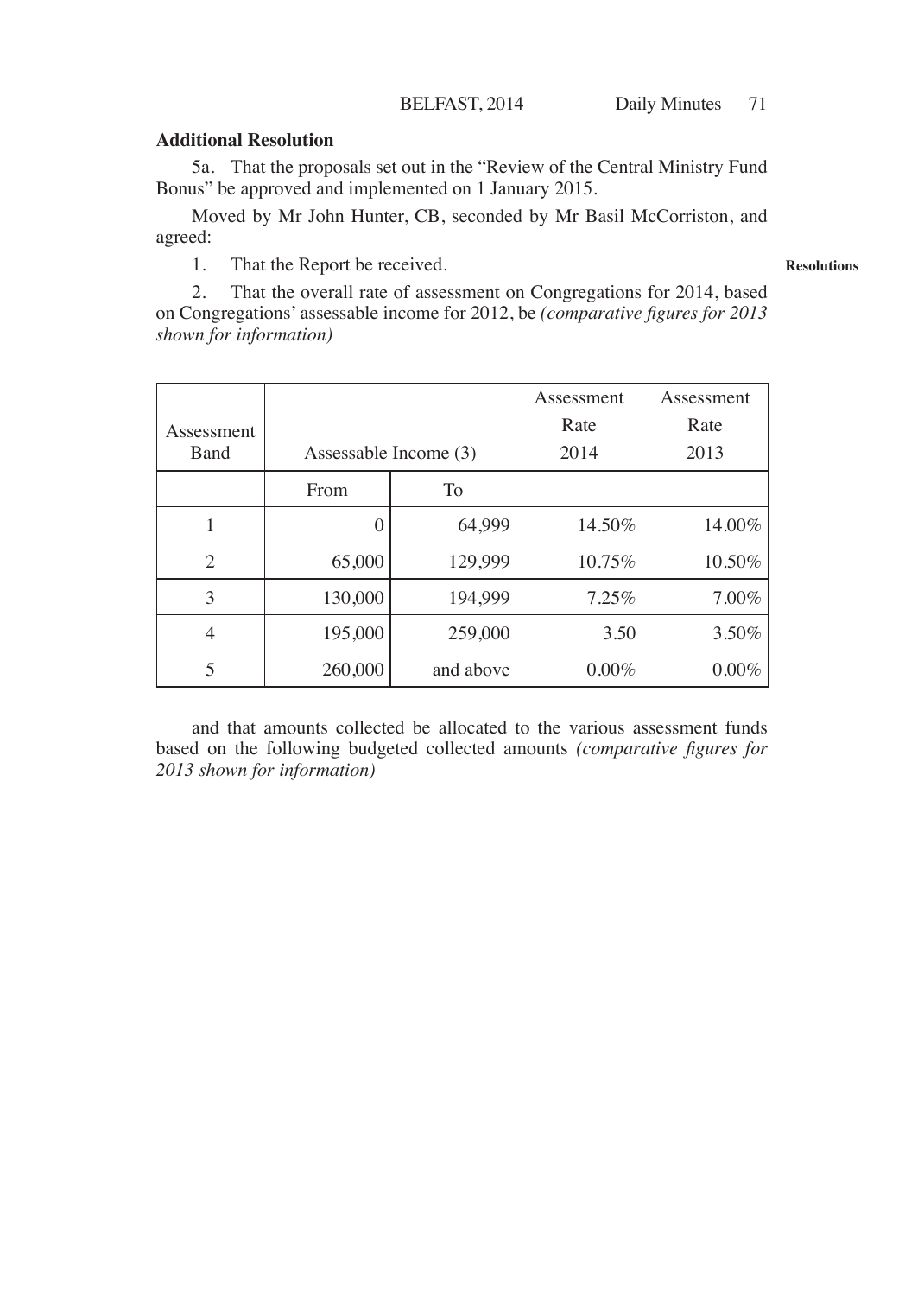**Additional Resolution**

5a. That the proposals set out in the "Review of the Central Ministry Fund Bonus" be approved and implemented on 1 January 2015.

Moved by Mr John Hunter, CB, seconded by Mr Basil McCorriston, and agreed:

**Resolutions**

1. That the Report be received.

2. That the overall rate of assessment on Congregations for 2014, based on Congregations' assessable income for 2012, be *(comparative figures for 2013 shown for information)*

| Assessment Band | Assessable Income (3) | | Assessment Rate 2014 | Assessment Rate 2013 |
|---|---|---|---|---|
| | From | To | | |
| 1 | 0 | 64,999 | 14.50% | 14.00% |
| 2 | 65,000 | 129,999 | 10.75% | 10.50% |
| 3 | 130,000 | 194,999 | 7.25% | 7.00% |
| 4 | 195,000 | 259,000 | 3.50 | 3.50% |
| 5 | 260,000 | and above | 0.00% | 0.00% |

and that amounts collected be allocated to the various assessment funds based on the following budgeted collected amounts *(comparative figures for 2013 shown for information)*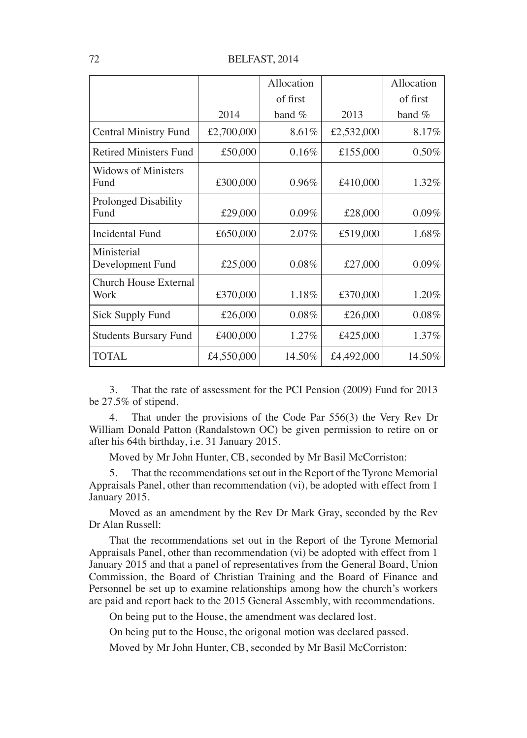| | 2014 | Allocation of first band % | 2013 | Allocation of first band % |
|---|---|---|---|---|
| Central Ministry Fund | £2,700,000 | 8.61% | £2,532,000 | 8.17% |
| Retired Ministers Fund | £50,000 | 0.16% | £155,000 | 0.50% |
| Widows of Ministers Fund | £300,000 | 0.96% | £410,000 | 1.32% |
| Prolonged Disability Fund | £29,000 | 0.09% | £28,000 | 0.09% |
| Incidental Fund | £650,000 | 2.07% | £519,000 | 1.68% |
| Ministerial Development Fund | £25,000 | 0.08% | £27,000 | 0.09% |
| Church House External Work | £370,000 | 1.18% | £370,000 | 1.20% |
| Sick Supply Fund | £26,000 | 0.08% | £26,000 | 0.08% |
| Students Bursary Fund | £400,000 | 1.27% | £425,000 | 1.37% |
| TOTAL | £4,550,000 | 14.50% | £4,492,000 | 14.50% |

3. That the rate of assessment for the PCI Pension (2009) Fund for 2013 be 27.5% of stipend.

4. That under the provisions of the Code Par 556(3) the Very Rev Dr William Donald Patton (Randalstown OC) be given permission to retire on or after his 64th birthday, i.e. 31 January 2015.

Moved by Mr John Hunter, CB, seconded by Mr Basil McCorriston:

5. That the recommendations set out in the Report of the Tyrone Memorial Appraisals Panel, other than recommendation (vi), be adopted with effect from 1 January 2015.

Moved as an amendment by the Rev Dr Mark Gray, seconded by the Rev Dr Alan Russell:

That the recommendations set out in the Report of the Tyrone Memorial Appraisals Panel, other than recommendation (vi) be adopted with effect from 1 January 2015 and that a panel of representatives from the General Board, Union Commission, the Board of Christian Training and the Board of Finance and Personnel be set up to examine relationships among how the church's workers are paid and report back to the 2015 General Assembly, with recommendations.

On being put to the House, the amendment was declared lost.

On being put to the House, the origonal motion was declared passed.

Moved by Mr John Hunter, CB, seconded by Mr Basil McCorriston: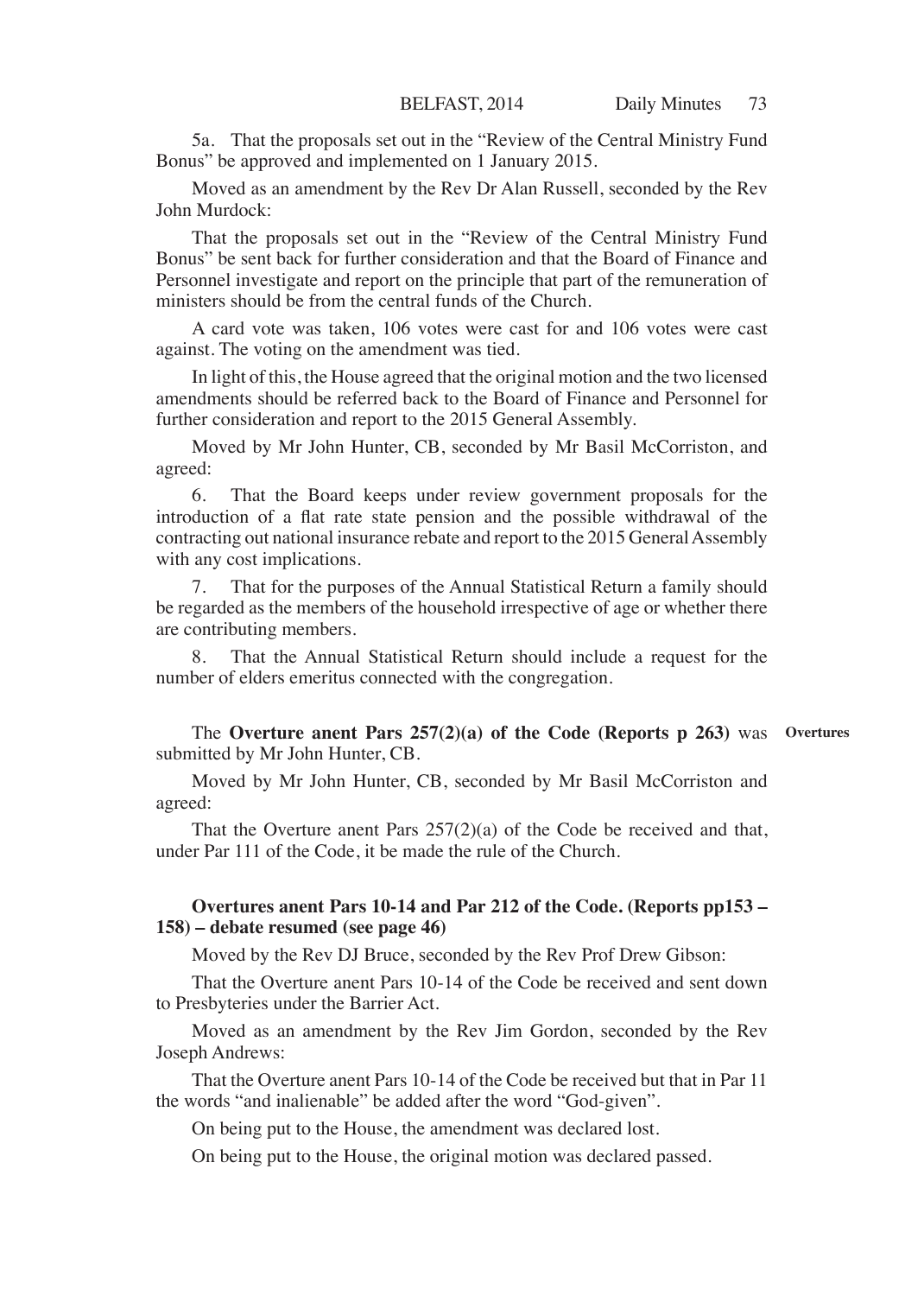5a. That the proposals set out in the "Review of the Central Ministry Fund Bonus" be approved and implemented on 1 January 2015.

Moved as an amendment by the Rev Dr Alan Russell, seconded by the Rev John Murdock:

That the proposals set out in the "Review of the Central Ministry Fund Bonus" be sent back for further consideration and that the Board of Finance and Personnel investigate and report on the principle that part of the remuneration of ministers should be from the central funds of the Church.

A card vote was taken, 106 votes were cast for and 106 votes were cast against. The voting on the amendment was tied.

In light of this, the House agreed that the original motion and the two licensed amendments should be referred back to the Board of Finance and Personnel for further consideration and report to the 2015 General Assembly.

Moved by Mr John Hunter, CB, seconded by Mr Basil McCorriston, and agreed:

6. That the Board keeps under review government proposals for the introduction of a flat rate state pension and the possible withdrawal of the contracting out national insurance rebate and report to the 2015 General Assembly with any cost implications.

7. That for the purposes of the Annual Statistical Return a family should be regarded as the members of the household irrespective of age or whether there are contributing members.

8. That the Annual Statistical Return should include a request for the number of elders emeritus connected with the congregation.

**Overtures**

The **Overture anent Pars 257(2)(a) of the Code (Reports p 263)** was submitted by Mr John Hunter, CB.

Moved by Mr John Hunter, CB, seconded by Mr Basil McCorriston and agreed:

That the Overture anent Pars 257(2)(a) of the Code be received and that, under Par 111 of the Code, it be made the rule of the Church.

**Overtures anent Pars 10-14 and Par 212 of the Code. (Reports pp153 – 158) – debate resumed (see page 46)**

Moved by the Rev DJ Bruce, seconded by the Rev Prof Drew Gibson:

That the Overture anent Pars 10-14 of the Code be received and sent down to Presbyteries under the Barrier Act.

Moved as an amendment by the Rev Jim Gordon, seconded by the Rev Joseph Andrews:

That the Overture anent Pars 10-14 of the Code be received but that in Par 11 the words "and inalienable" be added after the word "God-given".

On being put to the House, the amendment was declared lost.

On being put to the House, the original motion was declared passed.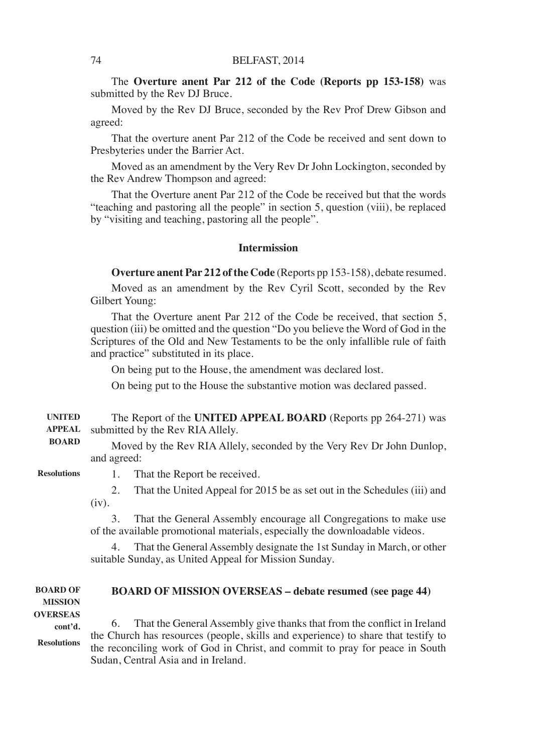The **Overture anent Par 212 of the Code (Reports pp 153-158)** was submitted by the Rev DJ Bruce.

Moved by the Rev DJ Bruce, seconded by the Rev Prof Drew Gibson and agreed:

That the overture anent Par 212 of the Code be received and sent down to Presbyteries under the Barrier Act.

Moved as an amendment by the Very Rev Dr John Lockington, seconded by the Rev Andrew Thompson and agreed:

That the Overture anent Par 212 of the Code be received but that the words "teaching and pastoring all the people" in section 5, question (viii), be replaced by "visiting and teaching, pastoring all the people".

### Intermission

**Overture anent Par 212 of the Code** (Reports pp 153-158), debate resumed.

Moved as an amendment by the Rev Cyril Scott, seconded by the Rev Gilbert Young:

That the Overture anent Par 212 of the Code be received, that section 5, question (iii) be omitted and the question "Do you believe the Word of God in the Scriptures of the Old and New Testaments to be the only infallible rule of faith and practice" substituted in its place.

On being put to the House, the amendment was declared lost.

On being put to the House the substantive motion was declared passed.

**UNITED APPEAL BOARD**

The Report of the **UNITED APPEAL BOARD** (Reports pp 264-271) was submitted by the Rev RIA Allely.

Moved by the Rev RIA Allely, seconded by the Very Rev Dr John Dunlop, and agreed:

**Resolutions**

1. That the Report be received.

2. That the United Appeal for 2015 be as set out in the Schedules (iii) and (iv).

3. That the General Assembly encourage all Congregations to make use of the available promotional materials, especially the downloadable videos.

4. That the General Assembly designate the 1st Sunday in March, or other suitable Sunday, as United Appeal for Mission Sunday.

**BOARD OF MISSION OVERSEAS cont'd.**

### BOARD OF MISSION OVERSEAS – debate resumed (see page 44)

**Resolutions**

6. That the General Assembly give thanks that from the conflict in Ireland the Church has resources (people, skills and experience) to share that testify to the reconciling work of God in Christ, and commit to pray for peace in South Sudan, Central Asia and in Ireland.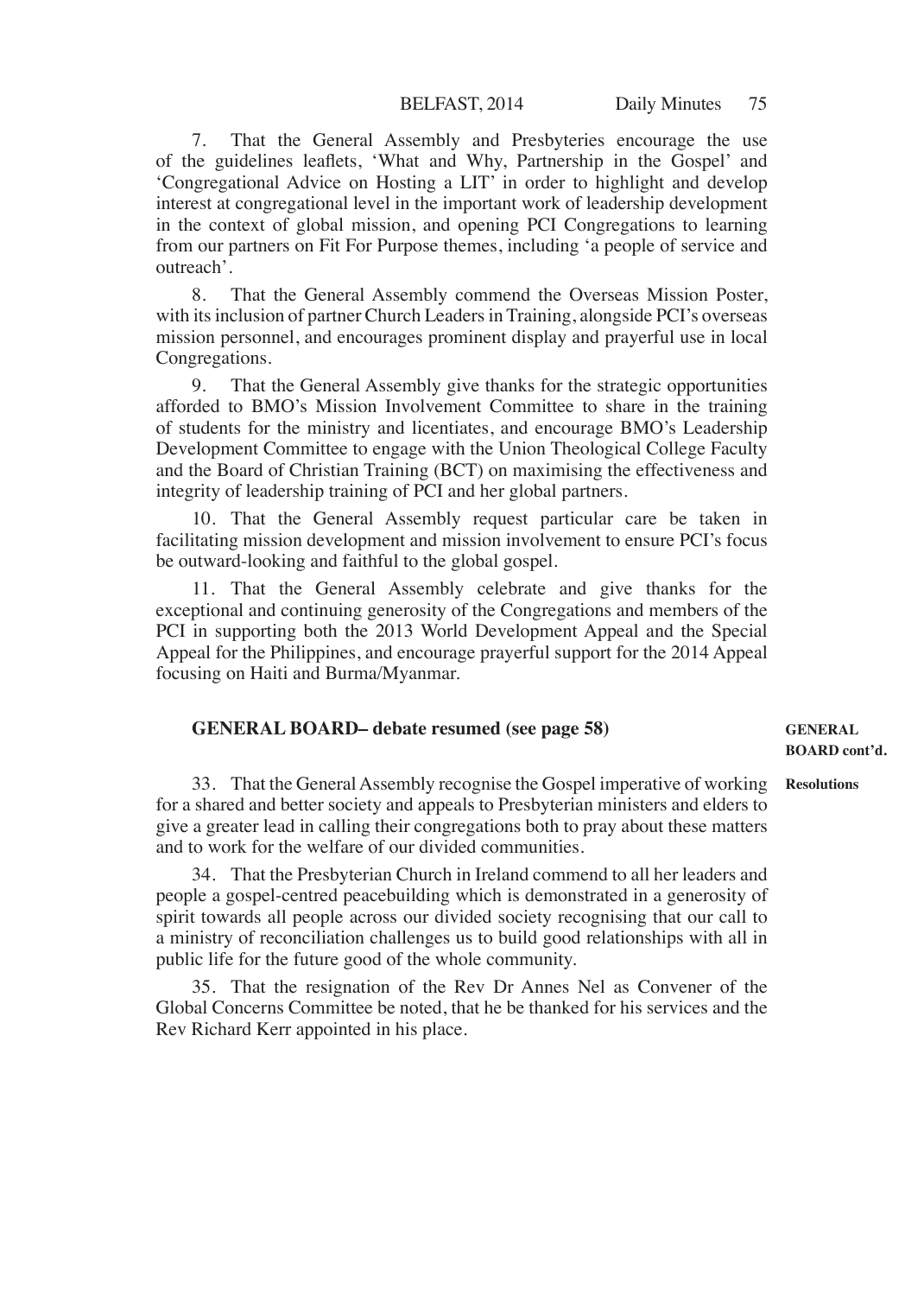7. That the General Assembly and Presbyteries encourage the use of the guidelines leaflets, 'What and Why, Partnership in the Gospel' and 'Congregational Advice on Hosting a LIT' in order to highlight and develop interest at congregational level in the important work of leadership development in the context of global mission, and opening PCI Congregations to learning from our partners on Fit For Purpose themes, including 'a people of service and outreach'.

8. That the General Assembly commend the Overseas Mission Poster, with its inclusion of partner Church Leaders in Training, alongside PCI's overseas mission personnel, and encourages prominent display and prayerful use in local Congregations.

9. That the General Assembly give thanks for the strategic opportunities afforded to BMO's Mission Involvement Committee to share in the training of students for the ministry and licentiates, and encourage BMO's Leadership Development Committee to engage with the Union Theological College Faculty and the Board of Christian Training (BCT) on maximising the effectiveness and integrity of leadership training of PCI and her global partners.

10. That the General Assembly request particular care be taken in facilitating mission development and mission involvement to ensure PCI's focus be outward-looking and faithful to the global gospel.

11. That the General Assembly celebrate and give thanks for the exceptional and continuing generosity of the Congregations and members of the PCI in supporting both the 2013 World Development Appeal and the Special Appeal for the Philippines, and encourage prayerful support for the 2014 Appeal focusing on Haiti and Burma/Myanmar.

## GENERAL BOARD– debate resumed (see page 58)

**GENERAL BOARD cont'd.**

**Resolutions**

33. That the General Assembly recognise the Gospel imperative of working for a shared and better society and appeals to Presbyterian ministers and elders to give a greater lead in calling their congregations both to pray about these matters and to work for the welfare of our divided communities.

34. That the Presbyterian Church in Ireland commend to all her leaders and people a gospel-centred peacebuilding which is demonstrated in a generosity of spirit towards all people across our divided society recognising that our call to a ministry of reconciliation challenges us to build good relationships with all in public life for the future good of the whole community.

35. That the resignation of the Rev Dr Annes Nel as Convener of the Global Concerns Committee be noted, that he be thanked for his services and the Rev Richard Kerr appointed in his place.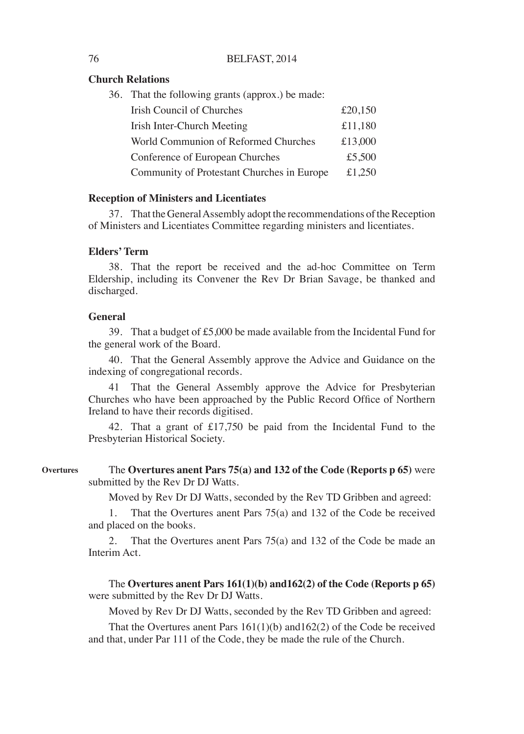**Church Relations**

36. That the following grants (approx.) be made:

| | |
|---|---|
| Irish Council of Churches | £20,150 |
| Irish Inter-Church Meeting | £11,180 |
| World Communion of Reformed Churches | £13,000 |
| Conference of European Churches | £5,500 |
| Community of Protestant Churches in Europe | £1,250 |

**Reception of Ministers and Licentiates**

37. That the General Assembly adopt the recommendations of the Reception of Ministers and Licentiates Committee regarding ministers and licentiates.

**Elders' Term**

38. That the report be received and the ad-hoc Committee on Term Eldership, including its Convener the Rev Dr Brian Savage, be thanked and discharged.

**General**

39. That a budget of £5,000 be made available from the Incidental Fund for the general work of the Board.

40. That the General Assembly approve the Advice and Guidance on the indexing of congregational records.

41 That the General Assembly approve the Advice for Presbyterian Churches who have been approached by the Public Record Office of Northern Ireland to have their records digitised.

42. That a grant of £17,750 be paid from the Incidental Fund to the Presbyterian Historical Society.

**Overtures**

The **Overtures anent Pars 75(a) and 132 of the Code (Reports p 65)** were submitted by the Rev Dr DJ Watts.

Moved by Rev Dr DJ Watts, seconded by the Rev TD Gribben and agreed:

1. That the Overtures anent Pars 75(a) and 132 of the Code be received and placed on the books.

2. That the Overtures anent Pars 75(a) and 132 of the Code be made an Interim Act.

The **Overtures anent Pars 161(1)(b) and162(2) of the Code (Reports p 65)** were submitted by the Rev Dr DJ Watts.

Moved by Rev Dr DJ Watts, seconded by the Rev TD Gribben and agreed:

That the Overtures anent Pars 161(1)(b) and162(2) of the Code be received and that, under Par 111 of the Code, they be made the rule of the Church.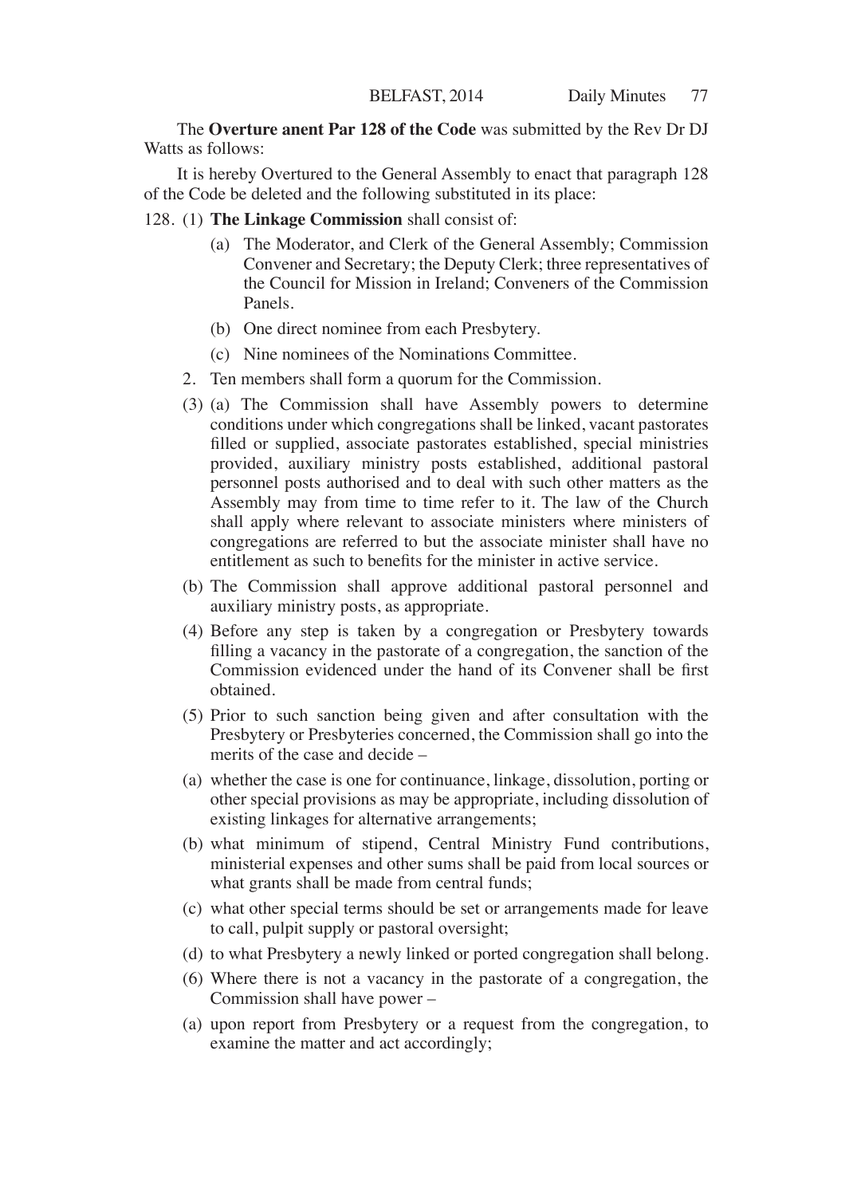The **Overture anent Par 128 of the Code** was submitted by the Rev Dr DJ Watts as follows:

It is hereby Overtured to the General Assembly to enact that paragraph 128 of the Code be deleted and the following substituted in its place:

128. (1) **The Linkage Commission** shall consist of:

- (a) The Moderator, and Clerk of the General Assembly; Commission Convener and Secretary; the Deputy Clerk; three representatives of the Council for Mission in Ireland; Conveners of the Commission Panels.
- (b) One direct nominee from each Presbytery.
- (c) Nine nominees of the Nominations Committee.

2. Ten members shall form a quorum for the Commission.

(3) (a) The Commission shall have Assembly powers to determine conditions under which congregations shall be linked, vacant pastorates filled or supplied, associate pastorates established, special ministries provided, auxiliary ministry posts established, additional pastoral personnel posts authorised and to deal with such other matters as the Assembly may from time to time refer to it. The law of the Church shall apply where relevant to associate ministers where ministers of congregations are referred to but the associate minister shall have no entitlement as such to benefits for the minister in active service.

(b) The Commission shall approve additional pastoral personnel and auxiliary ministry posts, as appropriate.

(4) Before any step is taken by a congregation or Presbytery towards filling a vacancy in the pastorate of a congregation, the sanction of the Commission evidenced under the hand of its Convener shall be first obtained.

(5) Prior to such sanction being given and after consultation with the Presbytery or Presbyteries concerned, the Commission shall go into the merits of the case and decide –

- (a) whether the case is one for continuance, linkage, dissolution, porting or other special provisions as may be appropriate, including dissolution of existing linkages for alternative arrangements;
- (b) what minimum of stipend, Central Ministry Fund contributions, ministerial expenses and other sums shall be paid from local sources or what grants shall be made from central funds;
- (c) what other special terms should be set or arrangements made for leave to call, pulpit supply or pastoral oversight;
- (d) to what Presbytery a newly linked or ported congregation shall belong.

(6) Where there is not a vacancy in the pastorate of a congregation, the Commission shall have power –

- (a) upon report from Presbytery or a request from the congregation, to examine the matter and act accordingly;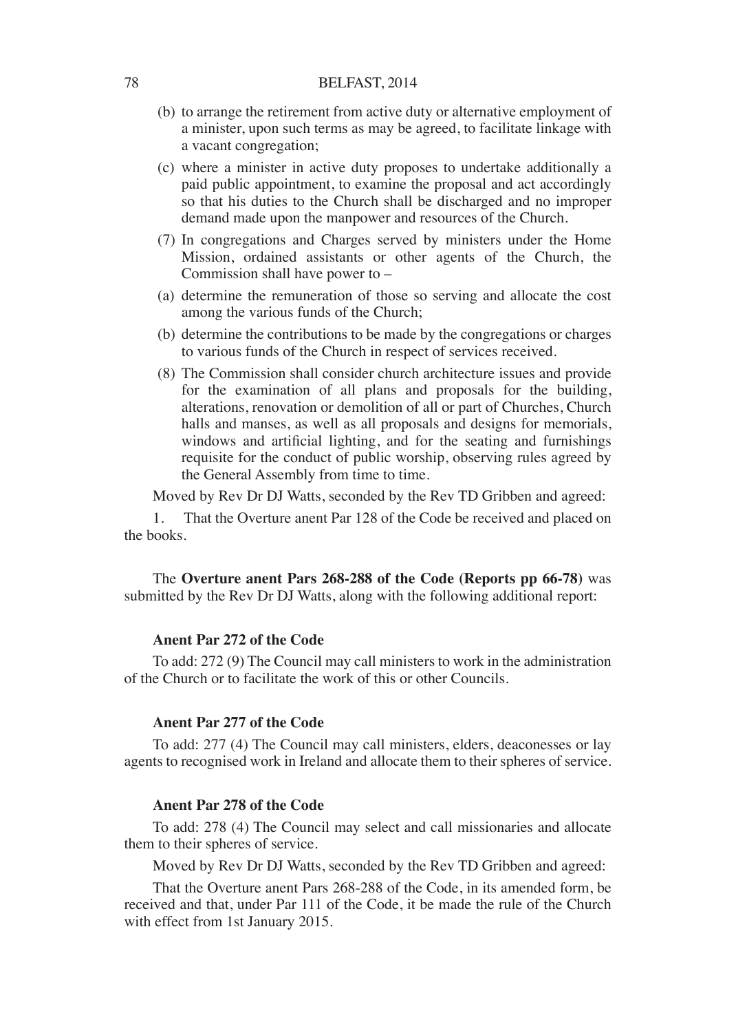(b) to arrange the retirement from active duty or alternative employment of a minister, upon such terms as may be agreed, to facilitate linkage with a vacant congregation;

(c) where a minister in active duty proposes to undertake additionally a paid public appointment, to examine the proposal and act accordingly so that his duties to the Church shall be discharged and no improper demand made upon the manpower and resources of the Church.

(7) In congregations and Charges served by ministers under the Home Mission, ordained assistants or other agents of the Church, the Commission shall have power to –

(a) determine the remuneration of those so serving and allocate the cost among the various funds of the Church;

(b) determine the contributions to be made by the congregations or charges to various funds of the Church in respect of services received.

(8) The Commission shall consider church architecture issues and provide for the examination of all plans and proposals for the building, alterations, renovation or demolition of all or part of Churches, Church halls and manses, as well as all proposals and designs for memorials, windows and artificial lighting, and for the seating and furnishings requisite for the conduct of public worship, observing rules agreed by the General Assembly from time to time.

Moved by Rev Dr DJ Watts, seconded by the Rev TD Gribben and agreed:

1. That the Overture anent Par 128 of the Code be received and placed on the books.

The **Overture anent Pars 268-288 of the Code (Reports pp 66-78)** was submitted by the Rev Dr DJ Watts, along with the following additional report:

**Anent Par 272 of the Code**

To add: 272 (9) The Council may call ministers to work in the administration of the Church or to facilitate the work of this or other Councils.

**Anent Par 277 of the Code**

To add: 277 (4) The Council may call ministers, elders, deaconesses or lay agents to recognised work in Ireland and allocate them to their spheres of service.

**Anent Par 278 of the Code**

To add: 278 (4) The Council may select and call missionaries and allocate them to their spheres of service.

Moved by Rev Dr DJ Watts, seconded by the Rev TD Gribben and agreed:

That the Overture anent Pars 268-288 of the Code, in its amended form, be received and that, under Par 111 of the Code, it be made the rule of the Church with effect from 1st January 2015.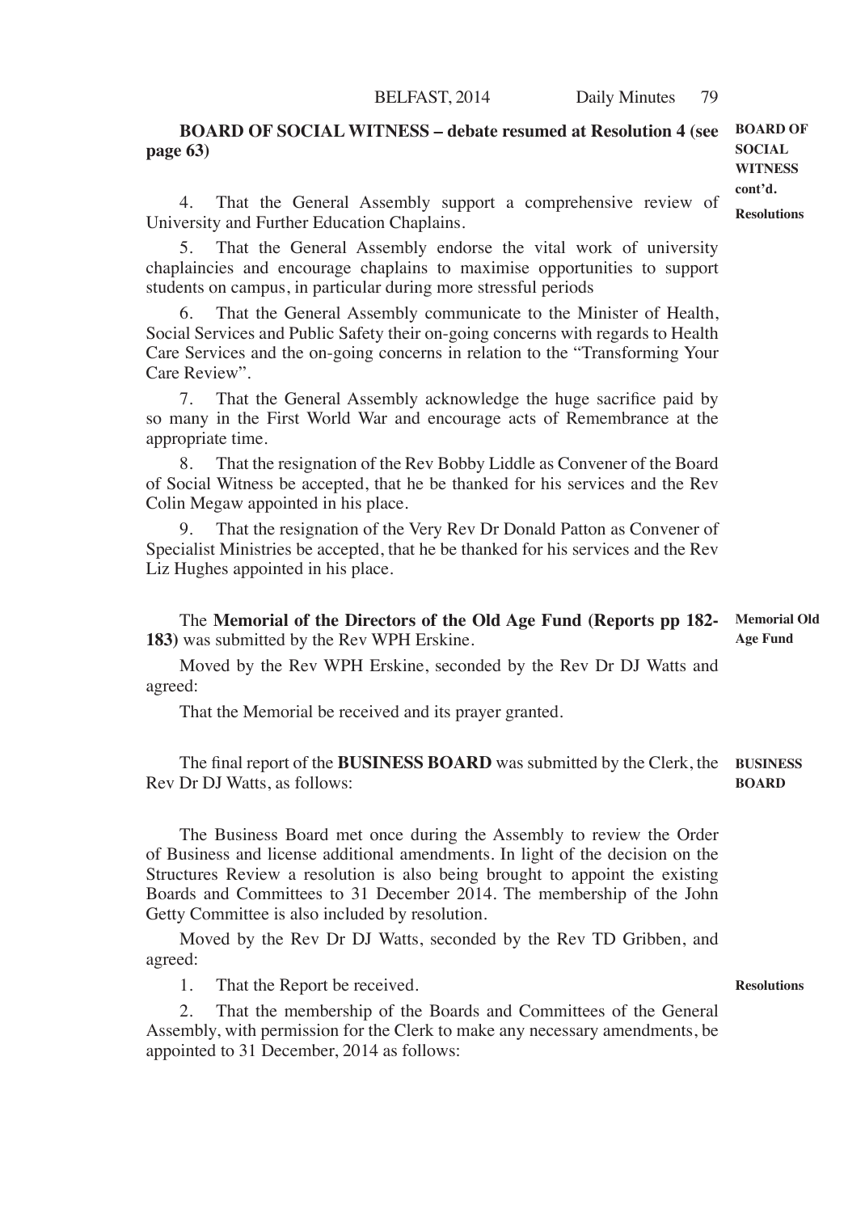**BOARD OF SOCIAL WITNESS – debate resumed at Resolution 4 (see page 63)**

**BOARD OF SOCIAL WITNESS cont'd.**

**Resolutions**

4. That the General Assembly support a comprehensive review of University and Further Education Chaplains.

5. That the General Assembly endorse the vital work of university chaplaincies and encourage chaplains to maximise opportunities to support students on campus, in particular during more stressful periods

6. That the General Assembly communicate to the Minister of Health, Social Services and Public Safety their on-going concerns with regards to Health Care Services and the on-going concerns in relation to the "Transforming Your Care Review".

7. That the General Assembly acknowledge the huge sacrifice paid by so many in the First World War and encourage acts of Remembrance at the appropriate time.

8. That the resignation of the Rev Bobby Liddle as Convener of the Board of Social Witness be accepted, that he be thanked for his services and the Rev Colin Megaw appointed in his place.

9. That the resignation of the Very Rev Dr Donald Patton as Convener of Specialist Ministries be accepted, that he be thanked for his services and the Rev Liz Hughes appointed in his place.

**Memorial Old Age Fund**

The **Memorial of the Directors of the Old Age Fund (Reports pp 182-183)** was submitted by the Rev WPH Erskine.

Moved by the Rev WPH Erskine, seconded by the Rev Dr DJ Watts and agreed:

That the Memorial be received and its prayer granted.

**BUSINESS BOARD**

The final report of the **BUSINESS BOARD** was submitted by the Clerk, the Rev Dr DJ Watts, as follows:

The Business Board met once during the Assembly to review the Order of Business and license additional amendments. In light of the decision on the Structures Review a resolution is also being brought to appoint the existing Boards and Committees to 31 December 2014. The membership of the John Getty Committee is also included by resolution.

Moved by the Rev Dr DJ Watts, seconded by the Rev TD Gribben, and agreed:

**Resolutions**

1. That the Report be received.

2. That the membership of the Boards and Committees of the General Assembly, with permission for the Clerk to make any necessary amendments, be appointed to 31 December, 2014 as follows: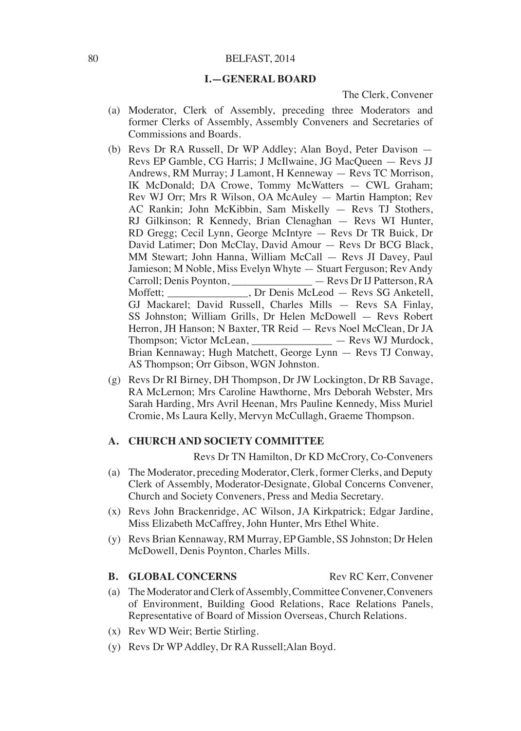## I.—GENERAL BOARD

The Clerk, Convener

(a) Moderator, Clerk of Assembly, preceding three Moderators and former Clerks of Assembly, Assembly Conveners and Secretaries of Commissions and Boards.

(b) Revs Dr RA Russell, Dr WP Addley; Alan Boyd, Peter Davison — Revs EP Gamble, CG Harris; J McIlwaine, JG MacQueen — Revs JJ Andrews, RM Murray; J Lamont, H Kenneway — Revs TC Morrison, IK McDonald; DA Crowe, Tommy McWatters — CWL Graham; Rev WJ Orr; Mrs R Wilson, OA McAuley — Martin Hampton; Rev AC Rankin; John McKibbin, Sam Miskelly — Revs TJ Stothers, RJ Gilkinson; R Kennedy, Brian Clenaghan — Revs WI Hunter, RD Gregg; Cecil Lynn, George McIntyre — Revs Dr TR Buick, Dr David Latimer; Don McClay, David Amour — Revs Dr BCG Black, MM Stewart; John Hanna, William McCall — Revs JI Davey, Paul Jamieson; M Noble, Miss Evelyn Whyte — Stuart Ferguson; Rev Andy Carroll; Denis Poynton, _______________ — Revs Dr IJ Patterson, RA Moffett; _______________, Dr Denis McLeod — Revs SG Anketell, GJ Mackarel; David Russell, Charles Mills — Revs SA Finlay, SS Johnston; William Grills, Dr Helen McDowell — Revs Robert Herron, JH Hanson; N Baxter, TR Reid — Revs Noel McClean, Dr JA Thompson; Victor McLean, _______________ — Revs WJ Murdock, Brian Kennaway; Hugh Matchett, George Lynn — Revs TJ Conway, AS Thompson; Orr Gibson, WGN Johnston.

(g) Revs Dr RI Birney, DH Thompson, Dr JW Lockington, Dr RB Savage, RA McLernon; Mrs Caroline Hawthorne, Mrs Deborah Webster, Mrs Sarah Harding, Mrs Avril Heenan, Mrs Pauline Kennedy, Miss Muriel Cromie, Ms Laura Kelly, Mervyn McCullagh, Graeme Thompson.

### A. CHURCH AND SOCIETY COMMITTEE

Revs Dr TN Hamilton, Dr KD McCrory, Co-Conveners

(a) The Moderator, preceding Moderator, Clerk, former Clerks, and Deputy Clerk of Assembly, Moderator-Designate, Global Concerns Convener, Church and Society Conveners, Press and Media Secretary.

(x) Revs John Brackenridge, AC Wilson, JA Kirkpatrick; Edgar Jardine, Miss Elizabeth McCaffrey, John Hunter, Mrs Ethel White.

(y) Revs Brian Kennaway, RM Murray, EP Gamble, SS Johnston; Dr Helen McDowell, Denis Poynton, Charles Mills.

### B. GLOBAL CONCERNS

Rev RC Kerr, Convener

(a) The Moderator and Clerk of Assembly, Committee Convener, Conveners of Environment, Building Good Relations, Race Relations Panels, Representative of Board of Mission Overseas, Church Relations.

(x) Rev WD Weir; Bertie Stirling.

(y) Revs Dr WP Addley, Dr RA Russell;Alan Boyd.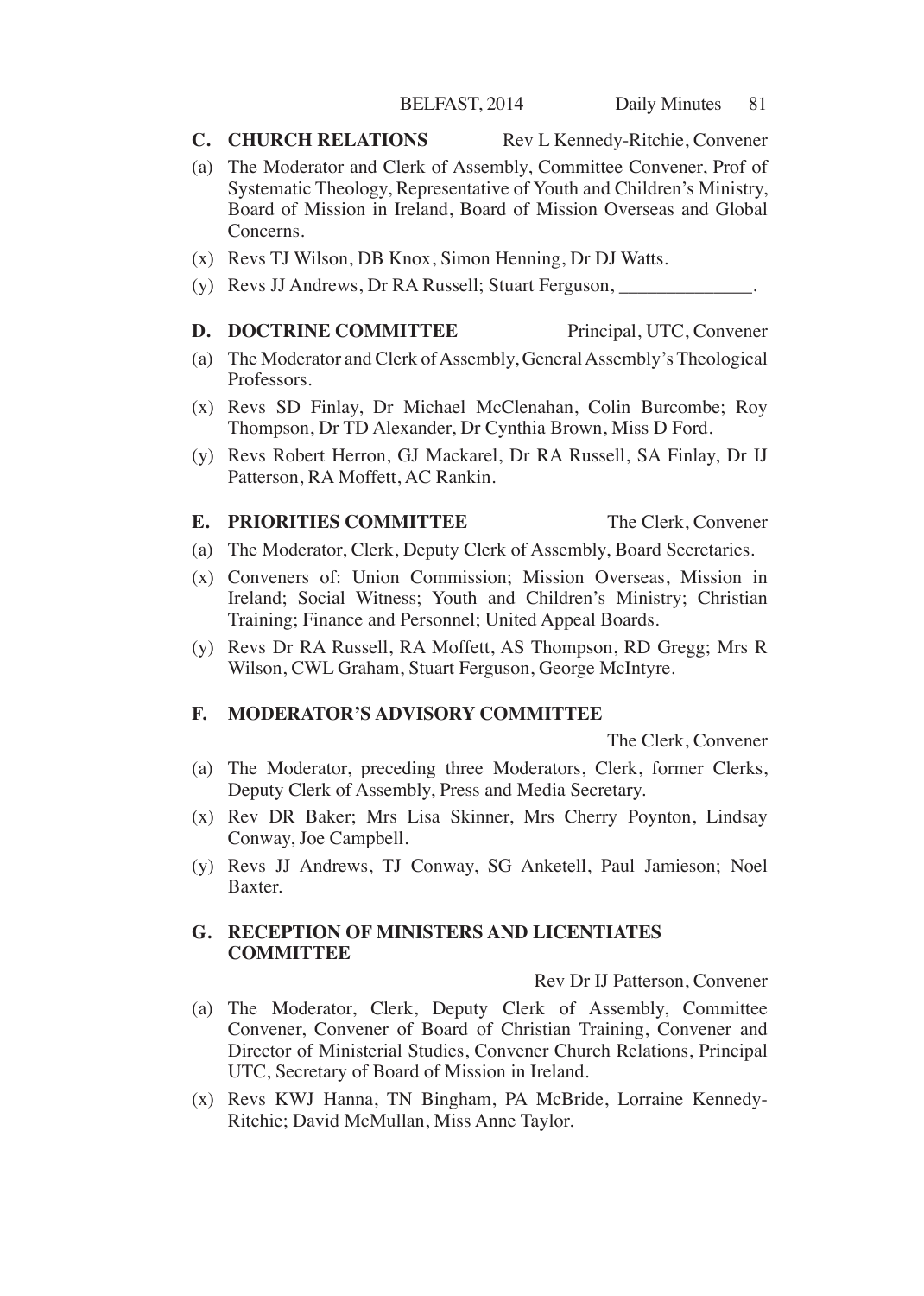**C. CHURCH RELATIONS** Rev L Kennedy-Ritchie, Convener

(a) The Moderator and Clerk of Assembly, Committee Convener, Prof of Systematic Theology, Representative of Youth and Children's Ministry, Board of Mission in Ireland, Board of Mission Overseas and Global Concerns.

(x) Revs TJ Wilson, DB Knox, Simon Henning, Dr DJ Watts.

(y) Revs JJ Andrews, Dr RA Russell; Stuart Ferguson, ______________.

**D. DOCTRINE COMMITTEE** Principal, UTC, Convener

(a) The Moderator and Clerk of Assembly, General Assembly's Theological Professors.

(x) Revs SD Finlay, Dr Michael McClenahan, Colin Burcombe; Roy Thompson, Dr TD Alexander, Dr Cynthia Brown, Miss D Ford.

(y) Revs Robert Herron, GJ Mackarel, Dr RA Russell, SA Finlay, Dr IJ Patterson, RA Moffett, AC Rankin.

**E. PRIORITIES COMMITTEE** The Clerk, Convener

(a) The Moderator, Clerk, Deputy Clerk of Assembly, Board Secretaries.

(x) Conveners of: Union Commission; Mission Overseas, Mission in Ireland; Social Witness; Youth and Children's Ministry; Christian Training; Finance and Personnel; United Appeal Boards.

(y) Revs Dr RA Russell, RA Moffett, AS Thompson, RD Gregg; Mrs R Wilson, CWL Graham, Stuart Ferguson, George McIntyre.

**F. MODERATOR'S ADVISORY COMMITTEE**

The Clerk, Convener

(a) The Moderator, preceding three Moderators, Clerk, former Clerks, Deputy Clerk of Assembly, Press and Media Secretary.

(x) Rev DR Baker; Mrs Lisa Skinner, Mrs Cherry Poynton, Lindsay Conway, Joe Campbell.

(y) Revs JJ Andrews, TJ Conway, SG Anketell, Paul Jamieson; Noel Baxter.

**G. RECEPTION OF MINISTERS AND LICENTIATES COMMITTEE**

Rev Dr IJ Patterson, Convener

(a) The Moderator, Clerk, Deputy Clerk of Assembly, Committee Convener, Convener of Board of Christian Training, Convener and Director of Ministerial Studies, Convener Church Relations, Principal UTC, Secretary of Board of Mission in Ireland.

(x) Revs KWJ Hanna, TN Bingham, PA McBride, Lorraine Kennedy-Ritchie; David McMullan, Miss Anne Taylor.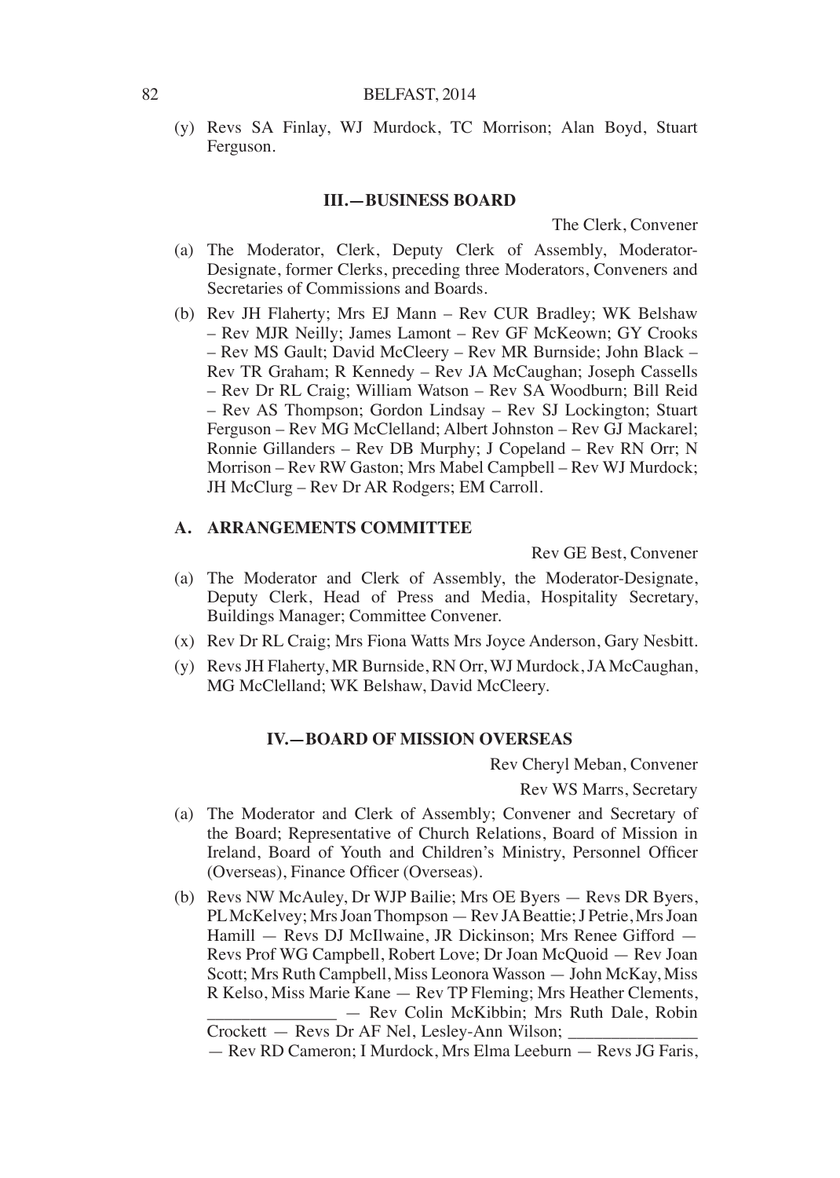(y) Revs SA Finlay, WJ Murdock, TC Morrison; Alan Boyd, Stuart Ferguson.

### III.—BUSINESS BOARD

The Clerk, Convener

(a) The Moderator, Clerk, Deputy Clerk of Assembly, Moderator-Designate, former Clerks, preceding three Moderators, Conveners and Secretaries of Commissions and Boards.

(b) Rev JH Flaherty; Mrs EJ Mann – Rev CUR Bradley; WK Belshaw – Rev MJR Neilly; James Lamont – Rev GF McKeown; GY Crooks – Rev MS Gault; David McCleery – Rev MR Burnside; John Black – Rev TR Graham; R Kennedy – Rev JA McCaughan; Joseph Cassells – Rev Dr RL Craig; William Watson – Rev SA Woodburn; Bill Reid – Rev AS Thompson; Gordon Lindsay – Rev SJ Lockington; Stuart Ferguson – Rev MG McClelland; Albert Johnston – Rev GJ Mackarel; Ronnie Gillanders – Rev DB Murphy; J Copeland – Rev RN Orr; N Morrison – Rev RW Gaston; Mrs Mabel Campbell – Rev WJ Murdock; JH McClurg – Rev Dr AR Rodgers; EM Carroll.

### A. ARRANGEMENTS COMMITTEE

Rev GE Best, Convener

(a) The Moderator and Clerk of Assembly, the Moderator-Designate, Deputy Clerk, Head of Press and Media, Hospitality Secretary, Buildings Manager; Committee Convener.

(x) Rev Dr RL Craig; Mrs Fiona Watts Mrs Joyce Anderson, Gary Nesbitt.

(y) Revs JH Flaherty, MR Burnside, RN Orr, WJ Murdock, JA McCaughan, MG McClelland; WK Belshaw, David McCleery.

### IV.—BOARD OF MISSION OVERSEAS

Rev Cheryl Meban, Convener

Rev WS Marrs, Secretary

(a) The Moderator and Clerk of Assembly; Convener and Secretary of the Board; Representative of Church Relations, Board of Mission in Ireland, Board of Youth and Children's Ministry, Personnel Officer (Overseas), Finance Officer (Overseas).

(b) Revs NW McAuley, Dr WJP Bailie; Mrs OE Byers — Revs DR Byers, PL McKelvey; Mrs Joan Thompson — Rev JA Beattie; J Petrie, Mrs Joan Hamill — Revs DJ McIlwaine, JR Dickinson; Mrs Renee Gifford — Revs Prof WG Campbell, Robert Love; Dr Joan McQuoid — Rev Joan Scott; Mrs Ruth Campbell, Miss Leonora Wasson — John McKay, Miss R Kelso, Miss Marie Kane — Rev TP Fleming; Mrs Heather Clements, _______________ — Rev Colin McKibbin; Mrs Ruth Dale, Robin Crockett — Revs Dr AF Nel, Lesley-Ann Wilson; _______________ — Rev RD Cameron; I Murdock, Mrs Elma Leeburn — Revs JG Faris,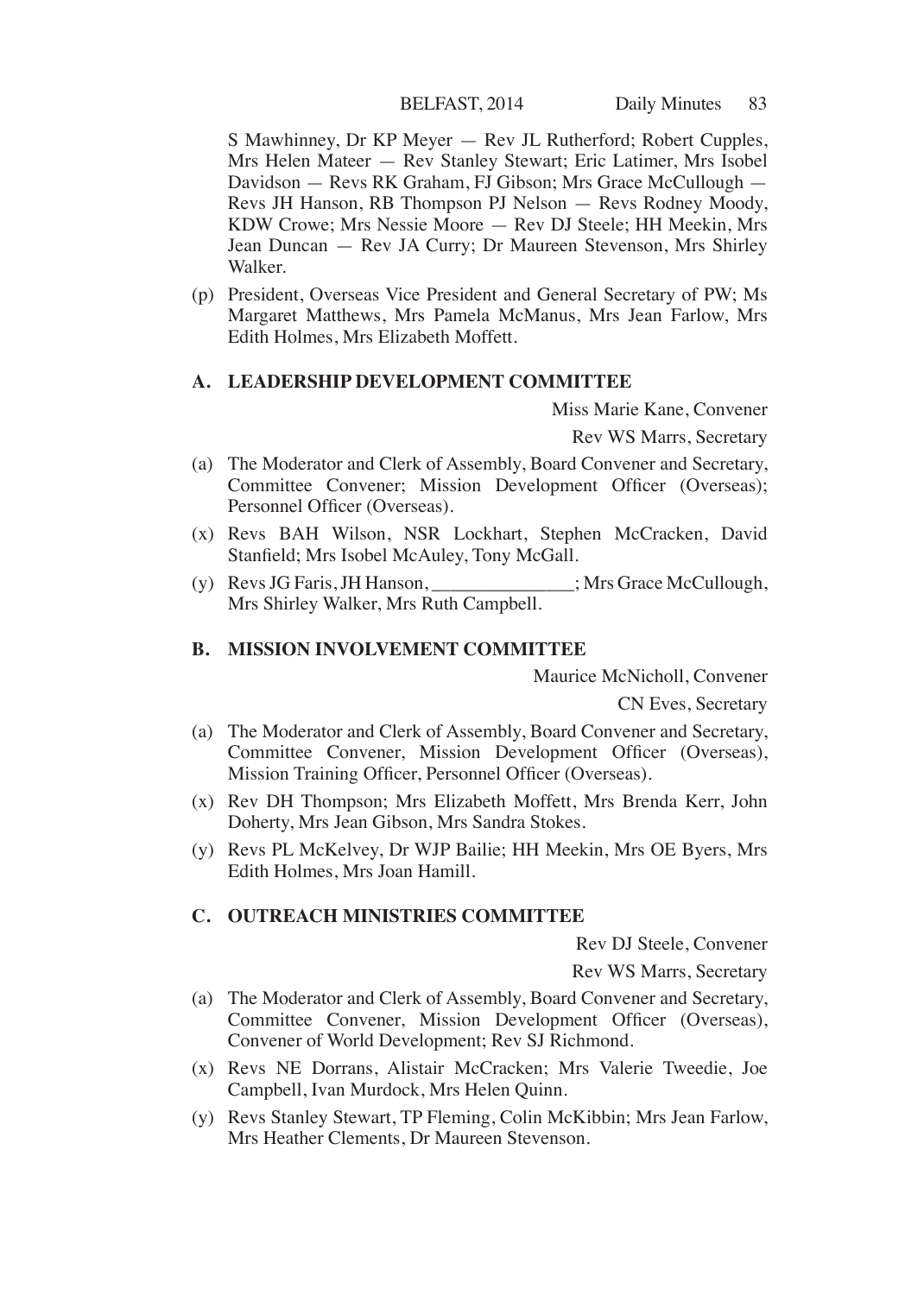S Mawhinney, Dr KP Meyer — Rev JL Rutherford; Robert Cupples, Mrs Helen Mateer — Rev Stanley Stewart; Eric Latimer, Mrs Isobel Davidson — Revs RK Graham, FJ Gibson; Mrs Grace McCullough — Revs JH Hanson, RB Thompson PJ Nelson — Revs Rodney Moody, KDW Crowe; Mrs Nessie Moore — Rev DJ Steele; HH Meekin, Mrs Jean Duncan — Rev JA Curry; Dr Maureen Stevenson, Mrs Shirley Walker.

(p) President, Overseas Vice President and General Secretary of PW; Ms Margaret Matthews, Mrs Pamela McManus, Mrs Jean Farlow, Mrs Edith Holmes, Mrs Elizabeth Moffett.

### A. LEADERSHIP DEVELOPMENT COMMITTEE

Miss Marie Kane, Convener

Rev WS Marrs, Secretary

(a) The Moderator and Clerk of Assembly, Board Convener and Secretary, Committee Convener; Mission Development Officer (Overseas); Personnel Officer (Overseas).

(x) Revs BAH Wilson, NSR Lockhart, Stephen McCracken, David Stanfield; Mrs Isobel McAuley, Tony McGall.

(y) Revs JG Faris, JH Hanson, _______________; Mrs Grace McCullough, Mrs Shirley Walker, Mrs Ruth Campbell.

### B. MISSION INVOLVEMENT COMMITTEE

Maurice McNicholl, Convener

CN Eves, Secretary

(a) The Moderator and Clerk of Assembly, Board Convener and Secretary, Committee Convener, Mission Development Officer (Overseas), Mission Training Officer, Personnel Officer (Overseas).

(x) Rev DH Thompson; Mrs Elizabeth Moffett, Mrs Brenda Kerr, John Doherty, Mrs Jean Gibson, Mrs Sandra Stokes.

(y) Revs PL McKelvey, Dr WJP Bailie; HH Meekin, Mrs OE Byers, Mrs Edith Holmes, Mrs Joan Hamill.

### C. OUTREACH MINISTRIES COMMITTEE

Rev DJ Steele, Convener

Rev WS Marrs, Secretary

(a) The Moderator and Clerk of Assembly, Board Convener and Secretary, Committee Convener, Mission Development Officer (Overseas), Convener of World Development; Rev SJ Richmond.

(x) Revs NE Dorrans, Alistair McCracken; Mrs Valerie Tweedie, Joe Campbell, Ivan Murdock, Mrs Helen Quinn.

(y) Revs Stanley Stewart, TP Fleming, Colin McKibbin; Mrs Jean Farlow, Mrs Heather Clements, Dr Maureen Stevenson.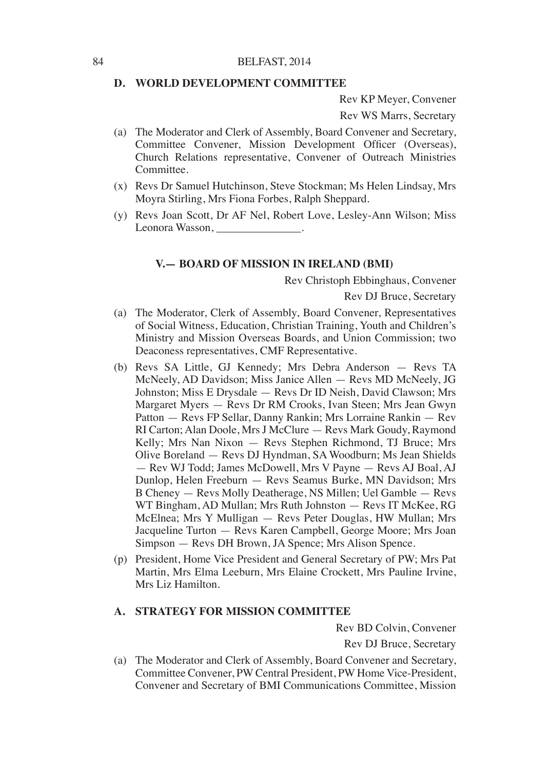## D. WORLD DEVELOPMENT COMMITTEE

Rev KP Meyer, Convener

Rev WS Marrs, Secretary

(a) The Moderator and Clerk of Assembly, Board Convener and Secretary, Committee Convener, Mission Development Officer (Overseas), Church Relations representative, Convener of Outreach Ministries Committee.

(x) Revs Dr Samuel Hutchinson, Steve Stockman; Ms Helen Lindsay, Mrs Moyra Stirling, Mrs Fiona Forbes, Ralph Sheppard.

(y) Revs Joan Scott, Dr AF Nel, Robert Love, Lesley-Ann Wilson; Miss Leonora Wasson, _______________.

## V.— BOARD OF MISSION IN IRELAND (BMI)

Rev Christoph Ebbinghaus, Convener

Rev DJ Bruce, Secretary

(a) The Moderator, Clerk of Assembly, Board Convener, Representatives of Social Witness, Education, Christian Training, Youth and Children's Ministry and Mission Overseas Boards, and Union Commission; two Deaconess representatives, CMF Representative.

(b) Revs SA Little, GJ Kennedy; Mrs Debra Anderson — Revs TA McNeely, AD Davidson; Miss Janice Allen — Revs MD McNeely, JG Johnston; Miss E Drysdale — Revs Dr ID Neish, David Clawson; Mrs Margaret Myers — Revs Dr RM Crooks, Ivan Steen; Mrs Jean Gwyn Patton — Revs FP Sellar, Danny Rankin; Mrs Lorraine Rankin — Rev RI Carton; Alan Doole, Mrs J McClure — Revs Mark Goudy, Raymond Kelly; Mrs Nan Nixon — Revs Stephen Richmond, TJ Bruce; Mrs Olive Boreland — Revs DJ Hyndman, SA Woodburn; Ms Jean Shields — Rev WJ Todd; James McDowell, Mrs V Payne — Revs AJ Boal, AJ Dunlop, Helen Freeburn — Revs Seamus Burke, MN Davidson; Mrs B Cheney — Revs Molly Deatherage, NS Millen; Uel Gamble — Revs WT Bingham, AD Mullan; Mrs Ruth Johnston — Revs IT McKee, RG McElnea; Mrs Y Mulligan — Revs Peter Douglas, HW Mullan; Mrs Jacqueline Turton — Revs Karen Campbell, George Moore; Mrs Joan Simpson — Revs DH Brown, JA Spence; Mrs Alison Spence.

(p) President, Home Vice President and General Secretary of PW; Mrs Pat Martin, Mrs Elma Leeburn, Mrs Elaine Crockett, Mrs Pauline Irvine, Mrs Liz Hamilton.

## A. STRATEGY FOR MISSION COMMITTEE

Rev BD Colvin, Convener

Rev DJ Bruce, Secretary

(a) The Moderator and Clerk of Assembly, Board Convener and Secretary, Committee Convener, PW Central President, PW Home Vice-President, Convener and Secretary of BMI Communications Committee, Mission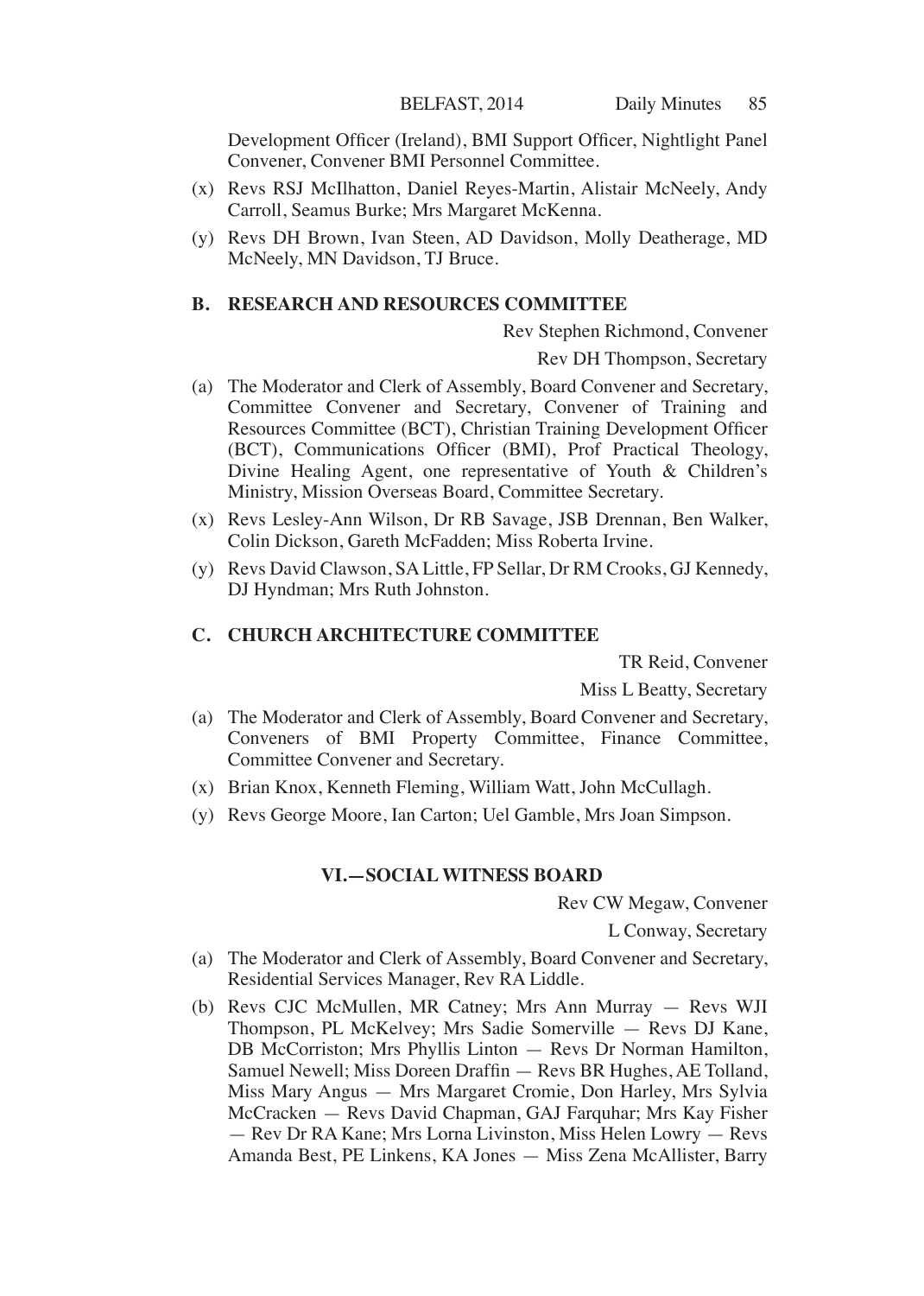Development Officer (Ireland), BMI Support Officer, Nightlight Panel Convener, Convener BMI Personnel Committee.

(x) Revs RSJ McIlhatton, Daniel Reyes-Martin, Alistair McNeely, Andy Carroll, Seamus Burke; Mrs Margaret McKenna.

(y) Revs DH Brown, Ivan Steen, AD Davidson, Molly Deatherage, MD McNeely, MN Davidson, TJ Bruce.

### B. RESEARCH AND RESOURCES COMMITTEE

Rev Stephen Richmond, Convener

Rev DH Thompson, Secretary

(a) The Moderator and Clerk of Assembly, Board Convener and Secretary, Committee Convener and Secretary, Convener of Training and Resources Committee (BCT), Christian Training Development Officer (BCT), Communications Officer (BMI), Prof Practical Theology, Divine Healing Agent, one representative of Youth & Children's Ministry, Mission Overseas Board, Committee Secretary.

(x) Revs Lesley-Ann Wilson, Dr RB Savage, JSB Drennan, Ben Walker, Colin Dickson, Gareth McFadden; Miss Roberta Irvine.

(y) Revs David Clawson, SA Little, FP Sellar, Dr RM Crooks, GJ Kennedy, DJ Hyndman; Mrs Ruth Johnston.

### C. CHURCH ARCHITECTURE COMMITTEE

TR Reid, Convener

Miss L Beatty, Secretary

(a) The Moderator and Clerk of Assembly, Board Convener and Secretary, Conveners of BMI Property Committee, Finance Committee, Committee Convener and Secretary.

(x) Brian Knox, Kenneth Fleming, William Watt, John McCullagh.

(y) Revs George Moore, Ian Carton; Uel Gamble, Mrs Joan Simpson.

## VI.—SOCIAL WITNESS BOARD

Rev CW Megaw, Convener

L Conway, Secretary

(a) The Moderator and Clerk of Assembly, Board Convener and Secretary, Residential Services Manager, Rev RA Liddle.

(b) Revs CJC McMullen, MR Catney; Mrs Ann Murray — Revs WJI Thompson, PL McKelvey; Mrs Sadie Somerville — Revs DJ Kane, DB McCorriston; Mrs Phyllis Linton — Revs Dr Norman Hamilton, Samuel Newell; Miss Doreen Draffin — Revs BR Hughes, AE Tolland, Miss Mary Angus — Mrs Margaret Cromie, Don Harley, Mrs Sylvia McCracken — Revs David Chapman, GAJ Farquhar; Mrs Kay Fisher — Rev Dr RA Kane; Mrs Lorna Livinston, Miss Helen Lowry — Revs Amanda Best, PE Linkens, KA Jones — Miss Zena McAllister, Barry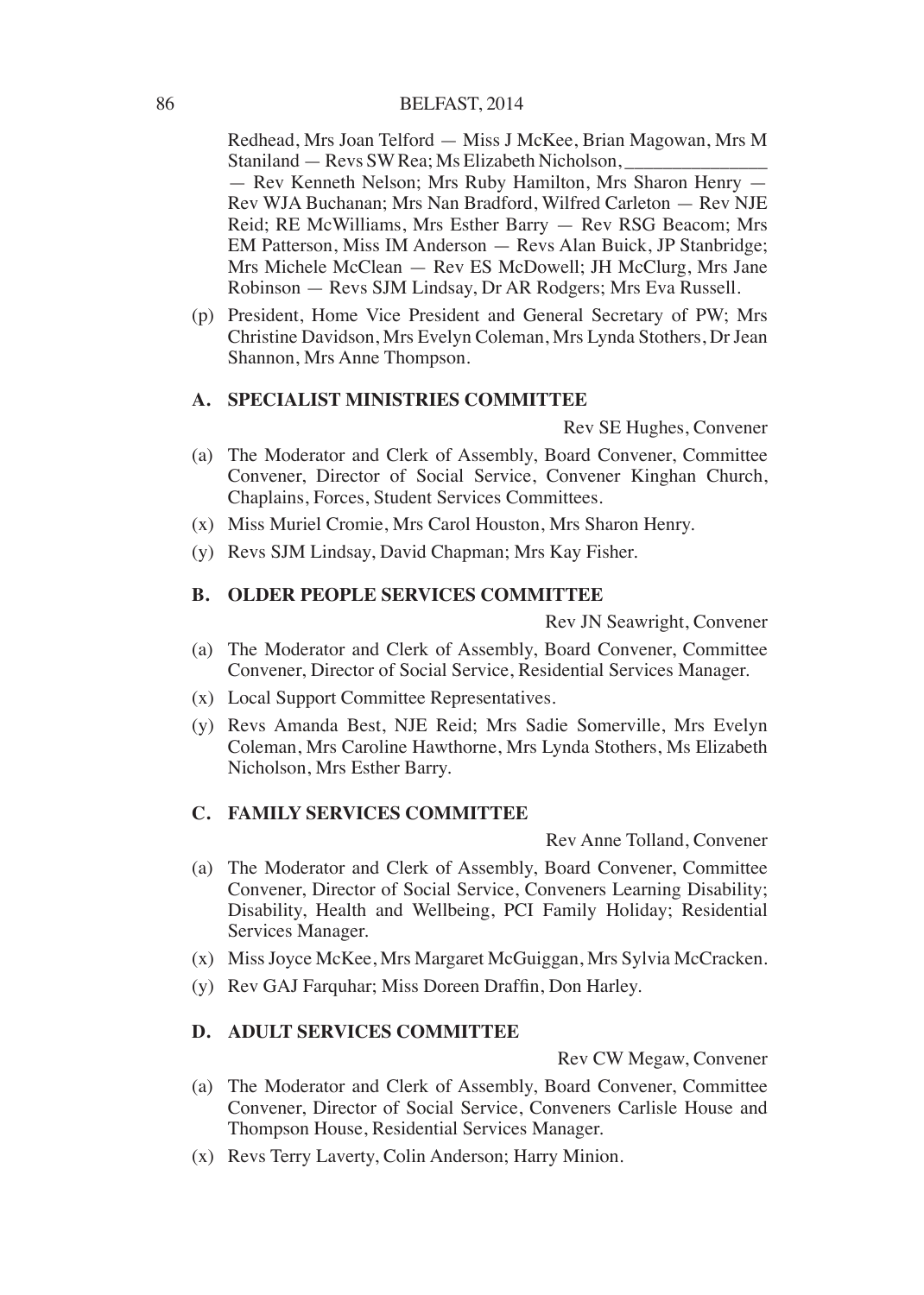Redhead, Mrs Joan Telford — Miss J McKee, Brian Magowan, Mrs M Staniland — Revs SW Rea; Ms Elizabeth Nicholson, _______________ — Rev Kenneth Nelson; Mrs Ruby Hamilton, Mrs Sharon Henry — Rev WJA Buchanan; Mrs Nan Bradford, Wilfred Carleton — Rev NJE Reid; RE McWilliams, Mrs Esther Barry — Rev RSG Beacom; Mrs EM Patterson, Miss IM Anderson — Revs Alan Buick, JP Stanbridge; Mrs Michele McClean — Rev ES McDowell; JH McClurg, Mrs Jane Robinson — Revs SJM Lindsay, Dr AR Rodgers; Mrs Eva Russell.

(p) President, Home Vice President and General Secretary of PW; Mrs Christine Davidson, Mrs Evelyn Coleman, Mrs Lynda Stothers, Dr Jean Shannon, Mrs Anne Thompson.

## A. SPECIALIST MINISTRIES COMMITTEE

Rev SE Hughes, Convener

(a) The Moderator and Clerk of Assembly, Board Convener, Committee Convener, Director of Social Service, Convener Kinghan Church, Chaplains, Forces, Student Services Committees.

(x) Miss Muriel Cromie, Mrs Carol Houston, Mrs Sharon Henry.

(y) Revs SJM Lindsay, David Chapman; Mrs Kay Fisher.

## B. OLDER PEOPLE SERVICES COMMITTEE

Rev JN Seawright, Convener

(a) The Moderator and Clerk of Assembly, Board Convener, Committee Convener, Director of Social Service, Residential Services Manager.

(x) Local Support Committee Representatives.

(y) Revs Amanda Best, NJE Reid; Mrs Sadie Somerville, Mrs Evelyn Coleman, Mrs Caroline Hawthorne, Mrs Lynda Stothers, Ms Elizabeth Nicholson, Mrs Esther Barry.

## C. FAMILY SERVICES COMMITTEE

Rev Anne Tolland, Convener

(a) The Moderator and Clerk of Assembly, Board Convener, Committee Convener, Director of Social Service, Conveners Learning Disability; Disability, Health and Wellbeing, PCI Family Holiday; Residential Services Manager.

(x) Miss Joyce McKee, Mrs Margaret McGuiggan, Mrs Sylvia McCracken.

(y) Rev GAJ Farquhar; Miss Doreen Draffin, Don Harley.

## D. ADULT SERVICES COMMITTEE

Rev CW Megaw, Convener

(a) The Moderator and Clerk of Assembly, Board Convener, Committee Convener, Director of Social Service, Conveners Carlisle House and Thompson House, Residential Services Manager.

(x) Revs Terry Laverty, Colin Anderson; Harry Minion.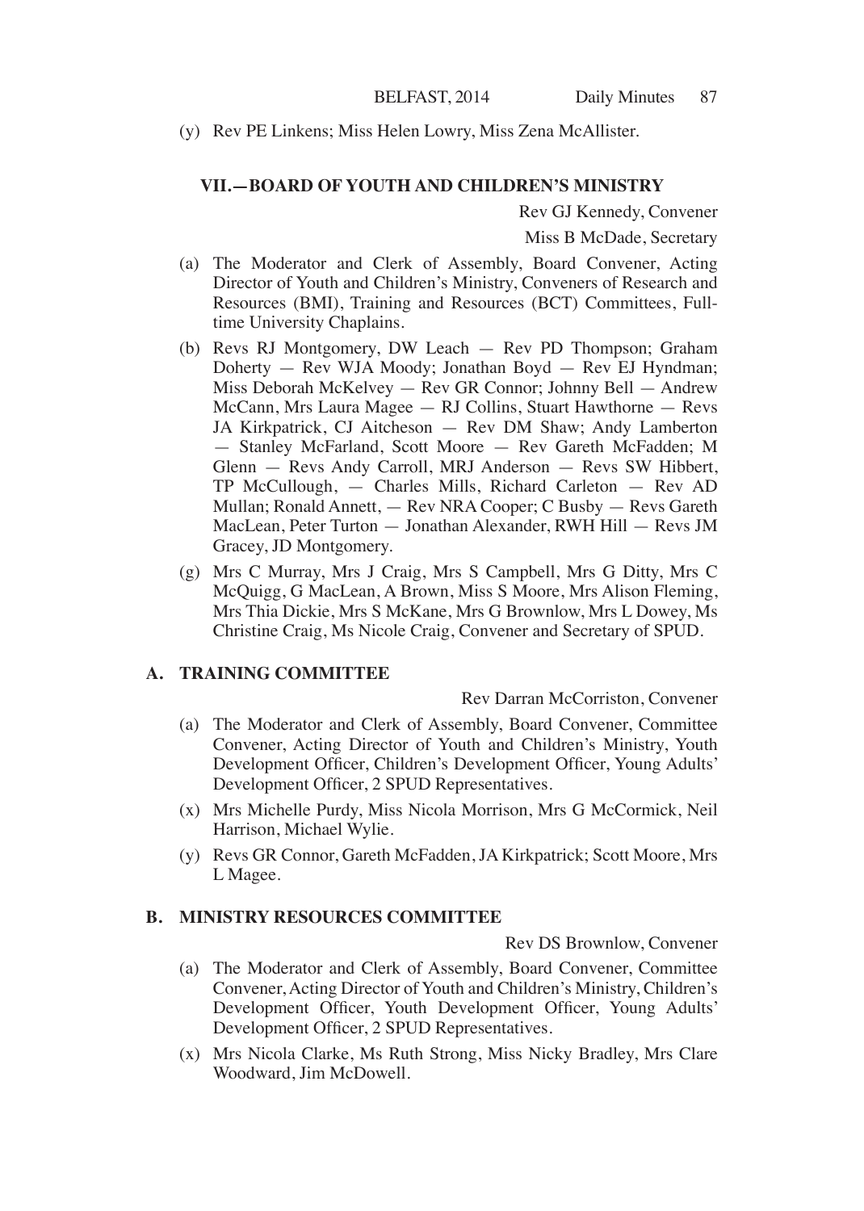(y) Rev PE Linkens; Miss Helen Lowry, Miss Zena McAllister.

## VII.—BOARD OF YOUTH AND CHILDREN'S MINISTRY

Rev GJ Kennedy, Convener

Miss B McDade, Secretary

(a) The Moderator and Clerk of Assembly, Board Convener, Acting Director of Youth and Children's Ministry, Conveners of Research and Resources (BMI), Training and Resources (BCT) Committees, Full-time University Chaplains.

(b) Revs RJ Montgomery, DW Leach — Rev PD Thompson; Graham Doherty — Rev WJA Moody; Jonathan Boyd — Rev EJ Hyndman; Miss Deborah McKelvey — Rev GR Connor; Johnny Bell — Andrew McCann, Mrs Laura Magee — RJ Collins, Stuart Hawthorne — Revs JA Kirkpatrick, CJ Aitcheson — Rev DM Shaw; Andy Lamberton — Stanley McFarland, Scott Moore — Rev Gareth McFadden; M Glenn — Revs Andy Carroll, MRJ Anderson — Revs SW Hibbert, TP McCullough, — Charles Mills, Richard Carleton — Rev AD Mullan; Ronald Annett, — Rev NRA Cooper; C Busby — Revs Gareth MacLean, Peter Turton — Jonathan Alexander, RWH Hill — Revs JM Gracey, JD Montgomery.

(g) Mrs C Murray, Mrs J Craig, Mrs S Campbell, Mrs G Ditty, Mrs C McQuigg, G MacLean, A Brown, Miss S Moore, Mrs Alison Fleming, Mrs Thia Dickie, Mrs S McKane, Mrs G Brownlow, Mrs L Dowey, Ms Christine Craig, Ms Nicole Craig, Convener and Secretary of SPUD.

### A. TRAINING COMMITTEE

Rev Darran McCorriston, Convener

(a) The Moderator and Clerk of Assembly, Board Convener, Committee Convener, Acting Director of Youth and Children's Ministry, Youth Development Officer, Children's Development Officer, Young Adults' Development Officer, 2 SPUD Representatives.

(x) Mrs Michelle Purdy, Miss Nicola Morrison, Mrs G McCormick, Neil Harrison, Michael Wylie.

(y) Revs GR Connor, Gareth McFadden, JA Kirkpatrick; Scott Moore, Mrs L Magee.

### B. MINISTRY RESOURCES COMMITTEE

Rev DS Brownlow, Convener

(a) The Moderator and Clerk of Assembly, Board Convener, Committee Convener, Acting Director of Youth and Children's Ministry, Children's Development Officer, Youth Development Officer, Young Adults' Development Officer, 2 SPUD Representatives.

(x) Mrs Nicola Clarke, Ms Ruth Strong, Miss Nicky Bradley, Mrs Clare Woodward, Jim McDowell.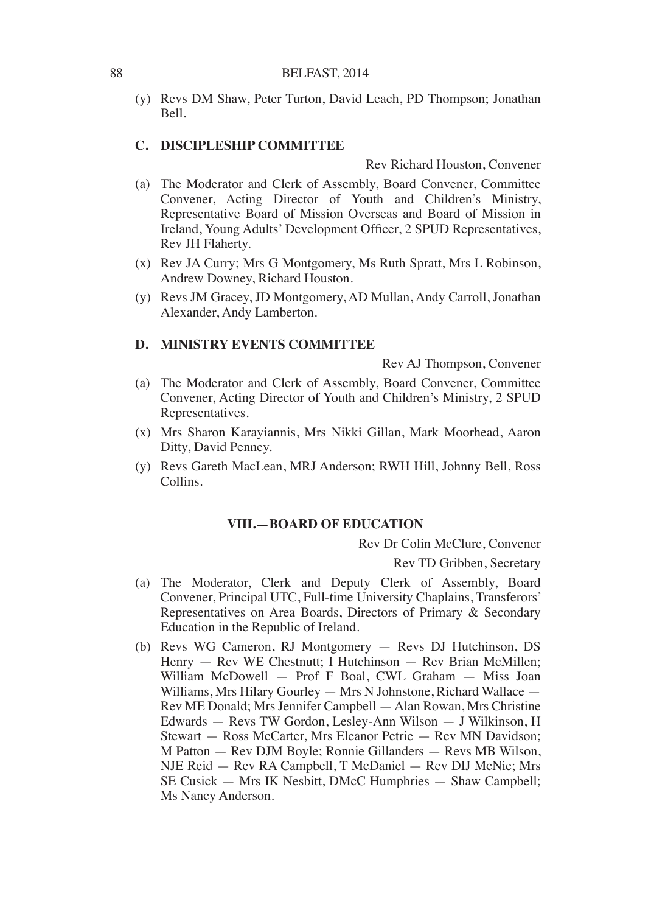(y) Revs DM Shaw, Peter Turton, David Leach, PD Thompson; Jonathan Bell.

### C. DISCIPLESHIP COMMITTEE

Rev Richard Houston, Convener

(a) The Moderator and Clerk of Assembly, Board Convener, Committee Convener, Acting Director of Youth and Children's Ministry, Representative Board of Mission Overseas and Board of Mission in Ireland, Young Adults' Development Officer, 2 SPUD Representatives, Rev JH Flaherty.

(x) Rev JA Curry; Mrs G Montgomery, Ms Ruth Spratt, Mrs L Robinson, Andrew Downey, Richard Houston.

(y) Revs JM Gracey, JD Montgomery, AD Mullan, Andy Carroll, Jonathan Alexander, Andy Lamberton.

### D. MINISTRY EVENTS COMMITTEE

Rev AJ Thompson, Convener

(a) The Moderator and Clerk of Assembly, Board Convener, Committee Convener, Acting Director of Youth and Children's Ministry, 2 SPUD Representatives.

(x) Mrs Sharon Karayiannis, Mrs Nikki Gillan, Mark Moorhead, Aaron Ditty, David Penney.

(y) Revs Gareth MacLean, MRJ Anderson; RWH Hill, Johnny Bell, Ross Collins.

## VIII.—BOARD OF EDUCATION

Rev Dr Colin McClure, Convener

Rev TD Gribben, Secretary

(a) The Moderator, Clerk and Deputy Clerk of Assembly, Board Convener, Principal UTC, Full-time University Chaplains, Transferors' Representatives on Area Boards, Directors of Primary & Secondary Education in the Republic of Ireland.

(b) Revs WG Cameron, RJ Montgomery — Revs DJ Hutchinson, DS Henry — Rev WE Chestnutt; I Hutchinson — Rev Brian McMillen; William McDowell — Prof F Boal, CWL Graham — Miss Joan Williams, Mrs Hilary Gourley — Mrs N Johnstone, Richard Wallace — Rev ME Donald; Mrs Jennifer Campbell — Alan Rowan, Mrs Christine Edwards — Revs TW Gordon, Lesley-Ann Wilson — J Wilkinson, H Stewart — Ross McCarter, Mrs Eleanor Petrie — Rev MN Davidson; M Patton — Rev DJM Boyle; Ronnie Gillanders — Revs MB Wilson, NJE Reid — Rev RA Campbell, T McDaniel — Rev DIJ McNie; Mrs SE Cusick — Mrs IK Nesbitt, DMcC Humphries — Shaw Campbell; Ms Nancy Anderson.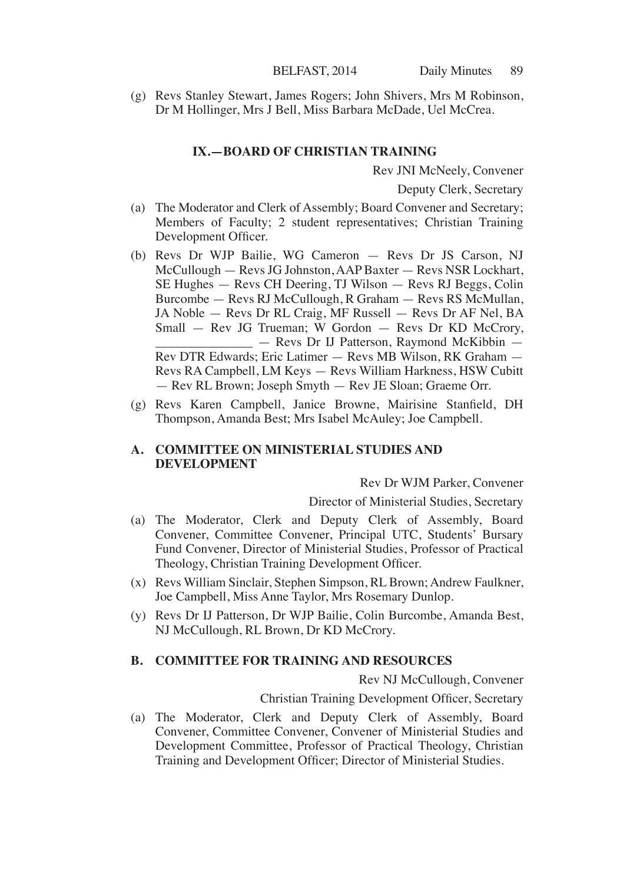(g) Revs Stanley Stewart, James Rogers; John Shivers, Mrs M Robinson, Dr M Hollinger, Mrs J Bell, Miss Barbara McDade, Uel McCrea.

### IX.—BOARD OF CHRISTIAN TRAINING

Rev JNI McNeely, Convener

Deputy Clerk, Secretary

(a) The Moderator and Clerk of Assembly; Board Convener and Secretary; Members of Faculty; 2 student representatives; Christian Training Development Officer.

(b) Revs Dr WJP Bailie, WG Cameron — Revs Dr JS Carson, NJ McCullough — Revs JG Johnston, AAP Baxter — Revs NSR Lockhart, SE Hughes — Revs CH Deering, TJ Wilson — Revs RJ Beggs, Colin Burcombe — Revs RJ McCullough, R Graham — Revs RS McMullan, JA Noble — Revs Dr RL Craig, MF Russell — Revs Dr AF Nel, BA Small — Rev JG Trueman; W Gordon — Revs Dr KD McCrory, _______________ — Revs Dr IJ Patterson, Raymond McKibbin — Rev DTR Edwards; Eric Latimer — Revs MB Wilson, RK Graham — Revs RA Campbell, LM Keys — Revs William Harkness, HSW Cubitt — Rev RL Brown; Joseph Smyth — Rev JE Sloan; Graeme Orr.

(g) Revs Karen Campbell, Janice Browne, Mairisine Stanfield, DH Thompson, Amanda Best; Mrs Isabel McAuley; Joe Campbell.

### A. COMMITTEE ON MINISTERIAL STUDIES AND DEVELOPMENT

Rev Dr WJM Parker, Convener

Director of Ministerial Studies, Secretary

(a) The Moderator, Clerk and Deputy Clerk of Assembly, Board Convener, Committee Convener, Principal UTC, Students' Bursary Fund Convener, Director of Ministerial Studies, Professor of Practical Theology, Christian Training Development Officer.

(x) Revs William Sinclair, Stephen Simpson, RL Brown; Andrew Faulkner, Joe Campbell, Miss Anne Taylor, Mrs Rosemary Dunlop.

(y) Revs Dr IJ Patterson, Dr WJP Bailie, Colin Burcombe, Amanda Best, NJ McCullough, RL Brown, Dr KD McCrory.

### B. COMMITTEE FOR TRAINING AND RESOURCES

Rev NJ McCullough, Convener

Christian Training Development Officer, Secretary

(a) The Moderator, Clerk and Deputy Clerk of Assembly, Board Convener, Committee Convener, Convener of Ministerial Studies and Development Committee, Professor of Practical Theology, Christian Training and Development Officer; Director of Ministerial Studies.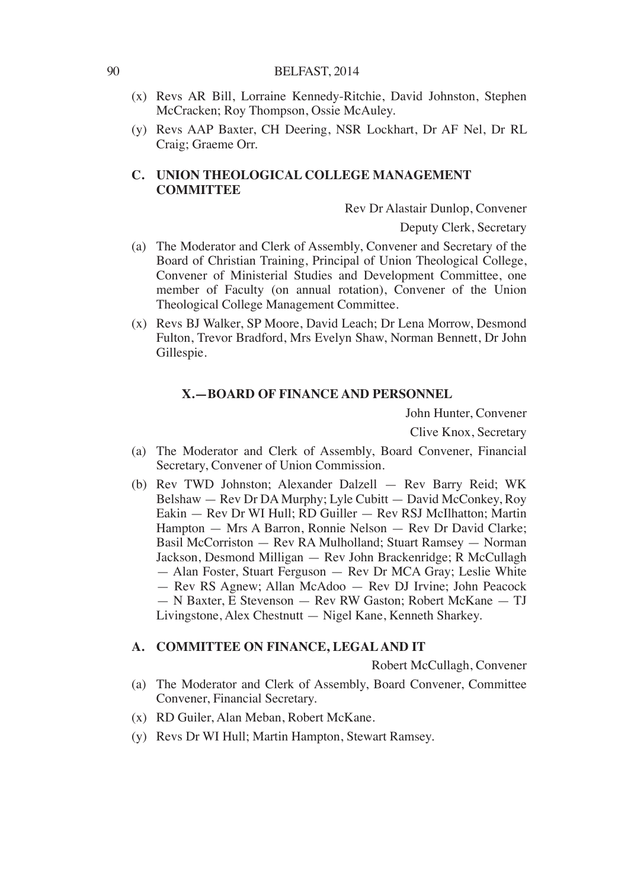(x) Revs AR Bill, Lorraine Kennedy-Ritchie, David Johnston, Stephen McCracken; Roy Thompson, Ossie McAuley.

(y) Revs AAP Baxter, CH Deering, NSR Lockhart, Dr AF Nel, Dr RL Craig; Graeme Orr.

### C. UNION THEOLOGICAL COLLEGE MANAGEMENT COMMITTEE

Rev Dr Alastair Dunlop, Convener

Deputy Clerk, Secretary

(a) The Moderator and Clerk of Assembly, Convener and Secretary of the Board of Christian Training, Principal of Union Theological College, Convener of Ministerial Studies and Development Committee, one member of Faculty (on annual rotation), Convener of the Union Theological College Management Committee.

(x) Revs BJ Walker, SP Moore, David Leach; Dr Lena Morrow, Desmond Fulton, Trevor Bradford, Mrs Evelyn Shaw, Norman Bennett, Dr John Gillespie.

## X.—BOARD OF FINANCE AND PERSONNEL

John Hunter, Convener

Clive Knox, Secretary

(a) The Moderator and Clerk of Assembly, Board Convener, Financial Secretary, Convener of Union Commission.

(b) Rev TWD Johnston; Alexander Dalzell — Rev Barry Reid; WK Belshaw — Rev Dr DA Murphy; Lyle Cubitt — David McConkey, Roy Eakin — Rev Dr WI Hull; RD Guiller — Rev RSJ McIlhatton; Martin Hampton — Mrs A Barron, Ronnie Nelson — Rev Dr David Clarke; Basil McCorriston — Rev RA Mulholland; Stuart Ramsey — Norman Jackson, Desmond Milligan — Rev John Brackenridge; R McCullagh — Alan Foster, Stuart Ferguson — Rev Dr MCA Gray; Leslie White — Rev RS Agnew; Allan McAdoo — Rev DJ Irvine; John Peacock — N Baxter, E Stevenson — Rev RW Gaston; Robert McKane — TJ Livingstone, Alex Chestnutt — Nigel Kane, Kenneth Sharkey.

### A. COMMITTEE ON FINANCE, LEGAL AND IT

Robert McCullagh, Convener

(a) The Moderator and Clerk of Assembly, Board Convener, Committee Convener, Financial Secretary.

(x) RD Guiler, Alan Meban, Robert McKane.

(y) Revs Dr WI Hull; Martin Hampton, Stewart Ramsey.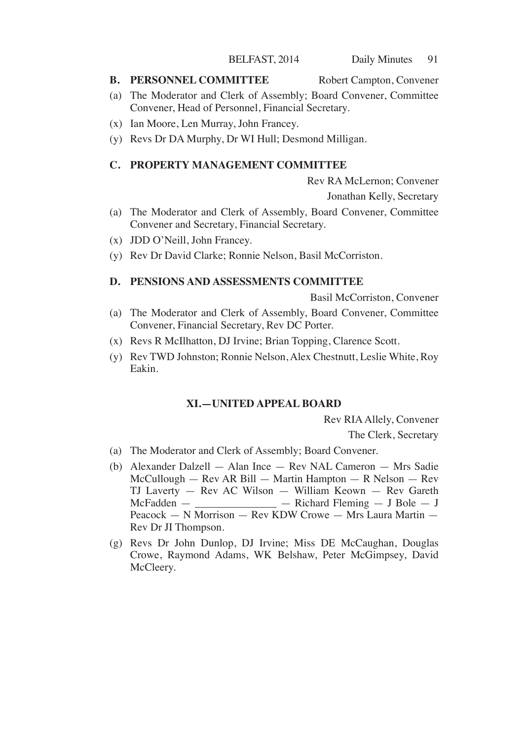**B. PERSONNEL COMMITTEE** Robert Campton, Convener

(a) The Moderator and Clerk of Assembly; Board Convener, Committee Convener, Head of Personnel, Financial Secretary.

(x) Ian Moore, Len Murray, John Francey.

(y) Revs Dr DA Murphy, Dr WI Hull; Desmond Milligan.

**C. PROPERTY MANAGEMENT COMMITTEE**

Rev RA McLernon; Convener

Jonathan Kelly, Secretary

(a) The Moderator and Clerk of Assembly, Board Convener, Committee Convener and Secretary, Financial Secretary.

(x) JDD O'Neill, John Francey.

(y) Rev Dr David Clarke; Ronnie Nelson, Basil McCorriston.

**D. PENSIONS AND ASSESSMENTS COMMITTEE**

Basil McCorriston, Convener

(a) The Moderator and Clerk of Assembly, Board Convener, Committee Convener, Financial Secretary, Rev DC Porter.

(x) Revs R McIlhatton, DJ Irvine; Brian Topping, Clarence Scott.

(y) Rev TWD Johnston; Ronnie Nelson, Alex Chestnutt, Leslie White, Roy Eakin.

## XI.—UNITED APPEAL BOARD

Rev RIA Allely, Convener

The Clerk, Secretary

(a) The Moderator and Clerk of Assembly; Board Convener.

(b) Alexander Dalzell — Alan Ince — Rev NAL Cameron — Mrs Sadie McCullough — Rev AR Bill — Martin Hampton — R Nelson — Rev TJ Laverty — Rev AC Wilson — William Keown — Rev Gareth McFadden — _______________ — Richard Fleming — J Bole — J Peacock — N Morrison — Rev KDW Crowe — Mrs Laura Martin — Rev Dr JI Thompson.

(g) Revs Dr John Dunlop, DJ Irvine; Miss DE McCaughan, Douglas Crowe, Raymond Adams, WK Belshaw, Peter McGimpsey, David McCleery.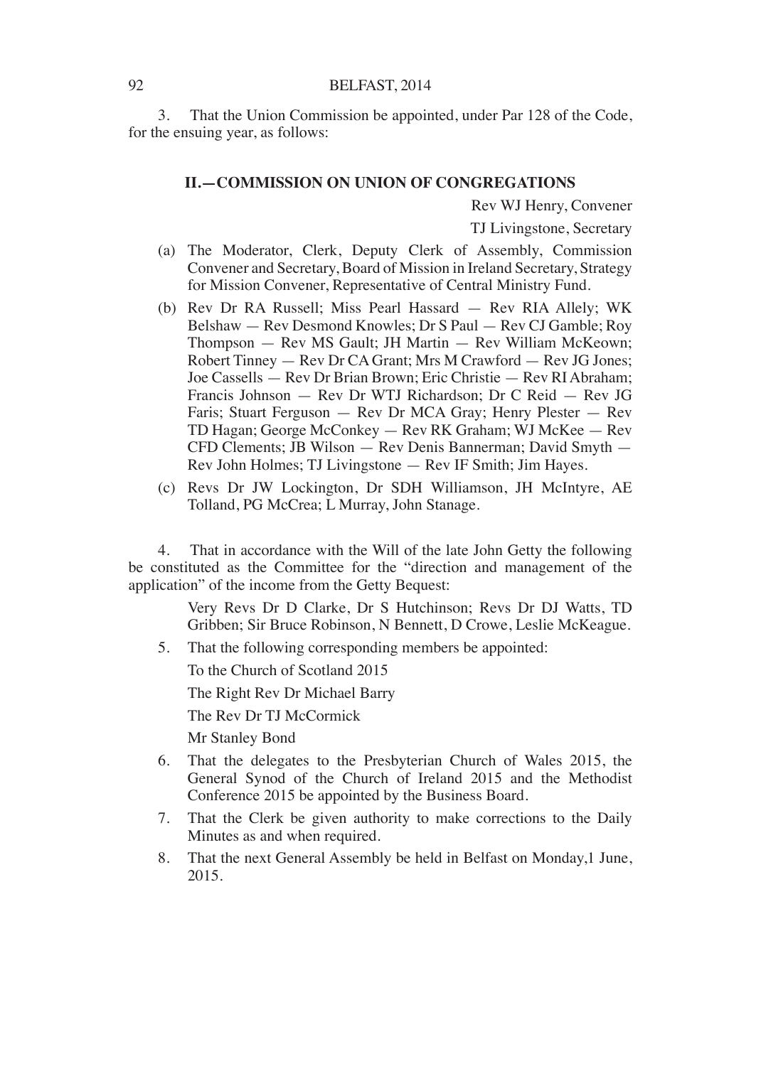3. That the Union Commission be appointed, under Par 128 of the Code, for the ensuing year, as follows:

### II.—COMMISSION ON UNION OF CONGREGATIONS

Rev WJ Henry, Convener

TJ Livingstone, Secretary

(a) The Moderator, Clerk, Deputy Clerk of Assembly, Commission Convener and Secretary, Board of Mission in Ireland Secretary, Strategy for Mission Convener, Representative of Central Ministry Fund.

(b) Rev Dr RA Russell; Miss Pearl Hassard — Rev RIA Allely; WK Belshaw — Rev Desmond Knowles; Dr S Paul — Rev CJ Gamble; Roy Thompson — Rev MS Gault; JH Martin — Rev William McKeown; Robert Tinney — Rev Dr CA Grant; Mrs M Crawford — Rev JG Jones; Joe Cassells — Rev Dr Brian Brown; Eric Christie — Rev RI Abraham; Francis Johnson — Rev Dr WTJ Richardson; Dr C Reid — Rev JG Faris; Stuart Ferguson — Rev Dr MCA Gray; Henry Plester — Rev TD Hagan; George McConkey — Rev RK Graham; WJ McKee — Rev CFD Clements; JB Wilson — Rev Denis Bannerman; David Smyth — Rev John Holmes; TJ Livingstone — Rev IF Smith; Jim Hayes.

(c) Revs Dr JW Lockington, Dr SDH Williamson, JH McIntyre, AE Tolland, PG McCrea; L Murray, John Stanage.

4. That in accordance with the Will of the late John Getty the following be constituted as the Committee for the "direction and management of the application" of the income from the Getty Bequest:

Very Revs Dr D Clarke, Dr S Hutchinson; Revs Dr DJ Watts, TD Gribben; Sir Bruce Robinson, N Bennett, D Crowe, Leslie McKeague.

5. That the following corresponding members be appointed:

To the Church of Scotland 2015

The Right Rev Dr Michael Barry

The Rev Dr TJ McCormick

Mr Stanley Bond

6. That the delegates to the Presbyterian Church of Wales 2015, the General Synod of the Church of Ireland 2015 and the Methodist Conference 2015 be appointed by the Business Board.

7. That the Clerk be given authority to make corrections to the Daily Minutes as and when required.

8. That the next General Assembly be held in Belfast on Monday,1 June, 2015.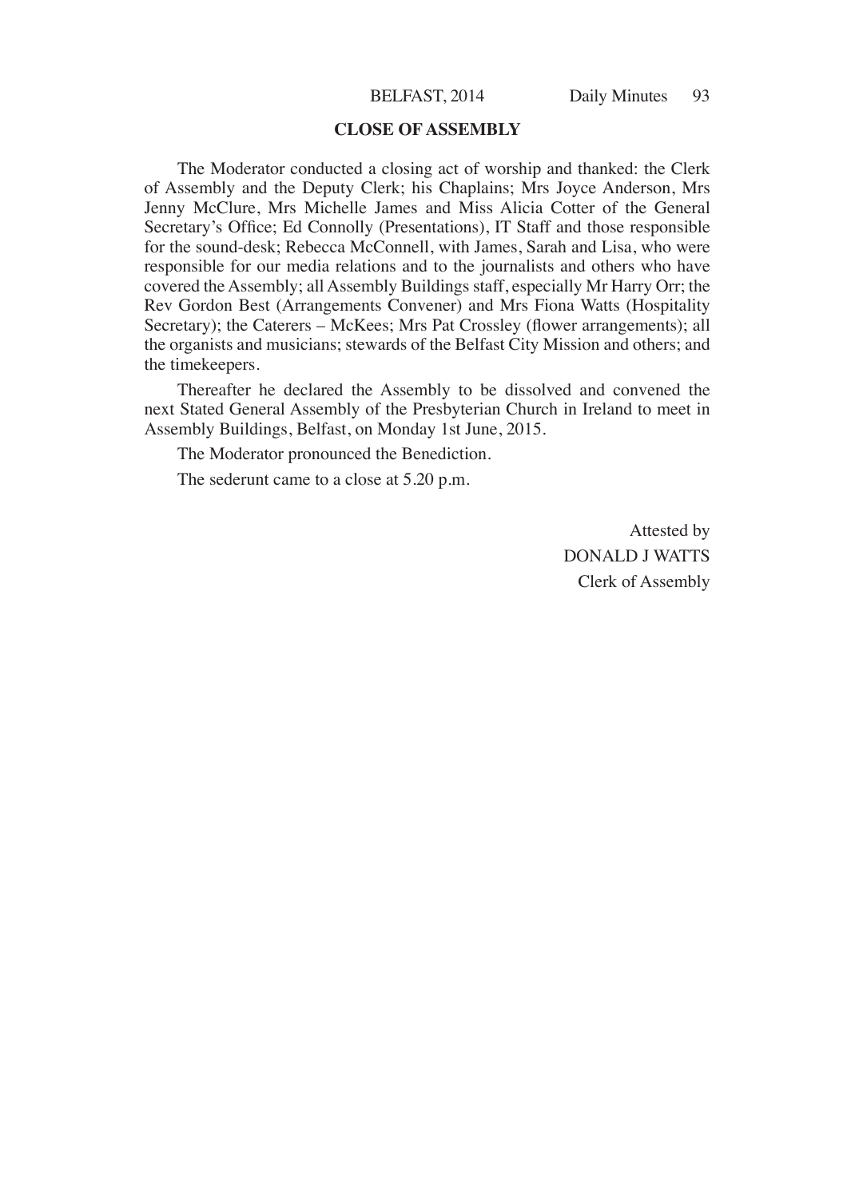## CLOSE OF ASSEMBLY

The Moderator conducted a closing act of worship and thanked: the Clerk of Assembly and the Deputy Clerk; his Chaplains; Mrs Joyce Anderson, Mrs Jenny McClure, Mrs Michelle James and Miss Alicia Cotter of the General Secretary's Office; Ed Connolly (Presentations), IT Staff and those responsible for the sound-desk; Rebecca McConnell, with James, Sarah and Lisa, who were responsible for our media relations and to the journalists and others who have covered the Assembly; all Assembly Buildings staff, especially Mr Harry Orr; the Rev Gordon Best (Arrangements Convener) and Mrs Fiona Watts (Hospitality Secretary); the Caterers – McKees; Mrs Pat Crossley (flower arrangements); all the organists and musicians; stewards of the Belfast City Mission and others; and the timekeepers.

Thereafter he declared the Assembly to be dissolved and convened the next Stated General Assembly of the Presbyterian Church in Ireland to meet in Assembly Buildings, Belfast, on Monday 1st June, 2015.

The Moderator pronounced the Benediction.

The sederunt came to a close at 5.20 p.m.

Attested by
DONALD J WATTS
Clerk of Assembly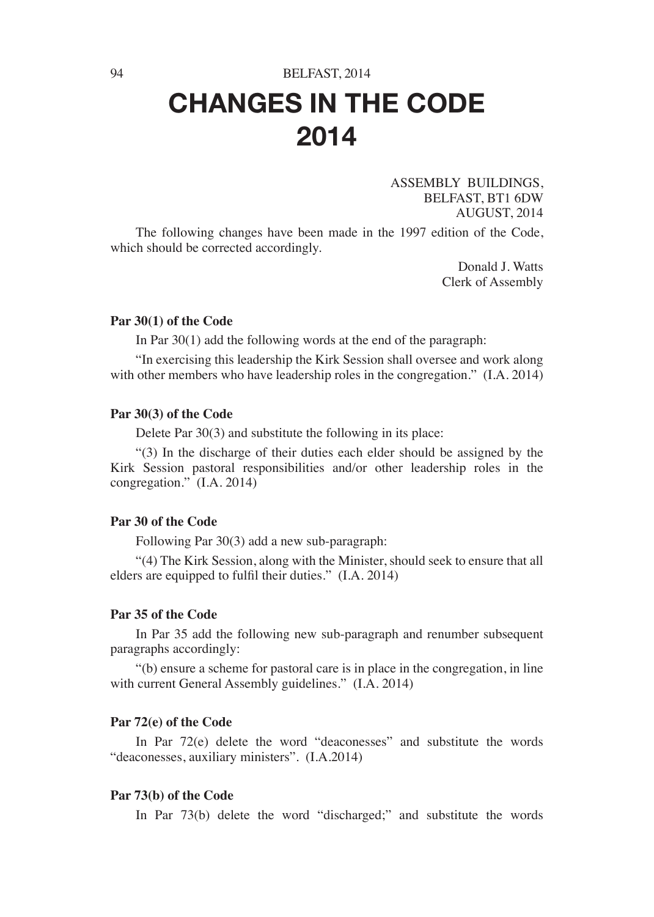# CHANGES IN THE CODE 2014

ASSEMBLY BUILDINGS,
BELFAST, BT1 6DW
AUGUST, 2014

The following changes have been made in the 1997 edition of the Code, which should be corrected accordingly.

Donald J. Watts
Clerk of Assembly

**Par 30(1) of the Code**

In Par 30(1) add the following words at the end of the paragraph:

"In exercising this leadership the Kirk Session shall oversee and work along with other members who have leadership roles in the congregation." (I.A. 2014)

**Par 30(3) of the Code**

Delete Par 30(3) and substitute the following in its place:

"(3) In the discharge of their duties each elder should be assigned by the Kirk Session pastoral responsibilities and/or other leadership roles in the congregation." (I.A. 2014)

**Par 30 of the Code**

Following Par 30(3) add a new sub-paragraph:

"(4) The Kirk Session, along with the Minister, should seek to ensure that all elders are equipped to fulfil their duties." (I.A. 2014)

**Par 35 of the Code**

In Par 35 add the following new sub-paragraph and renumber subsequent paragraphs accordingly:

"(b) ensure a scheme for pastoral care is in place in the congregation, in line with current General Assembly guidelines." (I.A. 2014)

**Par 72(e) of the Code**

In Par 72(e) delete the word "deaconesses" and substitute the words "deaconesses, auxiliary ministers". (I.A.2014)

**Par 73(b) of the Code**

In Par 73(b) delete the word "discharged;" and substitute the words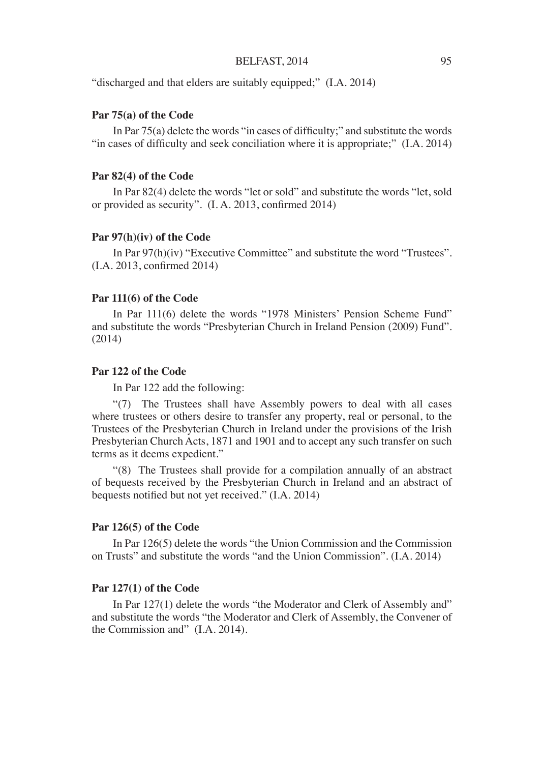"discharged and that elders are suitably equipped;" (I.A. 2014)

**Par 75(a) of the Code**

In Par 75(a) delete the words "in cases of difficulty;" and substitute the words "in cases of difficulty and seek conciliation where it is appropriate;" (I.A. 2014)

**Par 82(4) of the Code**

In Par 82(4) delete the words "let or sold" and substitute the words "let, sold or provided as security". (I. A. 2013, confirmed 2014)

**Par 97(h)(iv) of the Code**

In Par 97(h)(iv) "Executive Committee" and substitute the word "Trustees". (I.A. 2013, confirmed 2014)

**Par 111(6) of the Code**

In Par 111(6) delete the words "1978 Ministers' Pension Scheme Fund" and substitute the words "Presbyterian Church in Ireland Pension (2009) Fund". (2014)

**Par 122 of the Code**

In Par 122 add the following:

"(7) The Trustees shall have Assembly powers to deal with all cases where trustees or others desire to transfer any property, real or personal, to the Trustees of the Presbyterian Church in Ireland under the provisions of the Irish Presbyterian Church Acts, 1871 and 1901 and to accept any such transfer on such terms as it deems expedient."

"(8) The Trustees shall provide for a compilation annually of an abstract of bequests received by the Presbyterian Church in Ireland and an abstract of bequests notified but not yet received." (I.A. 2014)

**Par 126(5) of the Code**

In Par 126(5) delete the words "the Union Commission and the Commission on Trusts" and substitute the words "and the Union Commission". (I.A. 2014)

**Par 127(1) of the Code**

In Par 127(1) delete the words "the Moderator and Clerk of Assembly and" and substitute the words "the Moderator and Clerk of Assembly, the Convener of the Commission and" (I.A. 2014).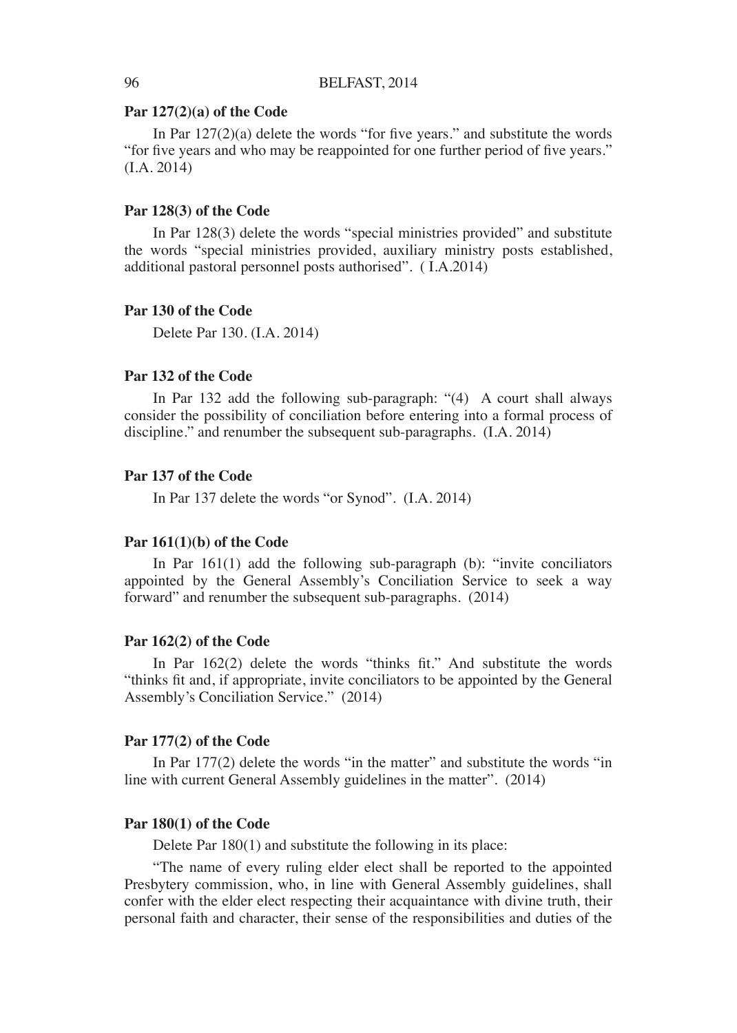**Par 127(2)(a) of the Code**

In Par 127(2)(a) delete the words "for five years." and substitute the words "for five years and who may be reappointed for one further period of five years." (I.A. 2014)

**Par 128(3) of the Code**

In Par 128(3) delete the words "special ministries provided" and substitute the words "special ministries provided, auxiliary ministry posts established, additional pastoral personnel posts authorised". ( I.A.2014)

**Par 130 of the Code**

Delete Par 130. (I.A. 2014)

**Par 132 of the Code**

In Par 132 add the following sub-paragraph: "(4) A court shall always consider the possibility of conciliation before entering into a formal process of discipline." and renumber the subsequent sub-paragraphs. (I.A. 2014)

**Par 137 of the Code**

In Par 137 delete the words "or Synod". (I.A. 2014)

**Par 161(1)(b) of the Code**

In Par 161(1) add the following sub-paragraph (b): "invite conciliators appointed by the General Assembly's Conciliation Service to seek a way forward" and renumber the subsequent sub-paragraphs. (2014)

**Par 162(2) of the Code**

In Par 162(2) delete the words "thinks fit." And substitute the words "thinks fit and, if appropriate, invite conciliators to be appointed by the General Assembly's Conciliation Service." (2014)

**Par 177(2) of the Code**

In Par 177(2) delete the words "in the matter" and substitute the words "in line with current General Assembly guidelines in the matter". (2014)

**Par 180(1) of the Code**

Delete Par 180(1) and substitute the following in its place:

"The name of every ruling elder elect shall be reported to the appointed Presbytery commission, who, in line with General Assembly guidelines, shall confer with the elder elect respecting their acquaintance with divine truth, their personal faith and character, their sense of the responsibilities and duties of the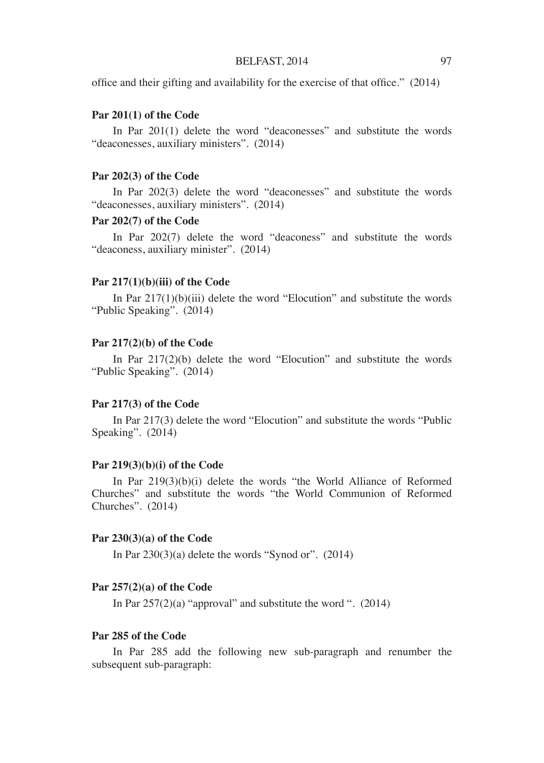office and their gifting and availability for the exercise of that office." (2014)

**Par 201(1) of the Code**

In Par 201(1) delete the word "deaconesses" and substitute the words "deaconesses, auxiliary ministers". (2014)

**Par 202(3) of the Code**

In Par 202(3) delete the word "deaconesses" and substitute the words "deaconesses, auxiliary ministers". (2014)

**Par 202(7) of the Code**

In Par 202(7) delete the word "deaconess" and substitute the words "deaconess, auxiliary minister". (2014)

**Par 217(1)(b)(iii) of the Code**

In Par 217(1)(b)(iii) delete the word "Elocution" and substitute the words "Public Speaking". (2014)

**Par 217(2)(b) of the Code**

In Par 217(2)(b) delete the word "Elocution" and substitute the words "Public Speaking". (2014)

**Par 217(3) of the Code**

In Par 217(3) delete the word "Elocution" and substitute the words "Public Speaking". (2014)

**Par 219(3)(b)(i) of the Code**

In Par 219(3)(b)(i) delete the words "the World Alliance of Reformed Churches" and substitute the words "the World Communion of Reformed Churches". (2014)

**Par 230(3)(a) of the Code**

In Par 230(3)(a) delete the words "Synod or". (2014)

**Par 257(2)(a) of the Code**

In Par 257(2)(a) "approval" and substitute the word ". (2014)

**Par 285 of the Code**

In Par 285 add the following new sub-paragraph and renumber the subsequent sub-paragraph: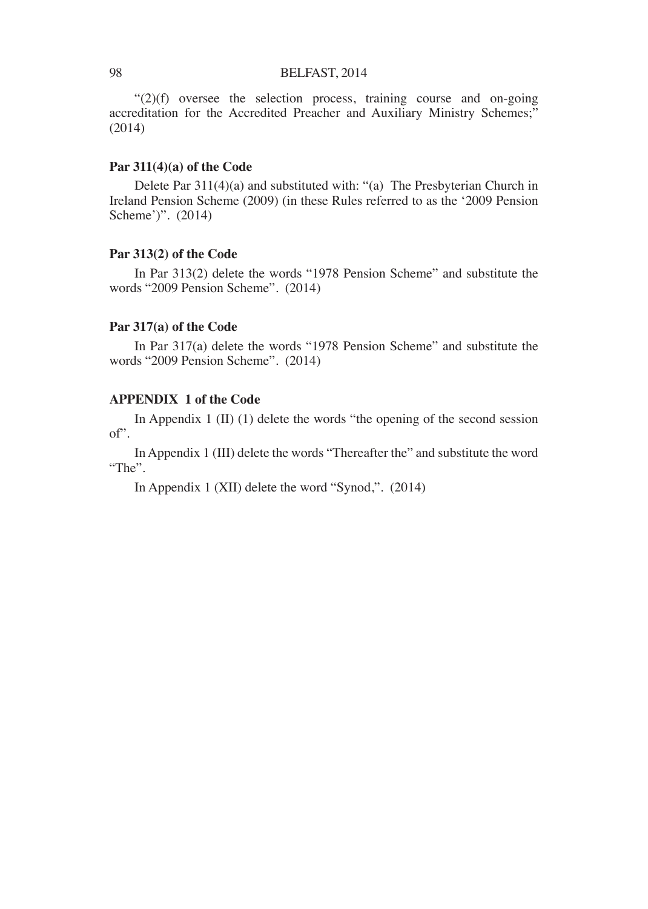"(2)(f) oversee the selection process, training course and on-going accreditation for the Accredited Preacher and Auxiliary Ministry Schemes;" (2014)

**Par 311(4)(a) of the Code**

Delete Par 311(4)(a) and substituted with: "(a) The Presbyterian Church in Ireland Pension Scheme (2009) (in these Rules referred to as the '2009 Pension Scheme')". (2014)

**Par 313(2) of the Code**

In Par 313(2) delete the words "1978 Pension Scheme" and substitute the words "2009 Pension Scheme". (2014)

**Par 317(a) of the Code**

In Par 317(a) delete the words "1978 Pension Scheme" and substitute the words "2009 Pension Scheme". (2014)

**APPENDIX 1 of the Code**

In Appendix 1 (II) (1) delete the words "the opening of the second session of".

In Appendix 1 (III) delete the words "Thereafter the" and substitute the word "The".

In Appendix 1 (XII) delete the word "Synod,". (2014)